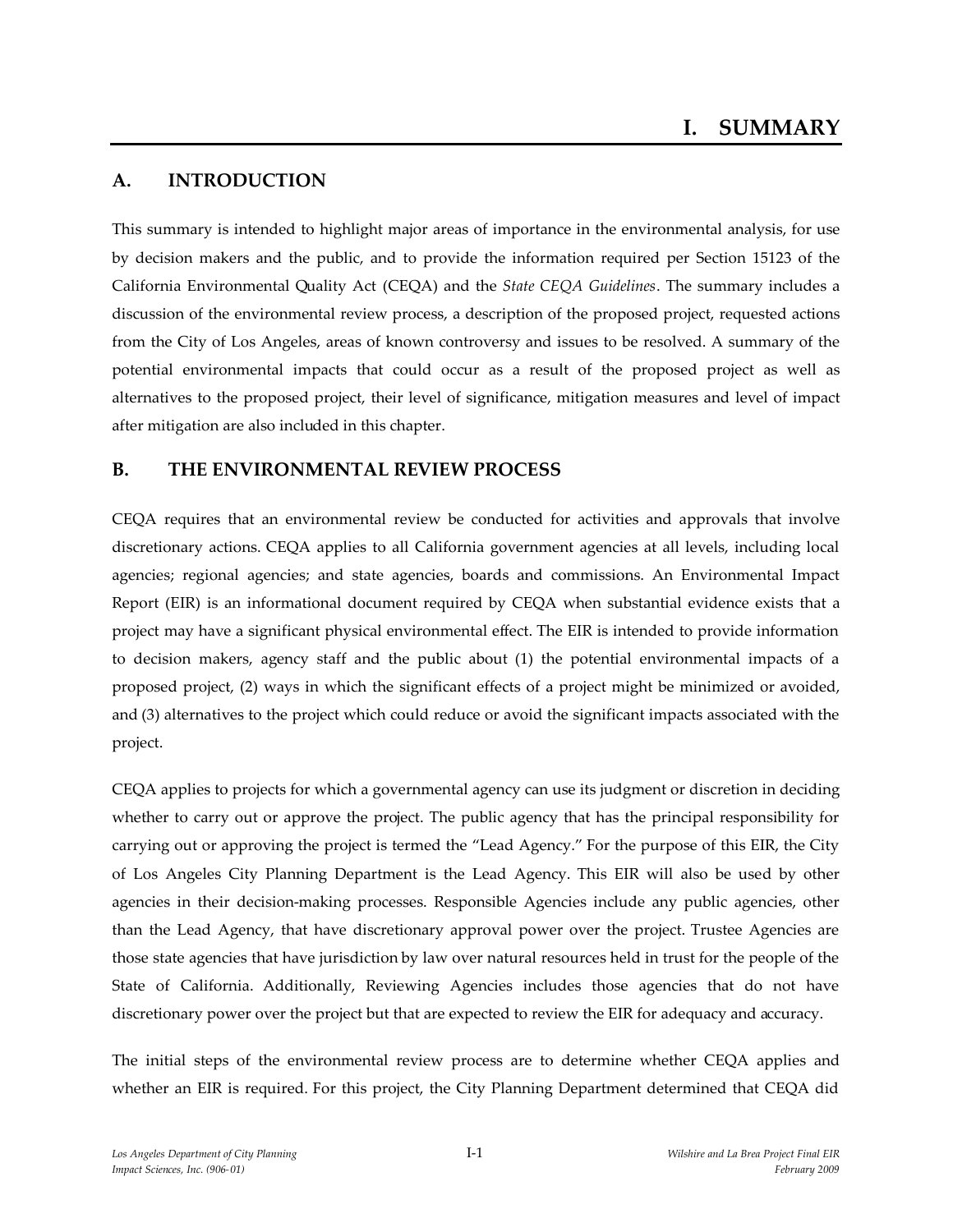# I. SUMMARY

## A. INTRODUCTION

This summary is intended to highlight major areas of importance in the environmental analysis, for use by decision makers and the public, and to provide the information required per Section 15123 of the California Environmental Quality Act (CEQA) and the *State CEQA Guidelines*. The summary includes a discussion of the environmental review process, a description of the proposed project, requested actions from the City of Los Angeles, areas of known controversy and issues to be resolved. A summary of the potential environmental impacts that could occur as a result of the proposed project as well as alternatives to the proposed project, their level of significance, mitigation measures and level of impact after mitigation are also included in this chapter.

## B. THE ENVIRONMENTAL REVIEW PROCESS

CEQA requires that an environmental review be conducted for activities and approvals that involve discretionary actions. CEQA applies to all California government agencies at all levels, including local agencies; regional agencies; and state agencies, boards and commissions. An Environmental Impact Report (EIR) is an informational document required by CEQA when substantial evidence exists that a project may have a significant physical environmental effect. The EIR is intended to provide information to decision makers, agency staff and the public about (1) the potential environmental impacts of a proposed project, (2) ways in which the significant effects of a project might be minimized or avoided, and (3) alternatives to the project which could reduce or avoid the significant impacts associated with the project.

CEQA applies to projects for which a governmental agency can use its judgment or discretion in deciding whether to carry out or approve the project. The public agency that has the principal responsibility for carrying out or approving the project is termed the "Lead Agency." For the purpose of this EIR, the City of Los Angeles City Planning Department is the Lead Agency. This EIR will also be used by other agencies in their decision-making processes. Responsible Agencies include any public agencies, other than the Lead Agency, that have discretionary approval power over the project. Trustee Agencies are those state agencies that have jurisdiction by law over natural resources held in trust for the people of the State of California. Additionally, Reviewing Agencies includes those agencies that do not have discretionary power over the project but that are expected to review the EIR for adequacy and accuracy.

The initial steps of the environmental review process are to determine whether CEQA applies and whether an EIR is required. For this project, the City Planning Department determined that CEQA did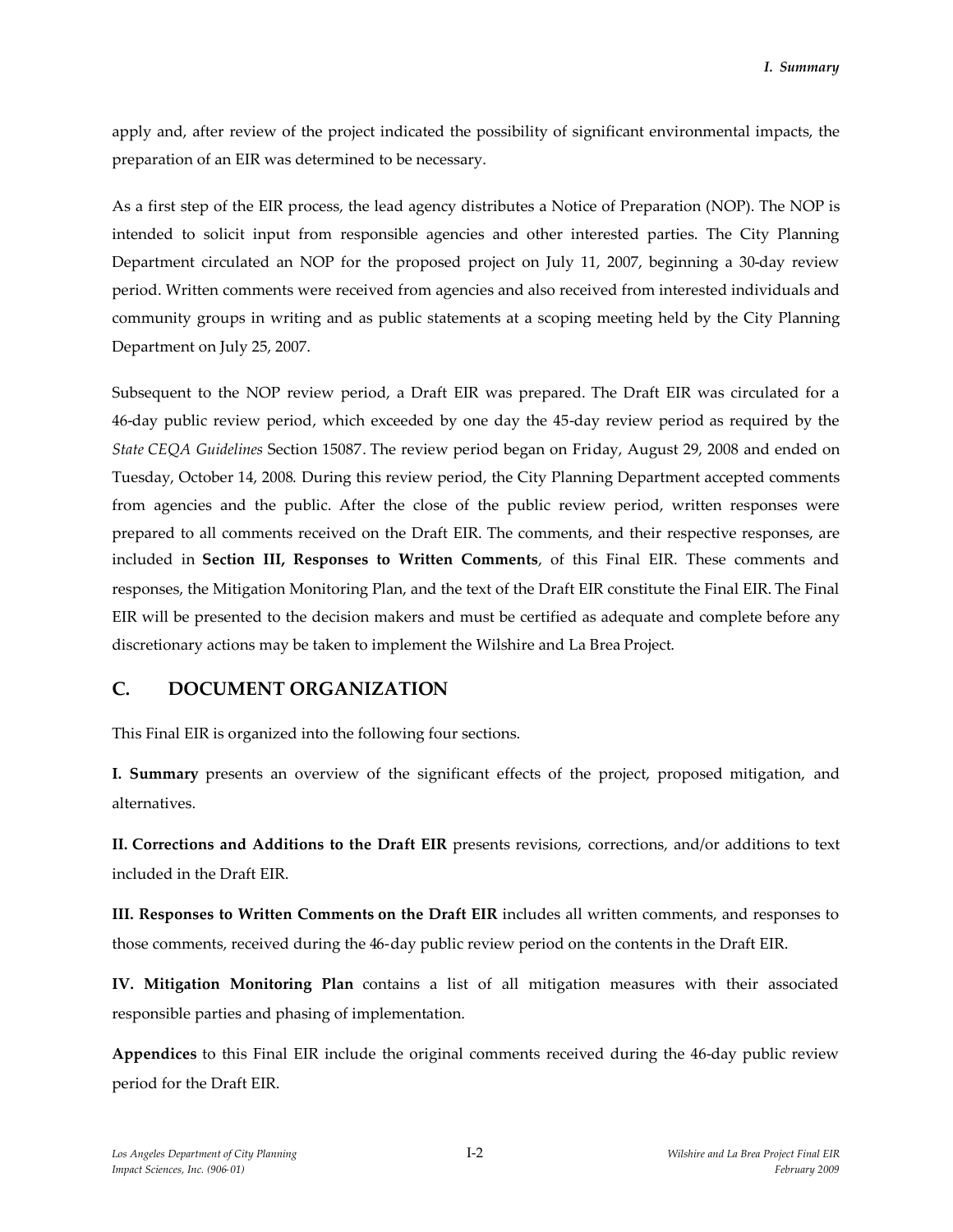apply and, after review of the project indicated the possibility of significant environmental impacts, the preparation of an EIR was determined to be necessary.

As a first step of the EIR process, the lead agency distributes a Notice of Preparation (NOP). The NOP is intended to solicit input from responsible agencies and other interested parties. The City Planning Department circulated an NOP for the proposed project on July 11, 2007, beginning a 30-day review period. Written comments were received from agencies and also received from interested individuals and community groups in writing and as public statements at a scoping meeting held by the City Planning Department on July 25, 2007.

Subsequent to the NOP review period, a Draft EIR was prepared. The Draft EIR was circulated for a 46-day public review period, which exceeded by one day the 45-day review period as required by the *State CEQA Guidelines* Section 15087. The review period began on Friday, August 29, 2008 and ended on Tuesday, October 14, 2008. During this review period, the City Planning Department accepted comments from agencies and the public. After the close of the public review period, written responses were prepared to all comments received on the Draft EIR. The comments, and their respective responses, are included in **Section III, Responses to Written Comments**, of this Final EIR. These comments and responses, the Mitigation Monitoring Plan, and the text of the Draft EIR constitute the Final EIR. The Final EIR will be presented to the decision makers and must be certified as adequate and complete before any discretionary actions may be taken to implement the Wilshire and La Brea Project.

## C. DOCUMENT ORGANIZATION

This Final EIR is organized into the following four sections.

**I. Summary** presents an overview of the significant effects of the project, proposed mitigation, and alternatives.

**II. Corrections and Additions to the Draft EIR** presents revisions, corrections, and/or additions to text included in the Draft EIR.

**III. Responses to Written Comments on the Draft EIR** includes all written comments, and responses to those comments, received during the 46-day public review period on the contents in the Draft EIR.

**IV. Mitigation Monitoring Plan** contains a list of all mitigation measures with their associated responsible parties and phasing of implementation.

**Appendices** to this Final EIR include the original comments received during the 46-day public review period for the Draft EIR.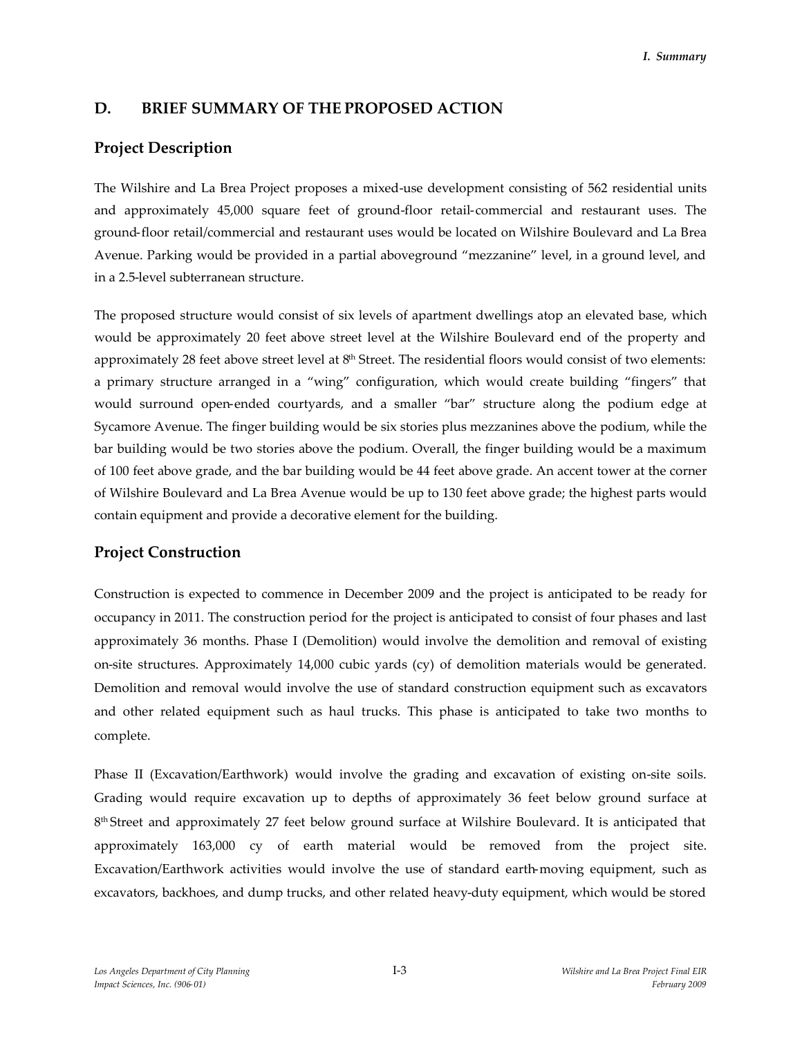## D. BRIEF SUMMARY OF THE PROPOSED ACTION

### Project Description

The Wilshire and La Brea Project proposes a mixed-use development consisting of 562 residential units and approximately 45,000 square feet of ground-floor retail-commercial and restaurant uses. The ground-floor retail/commercial and restaurant uses would be located on Wilshire Boulevard and La Brea Avenue. Parking would be provided in a partial aboveground "mezzanine" level, in a ground level, and in a 2.5-level subterranean structure.

The proposed structure would consist of six levels of apartment dwellings atop an elevated base, which would be approximately 20 feet above street level at the Wilshire Boulevard end of the property and approximately 28 feet above street level at 8th Street. The residential floors would consist of two elements: a primary structure arranged in a "wing" configuration, which would create building "fingers" that would surround open-ended courtyards, and a smaller "bar" structure along the podium edge at Sycamore Avenue. The finger building would be six stories plus mezzanines above the podium, while the bar building would be two stories above the podium. Overall, the finger building would be a maximum of 100 feet above grade, and the bar building would be 44 feet above grade. An accent tower at the corner of Wilshire Boulevard and La Brea Avenue would be up to 130 feet above grade; the highest parts would contain equipment and provide a decorative element for the building.

### Project Construction

Construction is expected to commence in December 2009 and the project is anticipated to be ready for occupancy in 2011. The construction period for the project is anticipated to consist of four phases and last approximately 36 months. Phase I (Demolition) would involve the demolition and removal of existing on-site structures. Approximately 14,000 cubic yards (cy) of demolition materials would be generated. Demolition and removal would involve the use of standard construction equipment such as excavators and other related equipment such as haul trucks. This phase is anticipated to take two months to complete.

Phase II (Excavation/Earthwork) would involve the grading and excavation of existing on-site soils. Grading would require excavation up to depths of approximately 36 feet below ground surface at 8th Street and approximately 27 feet below ground surface at Wilshire Boulevard. It is anticipated that approximately 163,000 cy of earth material would be removed from the project site. Excavation/Earthwork activities would involve the use of standard earth-moving equipment, such as excavators, backhoes, and dump trucks, and other related heavy-duty equipment, which would be stored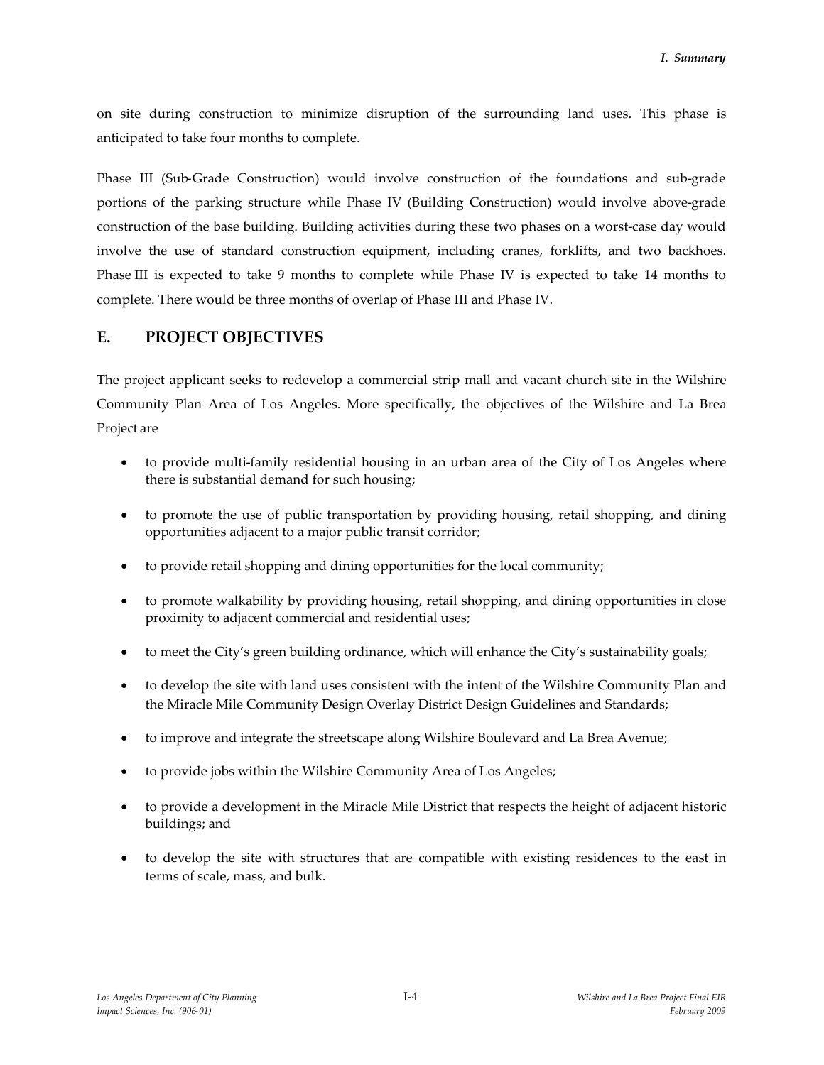on site during construction to minimize disruption of the surrounding land uses. This phase is anticipated to take four months to complete.

Phase III (Sub-Grade Construction) would involve construction of the foundations and sub-grade portions of the parking structure while Phase IV (Building Construction) would involve above-grade construction of the base building. Building activities during these two phases on a worst-case day would involve the use of standard construction equipment, including cranes, forklifts, and two backhoes. Phase III is expected to take 9 months to complete while Phase IV is expected to take 14 months to complete. There would be three months of overlap of Phase III and Phase IV.

## E. PROJECT OBJECTIVES

The project applicant seeks to redevelop a commercial strip mall and vacant church site in the Wilshire Community Plan Area of Los Angeles. More specifically, the objectives of the Wilshire and La Brea Project are

- to provide multi-family residential housing in an urban area of the City of Los Angeles where there is substantial demand for such housing;
- to promote the use of public transportation by providing housing, retail shopping, and dining opportunities adjacent to a major public transit corridor;
- to provide retail shopping and dining opportunities for the local community;
- to promote walkability by providing housing, retail shopping, and dining opportunities in close proximity to adjacent commercial and residential uses;
- to meet the City's green building ordinance, which will enhance the City's sustainability goals;
- to develop the site with land uses consistent with the intent of the Wilshire Community Plan and the Miracle Mile Community Design Overlay District Design Guidelines and Standards;
- to improve and integrate the streetscape along Wilshire Boulevard and La Brea Avenue;
- to provide jobs within the Wilshire Community Area of Los Angeles;
- to provide a development in the Miracle Mile District that respects the height of adjacent historic buildings; and
- to develop the site with structures that are compatible with existing residences to the east in terms of scale, mass, and bulk.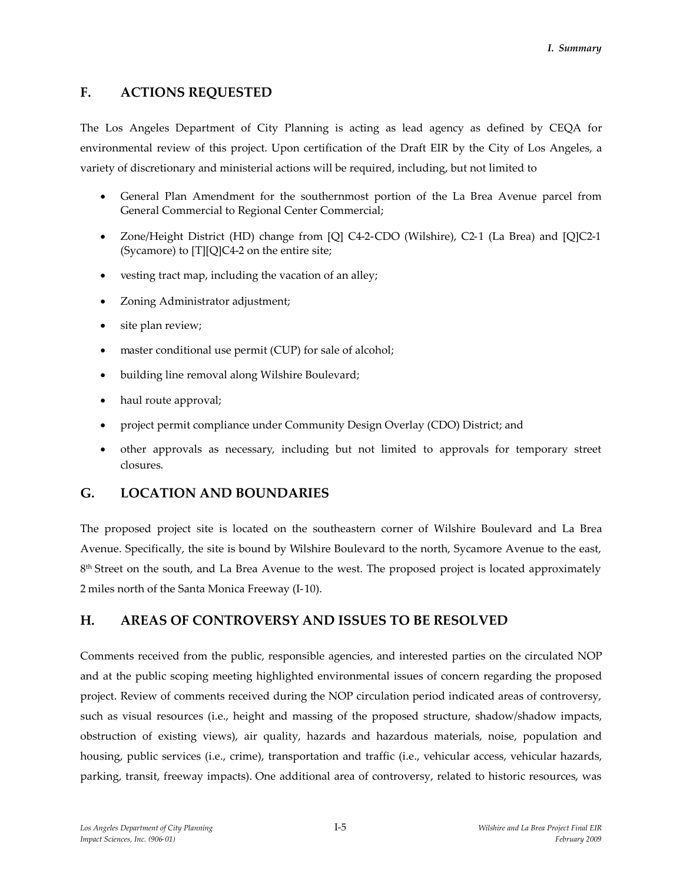## F. ACTIONS REQUESTED

The Los Angeles Department of City Planning is acting as lead agency as defined by CEQA for environmental review of this project. Upon certification of the Draft EIR by the City of Los Angeles, a variety of discretionary and ministerial actions will be required, including, but not limited to

- General Plan Amendment for the southernmost portion of the La Brea Avenue parcel from General Commercial to Regional Center Commercial;
- Zone/Height District (HD) change from [Q] C4-2-CDO (Wilshire), C2-1 (La Brea) and [Q]C2-1 (Sycamore) to [T][Q]C4-2 on the entire site;
- vesting tract map, including the vacation of an alley;
- Zoning Administrator adjustment;
- site plan review;
- master conditional use permit (CUP) for sale of alcohol;
- building line removal along Wilshire Boulevard;
- haul route approval;
- project permit compliance under Community Design Overlay (CDO) District; and
- other approvals as necessary, including but not limited to approvals for temporary street closures.

## G. LOCATION AND BOUNDARIES

The proposed project site is located on the southeastern corner of Wilshire Boulevard and La Brea Avenue. Specifically, the site is bound by Wilshire Boulevard to the north, Sycamore Avenue to the east, 8th Street on the south, and La Brea Avenue to the west. The proposed project is located approximately 2 miles north of the Santa Monica Freeway (I-10).

## H. AREAS OF CONTROVERSY AND ISSUES TO BE RESOLVED

Comments received from the public, responsible agencies, and interested parties on the circulated NOP and at the public scoping meeting highlighted environmental issues of concern regarding the proposed project. Review of comments received during the NOP circulation period indicated areas of controversy, such as visual resources (i.e., height and massing of the proposed structure, shadow/shadow impacts, obstruction of existing views), air quality, hazards and hazardous materials, noise, population and housing, public services (i.e., crime), transportation and traffic (i.e., vehicular access, vehicular hazards, parking, transit, freeway impacts). One additional area of controversy, related to historic resources, was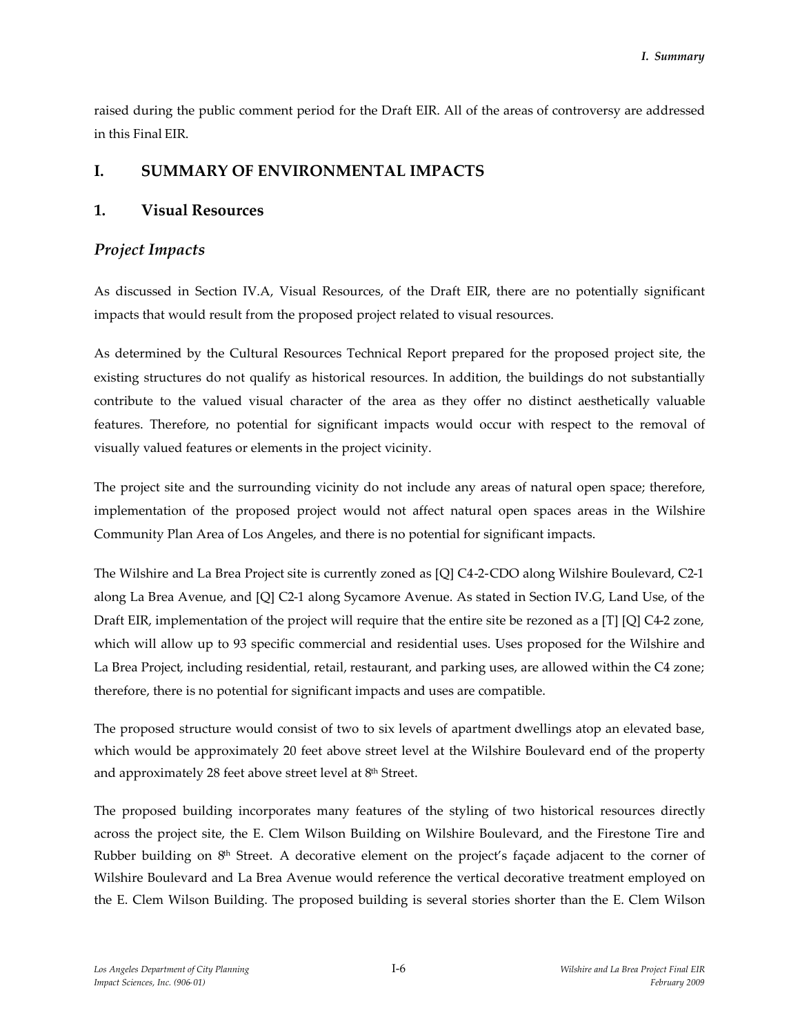raised during the public comment period for the Draft EIR. All of the areas of controversy are addressed in this Final EIR.

## I. SUMMARY OF ENVIRONMENTAL IMPACTS

### 1. Visual Resources

#### *Project Impacts*

As discussed in Section IV.A, Visual Resources, of the Draft EIR, there are no potentially significant impacts that would result from the proposed project related to visual resources.

As determined by the Cultural Resources Technical Report prepared for the proposed project site, the existing structures do not qualify as historical resources. In addition, the buildings do not substantially contribute to the valued visual character of the area as they offer no distinct aesthetically valuable features. Therefore, no potential for significant impacts would occur with respect to the removal of visually valued features or elements in the project vicinity.

The project site and the surrounding vicinity do not include any areas of natural open space; therefore, implementation of the proposed project would not affect natural open spaces areas in the Wilshire Community Plan Area of Los Angeles, and there is no potential for significant impacts.

The Wilshire and La Brea Project site is currently zoned as [Q] C4-2-CDO along Wilshire Boulevard, C2-1 along La Brea Avenue, and [Q] C2-1 along Sycamore Avenue. As stated in Section IV.G, Land Use, of the Draft EIR, implementation of the project will require that the entire site be rezoned as a [T] [Q] C4-2 zone, which will allow up to 93 specific commercial and residential uses. Uses proposed for the Wilshire and La Brea Project, including residential, retail, restaurant, and parking uses, are allowed within the C4 zone; therefore, there is no potential for significant impacts and uses are compatible.

The proposed structure would consist of two to six levels of apartment dwellings atop an elevated base, which would be approximately 20 feet above street level at the Wilshire Boulevard end of the property and approximately 28 feet above street level at 8th Street.

The proposed building incorporates many features of the styling of two historical resources directly across the project site, the E. Clem Wilson Building on Wilshire Boulevard, and the Firestone Tire and Rubber building on 8th Street. A decorative element on the project's façade adjacent to the corner of Wilshire Boulevard and La Brea Avenue would reference the vertical decorative treatment employed on the E. Clem Wilson Building. The proposed building is several stories shorter than the E. Clem Wilson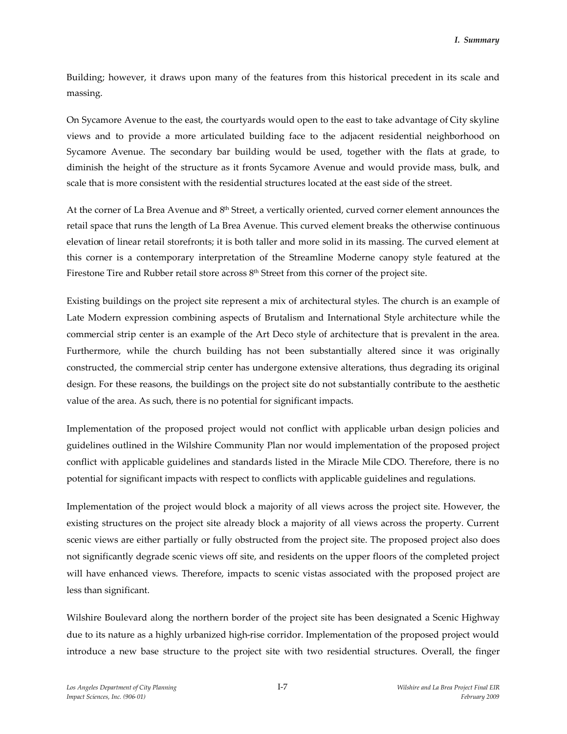Building; however, it draws upon many of the features from this historical precedent in its scale and massing.

On Sycamore Avenue to the east, the courtyards would open to the east to take advantage of City skyline views and to provide a more articulated building face to the adjacent residential neighborhood on Sycamore Avenue. The secondary bar building would be used, together with the flats at grade, to diminish the height of the structure as it fronts Sycamore Avenue and would provide mass, bulk, and scale that is more consistent with the residential structures located at the east side of the street.

At the corner of La Brea Avenue and 8th Street, a vertically oriented, curved corner element announces the retail space that runs the length of La Brea Avenue. This curved element breaks the otherwise continuous elevation of linear retail storefronts; it is both taller and more solid in its massing. The curved element at this corner is a contemporary interpretation of the Streamline Moderne canopy style featured at the Firestone Tire and Rubber retail store across 8th Street from this corner of the project site.

Existing buildings on the project site represent a mix of architectural styles. The church is an example of Late Modern expression combining aspects of Brutalism and International Style architecture while the commercial strip center is an example of the Art Deco style of architecture that is prevalent in the area. Furthermore, while the church building has not been substantially altered since it was originally constructed, the commercial strip center has undergone extensive alterations, thus degrading its original design. For these reasons, the buildings on the project site do not substantially contribute to the aesthetic value of the area. As such, there is no potential for significant impacts.

Implementation of the proposed project would not conflict with applicable urban design policies and guidelines outlined in the Wilshire Community Plan nor would implementation of the proposed project conflict with applicable guidelines and standards listed in the Miracle Mile CDO. Therefore, there is no potential for significant impacts with respect to conflicts with applicable guidelines and regulations.

Implementation of the project would block a majority of all views across the project site. However, the existing structures on the project site already block a majority of all views across the property. Current scenic views are either partially or fully obstructed from the project site. The proposed project also does not significantly degrade scenic views off site, and residents on the upper floors of the completed project will have enhanced views. Therefore, impacts to scenic vistas associated with the proposed project are less than significant.

Wilshire Boulevard along the northern border of the project site has been designated a Scenic Highway due to its nature as a highly urbanized high-rise corridor. Implementation of the proposed project would introduce a new base structure to the project site with two residential structures. Overall, the finger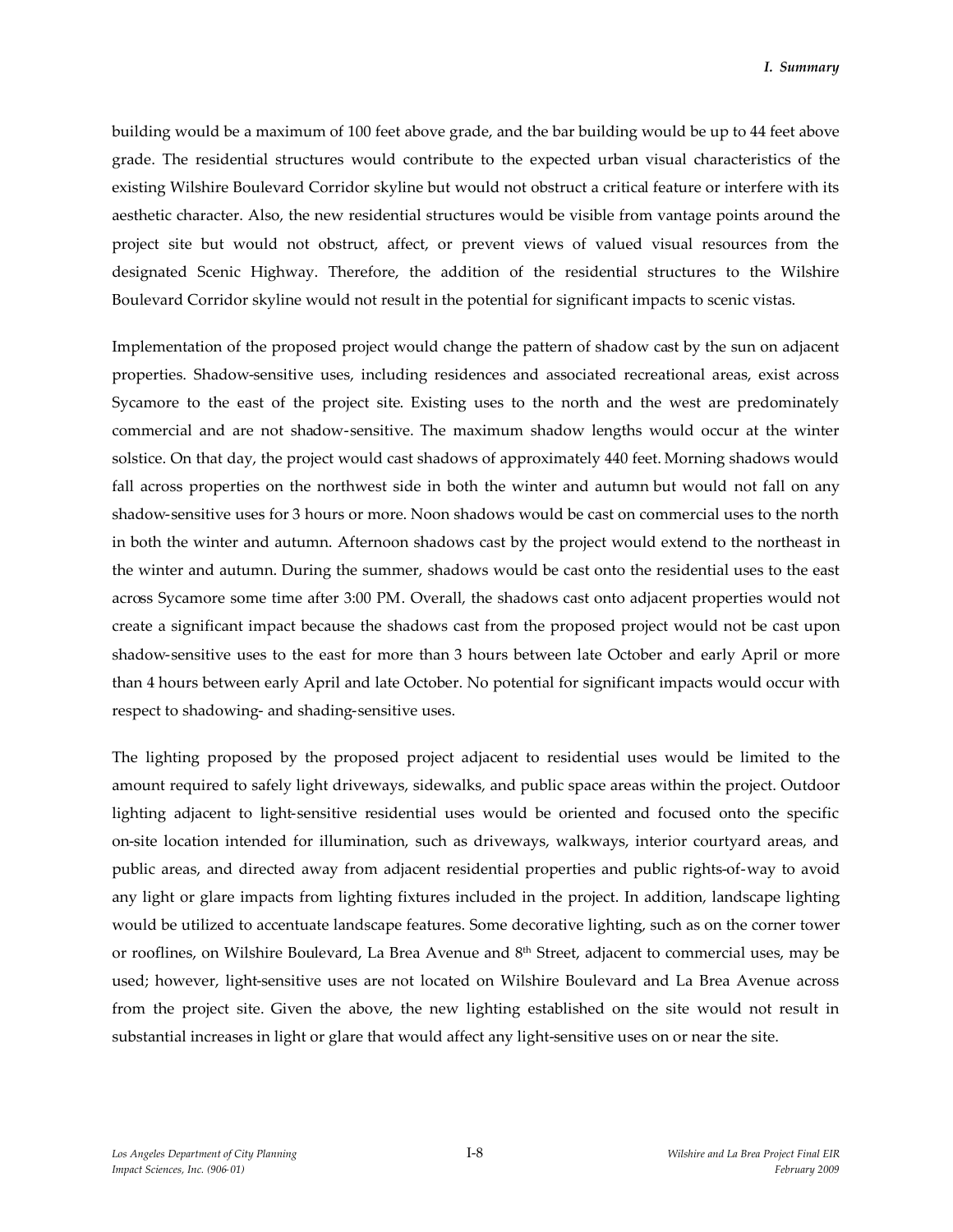building would be a maximum of 100 feet above grade, and the bar building would be up to 44 feet above grade. The residential structures would contribute to the expected urban visual characteristics of the existing Wilshire Boulevard Corridor skyline but would not obstruct a critical feature or interfere with its aesthetic character. Also, the new residential structures would be visible from vantage points around the project site but would not obstruct, affect, or prevent views of valued visual resources from the designated Scenic Highway. Therefore, the addition of the residential structures to the Wilshire Boulevard Corridor skyline would not result in the potential for significant impacts to scenic vistas.

Implementation of the proposed project would change the pattern of shadow cast by the sun on adjacent properties. Shadow-sensitive uses, including residences and associated recreational areas, exist across Sycamore to the east of the project site. Existing uses to the north and the west are predominately commercial and are not shadow-sensitive. The maximum shadow lengths would occur at the winter solstice. On that day, the project would cast shadows of approximately 440 feet. Morning shadows would fall across properties on the northwest side in both the winter and autumn but would not fall on any shadow-sensitive uses for 3 hours or more. Noon shadows would be cast on commercial uses to the north in both the winter and autumn. Afternoon shadows cast by the project would extend to the northeast in the winter and autumn. During the summer, shadows would be cast onto the residential uses to the east across Sycamore some time after 3:00 PM. Overall, the shadows cast onto adjacent properties would not create a significant impact because the shadows cast from the proposed project would not be cast upon shadow-sensitive uses to the east for more than 3 hours between late October and early April or more than 4 hours between early April and late October. No potential for significant impacts would occur with respect to shadowing- and shading-sensitive uses.

The lighting proposed by the proposed project adjacent to residential uses would be limited to the amount required to safely light driveways, sidewalks, and public space areas within the project. Outdoor lighting adjacent to light-sensitive residential uses would be oriented and focused onto the specific on-site location intended for illumination, such as driveways, walkways, interior courtyard areas, and public areas, and directed away from adjacent residential properties and public rights-of-way to avoid any light or glare impacts from lighting fixtures included in the project. In addition, landscape lighting would be utilized to accentuate landscape features. Some decorative lighting, such as on the corner tower or rooflines, on Wilshire Boulevard, La Brea Avenue and 8th Street, adjacent to commercial uses, may be used; however, light-sensitive uses are not located on Wilshire Boulevard and La Brea Avenue across from the project site. Given the above, the new lighting established on the site would not result in substantial increases in light or glare that would affect any light-sensitive uses on or near the site.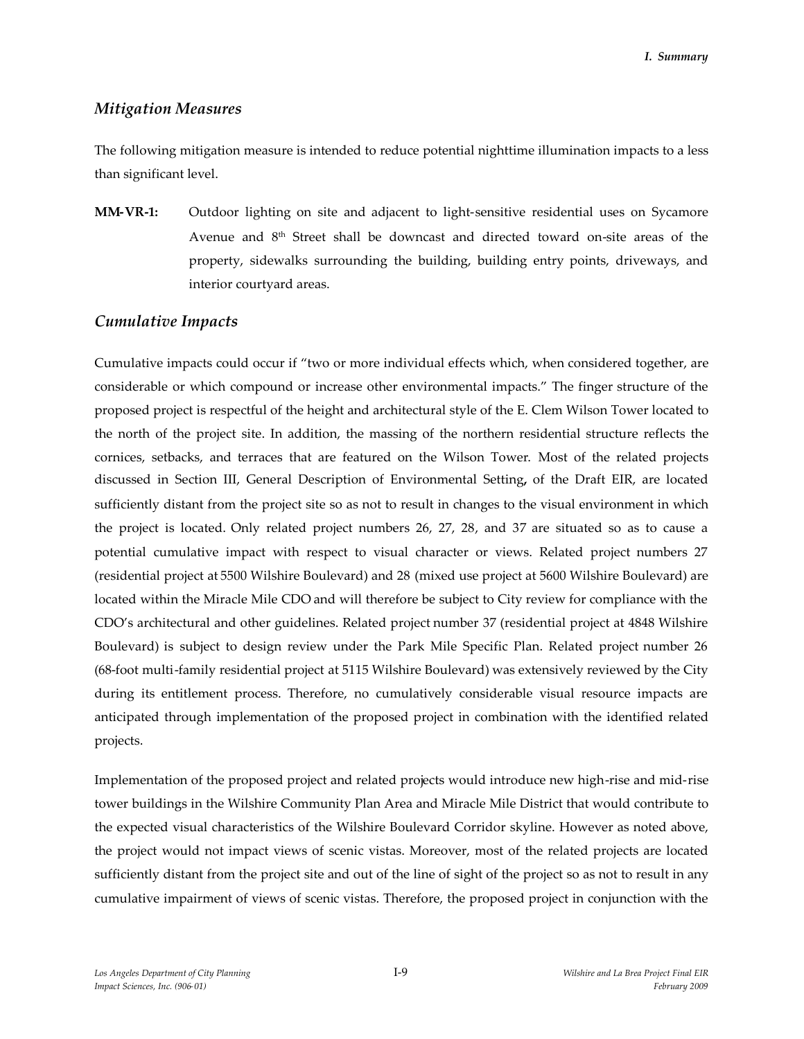### *Mitigation Measures*

The following mitigation measure is intended to reduce potential nighttime illumination impacts to a less than significant level.

**MM-VR-1:** Outdoor lighting on site and adjacent to light-sensitive residential uses on Sycamore Avenue and 8th Street shall be downcast and directed toward on-site areas of the property, sidewalks surrounding the building, building entry points, driveways, and interior courtyard areas.

### *Cumulative Impacts*

Cumulative impacts could occur if "two or more individual effects which, when considered together, are considerable or which compound or increase other environmental impacts." The finger structure of the proposed project is respectful of the height and architectural style of the E. Clem Wilson Tower located to the north of the project site. In addition, the massing of the northern residential structure reflects the cornices, setbacks, and terraces that are featured on the Wilson Tower. Most of the related projects discussed in Section III, General Description of Environmental Setting**,** of the Draft EIR, are located sufficiently distant from the project site so as not to result in changes to the visual environment in which the project is located. Only related project numbers 26, 27, 28, and 37 are situated so as to cause a potential cumulative impact with respect to visual character or views. Related project numbers 27 (residential project at 5500 Wilshire Boulevard) and 28 (mixed use project at 5600 Wilshire Boulevard) are located within the Miracle Mile CDO and will therefore be subject to City review for compliance with the CDO's architectural and other guidelines. Related project number 37 (residential project at 4848 Wilshire Boulevard) is subject to design review under the Park Mile Specific Plan. Related project number 26 (68-foot multi-family residential project at 5115 Wilshire Boulevard) was extensively reviewed by the City during its entitlement process. Therefore, no cumulatively considerable visual resource impacts are anticipated through implementation of the proposed project in combination with the identified related projects.

Implementation of the proposed project and related projects would introduce new high-rise and mid-rise tower buildings in the Wilshire Community Plan Area and Miracle Mile District that would contribute to the expected visual characteristics of the Wilshire Boulevard Corridor skyline. However as noted above, the project would not impact views of scenic vistas. Moreover, most of the related projects are located sufficiently distant from the project site and out of the line of sight of the project so as not to result in any cumulative impairment of views of scenic vistas. Therefore, the proposed project in conjunction with the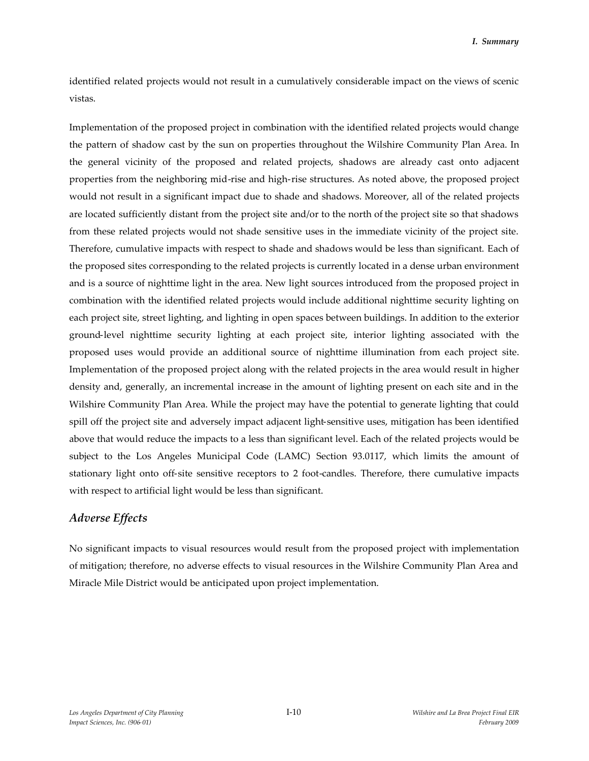identified related projects would not result in a cumulatively considerable impact on the views of scenic vistas.

Implementation of the proposed project in combination with the identified related projects would change the pattern of shadow cast by the sun on properties throughout the Wilshire Community Plan Area. In the general vicinity of the proposed and related projects, shadows are already cast onto adjacent properties from the neighboring mid-rise and high-rise structures. As noted above, the proposed project would not result in a significant impact due to shade and shadows. Moreover, all of the related projects are located sufficiently distant from the project site and/or to the north of the project site so that shadows from these related projects would not shade sensitive uses in the immediate vicinity of the project site. Therefore, cumulative impacts with respect to shade and shadows would be less than significant. Each of the proposed sites corresponding to the related projects is currently located in a dense urban environment and is a source of nighttime light in the area. New light sources introduced from the proposed project in combination with the identified related projects would include additional nighttime security lighting on each project site, street lighting, and lighting in open spaces between buildings. In addition to the exterior ground-level nighttime security lighting at each project site, interior lighting associated with the proposed uses would provide an additional source of nighttime illumination from each project site. Implementation of the proposed project along with the related projects in the area would result in higher density and, generally, an incremental increase in the amount of lighting present on each site and in the Wilshire Community Plan Area. While the project may have the potential to generate lighting that could spill off the project site and adversely impact adjacent light-sensitive uses, mitigation has been identified above that would reduce the impacts to a less than significant level. Each of the related projects would be subject to the Los Angeles Municipal Code (LAMC) Section 93.0117, which limits the amount of stationary light onto off-site sensitive receptors to 2 foot-candles. Therefore, there cumulative impacts with respect to artificial light would be less than significant.

### *Adverse Effects*

No significant impacts to visual resources would result from the proposed project with implementation of mitigation; therefore, no adverse effects to visual resources in the Wilshire Community Plan Area and Miracle Mile District would be anticipated upon project implementation.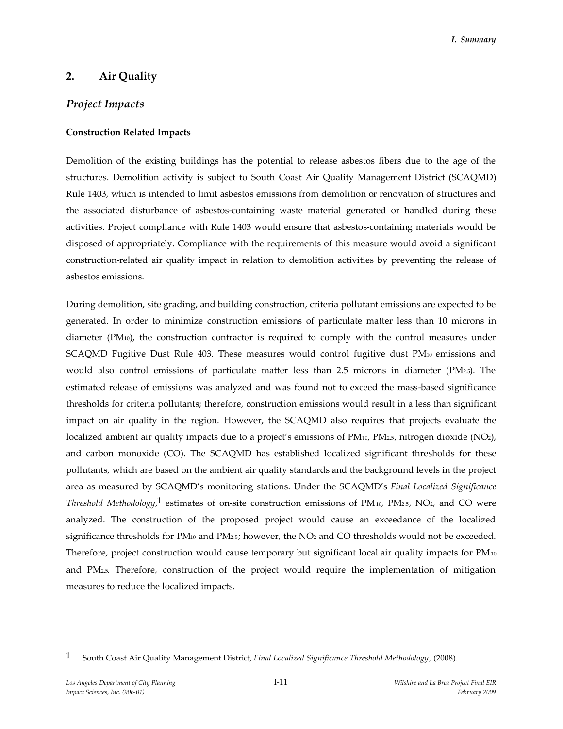## 2. Air Quality

### *Project Impacts*

**Construction Related Impacts**

Demolition of the existing buildings has the potential to release asbestos fibers due to the age of the structures. Demolition activity is subject to South Coast Air Quality Management District (SCAQMD) Rule 1403, which is intended to limit asbestos emissions from demolition or renovation of structures and the associated disturbance of asbestos-containing waste material generated or handled during these activities. Project compliance with Rule 1403 would ensure that asbestos-containing materials would be disposed of appropriately. Compliance with the requirements of this measure would avoid a significant construction-related air quality impact in relation to demolition activities by preventing the release of asbestos emissions.

During demolition, site grading, and building construction, criteria pollutant emissions are expected to be generated. In order to minimize construction emissions of particulate matter less than 10 microns in diameter ($PM_{10}$), the construction contractor is required to comply with the control measures under SCAQMD Fugitive Dust Rule 403. These measures would control fugitive dust $PM_{10}$ emissions and would also control emissions of particulate matter less than 2.5 microns in diameter ($PM_{2.5}$). The estimated release of emissions was analyzed and was found not to exceed the mass-based significance thresholds for criteria pollutants; therefore, construction emissions would result in a less than significant impact on air quality in the region. However, the SCAQMD also requires that projects evaluate the localized ambient air quality impacts due to a project's emissions of $PM_{10}$, $PM_{2.5}$, nitrogen dioxide ($NO_2$), and carbon monoxide (CO). The SCAQMD has established localized significant thresholds for these pollutants, which are based on the ambient air quality standards and the background levels in the project area as measured by SCAQMD's monitoring stations. Under the SCAQMD's *Final Localized Significance Threshold Methodology*,[1] estimates of on-site construction emissions of $PM_{10}$, $PM_{2.5}$, $NO_2$, and CO were analyzed. The construction of the proposed project would cause an exceedance of the localized significance thresholds for $PM_{10}$ and $PM_{2.5}$; however, the $NO_2$ and CO thresholds would not be exceeded. Therefore, project construction would cause temporary but significant local air quality impacts for $PM_{10}$ and $PM_{2.5}$. Therefore, construction of the project would require the implementation of mitigation measures to reduce the localized impacts.

---

[1] South Coast Air Quality Management District, *Final Localized Significance Threshold Methodology*, (2008).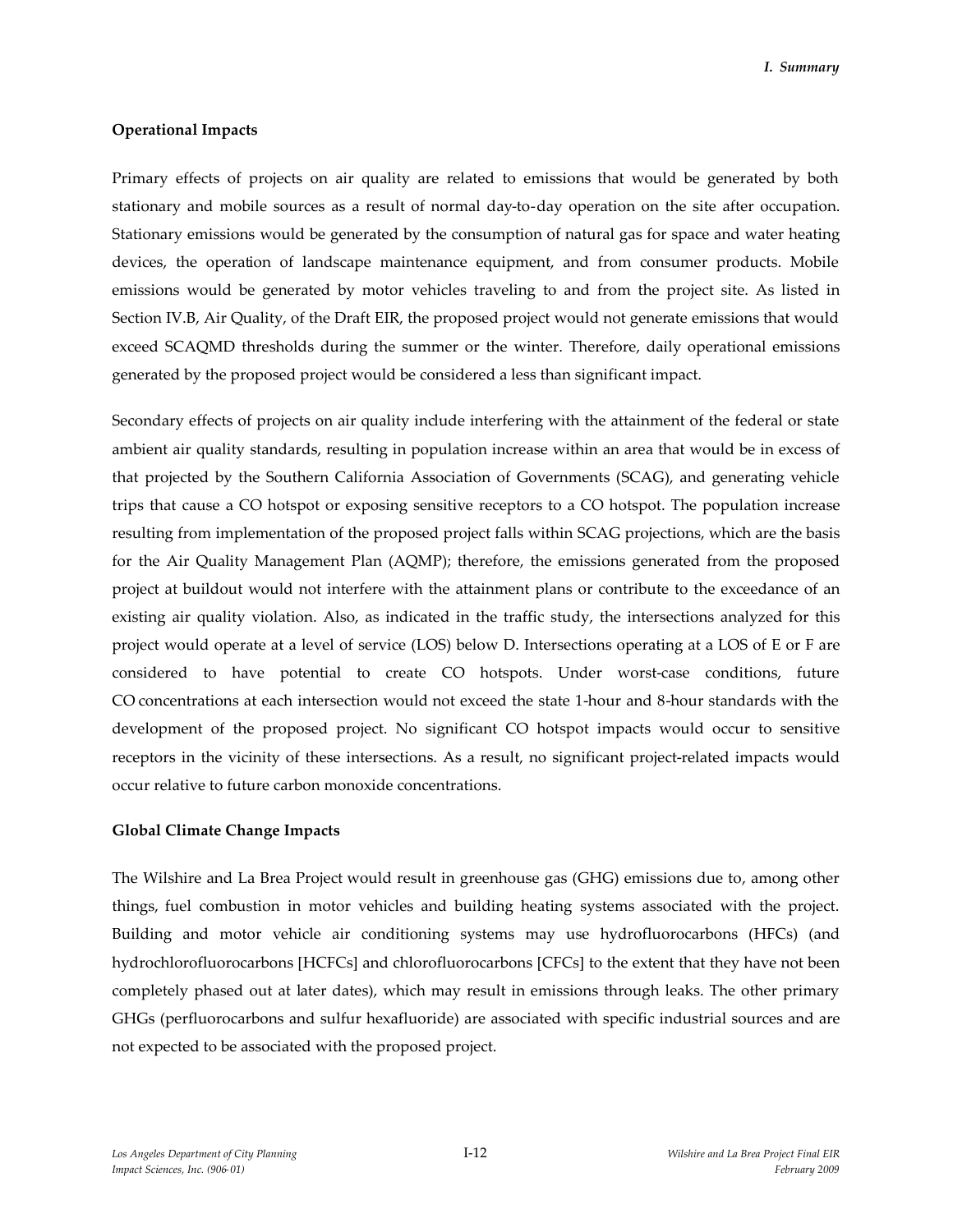### Operational Impacts

Primary effects of projects on air quality are related to emissions that would be generated by both stationary and mobile sources as a result of normal day-to-day operation on the site after occupation. Stationary emissions would be generated by the consumption of natural gas for space and water heating devices, the operation of landscape maintenance equipment, and from consumer products. Mobile emissions would be generated by motor vehicles traveling to and from the project site. As listed in Section IV.B, Air Quality, of the Draft EIR, the proposed project would not generate emissions that would exceed SCAQMD thresholds during the summer or the winter. Therefore, daily operational emissions generated by the proposed project would be considered a less than significant impact.

Secondary effects of projects on air quality include interfering with the attainment of the federal or state ambient air quality standards, resulting in population increase within an area that would be in excess of that projected by the Southern California Association of Governments (SCAG), and generating vehicle trips that cause a CO hotspot or exposing sensitive receptors to a CO hotspot. The population increase resulting from implementation of the proposed project falls within SCAG projections, which are the basis for the Air Quality Management Plan (AQMP); therefore, the emissions generated from the proposed project at buildout would not interfere with the attainment plans or contribute to the exceedance of an existing air quality violation. Also, as indicated in the traffic study, the intersections analyzed for this project would operate at a level of service (LOS) below D. Intersections operating at a LOS of E or F are considered to have potential to create CO hotspots. Under worst-case conditions, future CO concentrations at each intersection would not exceed the state 1-hour and 8-hour standards with the development of the proposed project. No significant CO hotspot impacts would occur to sensitive receptors in the vicinity of these intersections. As a result, no significant project-related impacts would occur relative to future carbon monoxide concentrations.

### Global Climate Change Impacts

The Wilshire and La Brea Project would result in greenhouse gas (GHG) emissions due to, among other things, fuel combustion in motor vehicles and building heating systems associated with the project. Building and motor vehicle air conditioning systems may use hydrofluorocarbons (HFCs) (and hydrochlorofluorocarbons [HCFCs] and chlorofluorocarbons [CFCs] to the extent that they have not been completely phased out at later dates), which may result in emissions through leaks. The other primary GHGs (perfluorocarbons and sulfur hexafluoride) are associated with specific industrial sources and are not expected to be associated with the proposed project.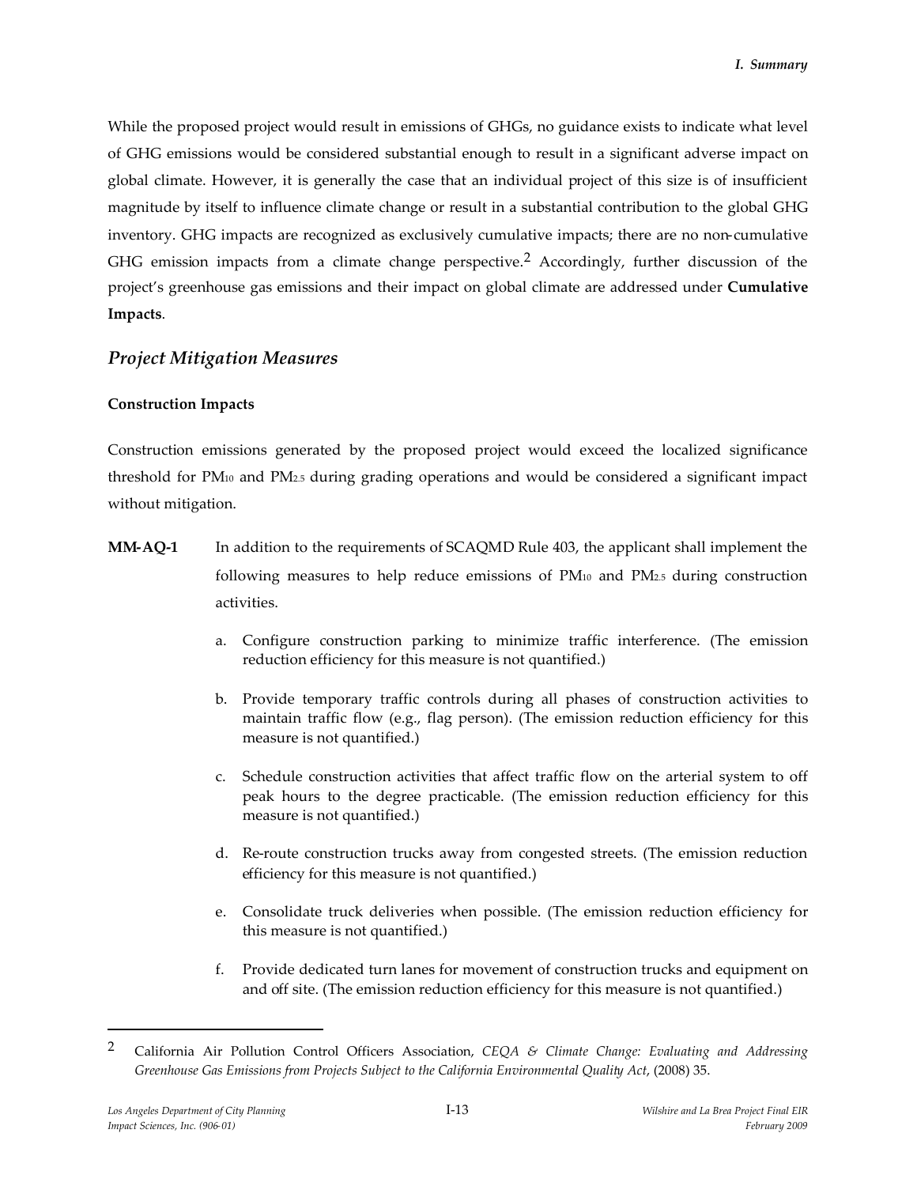While the proposed project would result in emissions of GHGs, no guidance exists to indicate what level of GHG emissions would be considered substantial enough to result in a significant adverse impact on global climate. However, it is generally the case that an individual project of this size is of insufficient magnitude by itself to influence climate change or result in a substantial contribution to the global GHG inventory. GHG impacts are recognized as exclusively cumulative impacts; there are no non-cumulative GHG emission impacts from a climate change perspective.[2] Accordingly, further discussion of the project's greenhouse gas emissions and their impact on global climate are addressed under **Cumulative Impacts**.

## *Project Mitigation Measures*

### Construction Impacts

Construction emissions generated by the proposed project would exceed the localized significance threshold for $PM_{10}$ and $PM_{2.5}$ during grading operations and would be considered a significant impact without mitigation.

**MM-AQ-1** In addition to the requirements of SCAQMD Rule 403, the applicant shall implement the following measures to help reduce emissions of $PM_{10}$ and $PM_{2.5}$ during construction activities.

a. Configure construction parking to minimize traffic interference. (The emission reduction efficiency for this measure is not quantified.)

b. Provide temporary traffic controls during all phases of construction activities to maintain traffic flow (e.g., flag person). (The emission reduction efficiency for this measure is not quantified.)

c. Schedule construction activities that affect traffic flow on the arterial system to off peak hours to the degree practicable. (The emission reduction efficiency for this measure is not quantified.)

d. Re-route construction trucks away from congested streets. (The emission reduction efficiency for this measure is not quantified.)

e. Consolidate truck deliveries when possible. (The emission reduction efficiency for this measure is not quantified.)

f. Provide dedicated turn lanes for movement of construction trucks and equipment on and off site. (The emission reduction efficiency for this measure is not quantified.)

---

[2] California Air Pollution Control Officers Association, *CEQA & Climate Change: Evaluating and Addressing Greenhouse Gas Emissions from Projects Subject to the California Environmental Quality Act*, (2008) 35.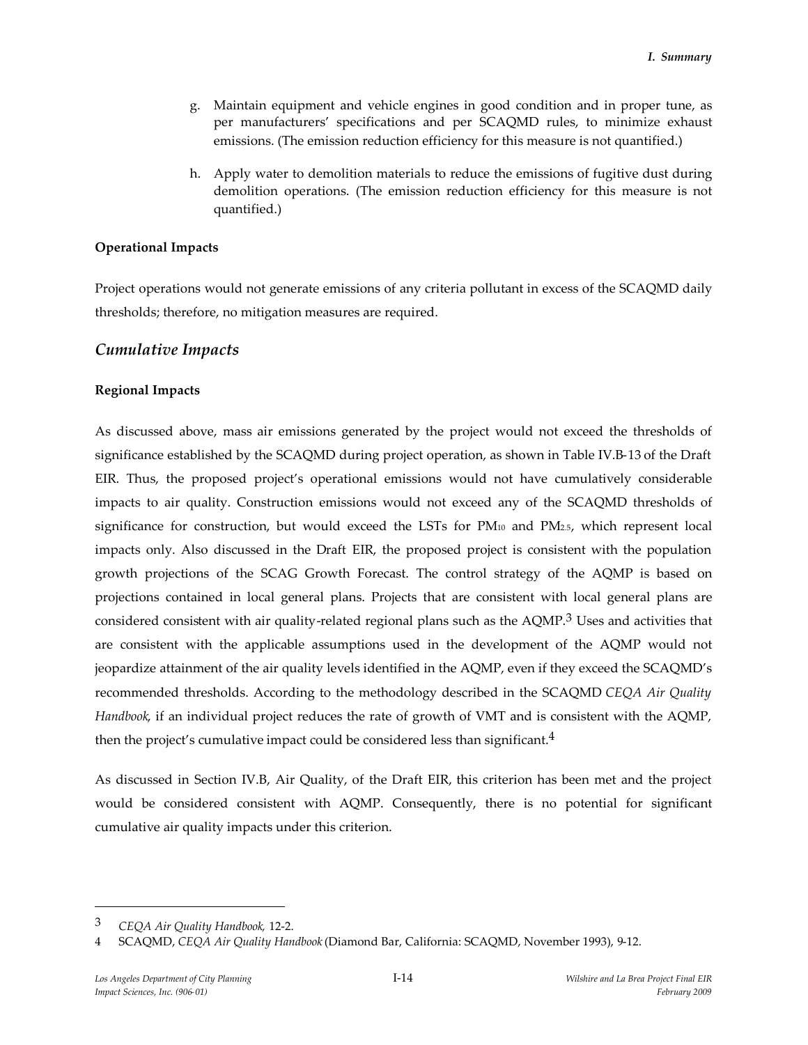g. Maintain equipment and vehicle engines in good condition and in proper tune, as per manufacturers' specifications and per SCAQMD rules, to minimize exhaust emissions. (The emission reduction efficiency for this measure is not quantified.)

h. Apply water to demolition materials to reduce the emissions of fugitive dust during demolition operations. (The emission reduction efficiency for this measure is not quantified.)

**Operational Impacts**

Project operations would not generate emissions of any criteria pollutant in excess of the SCAQMD daily thresholds; therefore, no mitigation measures are required.

## *Cumulative Impacts*

**Regional Impacts**

As discussed above, mass air emissions generated by the project would not exceed the thresholds of significance established by the SCAQMD during project operation, as shown in Table IV.B-13 of the Draft EIR. Thus, the proposed project's operational emissions would not have cumulatively considerable impacts to air quality. Construction emissions would not exceed any of the SCAQMD thresholds of significance for construction, but would exceed the LSTs for $PM_{10}$ and $PM_{2.5}$, which represent local impacts only. Also discussed in the Draft EIR, the proposed project is consistent with the population growth projections of the SCAG Growth Forecast. The control strategy of the AQMP is based on projections contained in local general plans. Projects that are consistent with local general plans are considered consistent with air quality-related regional plans such as the AQMP.[3] Uses and activities that are consistent with the applicable assumptions used in the development of the AQMP would not jeopardize attainment of the air quality levels identified in the AQMP, even if they exceed the SCAQMD's recommended thresholds. According to the methodology described in the SCAQMD *CEQA Air Quality Handbook*, if an individual project reduces the rate of growth of VMT and is consistent with the AQMP, then the project's cumulative impact could be considered less than significant.[4]

As discussed in Section IV.B, Air Quality, of the Draft EIR, this criterion has been met and the project would be considered consistent with AQMP. Consequently, there is no potential for significant cumulative air quality impacts under this criterion.

---

3 *CEQA Air Quality Handbook,* 12-2.

4 SCAQMD, *CEQA Air Quality Handbook* (Diamond Bar, California: SCAQMD, November 1993), 9-12.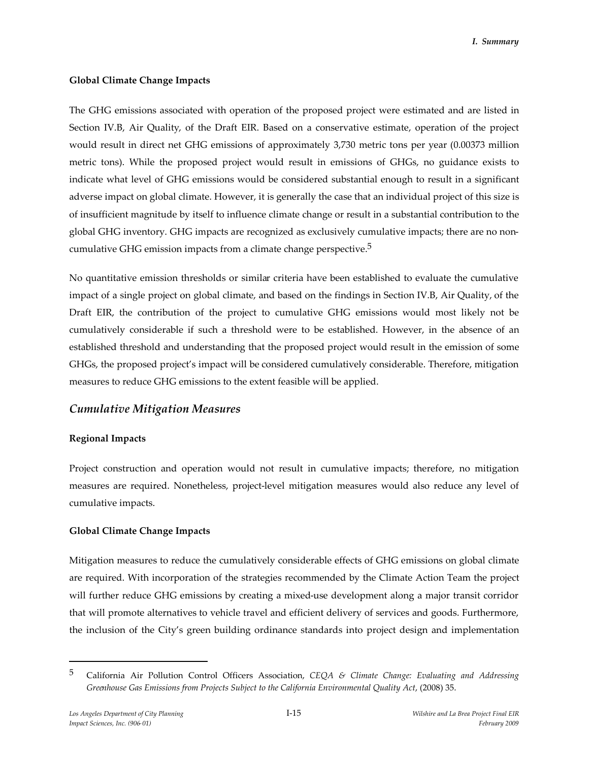**Global Climate Change Impacts**

The GHG emissions associated with operation of the proposed project were estimated and are listed in Section IV.B, Air Quality, of the Draft EIR. Based on a conservative estimate, operation of the project would result in direct net GHG emissions of approximately 3,730 metric tons per year (0.00373 million metric tons). While the proposed project would result in emissions of GHGs, no guidance exists to indicate what level of GHG emissions would be considered substantial enough to result in a significant adverse impact on global climate. However, it is generally the case that an individual project of this size is of insufficient magnitude by itself to influence climate change or result in a substantial contribution to the global GHG inventory. GHG impacts are recognized as exclusively cumulative impacts; there are no non-cumulative GHG emission impacts from a climate change perspective.[5]

No quantitative emission thresholds or similar criteria have been established to evaluate the cumulative impact of a single project on global climate, and based on the findings in Section IV.B, Air Quality, of the Draft EIR, the contribution of the project to cumulative GHG emissions would most likely not be cumulatively considerable if such a threshold were to be established. However, in the absence of an established threshold and understanding that the proposed project would result in the emission of some GHGs, the proposed project's impact will be considered cumulatively considerable. Therefore, mitigation measures to reduce GHG emissions to the extent feasible will be applied.

## *Cumulative Mitigation Measures*

**Regional Impacts**

Project construction and operation would not result in cumulative impacts; therefore, no mitigation measures are required. Nonetheless, project-level mitigation measures would also reduce any level of cumulative impacts.

**Global Climate Change Impacts**

Mitigation measures to reduce the cumulatively considerable effects of GHG emissions on global climate are required. With incorporation of the strategies recommended by the Climate Action Team the project will further reduce GHG emissions by creating a mixed-use development along a major transit corridor that will promote alternatives to vehicle travel and efficient delivery of services and goods. Furthermore, the inclusion of the City's green building ordinance standards into project design and implementation

---

[5] California Air Pollution Control Officers Association, *CEQA & Climate Change: Evaluating and Addressing Greenhouse Gas Emissions from Projects Subject to the California Environmental Quality Act*, (2008) 35.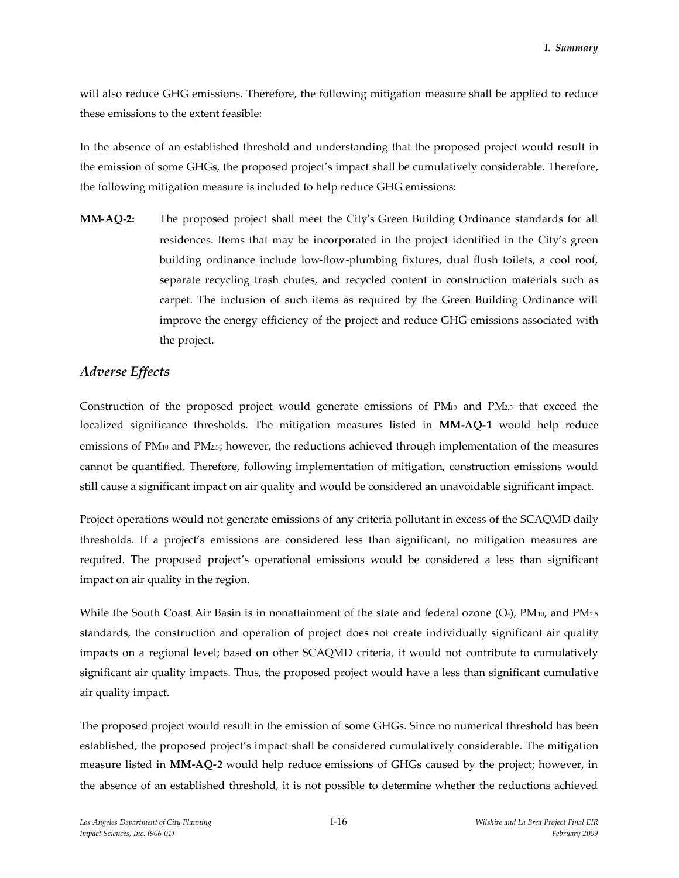will also reduce GHG emissions. Therefore, the following mitigation measure shall be applied to reduce these emissions to the extent feasible:

In the absence of an established threshold and understanding that the proposed project would result in the emission of some GHGs, the proposed project's impact shall be cumulatively considerable. Therefore, the following mitigation measure is included to help reduce GHG emissions:

**MM-AQ-2:** The proposed project shall meet the City's Green Building Ordinance standards for all residences. Items that may be incorporated in the project identified in the City's green building ordinance include low-flow-plumbing fixtures, dual flush toilets, a cool roof, separate recycling trash chutes, and recycled content in construction materials such as carpet. The inclusion of such items as required by the Green Building Ordinance will improve the energy efficiency of the project and reduce GHG emissions associated with the project.

## *Adverse Effects*

Construction of the proposed project would generate emissions of $PM_{10}$ and $PM_{2.5}$ that exceed the localized significance thresholds. The mitigation measures listed in **MM-AQ-1** would help reduce emissions of $PM_{10}$ and $PM_{2.5}$; however, the reductions achieved through implementation of the measures cannot be quantified. Therefore, following implementation of mitigation, construction emissions would still cause a significant impact on air quality and would be considered an unavoidable significant impact.

Project operations would not generate emissions of any criteria pollutant in excess of the SCAQMD daily thresholds. If a project's emissions are considered less than significant, no mitigation measures are required. The proposed project's operational emissions would be considered a less than significant impact on air quality in the region.

While the South Coast Air Basin is in nonattainment of the state and federal ozone ($O_3$), $PM_{10}$, and $PM_{2.5}$ standards, the construction and operation of project does not create individually significant air quality impacts on a regional level; based on other SCAQMD criteria, it would not contribute to cumulatively significant air quality impacts. Thus, the proposed project would have a less than significant cumulative air quality impact.

The proposed project would result in the emission of some GHGs. Since no numerical threshold has been established, the proposed project's impact shall be considered cumulatively considerable. The mitigation measure listed in **MM-AQ-2** would help reduce emissions of GHGs caused by the project; however, in the absence of an established threshold, it is not possible to determine whether the reductions achieved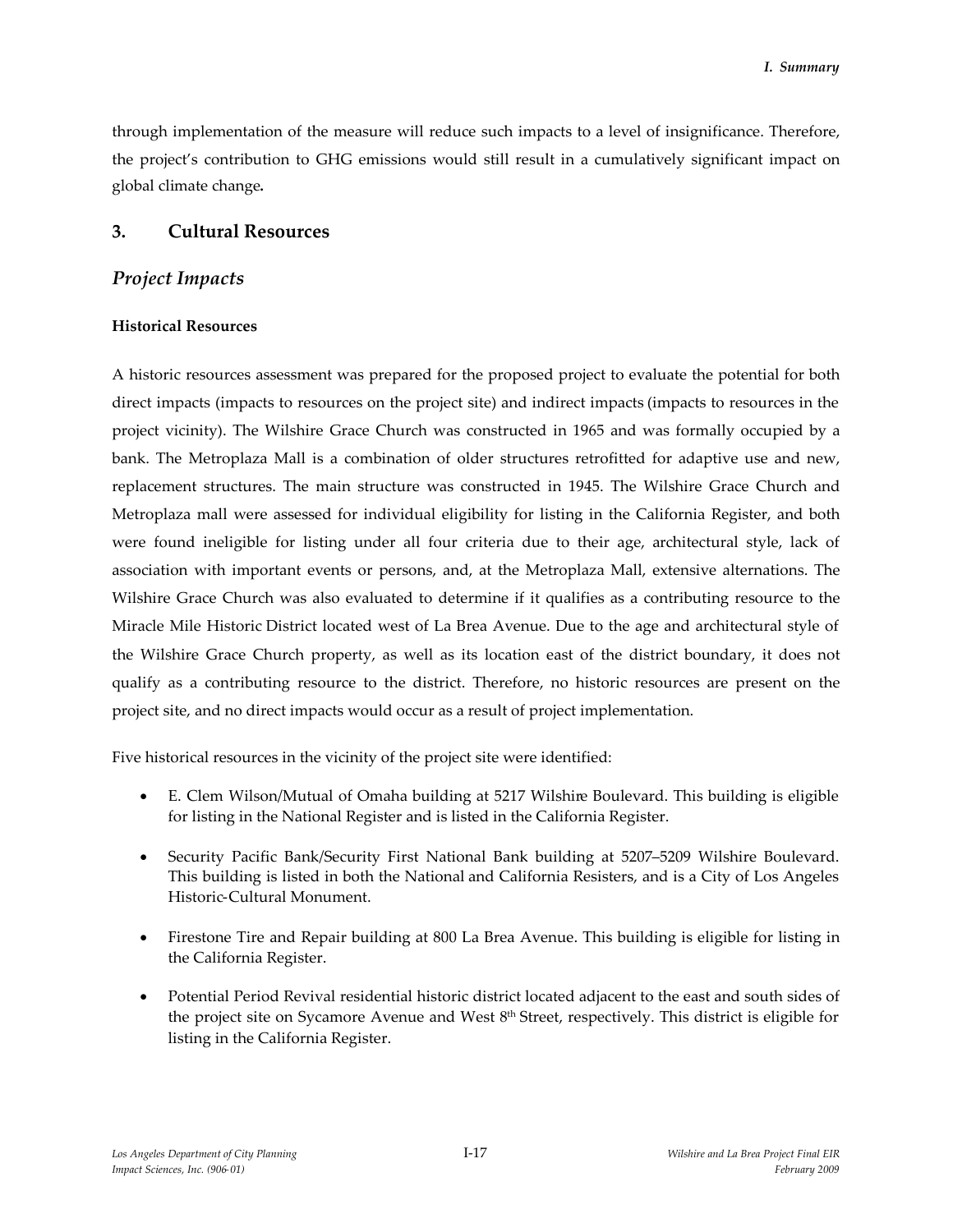through implementation of the measure will reduce such impacts to a level of insignificance. Therefore, the project's contribution to GHG emissions would still result in a cumulatively significant impact on global climate change**.**

## 3. Cultural Resources

### *Project Impacts*

#### Historical Resources

A historic resources assessment was prepared for the proposed project to evaluate the potential for both direct impacts (impacts to resources on the project site) and indirect impacts (impacts to resources in the project vicinity). The Wilshire Grace Church was constructed in 1965 and was formally occupied by a bank. The Metroplaza Mall is a combination of older structures retrofitted for adaptive use and new, replacement structures. The main structure was constructed in 1945. The Wilshire Grace Church and Metroplaza mall were assessed for individual eligibility for listing in the California Register, and both were found ineligible for listing under all four criteria due to their age, architectural style, lack of association with important events or persons, and, at the Metroplaza Mall, extensive alternations. The Wilshire Grace Church was also evaluated to determine if it qualifies as a contributing resource to the Miracle Mile Historic District located west of La Brea Avenue. Due to the age and architectural style of the Wilshire Grace Church property, as well as its location east of the district boundary, it does not qualify as a contributing resource to the district. Therefore, no historic resources are present on the project site, and no direct impacts would occur as a result of project implementation.

Five historical resources in the vicinity of the project site were identified:

- E. Clem Wilson/Mutual of Omaha building at 5217 Wilshire Boulevard. This building is eligible for listing in the National Register and is listed in the California Register.
- Security Pacific Bank/Security First National Bank building at 5207–5209 Wilshire Boulevard. This building is listed in both the National and California Resisters, and is a City of Los Angeles Historic-Cultural Monument.
- Firestone Tire and Repair building at 800 La Brea Avenue. This building is eligible for listing in the California Register.
- Potential Period Revival residential historic district located adjacent to the east and south sides of the project site on Sycamore Avenue and West 8th Street, respectively. This district is eligible for listing in the California Register.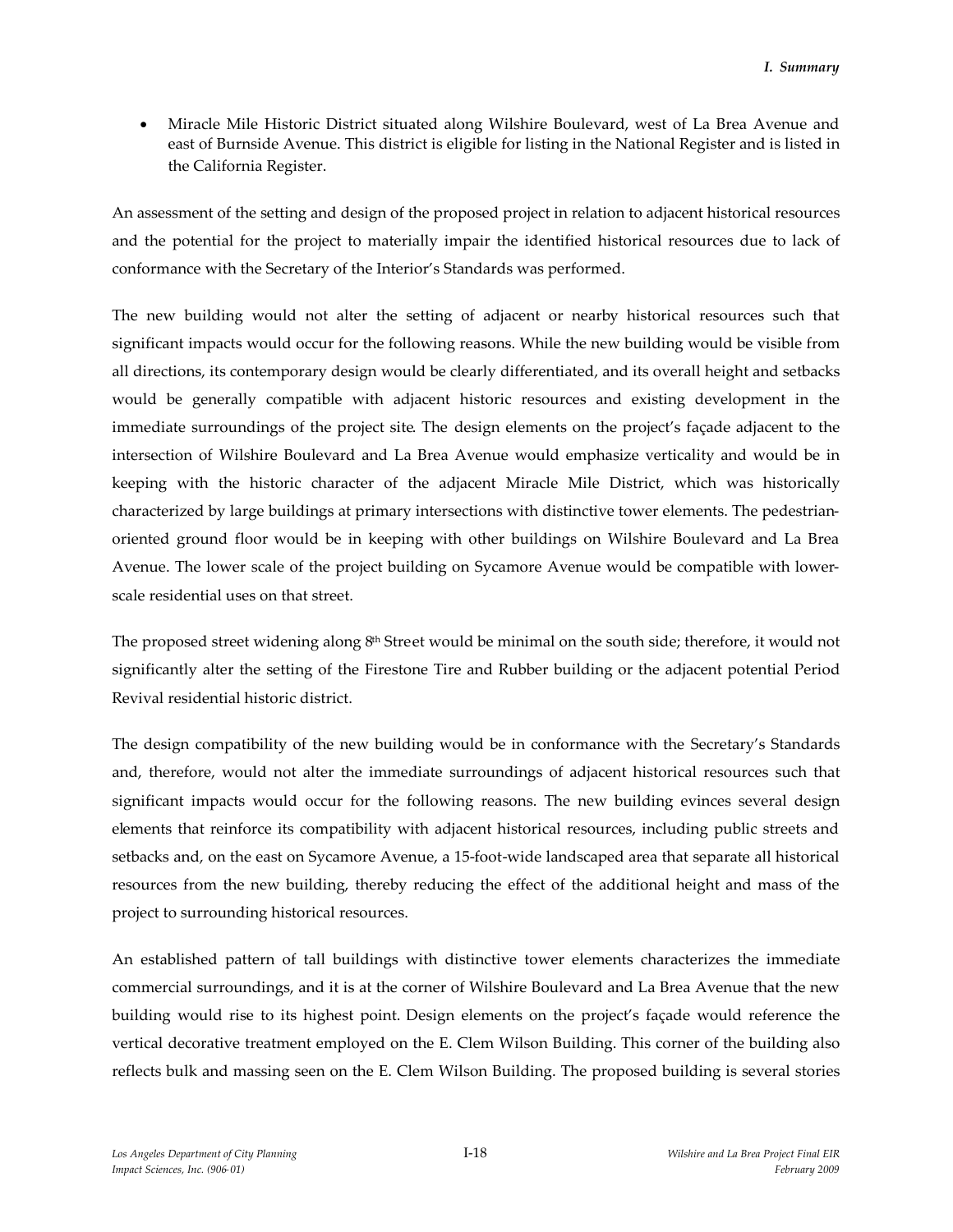- Miracle Mile Historic District situated along Wilshire Boulevard, west of La Brea Avenue and east of Burnside Avenue. This district is eligible for listing in the National Register and is listed in the California Register.

An assessment of the setting and design of the proposed project in relation to adjacent historical resources and the potential for the project to materially impair the identified historical resources due to lack of conformance with the Secretary of the Interior's Standards was performed.

The new building would not alter the setting of adjacent or nearby historical resources such that significant impacts would occur for the following reasons. While the new building would be visible from all directions, its contemporary design would be clearly differentiated, and its overall height and setbacks would be generally compatible with adjacent historic resources and existing development in the immediate surroundings of the project site. The design elements on the project's façade adjacent to the intersection of Wilshire Boulevard and La Brea Avenue would emphasize verticality and would be in keeping with the historic character of the adjacent Miracle Mile District, which was historically characterized by large buildings at primary intersections with distinctive tower elements. The pedestrian-oriented ground floor would be in keeping with other buildings on Wilshire Boulevard and La Brea Avenue. The lower scale of the project building on Sycamore Avenue would be compatible with lower-scale residential uses on that street.

The proposed street widening along 8th Street would be minimal on the south side; therefore, it would not significantly alter the setting of the Firestone Tire and Rubber building or the adjacent potential Period Revival residential historic district.

The design compatibility of the new building would be in conformance with the Secretary's Standards and, therefore, would not alter the immediate surroundings of adjacent historical resources such that significant impacts would occur for the following reasons. The new building evinces several design elements that reinforce its compatibility with adjacent historical resources, including public streets and setbacks and, on the east on Sycamore Avenue, a 15-foot-wide landscaped area that separate all historical resources from the new building, thereby reducing the effect of the additional height and mass of the project to surrounding historical resources.

An established pattern of tall buildings with distinctive tower elements characterizes the immediate commercial surroundings, and it is at the corner of Wilshire Boulevard and La Brea Avenue that the new building would rise to its highest point. Design elements on the project's façade would reference the vertical decorative treatment employed on the E. Clem Wilson Building. This corner of the building also reflects bulk and massing seen on the E. Clem Wilson Building. The proposed building is several stories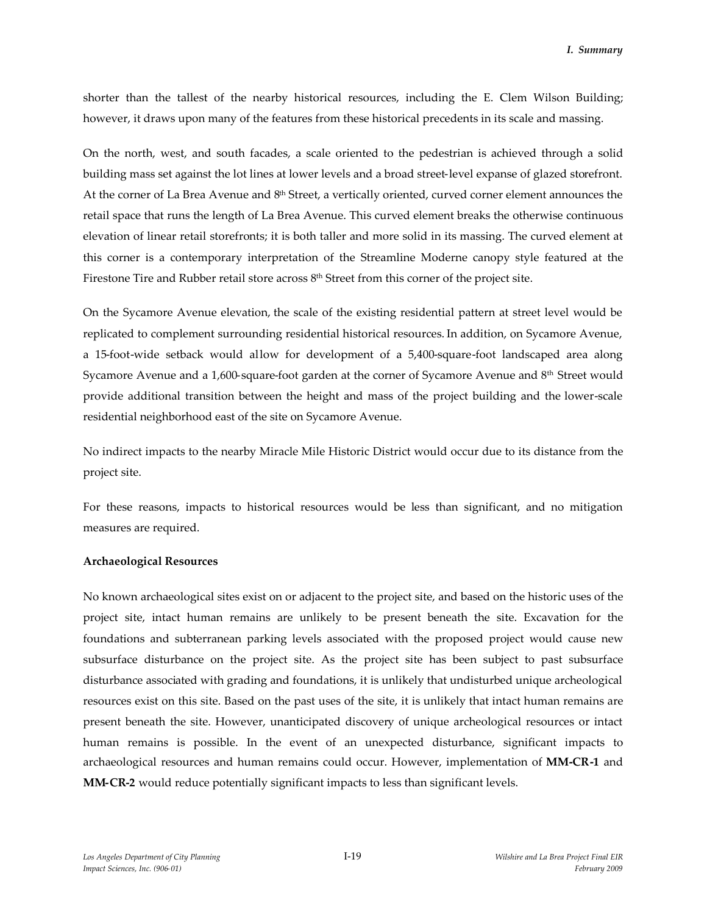shorter than the tallest of the nearby historical resources, including the E. Clem Wilson Building; however, it draws upon many of the features from these historical precedents in its scale and massing.

On the north, west, and south facades, a scale oriented to the pedestrian is achieved through a solid building mass set against the lot lines at lower levels and a broad street-level expanse of glazed storefront. At the corner of La Brea Avenue and 8th Street, a vertically oriented, curved corner element announces the retail space that runs the length of La Brea Avenue. This curved element breaks the otherwise continuous elevation of linear retail storefronts; it is both taller and more solid in its massing. The curved element at this corner is a contemporary interpretation of the Streamline Moderne canopy style featured at the Firestone Tire and Rubber retail store across 8th Street from this corner of the project site.

On the Sycamore Avenue elevation, the scale of the existing residential pattern at street level would be replicated to complement surrounding residential historical resources. In addition, on Sycamore Avenue, a 15-foot-wide setback would allow for development of a 5,400-square-foot landscaped area along Sycamore Avenue and a 1,600-square-foot garden at the corner of Sycamore Avenue and 8th Street would provide additional transition between the height and mass of the project building and the lower-scale residential neighborhood east of the site on Sycamore Avenue.

No indirect impacts to the nearby Miracle Mile Historic District would occur due to its distance from the project site.

For these reasons, impacts to historical resources would be less than significant, and no mitigation measures are required.

**Archaeological Resources**

No known archaeological sites exist on or adjacent to the project site, and based on the historic uses of the project site, intact human remains are unlikely to be present beneath the site. Excavation for the foundations and subterranean parking levels associated with the proposed project would cause new subsurface disturbance on the project site. As the project site has been subject to past subsurface disturbance associated with grading and foundations, it is unlikely that undisturbed unique archeological resources exist on this site. Based on the past uses of the site, it is unlikely that intact human remains are present beneath the site. However, unanticipated discovery of unique archeological resources or intact human remains is possible. In the event of an unexpected disturbance, significant impacts to archaeological resources and human remains could occur. However, implementation of **MM-CR-1** and **MM-CR-2** would reduce potentially significant impacts to less than significant levels.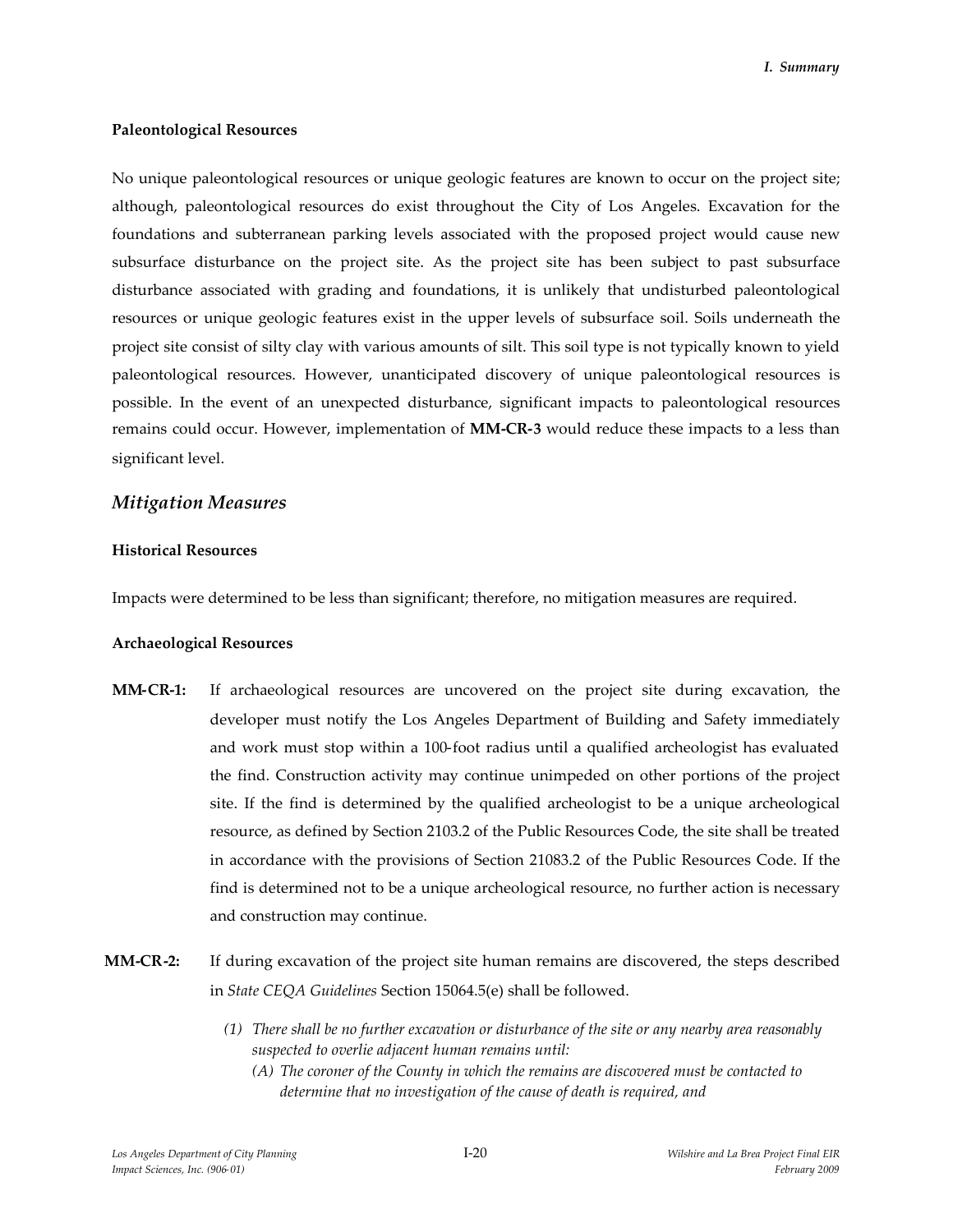**Paleontological Resources**

No unique paleontological resources or unique geologic features are known to occur on the project site; although, paleontological resources do exist throughout the City of Los Angeles. Excavation for the foundations and subterranean parking levels associated with the proposed project would cause new subsurface disturbance on the project site. As the project site has been subject to past subsurface disturbance associated with grading and foundations, it is unlikely that undisturbed paleontological resources or unique geologic features exist in the upper levels of subsurface soil. Soils underneath the project site consist of silty clay with various amounts of silt. This soil type is not typically known to yield paleontological resources. However, unanticipated discovery of unique paleontological resources is possible. In the event of an unexpected disturbance, significant impacts to paleontological resources remains could occur. However, implementation of **MM-CR-3** would reduce these impacts to a less than significant level.

## *Mitigation Measures*

**Historical Resources**

Impacts were determined to be less than significant; therefore, no mitigation measures are required.

**Archaeological Resources**

**MM-CR-1:** If archaeological resources are uncovered on the project site during excavation, the developer must notify the Los Angeles Department of Building and Safety immediately and work must stop within a 100-foot radius until a qualified archeologist has evaluated the find. Construction activity may continue unimpeded on other portions of the project site. If the find is determined by the qualified archeologist to be a unique archeological resource, as defined by Section 2103.2 of the Public Resources Code, the site shall be treated in accordance with the provisions of Section 21083.2 of the Public Resources Code. If the find is determined not to be a unique archeological resource, no further action is necessary and construction may continue.

**MM-CR-2:** If during excavation of the project site human remains are discovered, the steps described in *State CEQA Guidelines* Section 15064.5(e) shall be followed.

*(1) There shall be no further excavation or disturbance of the site or any nearby area reasonably suspected to overlie adjacent human remains until:*

*(A) The coroner of the County in which the remains are discovered must be contacted to determine that no investigation of the cause of death is required, and*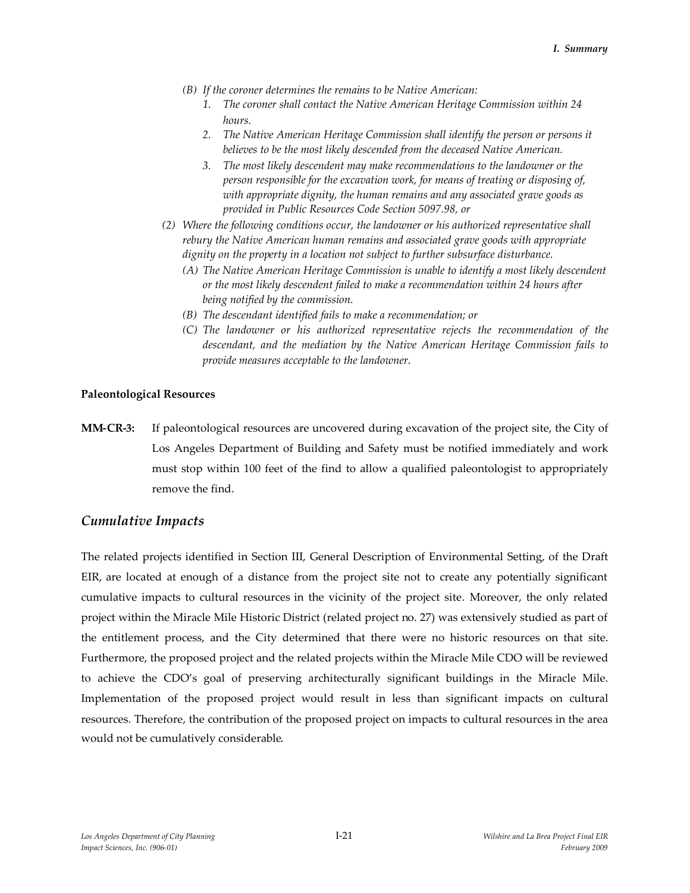*(B) If the coroner determines the remains to be Native American:*

1. *The coroner shall contact the Native American Heritage Commission within 24 hours.*
2. *The Native American Heritage Commission shall identify the person or persons it believes to be the most likely descended from the deceased Native American.*
3. *The most likely descendent may make recommendations to the landowner or the person responsible for the excavation work, for means of treating or disposing of, with appropriate dignity, the human remains and any associated grave goods as provided in Public Resources Code Section 5097.98, or*

*(2) Where the following conditions occur, the landowner or his authorized representative shall rebury the Native American human remains and associated grave goods with appropriate dignity on the property in a location not subject to further subsurface disturbance.*

*(A) The Native American Heritage Commission is unable to identify a most likely descendent or the most likely descendent failed to make a recommendation within 24 hours after being notified by the commission.*

*(B) The descendant identified fails to make a recommendation; or*

*(C) The landowner or his authorized representative rejects the recommendation of the descendant, and the mediation by the Native American Heritage Commission fails to provide measures acceptable to the landowner.*

**Paleontological Resources**

**MM-CR-3:** If paleontological resources are uncovered during excavation of the project site, the City of Los Angeles Department of Building and Safety must be notified immediately and work must stop within 100 feet of the find to allow a qualified paleontologist to appropriately remove the find.

## *Cumulative Impacts*

The related projects identified in Section III, General Description of Environmental Setting, of the Draft EIR, are located at enough of a distance from the project site not to create any potentially significant cumulative impacts to cultural resources in the vicinity of the project site. Moreover, the only related project within the Miracle Mile Historic District (related project no. 27) was extensively studied as part of the entitlement process, and the City determined that there were no historic resources on that site. Furthermore, the proposed project and the related projects within the Miracle Mile CDO will be reviewed to achieve the CDO's goal of preserving architecturally significant buildings in the Miracle Mile. Implementation of the proposed project would result in less than significant impacts on cultural resources. Therefore, the contribution of the proposed project on impacts to cultural resources in the area would not be cumulatively considerable.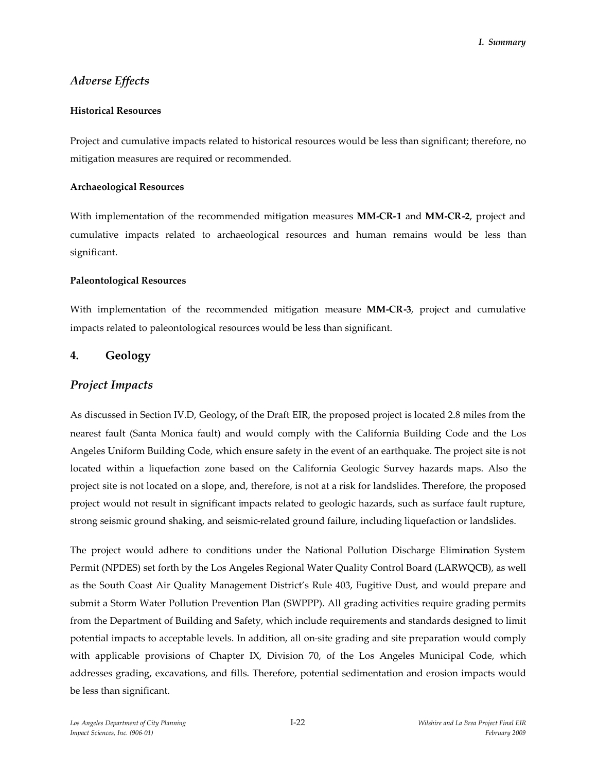## *Adverse Effects*

**Historical Resources**

Project and cumulative impacts related to historical resources would be less than significant; therefore, no mitigation measures are required or recommended.

**Archaeological Resources**

With implementation of the recommended mitigation measures **MM-CR-1** and **MM-CR-2**, project and cumulative impacts related to archaeological resources and human remains would be less than significant.

**Paleontological Resources**

With implementation of the recommended mitigation measure **MM-CR-3**, project and cumulative impacts related to paleontological resources would be less than significant.

## 4. Geology

## *Project Impacts*

As discussed in Section IV.D, Geology**,** of the Draft EIR, the proposed project is located 2.8 miles from the nearest fault (Santa Monica fault) and would comply with the California Building Code and the Los Angeles Uniform Building Code, which ensure safety in the event of an earthquake. The project site is not located within a liquefaction zone based on the California Geologic Survey hazards maps. Also the project site is not located on a slope, and, therefore, is not at a risk for landslides. Therefore, the proposed project would not result in significant impacts related to geologic hazards, such as surface fault rupture, strong seismic ground shaking, and seismic-related ground failure, including liquefaction or landslides.

The project would adhere to conditions under the National Pollution Discharge Elimination System Permit (NPDES) set forth by the Los Angeles Regional Water Quality Control Board (LARWQCB), as well as the South Coast Air Quality Management District's Rule 403, Fugitive Dust, and would prepare and submit a Storm Water Pollution Prevention Plan (SWPPP). All grading activities require grading permits from the Department of Building and Safety, which include requirements and standards designed to limit potential impacts to acceptable levels. In addition, all on-site grading and site preparation would comply with applicable provisions of Chapter IX, Division 70, of the Los Angeles Municipal Code, which addresses grading, excavations, and fills. Therefore, potential sedimentation and erosion impacts would be less than significant.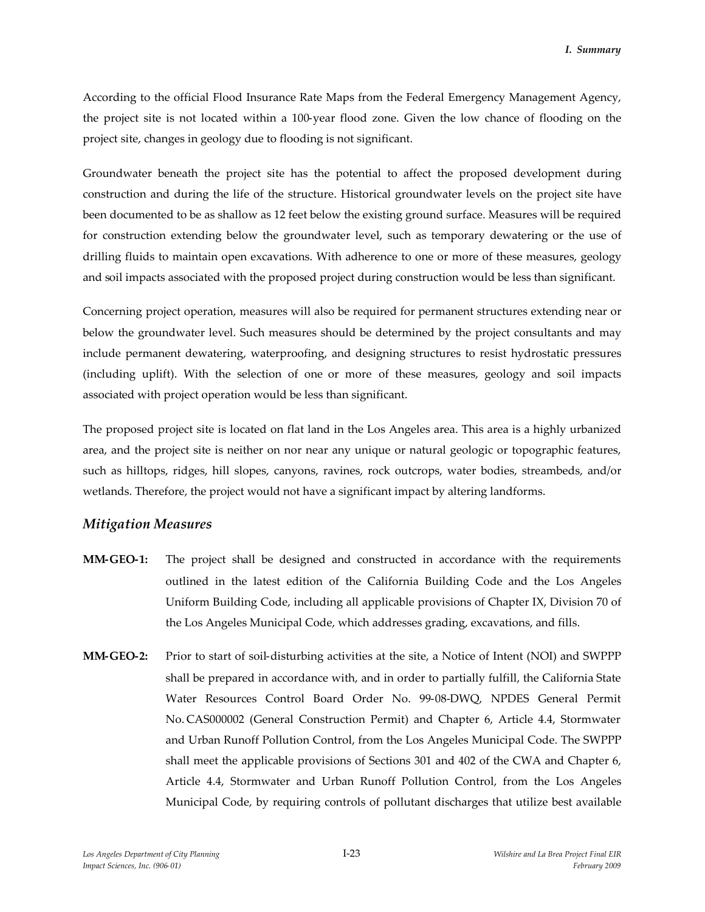According to the official Flood Insurance Rate Maps from the Federal Emergency Management Agency, the project site is not located within a 100-year flood zone. Given the low chance of flooding on the project site, changes in geology due to flooding is not significant.

Groundwater beneath the project site has the potential to affect the proposed development during construction and during the life of the structure. Historical groundwater levels on the project site have been documented to be as shallow as 12 feet below the existing ground surface. Measures will be required for construction extending below the groundwater level, such as temporary dewatering or the use of drilling fluids to maintain open excavations. With adherence to one or more of these measures, geology and soil impacts associated with the proposed project during construction would be less than significant.

Concerning project operation, measures will also be required for permanent structures extending near or below the groundwater level. Such measures should be determined by the project consultants and may include permanent dewatering, waterproofing, and designing structures to resist hydrostatic pressures (including uplift). With the selection of one or more of these measures, geology and soil impacts associated with project operation would be less than significant.

The proposed project site is located on flat land in the Los Angeles area. This area is a highly urbanized area, and the project site is neither on nor near any unique or natural geologic or topographic features, such as hilltops, ridges, hill slopes, canyons, ravines, rock outcrops, water bodies, streambeds, and/or wetlands. Therefore, the project would not have a significant impact by altering landforms.

### *Mitigation Measures*

**MM-GEO-1:** The project shall be designed and constructed in accordance with the requirements outlined in the latest edition of the California Building Code and the Los Angeles Uniform Building Code, including all applicable provisions of Chapter IX, Division 70 of the Los Angeles Municipal Code, which addresses grading, excavations, and fills.

**MM-GEO-2:** Prior to start of soil-disturbing activities at the site, a Notice of Intent (NOI) and SWPPP shall be prepared in accordance with, and in order to partially fulfill, the California State Water Resources Control Board Order No. 99-08-DWQ, NPDES General Permit No. CAS000002 (General Construction Permit) and Chapter 6, Article 4.4, Stormwater and Urban Runoff Pollution Control, from the Los Angeles Municipal Code. The SWPPP shall meet the applicable provisions of Sections 301 and 402 of the CWA and Chapter 6, Article 4.4, Stormwater and Urban Runoff Pollution Control, from the Los Angeles Municipal Code, by requiring controls of pollutant discharges that utilize best available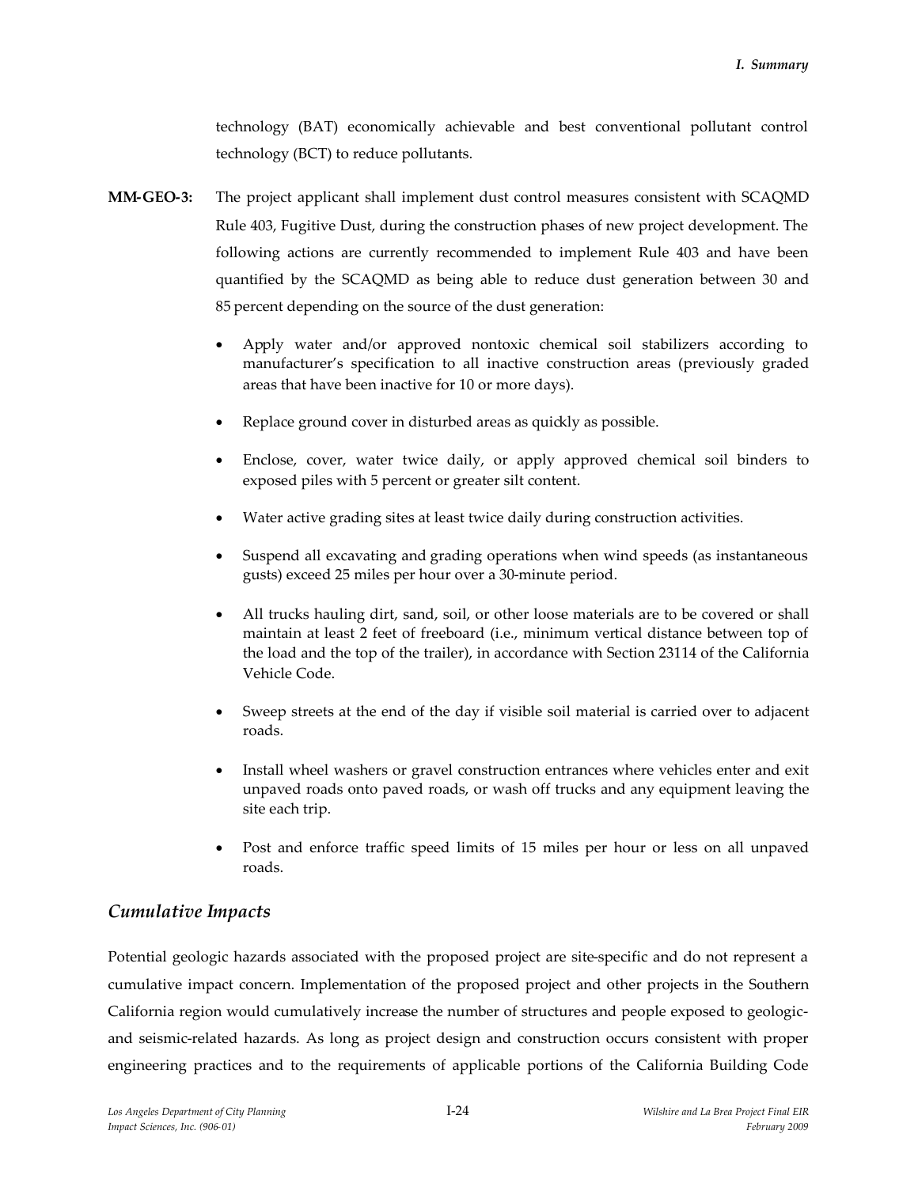technology (BAT) economically achievable and best conventional pollutant control technology (BCT) to reduce pollutants.

**MM-GEO-3:** The project applicant shall implement dust control measures consistent with SCAQMD Rule 403, Fugitive Dust, during the construction phases of new project development. The following actions are currently recommended to implement Rule 403 and have been quantified by the SCAQMD as being able to reduce dust generation between 30 and 85 percent depending on the source of the dust generation:

- Apply water and/or approved nontoxic chemical soil stabilizers according to manufacturer's specification to all inactive construction areas (previously graded areas that have been inactive for 10 or more days).
- Replace ground cover in disturbed areas as quickly as possible.
- Enclose, cover, water twice daily, or apply approved chemical soil binders to exposed piles with 5 percent or greater silt content.
- Water active grading sites at least twice daily during construction activities.
- Suspend all excavating and grading operations when wind speeds (as instantaneous gusts) exceed 25 miles per hour over a 30-minute period.
- All trucks hauling dirt, sand, soil, or other loose materials are to be covered or shall maintain at least 2 feet of freeboard (i.e., minimum vertical distance between top of the load and the top of the trailer), in accordance with Section 23114 of the California Vehicle Code.
- Sweep streets at the end of the day if visible soil material is carried over to adjacent roads.
- Install wheel washers or gravel construction entrances where vehicles enter and exit unpaved roads onto paved roads, or wash off trucks and any equipment leaving the site each trip.
- Post and enforce traffic speed limits of 15 miles per hour or less on all unpaved roads.

### *Cumulative Impacts*

Potential geologic hazards associated with the proposed project are site-specific and do not represent a cumulative impact concern. Implementation of the proposed project and other projects in the Southern California region would cumulatively increase the number of structures and people exposed to geologic- and seismic-related hazards. As long as project design and construction occurs consistent with proper engineering practices and to the requirements of applicable portions of the California Building Code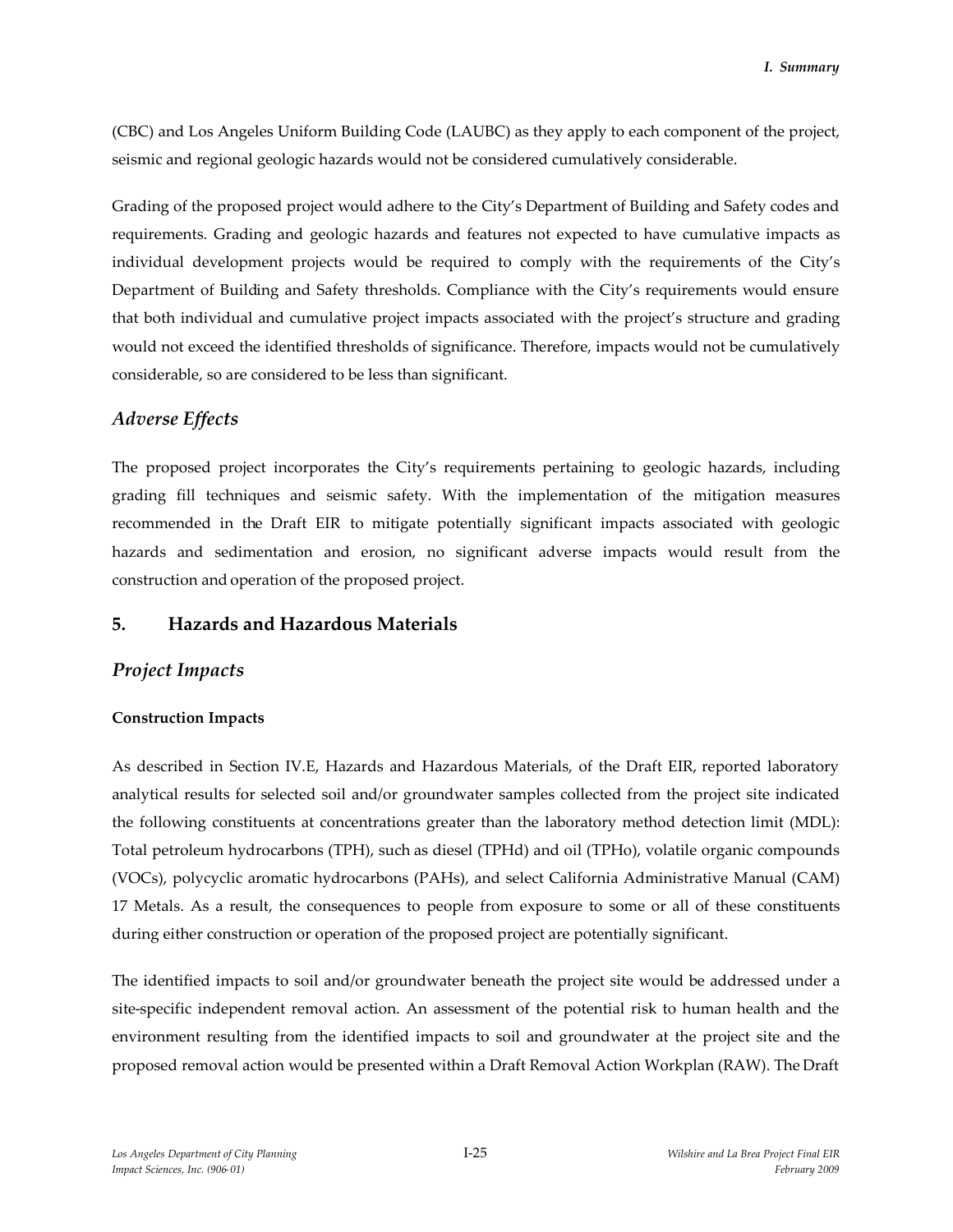(CBC) and Los Angeles Uniform Building Code (LAUBC) as they apply to each component of the project, seismic and regional geologic hazards would not be considered cumulatively considerable.

Grading of the proposed project would adhere to the City's Department of Building and Safety codes and requirements. Grading and geologic hazards and features not expected to have cumulative impacts as individual development projects would be required to comply with the requirements of the City's Department of Building and Safety thresholds. Compliance with the City's requirements would ensure that both individual and cumulative project impacts associated with the project's structure and grading would not exceed the identified thresholds of significance. Therefore, impacts would not be cumulatively considerable, so are considered to be less than significant.

### *Adverse Effects*

The proposed project incorporates the City's requirements pertaining to geologic hazards, including grading fill techniques and seismic safety. With the implementation of the mitigation measures recommended in the Draft EIR to mitigate potentially significant impacts associated with geologic hazards and sedimentation and erosion, no significant adverse impacts would result from the construction and operation of the proposed project.

## 5. Hazards and Hazardous Materials

### *Project Impacts*

**Construction Impacts**

As described in Section IV.E, Hazards and Hazardous Materials, of the Draft EIR, reported laboratory analytical results for selected soil and/or groundwater samples collected from the project site indicated the following constituents at concentrations greater than the laboratory method detection limit (MDL): Total petroleum hydrocarbons (TPH), such as diesel (TPHd) and oil (TPHo), volatile organic compounds (VOCs), polycyclic aromatic hydrocarbons (PAHs), and select California Administrative Manual (CAM) 17 Metals. As a result, the consequences to people from exposure to some or all of these constituents during either construction or operation of the proposed project are potentially significant.

The identified impacts to soil and/or groundwater beneath the project site would be addressed under a site-specific independent removal action. An assessment of the potential risk to human health and the environment resulting from the identified impacts to soil and groundwater at the project site and the proposed removal action would be presented within a Draft Removal Action Workplan (RAW). The Draft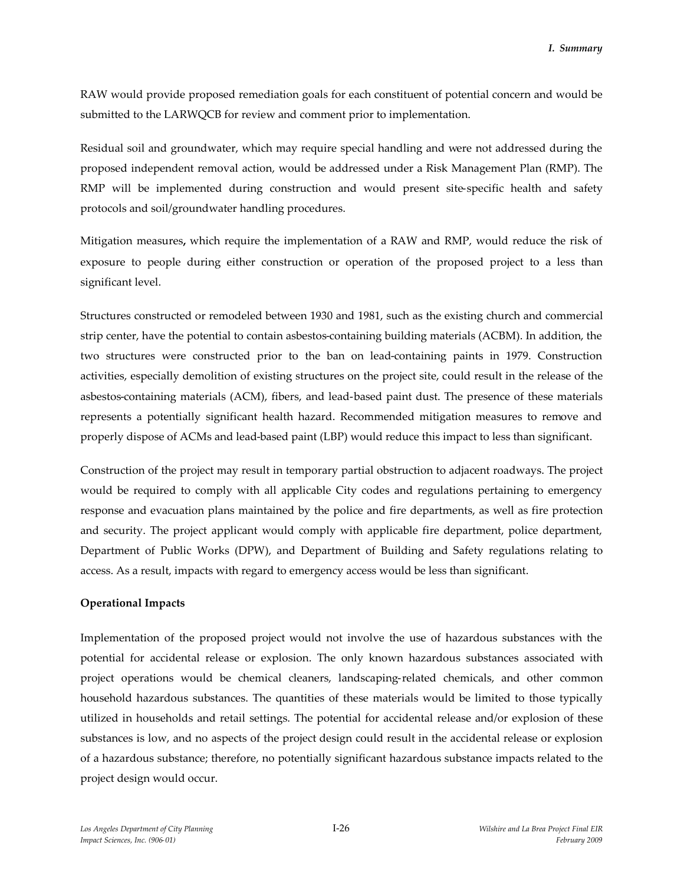RAW would provide proposed remediation goals for each constituent of potential concern and would be submitted to the LARWQCB for review and comment prior to implementation.

Residual soil and groundwater, which may require special handling and were not addressed during the proposed independent removal action, would be addressed under a Risk Management Plan (RMP). The RMP will be implemented during construction and would present site-specific health and safety protocols and soil/groundwater handling procedures.

Mitigation measures**,** which require the implementation of a RAW and RMP, would reduce the risk of exposure to people during either construction or operation of the proposed project to a less than significant level.

Structures constructed or remodeled between 1930 and 1981, such as the existing church and commercial strip center, have the potential to contain asbestos-containing building materials (ACBM). In addition, the two structures were constructed prior to the ban on lead-containing paints in 1979. Construction activities, especially demolition of existing structures on the project site, could result in the release of the asbestos-containing materials (ACM), fibers, and lead-based paint dust. The presence of these materials represents a potentially significant health hazard. Recommended mitigation measures to remove and properly dispose of ACMs and lead-based paint (LBP) would reduce this impact to less than significant.

Construction of the project may result in temporary partial obstruction to adjacent roadways. The project would be required to comply with all applicable City codes and regulations pertaining to emergency response and evacuation plans maintained by the police and fire departments, as well as fire protection and security. The project applicant would comply with applicable fire department, police department, Department of Public Works (DPW), and Department of Building and Safety regulations relating to access. As a result, impacts with regard to emergency access would be less than significant.

**Operational Impacts**

Implementation of the proposed project would not involve the use of hazardous substances with the potential for accidental release or explosion. The only known hazardous substances associated with project operations would be chemical cleaners, landscaping-related chemicals, and other common household hazardous substances. The quantities of these materials would be limited to those typically utilized in households and retail settings. The potential for accidental release and/or explosion of these substances is low, and no aspects of the project design could result in the accidental release or explosion of a hazardous substance; therefore, no potentially significant hazardous substance impacts related to the project design would occur.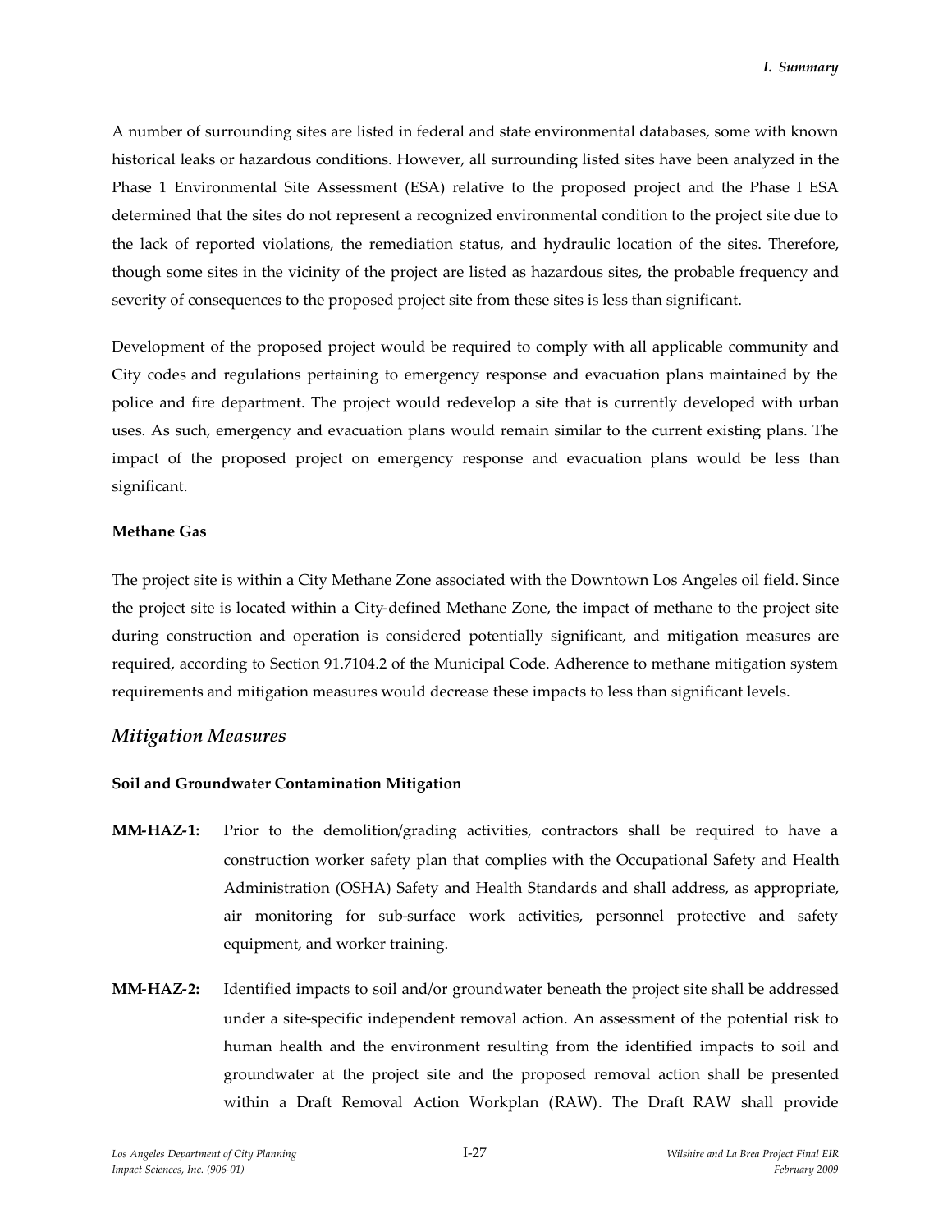A number of surrounding sites are listed in federal and state environmental databases, some with known historical leaks or hazardous conditions. However, all surrounding listed sites have been analyzed in the Phase 1 Environmental Site Assessment (ESA) relative to the proposed project and the Phase I ESA determined that the sites do not represent a recognized environmental condition to the project site due to the lack of reported violations, the remediation status, and hydraulic location of the sites. Therefore, though some sites in the vicinity of the project are listed as hazardous sites, the probable frequency and severity of consequences to the proposed project site from these sites is less than significant.

Development of the proposed project would be required to comply with all applicable community and City codes and regulations pertaining to emergency response and evacuation plans maintained by the police and fire department. The project would redevelop a site that is currently developed with urban uses. As such, emergency and evacuation plans would remain similar to the current existing plans. The impact of the proposed project on emergency response and evacuation plans would be less than significant.

**Methane Gas**

The project site is within a City Methane Zone associated with the Downtown Los Angeles oil field. Since the project site is located within a City-defined Methane Zone, the impact of methane to the project site during construction and operation is considered potentially significant, and mitigation measures are required, according to Section 91.7104.2 of the Municipal Code. Adherence to methane mitigation system requirements and mitigation measures would decrease these impacts to less than significant levels.

## *Mitigation Measures*

**Soil and Groundwater Contamination Mitigation**

**MM-HAZ-1:** Prior to the demolition/grading activities, contractors shall be required to have a construction worker safety plan that complies with the Occupational Safety and Health Administration (OSHA) Safety and Health Standards and shall address, as appropriate, air monitoring for sub-surface work activities, personnel protective and safety equipment, and worker training.

**MM-HAZ-2:** Identified impacts to soil and/or groundwater beneath the project site shall be addressed under a site-specific independent removal action. An assessment of the potential risk to human health and the environment resulting from the identified impacts to soil and groundwater at the project site and the proposed removal action shall be presented within a Draft Removal Action Workplan (RAW). The Draft RAW shall provide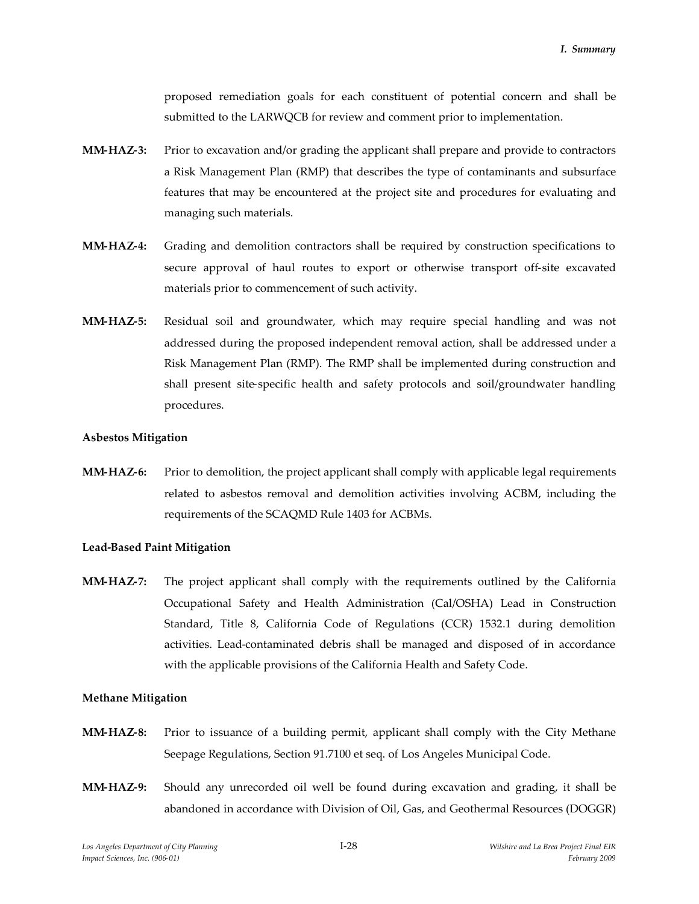proposed remediation goals for each constituent of potential concern and shall be submitted to the LARWQCB for review and comment prior to implementation.

**MM-HAZ-3:** Prior to excavation and/or grading the applicant shall prepare and provide to contractors a Risk Management Plan (RMP) that describes the type of contaminants and subsurface features that may be encountered at the project site and procedures for evaluating and managing such materials.

**MM-HAZ-4:** Grading and demolition contractors shall be required by construction specifications to secure approval of haul routes to export or otherwise transport off-site excavated materials prior to commencement of such activity.

**MM-HAZ-5:** Residual soil and groundwater, which may require special handling and was not addressed during the proposed independent removal action, shall be addressed under a Risk Management Plan (RMP). The RMP shall be implemented during construction and shall present site-specific health and safety protocols and soil/groundwater handling procedures.

**Asbestos Mitigation**

**MM-HAZ-6:** Prior to demolition, the project applicant shall comply with applicable legal requirements related to asbestos removal and demolition activities involving ACBM, including the requirements of the SCAQMD Rule 1403 for ACBMs.

**Lead-Based Paint Mitigation**

**MM-HAZ-7:** The project applicant shall comply with the requirements outlined by the California Occupational Safety and Health Administration (Cal/OSHA) Lead in Construction Standard, Title 8, California Code of Regulations (CCR) 1532.1 during demolition activities. Lead-contaminated debris shall be managed and disposed of in accordance with the applicable provisions of the California Health and Safety Code.

**Methane Mitigation**

**MM-HAZ-8:** Prior to issuance of a building permit, applicant shall comply with the City Methane Seepage Regulations, Section 91.7100 et seq. of Los Angeles Municipal Code.

**MM-HAZ-9:** Should any unrecorded oil well be found during excavation and grading, it shall be abandoned in accordance with Division of Oil, Gas, and Geothermal Resources (DOGGR)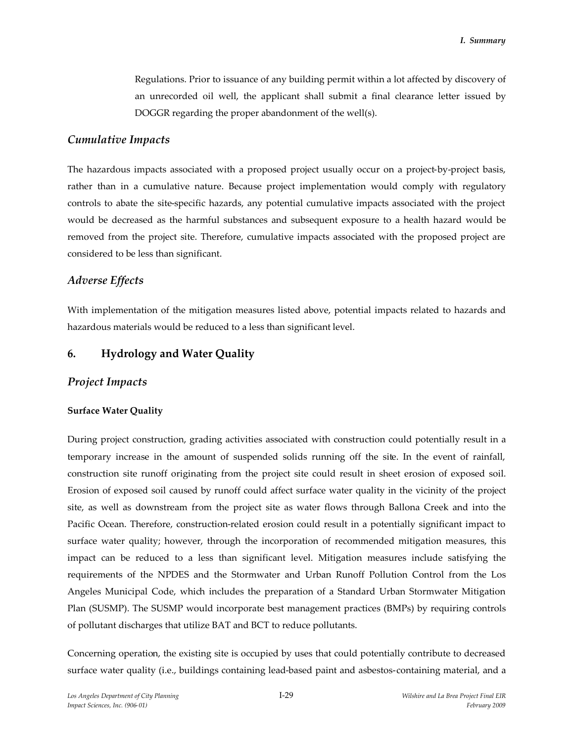Regulations. Prior to issuance of any building permit within a lot affected by discovery of an unrecorded oil well, the applicant shall submit a final clearance letter issued by DOGGR regarding the proper abandonment of the well(s).

## *Cumulative Impacts*

The hazardous impacts associated with a proposed project usually occur on a project-by-project basis, rather than in a cumulative nature. Because project implementation would comply with regulatory controls to abate the site-specific hazards, any potential cumulative impacts associated with the project would be decreased as the harmful substances and subsequent exposure to a health hazard would be removed from the project site. Therefore, cumulative impacts associated with the proposed project are considered to be less than significant.

## *Adverse Effects*

With implementation of the mitigation measures listed above, potential impacts related to hazards and hazardous materials would be reduced to a less than significant level.

# 6. Hydrology and Water Quality

## *Project Impacts*

### Surface Water Quality

During project construction, grading activities associated with construction could potentially result in a temporary increase in the amount of suspended solids running off the site. In the event of rainfall, construction site runoff originating from the project site could result in sheet erosion of exposed soil. Erosion of exposed soil caused by runoff could affect surface water quality in the vicinity of the project site, as well as downstream from the project site as water flows through Ballona Creek and into the Pacific Ocean. Therefore, construction-related erosion could result in a potentially significant impact to surface water quality; however, through the incorporation of recommended mitigation measures, this impact can be reduced to a less than significant level. Mitigation measures include satisfying the requirements of the NPDES and the Stormwater and Urban Runoff Pollution Control from the Los Angeles Municipal Code, which includes the preparation of a Standard Urban Stormwater Mitigation Plan (SUSMP). The SUSMP would incorporate best management practices (BMPs) by requiring controls of pollutant discharges that utilize BAT and BCT to reduce pollutants.

Concerning operation, the existing site is occupied by uses that could potentially contribute to decreased surface water quality (i.e., buildings containing lead-based paint and asbestos-containing material, and a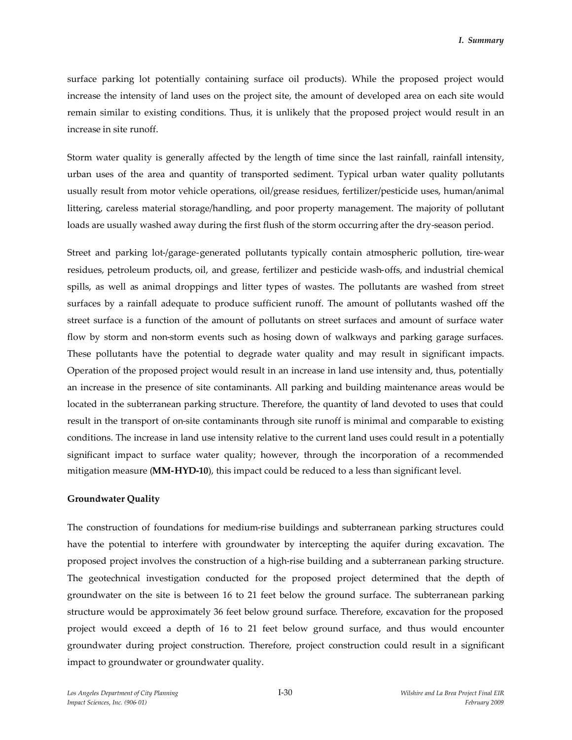surface parking lot potentially containing surface oil products). While the proposed project would increase the intensity of land uses on the project site, the amount of developed area on each site would remain similar to existing conditions. Thus, it is unlikely that the proposed project would result in an increase in site runoff.

Storm water quality is generally affected by the length of time since the last rainfall, rainfall intensity, urban uses of the area and quantity of transported sediment. Typical urban water quality pollutants usually result from motor vehicle operations, oil/grease residues, fertilizer/pesticide uses, human/animal littering, careless material storage/handling, and poor property management. The majority of pollutant loads are usually washed away during the first flush of the storm occurring after the dry-season period.

Street and parking lot-/garage-generated pollutants typically contain atmospheric pollution, tire-wear residues, petroleum products, oil, and grease, fertilizer and pesticide wash-offs, and industrial chemical spills, as well as animal droppings and litter types of wastes. The pollutants are washed from street surfaces by a rainfall adequate to produce sufficient runoff. The amount of pollutants washed off the street surface is a function of the amount of pollutants on street surfaces and amount of surface water flow by storm and non-storm events such as hosing down of walkways and parking garage surfaces. These pollutants have the potential to degrade water quality and may result in significant impacts. Operation of the proposed project would result in an increase in land use intensity and, thus, potentially an increase in the presence of site contaminants. All parking and building maintenance areas would be located in the subterranean parking structure. Therefore, the quantity of land devoted to uses that could result in the transport of on-site contaminants through site runoff is minimal and comparable to existing conditions. The increase in land use intensity relative to the current land uses could result in a potentially significant impact to surface water quality; however, through the incorporation of a recommended mitigation measure (**MM-HYD-10**), this impact could be reduced to a less than significant level.

**Groundwater Quality**

The construction of foundations for medium-rise buildings and subterranean parking structures could have the potential to interfere with groundwater by intercepting the aquifer during excavation. The proposed project involves the construction of a high-rise building and a subterranean parking structure. The geotechnical investigation conducted for the proposed project determined that the depth of groundwater on the site is between 16 to 21 feet below the ground surface. The subterranean parking structure would be approximately 36 feet below ground surface. Therefore, excavation for the proposed project would exceed a depth of 16 to 21 feet below ground surface, and thus would encounter groundwater during project construction. Therefore, project construction could result in a significant impact to groundwater or groundwater quality.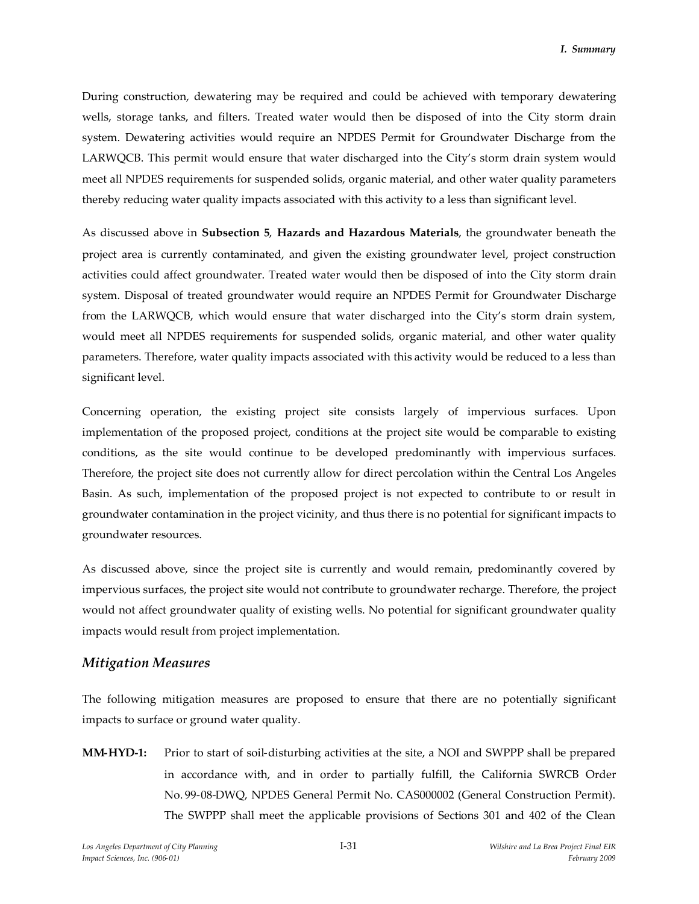During construction, dewatering may be required and could be achieved with temporary dewatering wells, storage tanks, and filters. Treated water would then be disposed of into the City storm drain system. Dewatering activities would require an NPDES Permit for Groundwater Discharge from the LARWQCB. This permit would ensure that water discharged into the City's storm drain system would meet all NPDES requirements for suspended solids, organic material, and other water quality parameters thereby reducing water quality impacts associated with this activity to a less than significant level.

As discussed above in **Subsection 5**, **Hazards and Hazardous Materials**, the groundwater beneath the project area is currently contaminated, and given the existing groundwater level, project construction activities could affect groundwater. Treated water would then be disposed of into the City storm drain system. Disposal of treated groundwater would require an NPDES Permit for Groundwater Discharge from the LARWQCB, which would ensure that water discharged into the City's storm drain system, would meet all NPDES requirements for suspended solids, organic material, and other water quality parameters. Therefore, water quality impacts associated with this activity would be reduced to a less than significant level.

Concerning operation, the existing project site consists largely of impervious surfaces. Upon implementation of the proposed project, conditions at the project site would be comparable to existing conditions, as the site would continue to be developed predominantly with impervious surfaces. Therefore, the project site does not currently allow for direct percolation within the Central Los Angeles Basin. As such, implementation of the proposed project is not expected to contribute to or result in groundwater contamination in the project vicinity, and thus there is no potential for significant impacts to groundwater resources.

As discussed above, since the project site is currently and would remain, predominantly covered by impervious surfaces, the project site would not contribute to groundwater recharge. Therefore, the project would not affect groundwater quality of existing wells. No potential for significant groundwater quality impacts would result from project implementation.

## *Mitigation Measures*

The following mitigation measures are proposed to ensure that there are no potentially significant impacts to surface or ground water quality.

**MM-HYD-1:** Prior to start of soil-disturbing activities at the site, a NOI and SWPPP shall be prepared in accordance with, and in order to partially fulfill, the California SWRCB Order No. 99-08-DWQ, NPDES General Permit No. CAS000002 (General Construction Permit). The SWPPP shall meet the applicable provisions of Sections 301 and 402 of the Clean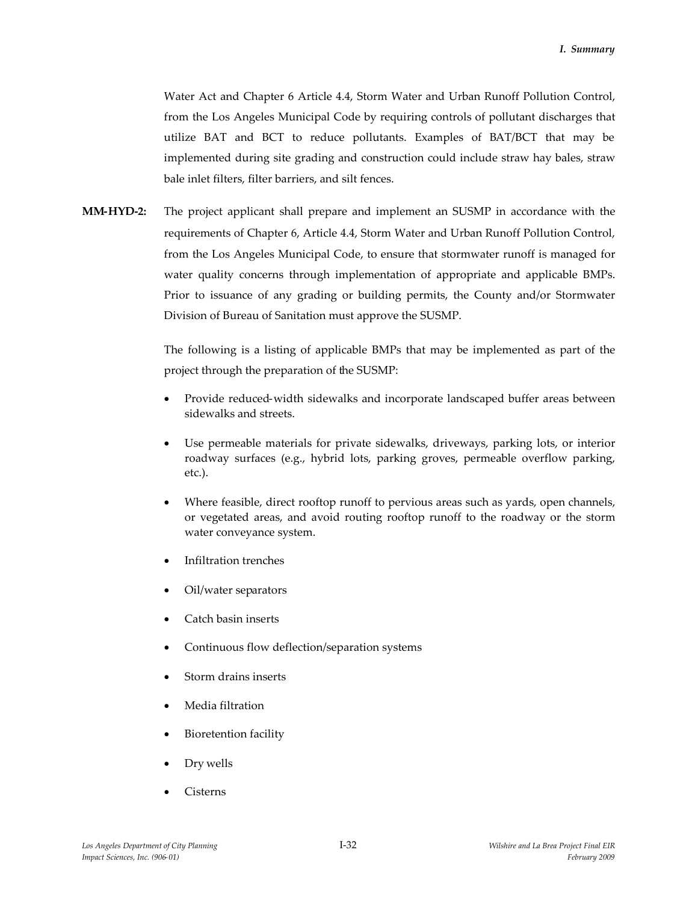Water Act and Chapter 6 Article 4.4, Storm Water and Urban Runoff Pollution Control, from the Los Angeles Municipal Code by requiring controls of pollutant discharges that utilize BAT and BCT to reduce pollutants. Examples of BAT/BCT that may be implemented during site grading and construction could include straw hay bales, straw bale inlet filters, filter barriers, and silt fences.

**MM-HYD-2:** The project applicant shall prepare and implement an SUSMP in accordance with the requirements of Chapter 6, Article 4.4, Storm Water and Urban Runoff Pollution Control, from the Los Angeles Municipal Code, to ensure that stormwater runoff is managed for water quality concerns through implementation of appropriate and applicable BMPs. Prior to issuance of any grading or building permits, the County and/or Stormwater Division of Bureau of Sanitation must approve the SUSMP.

The following is a listing of applicable BMPs that may be implemented as part of the project through the preparation of the SUSMP:

- Provide reduced-width sidewalks and incorporate landscaped buffer areas between sidewalks and streets.
- Use permeable materials for private sidewalks, driveways, parking lots, or interior roadway surfaces (e.g., hybrid lots, parking groves, permeable overflow parking, etc.).
- Where feasible, direct rooftop runoff to pervious areas such as yards, open channels, or vegetated areas, and avoid routing rooftop runoff to the roadway or the storm water conveyance system.
- Infiltration trenches
- Oil/water separators
- Catch basin inserts
- Continuous flow deflection/separation systems
- Storm drains inserts
- Media filtration
- Bioretention facility
- Dry wells
- Cisterns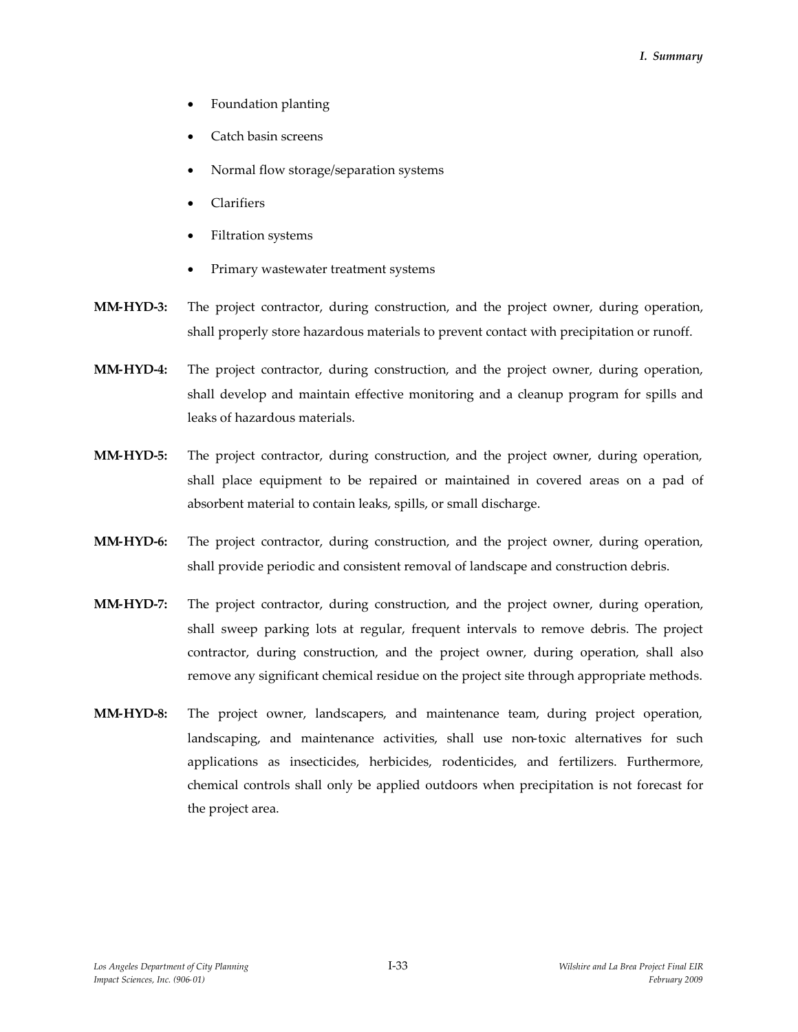- Foundation planting
- Catch basin screens
- Normal flow storage/separation systems
- Clarifiers
- Filtration systems
- Primary wastewater treatment systems

**MM-HYD-3:** The project contractor, during construction, and the project owner, during operation, shall properly store hazardous materials to prevent contact with precipitation or runoff.

**MM-HYD-4:** The project contractor, during construction, and the project owner, during operation, shall develop and maintain effective monitoring and a cleanup program for spills and leaks of hazardous materials.

**MM-HYD-5:** The project contractor, during construction, and the project owner, during operation, shall place equipment to be repaired or maintained in covered areas on a pad of absorbent material to contain leaks, spills, or small discharge.

**MM-HYD-6:** The project contractor, during construction, and the project owner, during operation, shall provide periodic and consistent removal of landscape and construction debris.

**MM-HYD-7:** The project contractor, during construction, and the project owner, during operation, shall sweep parking lots at regular, frequent intervals to remove debris. The project contractor, during construction, and the project owner, during operation, shall also remove any significant chemical residue on the project site through appropriate methods.

**MM-HYD-8:** The project owner, landscapers, and maintenance team, during project operation, landscaping, and maintenance activities, shall use non-toxic alternatives for such applications as insecticides, herbicides, rodenticides, and fertilizers. Furthermore, chemical controls shall only be applied outdoors when precipitation is not forecast for the project area.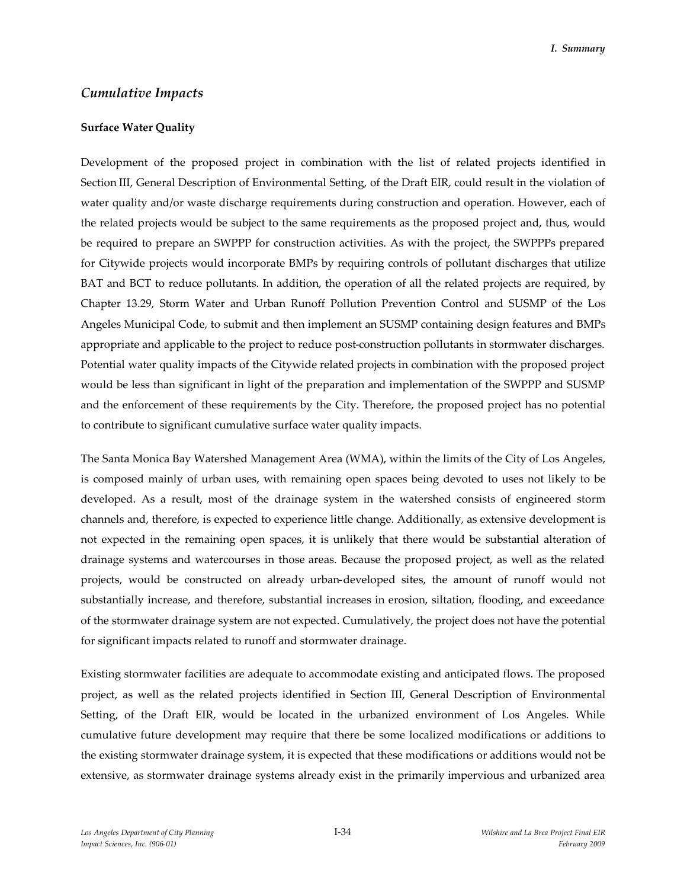## *Cumulative Impacts*

### Surface Water Quality

Development of the proposed project in combination with the list of related projects identified in Section III, General Description of Environmental Setting, of the Draft EIR, could result in the violation of water quality and/or waste discharge requirements during construction and operation. However, each of the related projects would be subject to the same requirements as the proposed project and, thus, would be required to prepare an SWPPP for construction activities. As with the project, the SWPPPs prepared for Citywide projects would incorporate BMPs by requiring controls of pollutant discharges that utilize BAT and BCT to reduce pollutants. In addition, the operation of all the related projects are required, by Chapter 13.29, Storm Water and Urban Runoff Pollution Prevention Control and SUSMP of the Los Angeles Municipal Code, to submit and then implement an SUSMP containing design features and BMPs appropriate and applicable to the project to reduce post-construction pollutants in stormwater discharges. Potential water quality impacts of the Citywide related projects in combination with the proposed project would be less than significant in light of the preparation and implementation of the SWPPP and SUSMP and the enforcement of these requirements by the City. Therefore, the proposed project has no potential to contribute to significant cumulative surface water quality impacts.

The Santa Monica Bay Watershed Management Area (WMA), within the limits of the City of Los Angeles, is composed mainly of urban uses, with remaining open spaces being devoted to uses not likely to be developed. As a result, most of the drainage system in the watershed consists of engineered storm channels and, therefore, is expected to experience little change. Additionally, as extensive development is not expected in the remaining open spaces, it is unlikely that there would be substantial alteration of drainage systems and watercourses in those areas. Because the proposed project, as well as the related projects, would be constructed on already urban-developed sites, the amount of runoff would not substantially increase, and therefore, substantial increases in erosion, siltation, flooding, and exceedance of the stormwater drainage system are not expected. Cumulatively, the project does not have the potential for significant impacts related to runoff and stormwater drainage.

Existing stormwater facilities are adequate to accommodate existing and anticipated flows. The proposed project, as well as the related projects identified in Section III, General Description of Environmental Setting, of the Draft EIR, would be located in the urbanized environment of Los Angeles. While cumulative future development may require that there be some localized modifications or additions to the existing stormwater drainage system, it is expected that these modifications or additions would not be extensive, as stormwater drainage systems already exist in the primarily impervious and urbanized area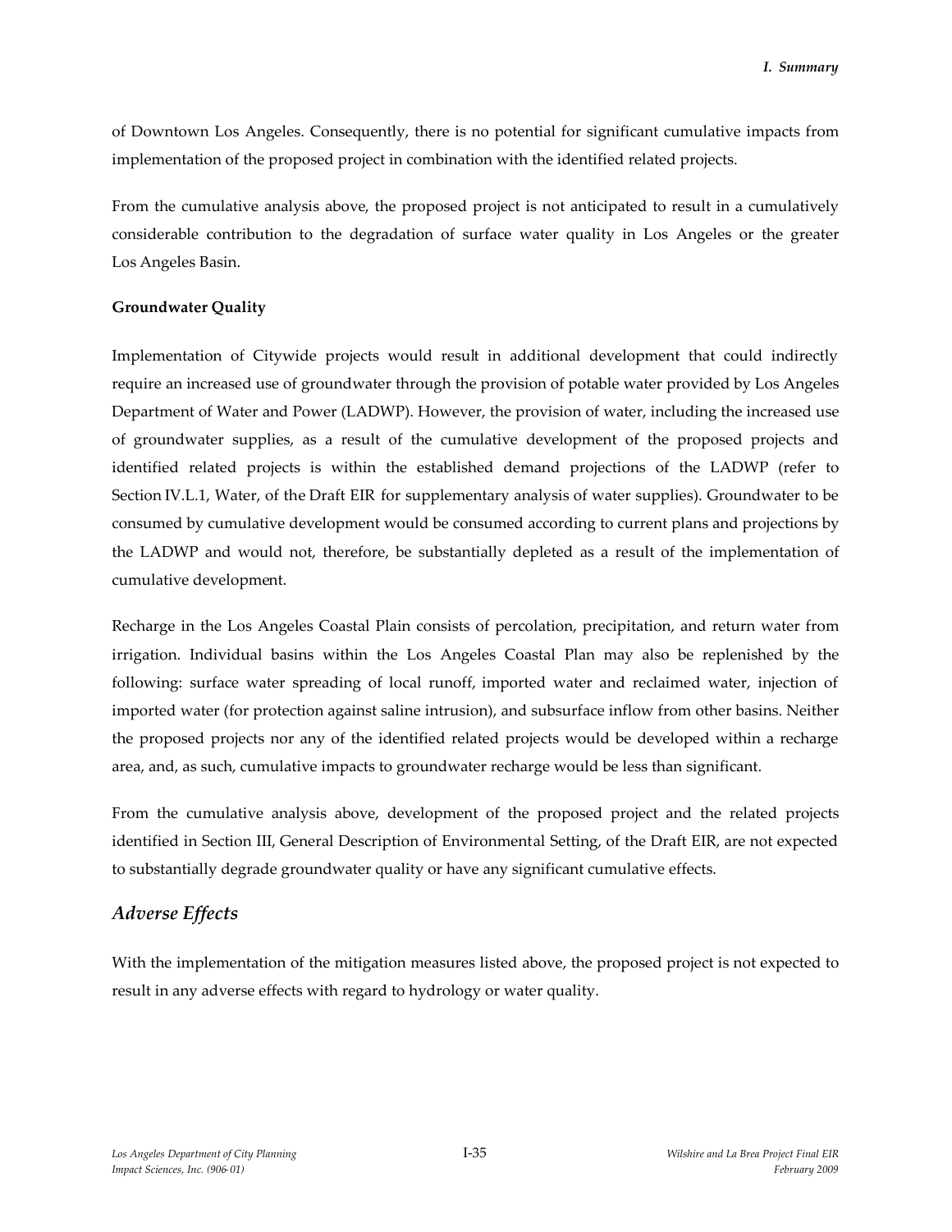of Downtown Los Angeles. Consequently, there is no potential for significant cumulative impacts from implementation of the proposed project in combination with the identified related projects.

From the cumulative analysis above, the proposed project is not anticipated to result in a cumulatively considerable contribution to the degradation of surface water quality in Los Angeles or the greater Los Angeles Basin.

**Groundwater Quality**

Implementation of Citywide projects would result in additional development that could indirectly require an increased use of groundwater through the provision of potable water provided by Los Angeles Department of Water and Power (LADWP). However, the provision of water, including the increased use of groundwater supplies, as a result of the cumulative development of the proposed projects and identified related projects is within the established demand projections of the LADWP (refer to Section IV.L.1, Water, of the Draft EIR for supplementary analysis of water supplies). Groundwater to be consumed by cumulative development would be consumed according to current plans and projections by the LADWP and would not, therefore, be substantially depleted as a result of the implementation of cumulative development.

Recharge in the Los Angeles Coastal Plain consists of percolation, precipitation, and return water from irrigation. Individual basins within the Los Angeles Coastal Plan may also be replenished by the following: surface water spreading of local runoff, imported water and reclaimed water, injection of imported water (for protection against saline intrusion), and subsurface inflow from other basins. Neither the proposed projects nor any of the identified related projects would be developed within a recharge area, and, as such, cumulative impacts to groundwater recharge would be less than significant.

From the cumulative analysis above, development of the proposed project and the related projects identified in Section III, General Description of Environmental Setting, of the Draft EIR, are not expected to substantially degrade groundwater quality or have any significant cumulative effects.

## *Adverse Effects*

With the implementation of the mitigation measures listed above, the proposed project is not expected to result in any adverse effects with regard to hydrology or water quality.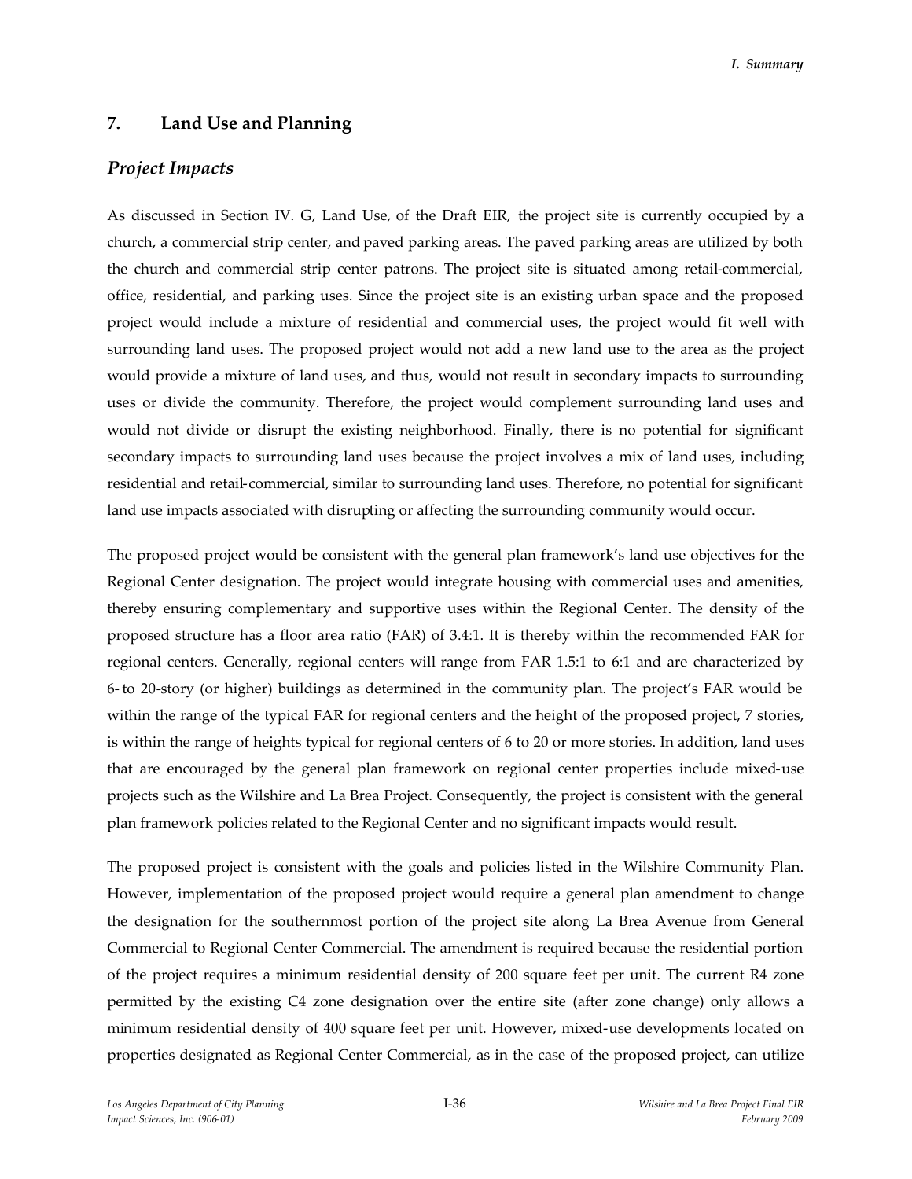## 7. Land Use and Planning

### *Project Impacts*

As discussed in Section IV. G, Land Use, of the Draft EIR, the project site is currently occupied by a church, a commercial strip center, and paved parking areas. The paved parking areas are utilized by both the church and commercial strip center patrons. The project site is situated among retail-commercial, office, residential, and parking uses. Since the project site is an existing urban space and the proposed project would include a mixture of residential and commercial uses, the project would fit well with surrounding land uses. The proposed project would not add a new land use to the area as the project would provide a mixture of land uses, and thus, would not result in secondary impacts to surrounding uses or divide the community. Therefore, the project would complement surrounding land uses and would not divide or disrupt the existing neighborhood. Finally, there is no potential for significant secondary impacts to surrounding land uses because the project involves a mix of land uses, including residential and retail-commercial, similar to surrounding land uses. Therefore, no potential for significant land use impacts associated with disrupting or affecting the surrounding community would occur.

The proposed project would be consistent with the general plan framework's land use objectives for the Regional Center designation. The project would integrate housing with commercial uses and amenities, thereby ensuring complementary and supportive uses within the Regional Center. The density of the proposed structure has a floor area ratio (FAR) of 3.4:1. It is thereby within the recommended FAR for regional centers. Generally, regional centers will range from FAR 1.5:1 to 6:1 and are characterized by 6- to 20-story (or higher) buildings as determined in the community plan. The project's FAR would be within the range of the typical FAR for regional centers and the height of the proposed project, 7 stories, is within the range of heights typical for regional centers of 6 to 20 or more stories. In addition, land uses that are encouraged by the general plan framework on regional center properties include mixed-use projects such as the Wilshire and La Brea Project. Consequently, the project is consistent with the general plan framework policies related to the Regional Center and no significant impacts would result.

The proposed project is consistent with the goals and policies listed in the Wilshire Community Plan. However, implementation of the proposed project would require a general plan amendment to change the designation for the southernmost portion of the project site along La Brea Avenue from General Commercial to Regional Center Commercial. The amendment is required because the residential portion of the project requires a minimum residential density of 200 square feet per unit. The current R4 zone permitted by the existing C4 zone designation over the entire site (after zone change) only allows a minimum residential density of 400 square feet per unit. However, mixed-use developments located on properties designated as Regional Center Commercial, as in the case of the proposed project, can utilize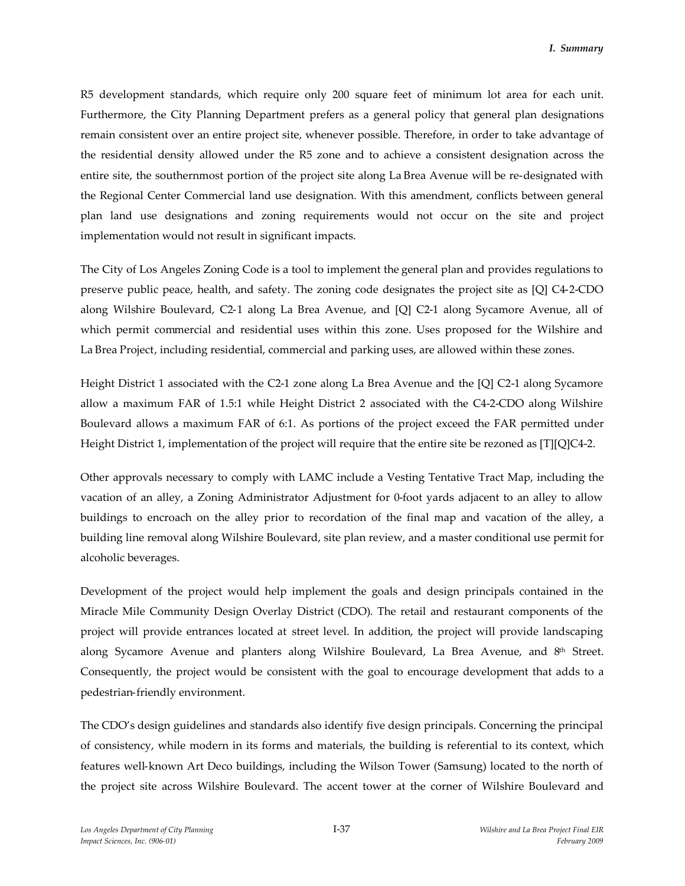R5 development standards, which require only 200 square feet of minimum lot area for each unit. Furthermore, the City Planning Department prefers as a general policy that general plan designations remain consistent over an entire project site, whenever possible. Therefore, in order to take advantage of the residential density allowed under the R5 zone and to achieve a consistent designation across the entire site, the southernmost portion of the project site along La Brea Avenue will be re-designated with the Regional Center Commercial land use designation. With this amendment, conflicts between general plan land use designations and zoning requirements would not occur on the site and project implementation would not result in significant impacts.

The City of Los Angeles Zoning Code is a tool to implement the general plan and provides regulations to preserve public peace, health, and safety. The zoning code designates the project site as [Q] C4-2-CDO along Wilshire Boulevard, C2-1 along La Brea Avenue, and [Q] C2-1 along Sycamore Avenue, all of which permit commercial and residential uses within this zone. Uses proposed for the Wilshire and La Brea Project, including residential, commercial and parking uses, are allowed within these zones.

Height District 1 associated with the C2-1 zone along La Brea Avenue and the [Q] C2-1 along Sycamore allow a maximum FAR of 1.5:1 while Height District 2 associated with the C4-2-CDO along Wilshire Boulevard allows a maximum FAR of 6:1. As portions of the project exceed the FAR permitted under Height District 1, implementation of the project will require that the entire site be rezoned as [T][Q]C4-2.

Other approvals necessary to comply with LAMC include a Vesting Tentative Tract Map, including the vacation of an alley, a Zoning Administrator Adjustment for 0-foot yards adjacent to an alley to allow buildings to encroach on the alley prior to recordation of the final map and vacation of the alley, a building line removal along Wilshire Boulevard, site plan review, and a master conditional use permit for alcoholic beverages.

Development of the project would help implement the goals and design principals contained in the Miracle Mile Community Design Overlay District (CDO). The retail and restaurant components of the project will provide entrances located at street level. In addition, the project will provide landscaping along Sycamore Avenue and planters along Wilshire Boulevard, La Brea Avenue, and 8th Street. Consequently, the project would be consistent with the goal to encourage development that adds to a pedestrian-friendly environment.

The CDO's design guidelines and standards also identify five design principals. Concerning the principal of consistency, while modern in its forms and materials, the building is referential to its context, which features well-known Art Deco buildings, including the Wilson Tower (Samsung) located to the north of the project site across Wilshire Boulevard. The accent tower at the corner of Wilshire Boulevard and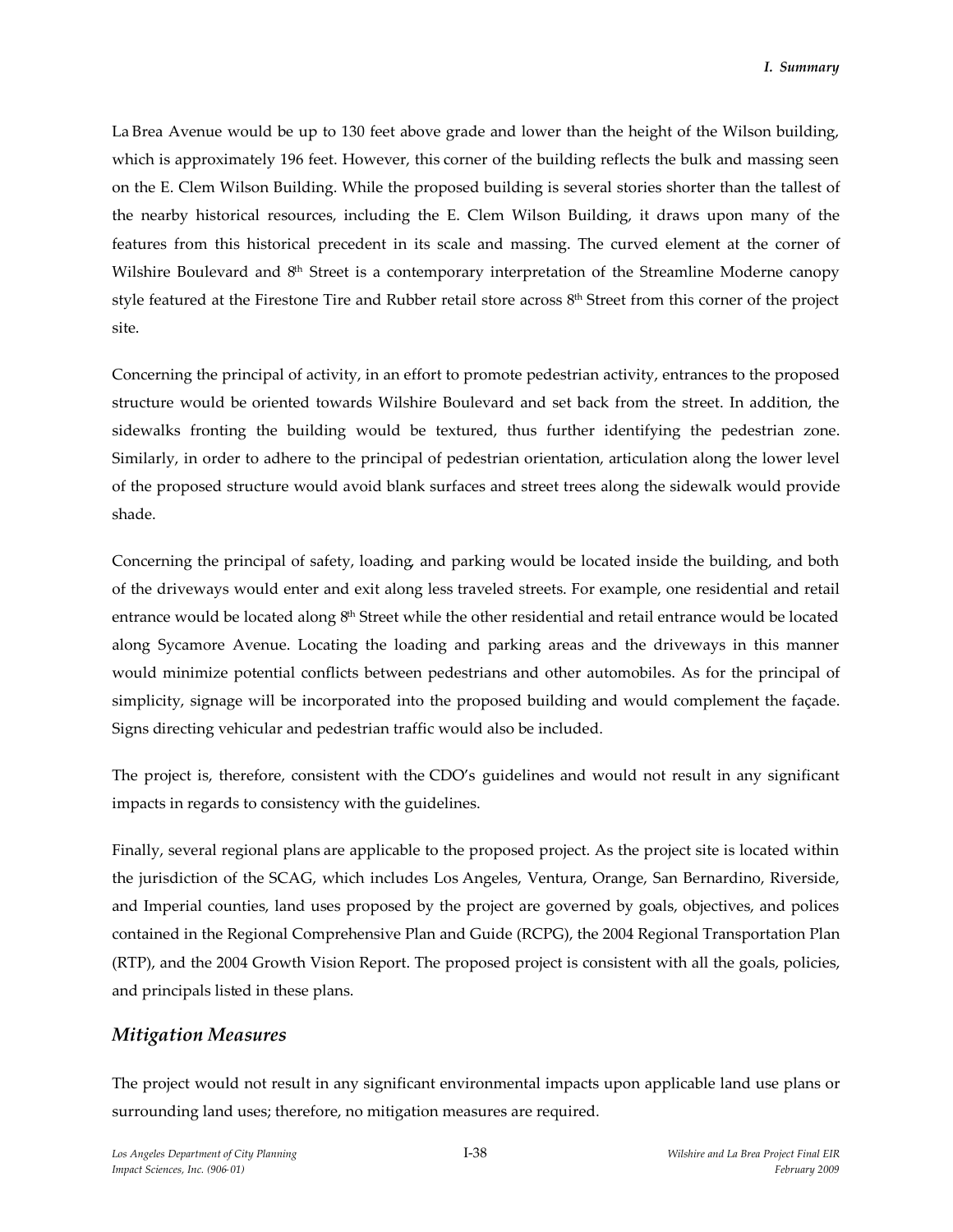La Brea Avenue would be up to 130 feet above grade and lower than the height of the Wilson building, which is approximately 196 feet. However, this corner of the building reflects the bulk and massing seen on the E. Clem Wilson Building. While the proposed building is several stories shorter than the tallest of the nearby historical resources, including the E. Clem Wilson Building, it draws upon many of the features from this historical precedent in its scale and massing. The curved element at the corner of Wilshire Boulevard and 8th Street is a contemporary interpretation of the Streamline Moderne canopy style featured at the Firestone Tire and Rubber retail store across 8th Street from this corner of the project site.

Concerning the principal of activity, in an effort to promote pedestrian activity, entrances to the proposed structure would be oriented towards Wilshire Boulevard and set back from the street. In addition, the sidewalks fronting the building would be textured, thus further identifying the pedestrian zone. Similarly, in order to adhere to the principal of pedestrian orientation, articulation along the lower level of the proposed structure would avoid blank surfaces and street trees along the sidewalk would provide shade.

Concerning the principal of safety, loading, and parking would be located inside the building, and both of the driveways would enter and exit along less traveled streets. For example, one residential and retail entrance would be located along 8th Street while the other residential and retail entrance would be located along Sycamore Avenue. Locating the loading and parking areas and the driveways in this manner would minimize potential conflicts between pedestrians and other automobiles. As for the principal of simplicity, signage will be incorporated into the proposed building and would complement the façade. Signs directing vehicular and pedestrian traffic would also be included.

The project is, therefore, consistent with the CDO's guidelines and would not result in any significant impacts in regards to consistency with the guidelines.

Finally, several regional plans are applicable to the proposed project. As the project site is located within the jurisdiction of the SCAG, which includes Los Angeles, Ventura, Orange, San Bernardino, Riverside, and Imperial counties, land uses proposed by the project are governed by goals, objectives, and polices contained in the Regional Comprehensive Plan and Guide (RCPG), the 2004 Regional Transportation Plan (RTP), and the 2004 Growth Vision Report. The proposed project is consistent with all the goals, policies, and principals listed in these plans.

### *Mitigation Measures*

The project would not result in any significant environmental impacts upon applicable land use plans or surrounding land uses; therefore, no mitigation measures are required.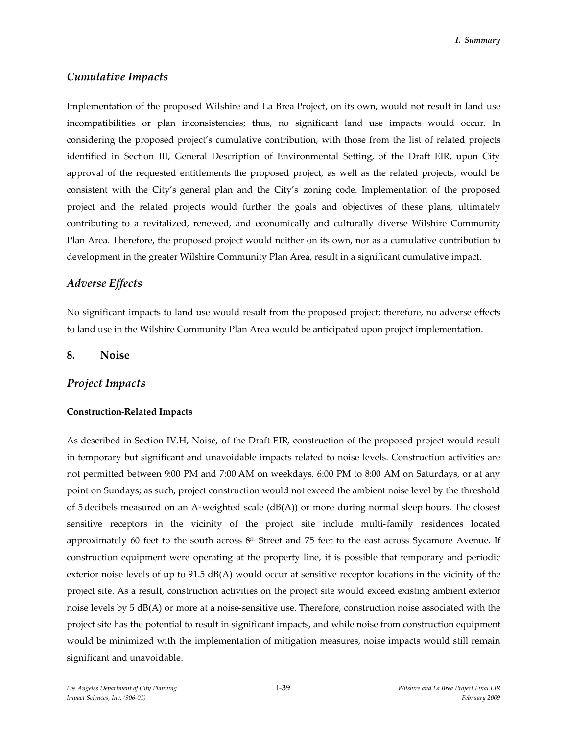## *Cumulative Impacts*

Implementation of the proposed Wilshire and La Brea Project, on its own, would not result in land use incompatibilities or plan inconsistencies; thus, no significant land use impacts would occur. In considering the proposed project's cumulative contribution, with those from the list of related projects identified in Section III, General Description of Environmental Setting, of the Draft EIR, upon City approval of the requested entitlements the proposed project, as well as the related projects, would be consistent with the City's general plan and the City's zoning code. Implementation of the proposed project and the related projects would further the goals and objectives of these plans, ultimately contributing to a revitalized, renewed, and economically and culturally diverse Wilshire Community Plan Area. Therefore, the proposed project would neither on its own, nor as a cumulative contribution to development in the greater Wilshire Community Plan Area, result in a significant cumulative impact.

## *Adverse Effects*

No significant impacts to land use would result from the proposed project; therefore, no adverse effects to land use in the Wilshire Community Plan Area would be anticipated upon project implementation.

# 8. Noise

## *Project Impacts*

### Construction-Related Impacts

As described in Section IV.H, Noise, of the Draft EIR, construction of the proposed project would result in temporary but significant and unavoidable impacts related to noise levels. Construction activities are not permitted between 9:00 PM and 7:00 AM on weekdays, 6:00 PM to 8:00 AM on Saturdays, or at any point on Sundays; as such, project construction would not exceed the ambient noise level by the threshold of 5 decibels measured on an A-weighted scale (dB(A)) or more during normal sleep hours. The closest sensitive receptors in the vicinity of the project site include multi-family residences located approximately 60 feet to the south across 8th Street and 75 feet to the east across Sycamore Avenue. If construction equipment were operating at the property line, it is possible that temporary and periodic exterior noise levels of up to 91.5 dB(A) would occur at sensitive receptor locations in the vicinity of the project site. As a result, construction activities on the project site would exceed existing ambient exterior noise levels by 5 dB(A) or more at a noise-sensitive use. Therefore, construction noise associated with the project site has the potential to result in significant impacts, and while noise from construction equipment would be minimized with the implementation of mitigation measures, noise impacts would still remain significant and unavoidable.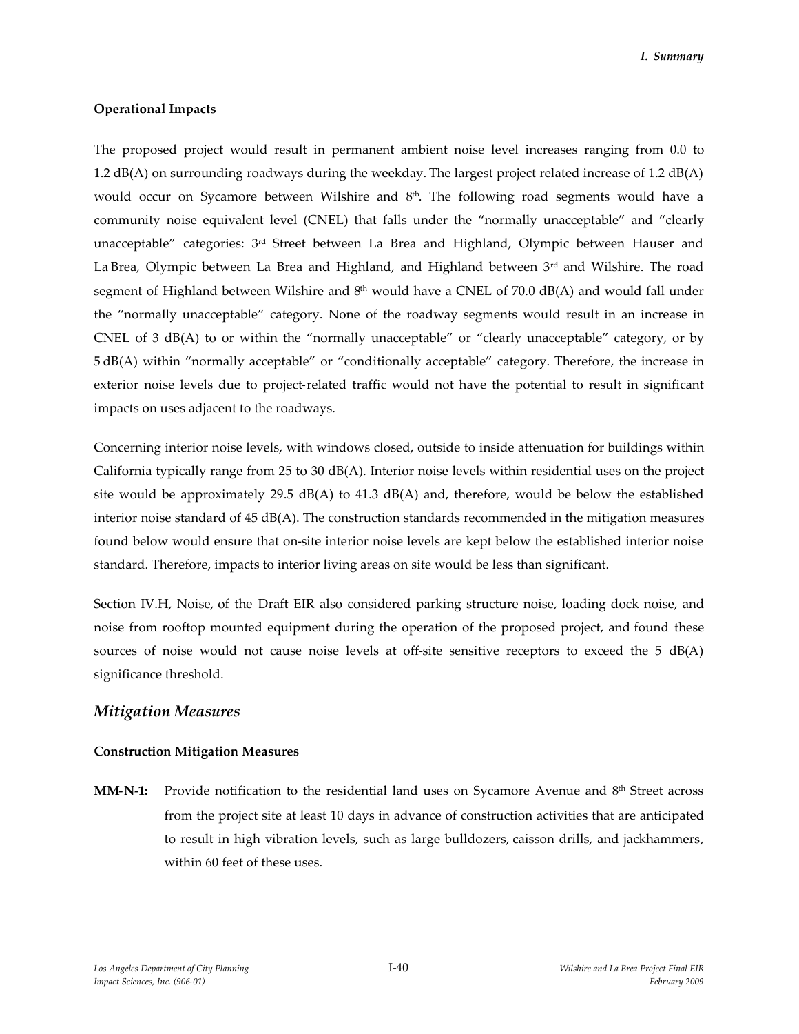**Operational Impacts**

The proposed project would result in permanent ambient noise level increases ranging from 0.0 to 1.2 dB(A) on surrounding roadways during the weekday. The largest project related increase of 1.2 dB(A) would occur on Sycamore between Wilshire and 8th. The following road segments would have a community noise equivalent level (CNEL) that falls under the "normally unacceptable" and "clearly unacceptable" categories: 3rd Street between La Brea and Highland, Olympic between Hauser and La Brea, Olympic between La Brea and Highland, and Highland between 3rd and Wilshire. The road segment of Highland between Wilshire and 8th would have a CNEL of 70.0 dB(A) and would fall under the "normally unacceptable" category. None of the roadway segments would result in an increase in CNEL of 3 dB(A) to or within the "normally unacceptable" or "clearly unacceptable" category, or by 5 dB(A) within "normally acceptable" or "conditionally acceptable" category. Therefore, the increase in exterior noise levels due to project-related traffic would not have the potential to result in significant impacts on uses adjacent to the roadways.

Concerning interior noise levels, with windows closed, outside to inside attenuation for buildings within California typically range from 25 to 30 dB(A). Interior noise levels within residential uses on the project site would be approximately 29.5 dB(A) to 41.3 dB(A) and, therefore, would be below the established interior noise standard of 45 dB(A). The construction standards recommended in the mitigation measures found below would ensure that on-site interior noise levels are kept below the established interior noise standard. Therefore, impacts to interior living areas on site would be less than significant.

Section IV.H, Noise, of the Draft EIR also considered parking structure noise, loading dock noise, and noise from rooftop mounted equipment during the operation of the proposed project, and found these sources of noise would not cause noise levels at off-site sensitive receptors to exceed the 5 dB(A) significance threshold.

## *Mitigation Measures*

**Construction Mitigation Measures**

**MM-N-1:** Provide notification to the residential land uses on Sycamore Avenue and 8th Street across from the project site at least 10 days in advance of construction activities that are anticipated to result in high vibration levels, such as large bulldozers, caisson drills, and jackhammers, within 60 feet of these uses.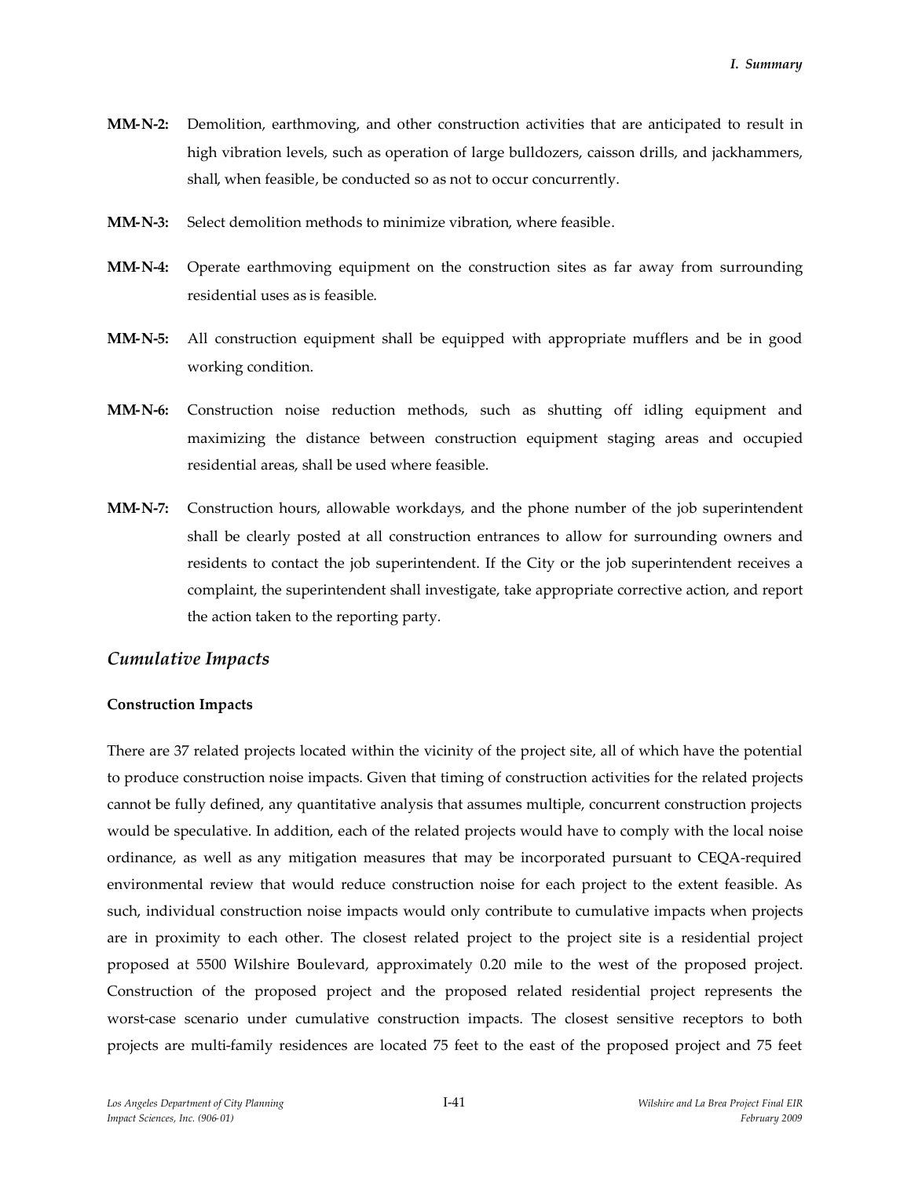**MM-N-2:** Demolition, earthmoving, and other construction activities that are anticipated to result in high vibration levels, such as operation of large bulldozers, caisson drills, and jackhammers, shall, when feasible, be conducted so as not to occur concurrently.

**MM-N-3:** Select demolition methods to minimize vibration, where feasible.

**MM-N-4:** Operate earthmoving equipment on the construction sites as far away from surrounding residential uses as is feasible.

**MM-N-5:** All construction equipment shall be equipped with appropriate mufflers and be in good working condition.

**MM-N-6:** Construction noise reduction methods, such as shutting off idling equipment and maximizing the distance between construction equipment staging areas and occupied residential areas, shall be used where feasible.

**MM-N-7:** Construction hours, allowable workdays, and the phone number of the job superintendent shall be clearly posted at all construction entrances to allow for surrounding owners and residents to contact the job superintendent. If the City or the job superintendent receives a complaint, the superintendent shall investigate, take appropriate corrective action, and report the action taken to the reporting party.

## *Cumulative Impacts*

### Construction Impacts

There are 37 related projects located within the vicinity of the project site, all of which have the potential to produce construction noise impacts. Given that timing of construction activities for the related projects cannot be fully defined, any quantitative analysis that assumes multiple, concurrent construction projects would be speculative. In addition, each of the related projects would have to comply with the local noise ordinance, as well as any mitigation measures that may be incorporated pursuant to CEQA-required environmental review that would reduce construction noise for each project to the extent feasible. As such, individual construction noise impacts would only contribute to cumulative impacts when projects are in proximity to each other. The closest related project to the project site is a residential project proposed at 5500 Wilshire Boulevard, approximately 0.20 mile to the west of the proposed project. Construction of the proposed project and the proposed related residential project represents the worst-case scenario under cumulative construction impacts. The closest sensitive receptors to both projects are multi-family residences are located 75 feet to the east of the proposed project and 75 feet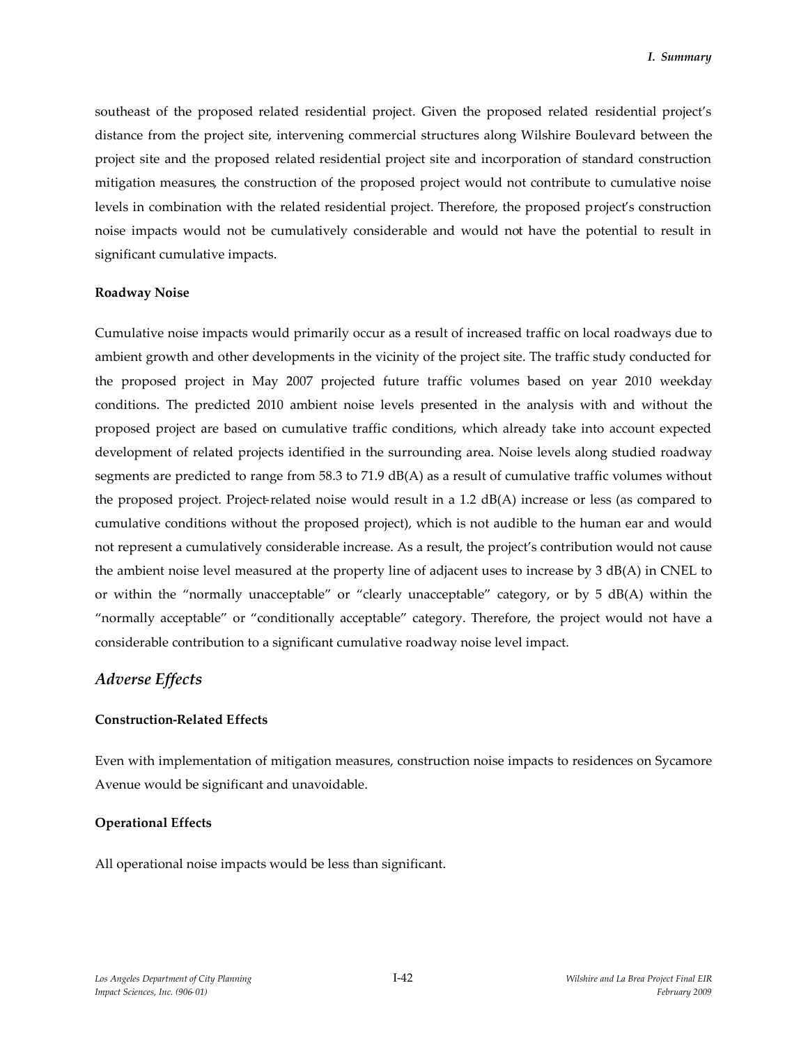southeast of the proposed related residential project. Given the proposed related residential project's distance from the project site, intervening commercial structures along Wilshire Boulevard between the project site and the proposed related residential project site and incorporation of standard construction mitigation measures, the construction of the proposed project would not contribute to cumulative noise levels in combination with the related residential project. Therefore, the proposed project's construction noise impacts would not be cumulatively considerable and would not have the potential to result in significant cumulative impacts.

**Roadway Noise**

Cumulative noise impacts would primarily occur as a result of increased traffic on local roadways due to ambient growth and other developments in the vicinity of the project site. The traffic study conducted for the proposed project in May 2007 projected future traffic volumes based on year 2010 weekday conditions. The predicted 2010 ambient noise levels presented in the analysis with and without the proposed project are based on cumulative traffic conditions, which already take into account expected development of related projects identified in the surrounding area. Noise levels along studied roadway segments are predicted to range from 58.3 to 71.9 dB(A) as a result of cumulative traffic volumes without the proposed project. Project-related noise would result in a 1.2 dB(A) increase or less (as compared to cumulative conditions without the proposed project), which is not audible to the human ear and would not represent a cumulatively considerable increase. As a result, the project's contribution would not cause the ambient noise level measured at the property line of adjacent uses to increase by 3 dB(A) in CNEL to or within the "normally unacceptable" or "clearly unacceptable" category, or by 5 dB(A) within the "normally acceptable" or "conditionally acceptable" category. Therefore, the project would not have a considerable contribution to a significant cumulative roadway noise level impact.

## *Adverse Effects*

**Construction-Related Effects**

Even with implementation of mitigation measures, construction noise impacts to residences on Sycamore Avenue would be significant and unavoidable.

**Operational Effects**

All operational noise impacts would be less than significant.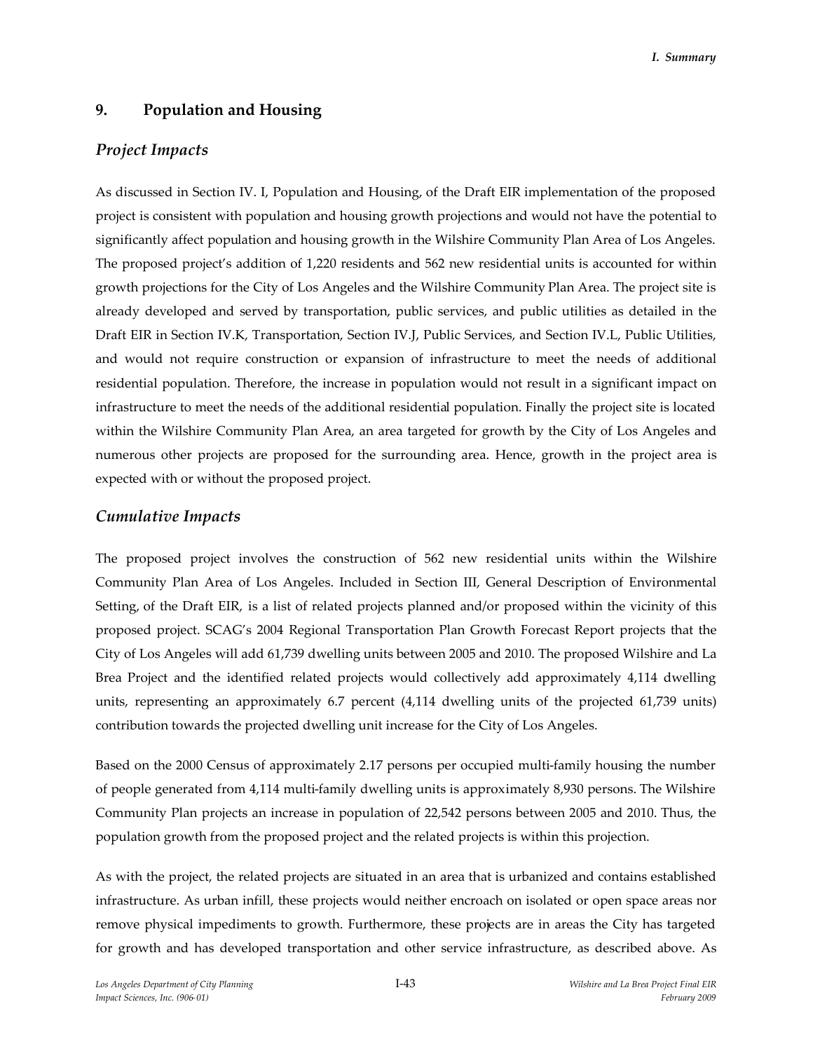## 9. Population and Housing

### *Project Impacts*

As discussed in Section IV. I, Population and Housing, of the Draft EIR implementation of the proposed project is consistent with population and housing growth projections and would not have the potential to significantly affect population and housing growth in the Wilshire Community Plan Area of Los Angeles. The proposed project's addition of 1,220 residents and 562 new residential units is accounted for within growth projections for the City of Los Angeles and the Wilshire Community Plan Area. The project site is already developed and served by transportation, public services, and public utilities as detailed in the Draft EIR in Section IV.K, Transportation, Section IV.J, Public Services, and Section IV.L, Public Utilities, and would not require construction or expansion of infrastructure to meet the needs of additional residential population. Therefore, the increase in population would not result in a significant impact on infrastructure to meet the needs of the additional residential population. Finally the project site is located within the Wilshire Community Plan Area, an area targeted for growth by the City of Los Angeles and numerous other projects are proposed for the surrounding area. Hence, growth in the project area is expected with or without the proposed project.

### *Cumulative Impacts*

The proposed project involves the construction of 562 new residential units within the Wilshire Community Plan Area of Los Angeles. Included in Section III, General Description of Environmental Setting, of the Draft EIR, is a list of related projects planned and/or proposed within the vicinity of this proposed project. SCAG's 2004 Regional Transportation Plan Growth Forecast Report projects that the City of Los Angeles will add 61,739 dwelling units between 2005 and 2010. The proposed Wilshire and La Brea Project and the identified related projects would collectively add approximately 4,114 dwelling units, representing an approximately 6.7 percent (4,114 dwelling units of the projected 61,739 units) contribution towards the projected dwelling unit increase for the City of Los Angeles.

Based on the 2000 Census of approximately 2.17 persons per occupied multi-family housing the number of people generated from 4,114 multi-family dwelling units is approximately 8,930 persons. The Wilshire Community Plan projects an increase in population of 22,542 persons between 2005 and 2010. Thus, the population growth from the proposed project and the related projects is within this projection.

As with the project, the related projects are situated in an area that is urbanized and contains established infrastructure. As urban infill, these projects would neither encroach on isolated or open space areas nor remove physical impediments to growth. Furthermore, these projects are in areas the City has targeted for growth and has developed transportation and other service infrastructure, as described above. As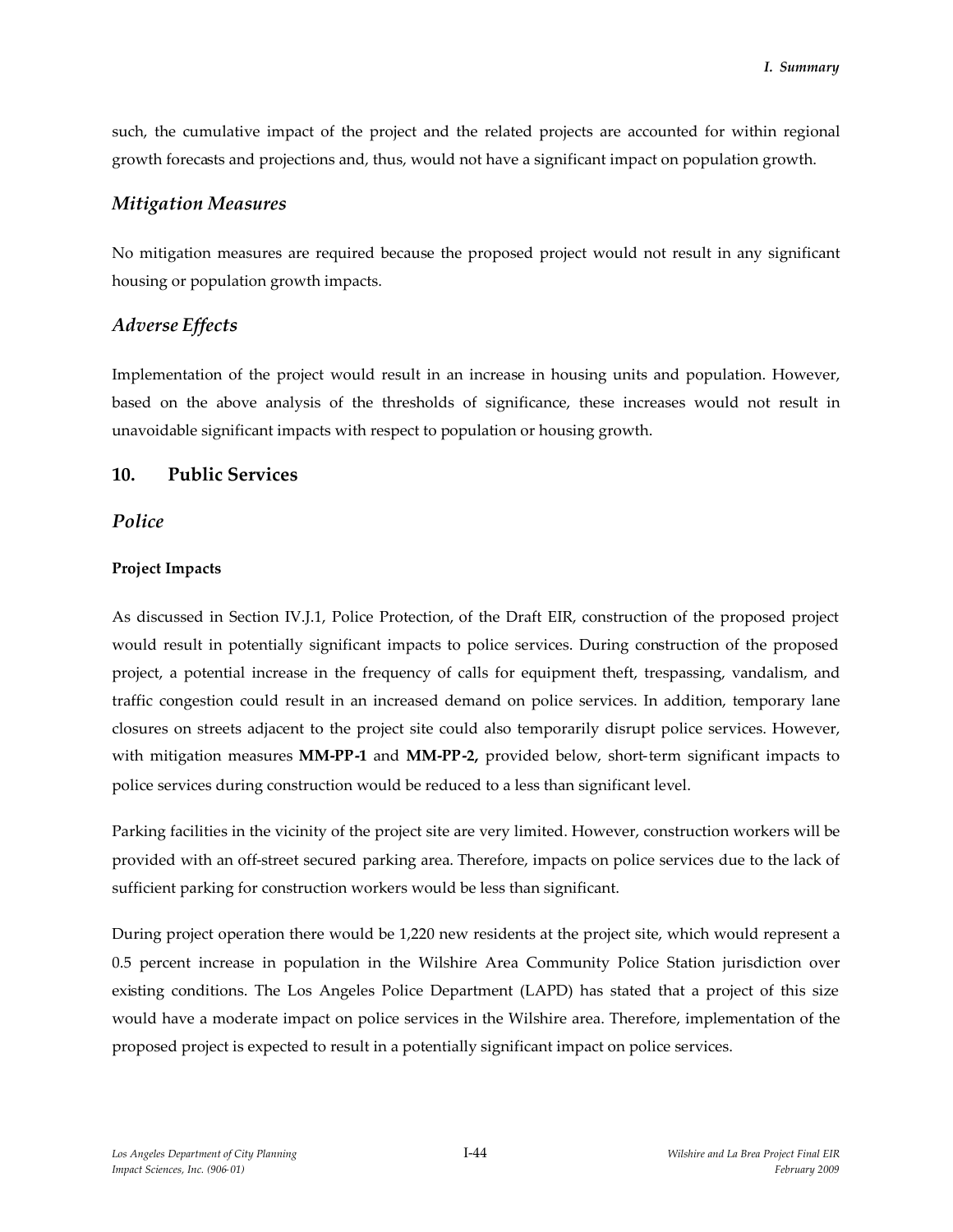such, the cumulative impact of the project and the related projects are accounted for within regional growth forecasts and projections and, thus, would not have a significant impact on population growth.

### *Mitigation Measures*

No mitigation measures are required because the proposed project would not result in any significant housing or population growth impacts.

### *Adverse Effects*

Implementation of the project would result in an increase in housing units and population. However, based on the above analysis of the thresholds of significance, these increases would not result in unavoidable significant impacts with respect to population or housing growth.

## 10. Public Services

### *Police*

#### Project Impacts

As discussed in Section IV.J.1, Police Protection, of the Draft EIR, construction of the proposed project would result in potentially significant impacts to police services. During construction of the proposed project, a potential increase in the frequency of calls for equipment theft, trespassing, vandalism, and traffic congestion could result in an increased demand on police services. In addition, temporary lane closures on streets adjacent to the project site could also temporarily disrupt police services. However, with mitigation measures **MM-PP-1** and **MM-PP-2,** provided below, short-term significant impacts to police services during construction would be reduced to a less than significant level.

Parking facilities in the vicinity of the project site are very limited. However, construction workers will be provided with an off-street secured parking area. Therefore, impacts on police services due to the lack of sufficient parking for construction workers would be less than significant.

During project operation there would be 1,220 new residents at the project site, which would represent a 0.5 percent increase in population in the Wilshire Area Community Police Station jurisdiction over existing conditions. The Los Angeles Police Department (LAPD) has stated that a project of this size would have a moderate impact on police services in the Wilshire area. Therefore, implementation of the proposed project is expected to result in a potentially significant impact on police services.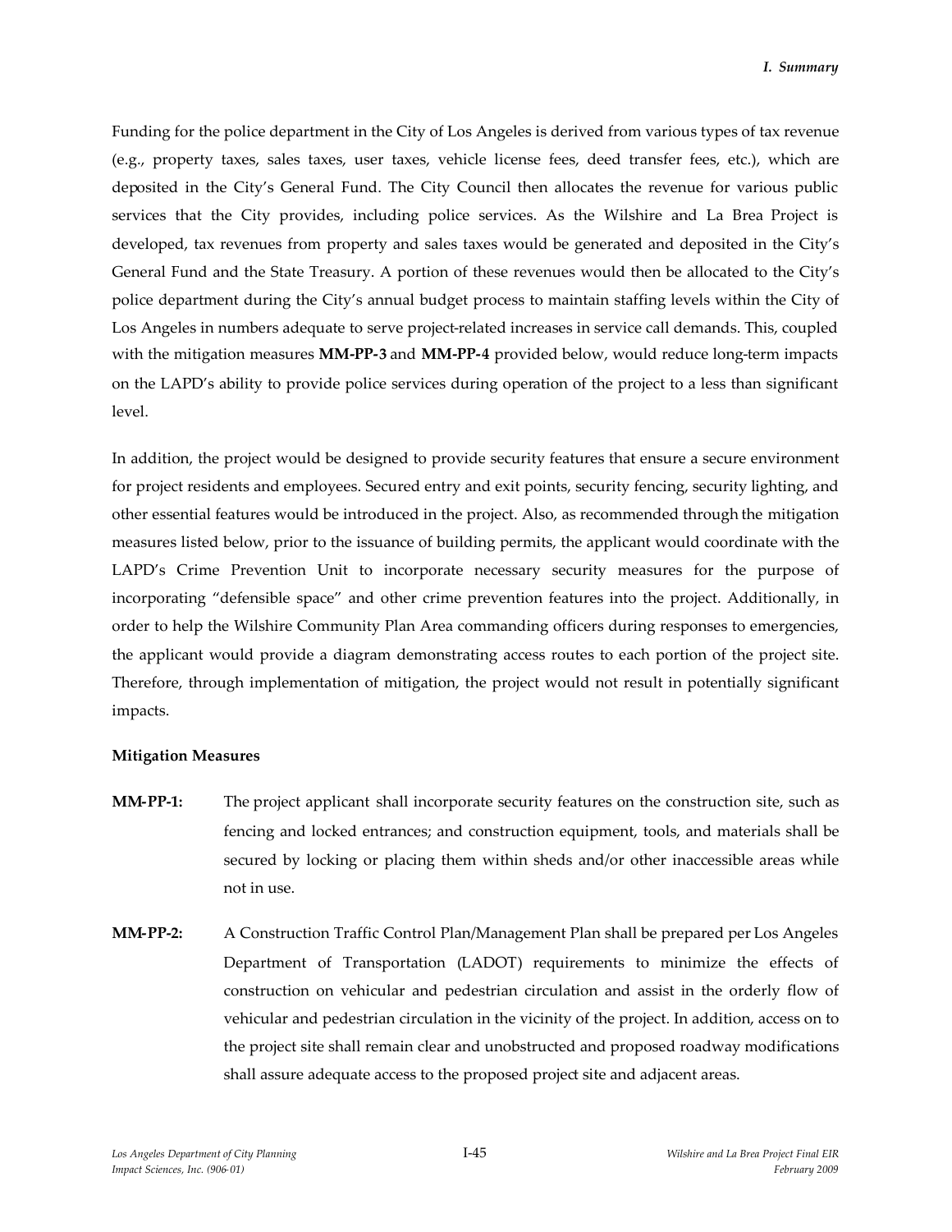Funding for the police department in the City of Los Angeles is derived from various types of tax revenue (e.g., property taxes, sales taxes, user taxes, vehicle license fees, deed transfer fees, etc.), which are deposited in the City's General Fund. The City Council then allocates the revenue for various public services that the City provides, including police services. As the Wilshire and La Brea Project is developed, tax revenues from property and sales taxes would be generated and deposited in the City's General Fund and the State Treasury. A portion of these revenues would then be allocated to the City's police department during the City's annual budget process to maintain staffing levels within the City of Los Angeles in numbers adequate to serve project-related increases in service call demands. This, coupled with the mitigation measures **MM-PP-3** and **MM-PP-4** provided below, would reduce long-term impacts on the LAPD's ability to provide police services during operation of the project to a less than significant level.

In addition, the project would be designed to provide security features that ensure a secure environment for project residents and employees. Secured entry and exit points, security fencing, security lighting, and other essential features would be introduced in the project. Also, as recommended through the mitigation measures listed below, prior to the issuance of building permits, the applicant would coordinate with the LAPD's Crime Prevention Unit to incorporate necessary security measures for the purpose of incorporating "defensible space" and other crime prevention features into the project. Additionally, in order to help the Wilshire Community Plan Area commanding officers during responses to emergencies, the applicant would provide a diagram demonstrating access routes to each portion of the project site. Therefore, through implementation of mitigation, the project would not result in potentially significant impacts.

**Mitigation Measures**

**MM-PP-1:** The project applicant shall incorporate security features on the construction site, such as fencing and locked entrances; and construction equipment, tools, and materials shall be secured by locking or placing them within sheds and/or other inaccessible areas while not in use.

**MM-PP-2:** A Construction Traffic Control Plan/Management Plan shall be prepared per Los Angeles Department of Transportation (LADOT) requirements to minimize the effects of construction on vehicular and pedestrian circulation and assist in the orderly flow of vehicular and pedestrian circulation in the vicinity of the project. In addition, access on to the project site shall remain clear and unobstructed and proposed roadway modifications shall assure adequate access to the proposed project site and adjacent areas.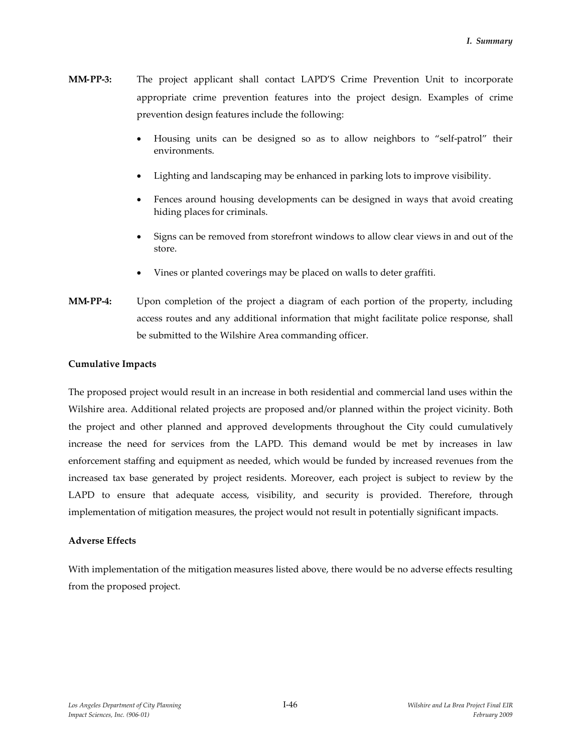**MM-PP-3:** The project applicant shall contact LAPD'S Crime Prevention Unit to incorporate appropriate crime prevention features into the project design. Examples of crime prevention design features include the following:

- Housing units can be designed so as to allow neighbors to "self-patrol" their environments.
- Lighting and landscaping may be enhanced in parking lots to improve visibility.
- Fences around housing developments can be designed in ways that avoid creating hiding places for criminals.
- Signs can be removed from storefront windows to allow clear views in and out of the store.
- Vines or planted coverings may be placed on walls to deter graffiti.

**MM-PP-4:** Upon completion of the project a diagram of each portion of the property, including access routes and any additional information that might facilitate police response, shall be submitted to the Wilshire Area commanding officer.

**Cumulative Impacts**

The proposed project would result in an increase in both residential and commercial land uses within the Wilshire area. Additional related projects are proposed and/or planned within the project vicinity. Both the project and other planned and approved developments throughout the City could cumulatively increase the need for services from the LAPD. This demand would be met by increases in law enforcement staffing and equipment as needed, which would be funded by increased revenues from the increased tax base generated by project residents. Moreover, each project is subject to review by the LAPD to ensure that adequate access, visibility, and security is provided. Therefore, through implementation of mitigation measures, the project would not result in potentially significant impacts.

**Adverse Effects**

With implementation of the mitigation measures listed above, there would be no adverse effects resulting from the proposed project.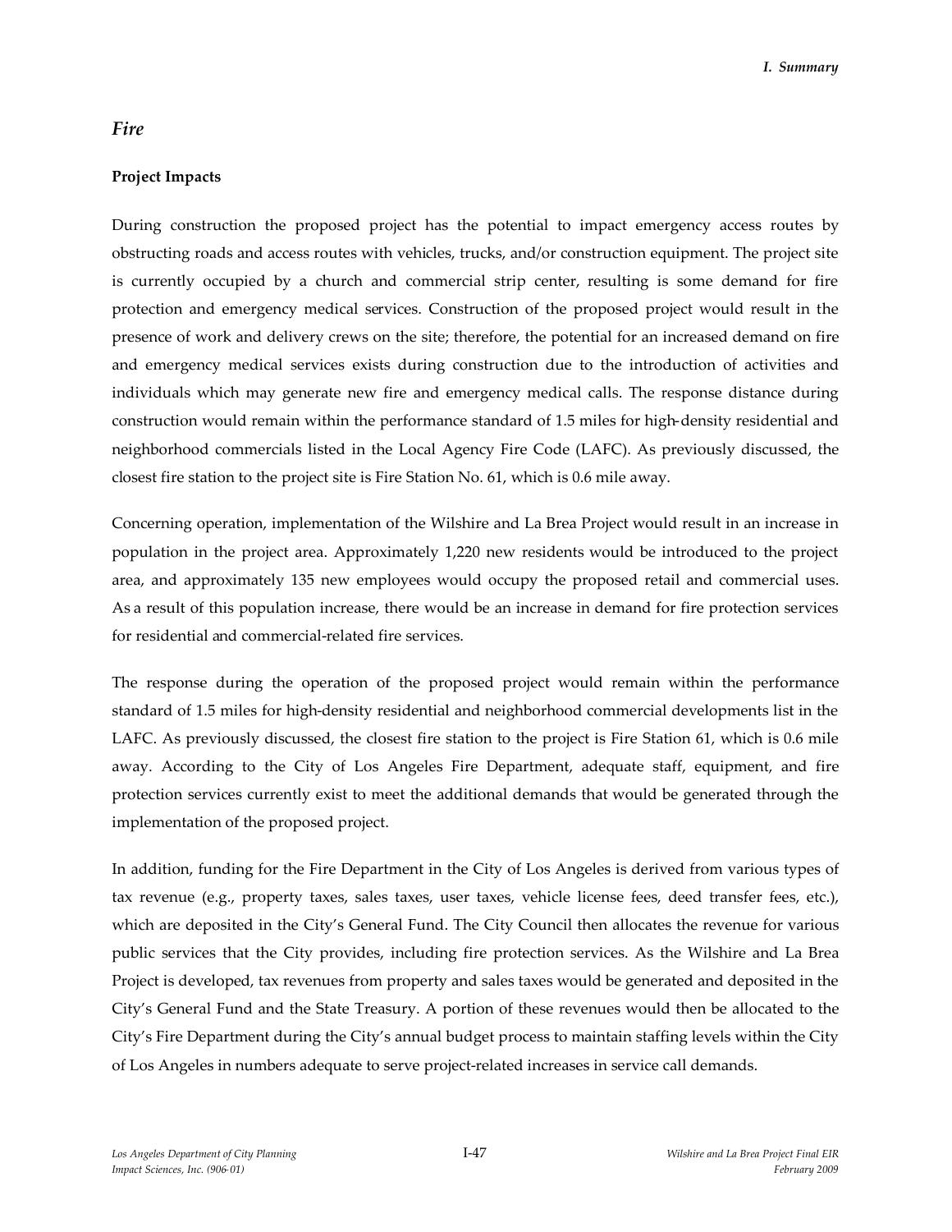## *Fire*

### Project Impacts

During construction the proposed project has the potential to impact emergency access routes by obstructing roads and access routes with vehicles, trucks, and/or construction equipment. The project site is currently occupied by a church and commercial strip center, resulting is some demand for fire protection and emergency medical services. Construction of the proposed project would result in the presence of work and delivery crews on the site; therefore, the potential for an increased demand on fire and emergency medical services exists during construction due to the introduction of activities and individuals which may generate new fire and emergency medical calls. The response distance during construction would remain within the performance standard of 1.5 miles for high-density residential and neighborhood commercials listed in the Local Agency Fire Code (LAFC). As previously discussed, the closest fire station to the project site is Fire Station No. 61, which is 0.6 mile away.

Concerning operation, implementation of the Wilshire and La Brea Project would result in an increase in population in the project area. Approximately 1,220 new residents would be introduced to the project area, and approximately 135 new employees would occupy the proposed retail and commercial uses. As a result of this population increase, there would be an increase in demand for fire protection services for residential and commercial-related fire services.

The response during the operation of the proposed project would remain within the performance standard of 1.5 miles for high-density residential and neighborhood commercial developments list in the LAFC. As previously discussed, the closest fire station to the project is Fire Station 61, which is 0.6 mile away. According to the City of Los Angeles Fire Department, adequate staff, equipment, and fire protection services currently exist to meet the additional demands that would be generated through the implementation of the proposed project.

In addition, funding for the Fire Department in the City of Los Angeles is derived from various types of tax revenue (e.g., property taxes, sales taxes, user taxes, vehicle license fees, deed transfer fees, etc.), which are deposited in the City's General Fund. The City Council then allocates the revenue for various public services that the City provides, including fire protection services. As the Wilshire and La Brea Project is developed, tax revenues from property and sales taxes would be generated and deposited in the City's General Fund and the State Treasury. A portion of these revenues would then be allocated to the City's Fire Department during the City's annual budget process to maintain staffing levels within the City of Los Angeles in numbers adequate to serve project-related increases in service call demands.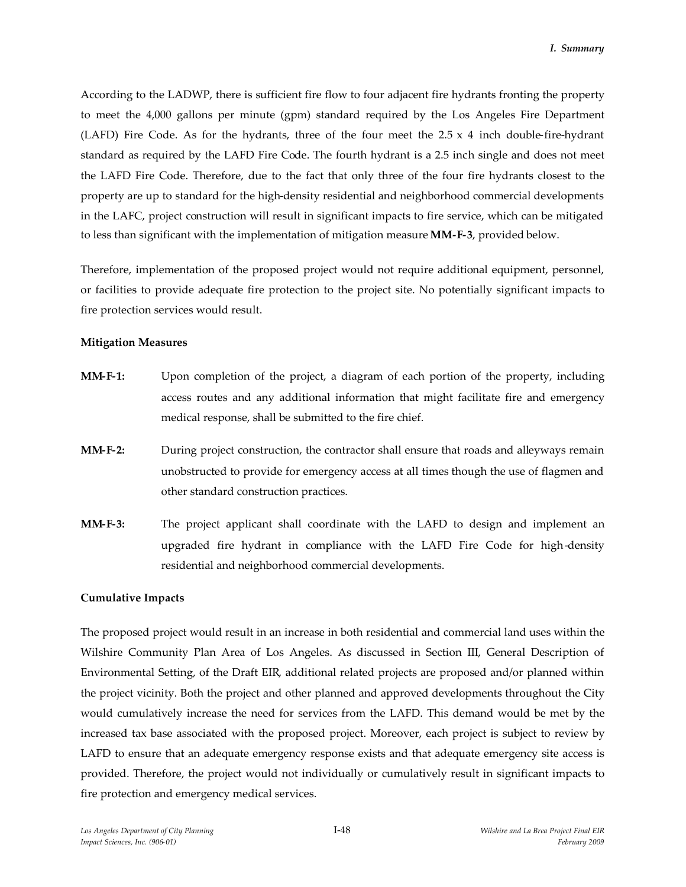According to the LADWP, there is sufficient fire flow to four adjacent fire hydrants fronting the property to meet the 4,000 gallons per minute (gpm) standard required by the Los Angeles Fire Department (LAFD) Fire Code. As for the hydrants, three of the four meet the 2.5 x 4 inch double-fire-hydrant standard as required by the LAFD Fire Code. The fourth hydrant is a 2.5 inch single and does not meet the LAFD Fire Code. Therefore, due to the fact that only three of the four fire hydrants closest to the property are up to standard for the high-density residential and neighborhood commercial developments in the LAFC, project construction will result in significant impacts to fire service, which can be mitigated to less than significant with the implementation of mitigation measure **MM-F-3**, provided below.

Therefore, implementation of the proposed project would not require additional equipment, personnel, or facilities to provide adequate fire protection to the project site. No potentially significant impacts to fire protection services would result.

**Mitigation Measures**

**MM-F-1:** Upon completion of the project, a diagram of each portion of the property, including access routes and any additional information that might facilitate fire and emergency medical response, shall be submitted to the fire chief.

**MM-F-2:** During project construction, the contractor shall ensure that roads and alleyways remain unobstructed to provide for emergency access at all times though the use of flagmen and other standard construction practices.

**MM-F-3:** The project applicant shall coordinate with the LAFD to design and implement an upgraded fire hydrant in compliance with the LAFD Fire Code for high-density residential and neighborhood commercial developments.

**Cumulative Impacts**

The proposed project would result in an increase in both residential and commercial land uses within the Wilshire Community Plan Area of Los Angeles. As discussed in Section III, General Description of Environmental Setting, of the Draft EIR, additional related projects are proposed and/or planned within the project vicinity. Both the project and other planned and approved developments throughout the City would cumulatively increase the need for services from the LAFD. This demand would be met by the increased tax base associated with the proposed project. Moreover, each project is subject to review by LAFD to ensure that an adequate emergency response exists and that adequate emergency site access is provided. Therefore, the project would not individually or cumulatively result in significant impacts to fire protection and emergency medical services.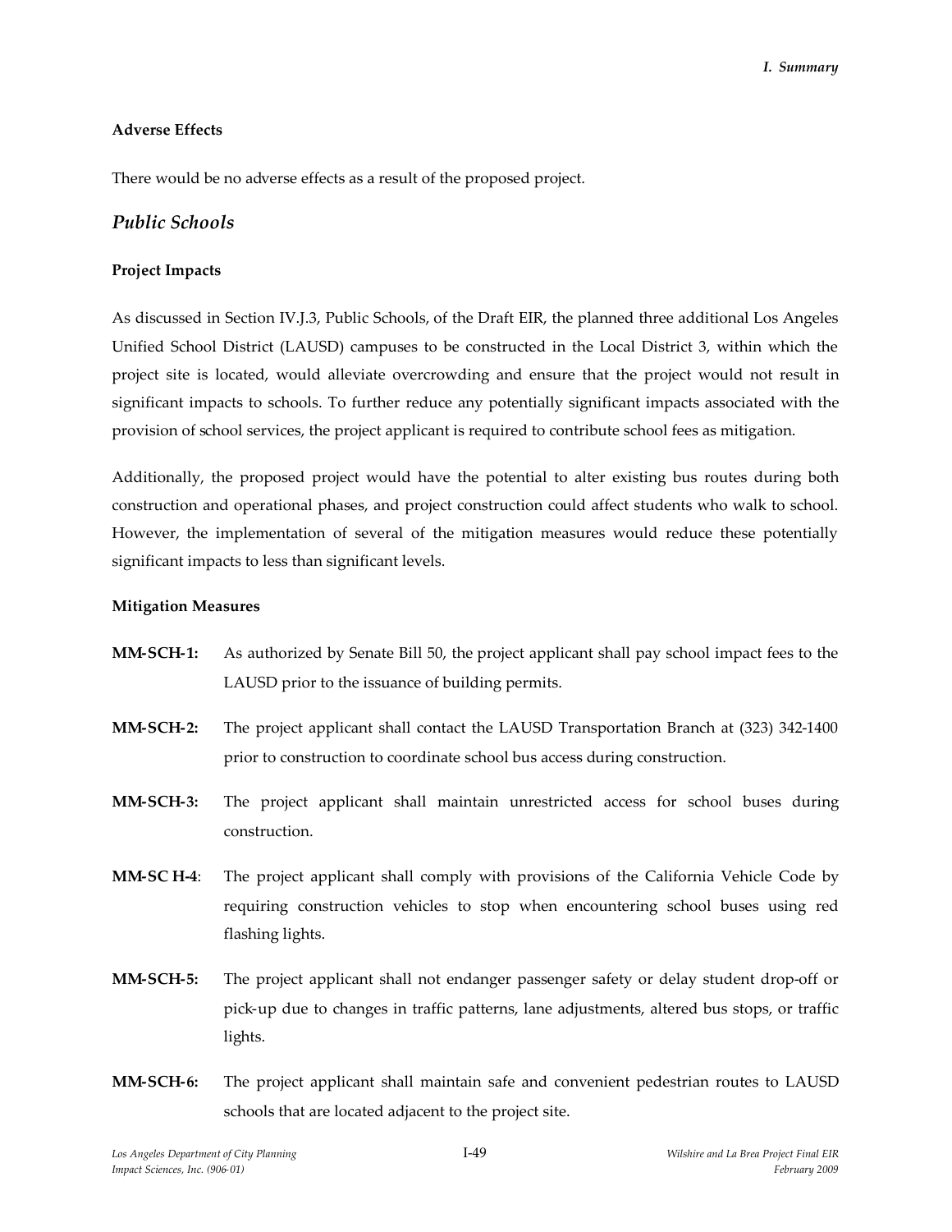**Adverse Effects**

There would be no adverse effects as a result of the proposed project.

## *Public Schools*

**Project Impacts**

As discussed in Section IV.J.3, Public Schools, of the Draft EIR, the planned three additional Los Angeles Unified School District (LAUSD) campuses to be constructed in the Local District 3, within which the project site is located, would alleviate overcrowding and ensure that the project would not result in significant impacts to schools. To further reduce any potentially significant impacts associated with the provision of school services, the project applicant is required to contribute school fees as mitigation.

Additionally, the proposed project would have the potential to alter existing bus routes during both construction and operational phases, and project construction could affect students who walk to school. However, the implementation of several of the mitigation measures would reduce these potentially significant impacts to less than significant levels.

**Mitigation Measures**

**MM-SCH-1:** As authorized by Senate Bill 50, the project applicant shall pay school impact fees to the LAUSD prior to the issuance of building permits.

**MM-SCH-2:** The project applicant shall contact the LAUSD Transportation Branch at (323) 342-1400 prior to construction to coordinate school bus access during construction.

**MM-SCH-3:** The project applicant shall maintain unrestricted access for school buses during construction.

**MM-SC H-4**: The project applicant shall comply with provisions of the California Vehicle Code by requiring construction vehicles to stop when encountering school buses using red flashing lights.

**MM-SCH-5:** The project applicant shall not endanger passenger safety or delay student drop-off or pick-up due to changes in traffic patterns, lane adjustments, altered bus stops, or traffic lights.

**MM-SCH-6:** The project applicant shall maintain safe and convenient pedestrian routes to LAUSD schools that are located adjacent to the project site.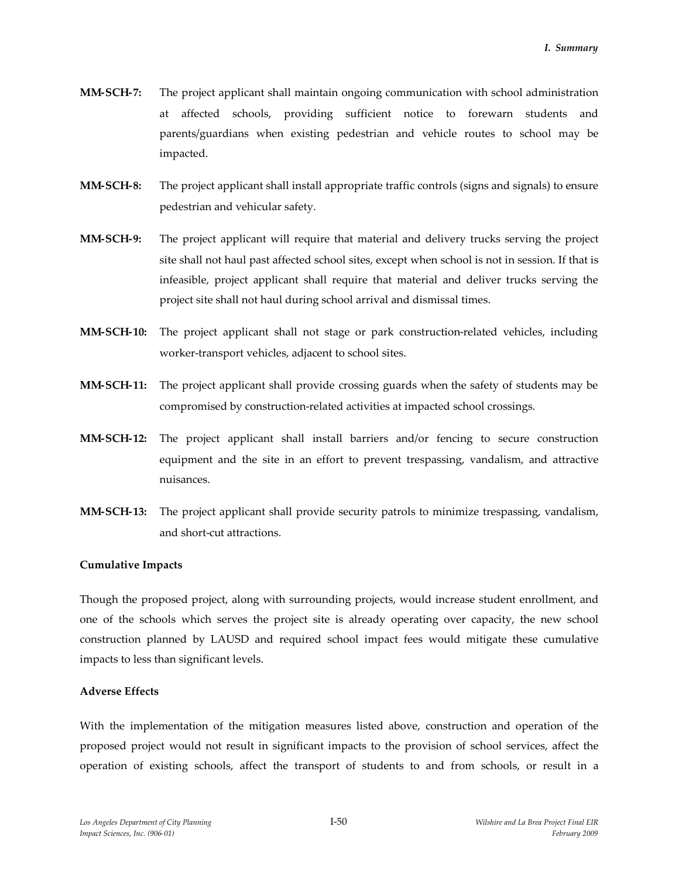**MM-SCH-7:** The project applicant shall maintain ongoing communication with school administration at affected schools, providing sufficient notice to forewarn students and parents/guardians when existing pedestrian and vehicle routes to school may be impacted.

**MM-SCH-8:** The project applicant shall install appropriate traffic controls (signs and signals) to ensure pedestrian and vehicular safety.

**MM-SCH-9:** The project applicant will require that material and delivery trucks serving the project site shall not haul past affected school sites, except when school is not in session. If that is infeasible, project applicant shall require that material and deliver trucks serving the project site shall not haul during school arrival and dismissal times.

**MM-SCH-10:** The project applicant shall not stage or park construction-related vehicles, including worker-transport vehicles, adjacent to school sites.

**MM-SCH-11:** The project applicant shall provide crossing guards when the safety of students may be compromised by construction-related activities at impacted school crossings.

**MM-SCH-12:** The project applicant shall install barriers and/or fencing to secure construction equipment and the site in an effort to prevent trespassing, vandalism, and attractive nuisances.

**MM-SCH-13:** The project applicant shall provide security patrols to minimize trespassing, vandalism, and short-cut attractions.

**Cumulative Impacts**

Though the proposed project, along with surrounding projects, would increase student enrollment, and one of the schools which serves the project site is already operating over capacity, the new school construction planned by LAUSD and required school impact fees would mitigate these cumulative impacts to less than significant levels.

**Adverse Effects**

With the implementation of the mitigation measures listed above, construction and operation of the proposed project would not result in significant impacts to the provision of school services, affect the operation of existing schools, affect the transport of students to and from schools, or result in a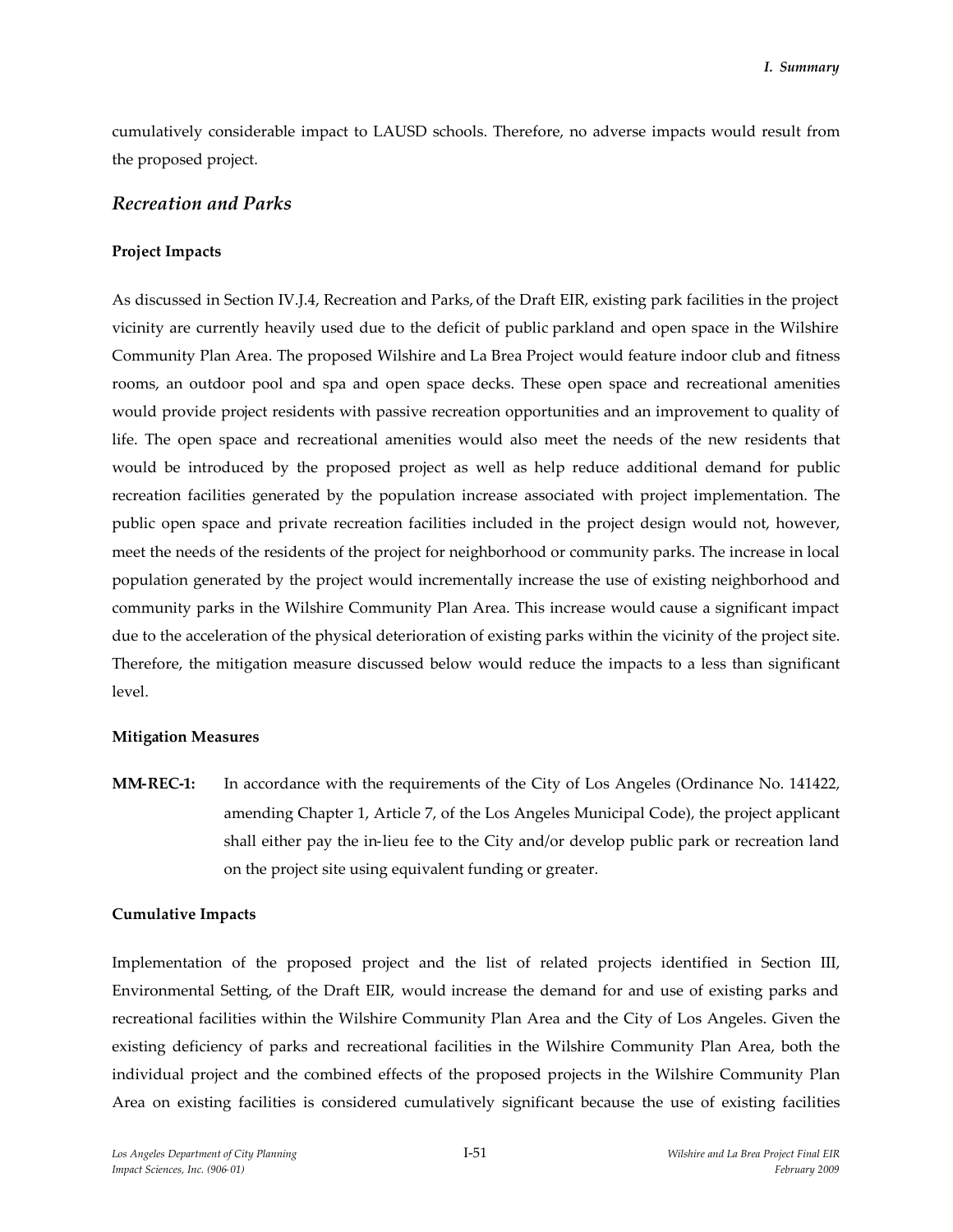cumulatively considerable impact to LAUSD schools. Therefore, no adverse impacts would result from the proposed project.

## *Recreation and Parks*

**Project Impacts**

As discussed in Section IV.J.4, Recreation and Parks, of the Draft EIR, existing park facilities in the project vicinity are currently heavily used due to the deficit of public parkland and open space in the Wilshire Community Plan Area. The proposed Wilshire and La Brea Project would feature indoor club and fitness rooms, an outdoor pool and spa and open space decks. These open space and recreational amenities would provide project residents with passive recreation opportunities and an improvement to quality of life. The open space and recreational amenities would also meet the needs of the new residents that would be introduced by the proposed project as well as help reduce additional demand for public recreation facilities generated by the population increase associated with project implementation. The public open space and private recreation facilities included in the project design would not, however, meet the needs of the residents of the project for neighborhood or community parks. The increase in local population generated by the project would incrementally increase the use of existing neighborhood and community parks in the Wilshire Community Plan Area. This increase would cause a significant impact due to the acceleration of the physical deterioration of existing parks within the vicinity of the project site. Therefore, the mitigation measure discussed below would reduce the impacts to a less than significant level.

**Mitigation Measures**

**MM-REC-1:** In accordance with the requirements of the City of Los Angeles (Ordinance No. 141422, amending Chapter 1, Article 7, of the Los Angeles Municipal Code), the project applicant shall either pay the in-lieu fee to the City and/or develop public park or recreation land on the project site using equivalent funding or greater.

**Cumulative Impacts**

Implementation of the proposed project and the list of related projects identified in Section III, Environmental Setting, of the Draft EIR, would increase the demand for and use of existing parks and recreational facilities within the Wilshire Community Plan Area and the City of Los Angeles. Given the existing deficiency of parks and recreational facilities in the Wilshire Community Plan Area, both the individual project and the combined effects of the proposed projects in the Wilshire Community Plan Area on existing facilities is considered cumulatively significant because the use of existing facilities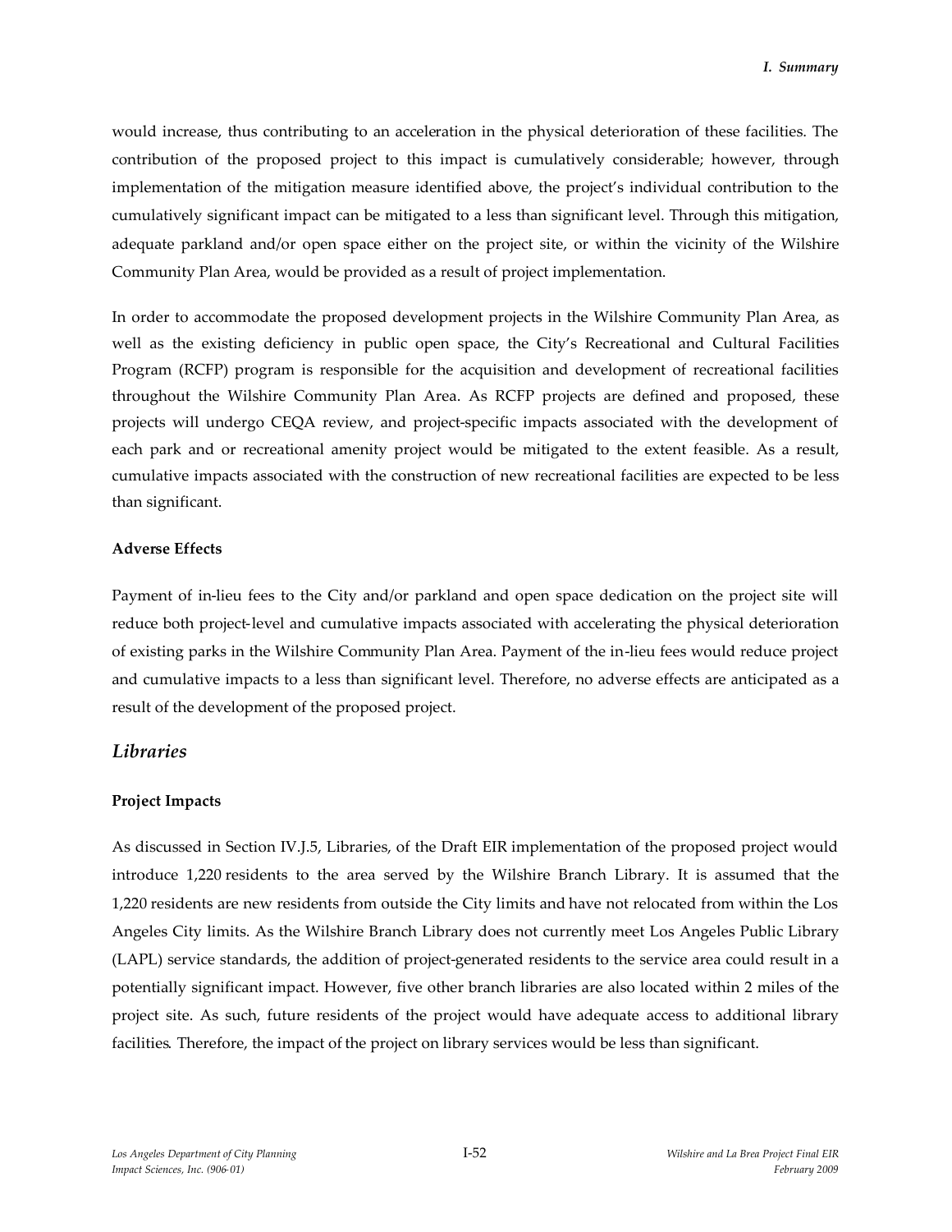would increase, thus contributing to an acceleration in the physical deterioration of these facilities. The contribution of the proposed project to this impact is cumulatively considerable; however, through implementation of the mitigation measure identified above, the project's individual contribution to the cumulatively significant impact can be mitigated to a less than significant level. Through this mitigation, adequate parkland and/or open space either on the project site, or within the vicinity of the Wilshire Community Plan Area, would be provided as a result of project implementation.

In order to accommodate the proposed development projects in the Wilshire Community Plan Area, as well as the existing deficiency in public open space, the City's Recreational and Cultural Facilities Program (RCFP) program is responsible for the acquisition and development of recreational facilities throughout the Wilshire Community Plan Area. As RCFP projects are defined and proposed, these projects will undergo CEQA review, and project-specific impacts associated with the development of each park and or recreational amenity project would be mitigated to the extent feasible. As a result, cumulative impacts associated with the construction of new recreational facilities are expected to be less than significant.

**Adverse Effects**

Payment of in-lieu fees to the City and/or parkland and open space dedication on the project site will reduce both project-level and cumulative impacts associated with accelerating the physical deterioration of existing parks in the Wilshire Community Plan Area. Payment of the in-lieu fees would reduce project and cumulative impacts to a less than significant level. Therefore, no adverse effects are anticipated as a result of the development of the proposed project.

## *Libraries*

**Project Impacts**

As discussed in Section IV.J.5, Libraries, of the Draft EIR implementation of the proposed project would introduce 1,220 residents to the area served by the Wilshire Branch Library. It is assumed that the 1,220 residents are new residents from outside the City limits and have not relocated from within the Los Angeles City limits. As the Wilshire Branch Library does not currently meet Los Angeles Public Library (LAPL) service standards, the addition of project-generated residents to the service area could result in a potentially significant impact. However, five other branch libraries are also located within 2 miles of the project site. As such, future residents of the project would have adequate access to additional library facilities. Therefore, the impact of the project on library services would be less than significant.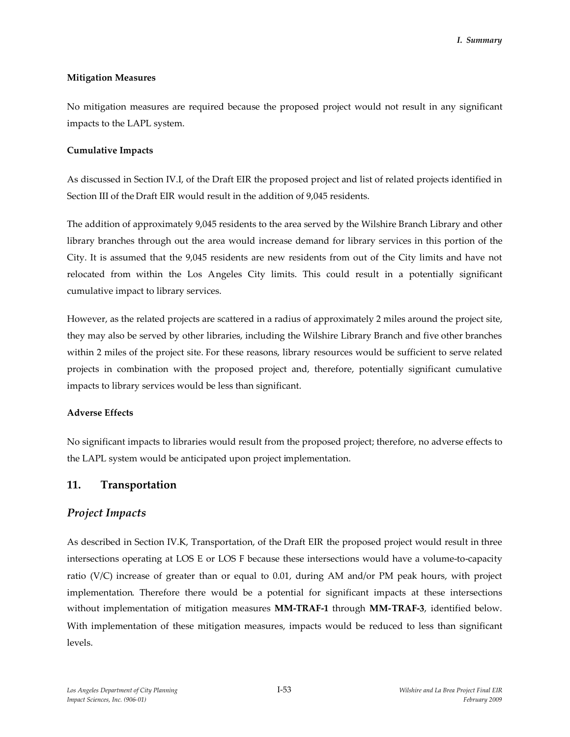**Mitigation Measures**

No mitigation measures are required because the proposed project would not result in any significant impacts to the LAPL system.

**Cumulative Impacts**

As discussed in Section IV.I, of the Draft EIR the proposed project and list of related projects identified in Section III of the Draft EIR would result in the addition of 9,045 residents.

The addition of approximately 9,045 residents to the area served by the Wilshire Branch Library and other library branches through out the area would increase demand for library services in this portion of the City. It is assumed that the 9,045 residents are new residents from out of the City limits and have not relocated from within the Los Angeles City limits. This could result in a potentially significant cumulative impact to library services.

However, as the related projects are scattered in a radius of approximately 2 miles around the project site, they may also be served by other libraries, including the Wilshire Library Branch and five other branches within 2 miles of the project site. For these reasons, library resources would be sufficient to serve related projects in combination with the proposed project and, therefore, potentially significant cumulative impacts to library services would be less than significant.

**Adverse Effects**

No significant impacts to libraries would result from the proposed project; therefore, no adverse effects to the LAPL system would be anticipated upon project implementation.

## 11. Transportation

### *Project Impacts*

As described in Section IV.K, Transportation, of the Draft EIR the proposed project would result in three intersections operating at LOS E or LOS F because these intersections would have a volume-to-capacity ratio (V/C) increase of greater than or equal to 0.01, during AM and/or PM peak hours, with project implementation. Therefore there would be a potential for significant impacts at these intersections without implementation of mitigation measures **MM-TRAF-1** through **MM-TRAF-3**, identified below. With implementation of these mitigation measures, impacts would be reduced to less than significant levels.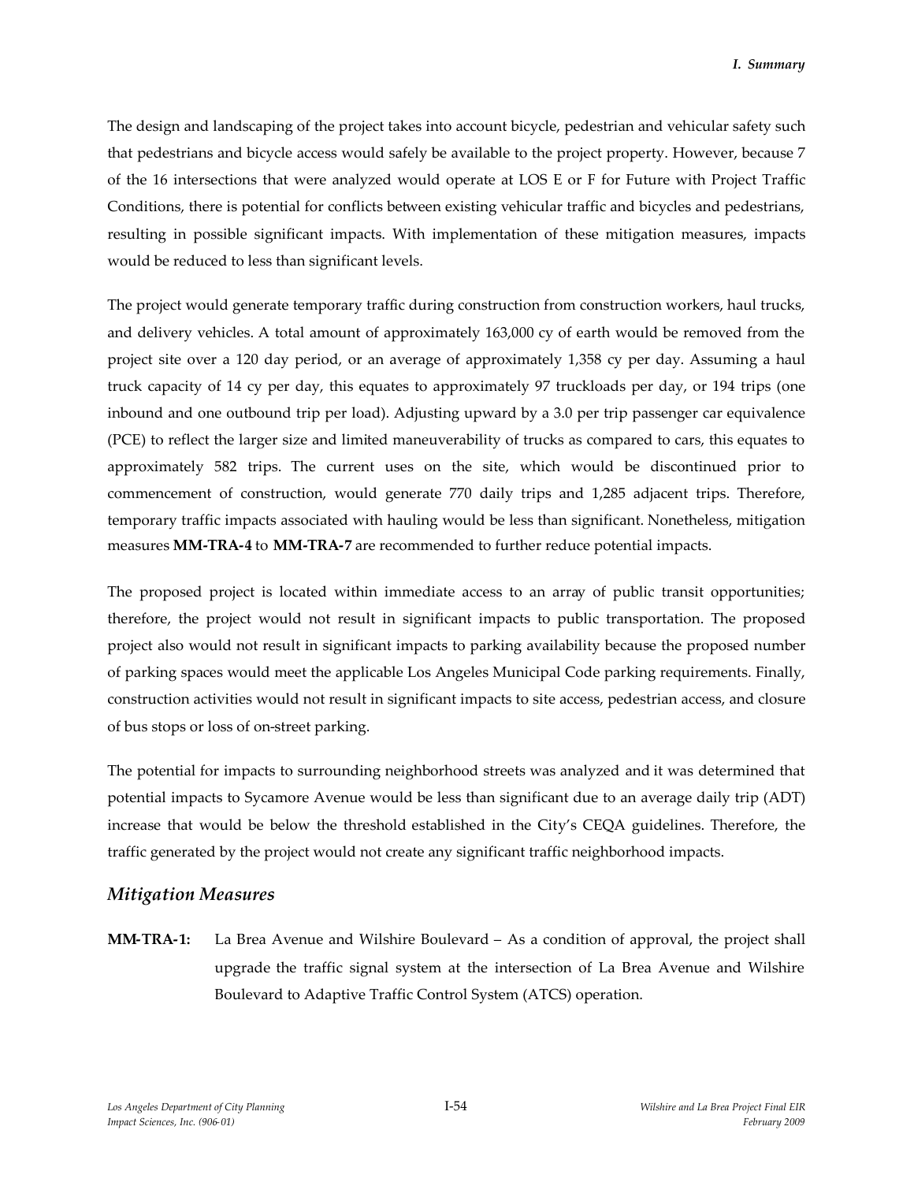The design and landscaping of the project takes into account bicycle, pedestrian and vehicular safety such that pedestrians and bicycle access would safely be available to the project property. However, because 7 of the 16 intersections that were analyzed would operate at LOS E or F for Future with Project Traffic Conditions, there is potential for conflicts between existing vehicular traffic and bicycles and pedestrians, resulting in possible significant impacts. With implementation of these mitigation measures, impacts would be reduced to less than significant levels.

The project would generate temporary traffic during construction from construction workers, haul trucks, and delivery vehicles. A total amount of approximately 163,000 cy of earth would be removed from the project site over a 120 day period, or an average of approximately 1,358 cy per day. Assuming a haul truck capacity of 14 cy per day, this equates to approximately 97 truckloads per day, or 194 trips (one inbound and one outbound trip per load). Adjusting upward by a 3.0 per trip passenger car equivalence (PCE) to reflect the larger size and limited maneuverability of trucks as compared to cars, this equates to approximately 582 trips. The current uses on the site, which would be discontinued prior to commencement of construction, would generate 770 daily trips and 1,285 adjacent trips. Therefore, temporary traffic impacts associated with hauling would be less than significant. Nonetheless, mitigation measures **MM-TRA-4** to **MM-TRA-7** are recommended to further reduce potential impacts.

The proposed project is located within immediate access to an array of public transit opportunities; therefore, the project would not result in significant impacts to public transportation. The proposed project also would not result in significant impacts to parking availability because the proposed number of parking spaces would meet the applicable Los Angeles Municipal Code parking requirements. Finally, construction activities would not result in significant impacts to site access, pedestrian access, and closure of bus stops or loss of on-street parking.

The potential for impacts to surrounding neighborhood streets was analyzed and it was determined that potential impacts to Sycamore Avenue would be less than significant due to an average daily trip (ADT) increase that would be below the threshold established in the City's CEQA guidelines. Therefore, the traffic generated by the project would not create any significant traffic neighborhood impacts.

## *Mitigation Measures*

**MM-TRA-1:** La Brea Avenue and Wilshire Boulevard – As a condition of approval, the project shall upgrade the traffic signal system at the intersection of La Brea Avenue and Wilshire Boulevard to Adaptive Traffic Control System (ATCS) operation.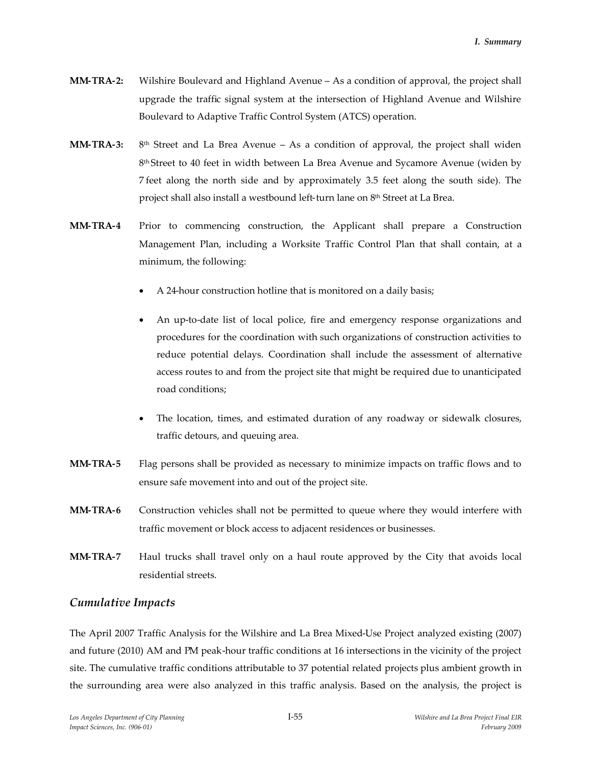**MM-TRA-2:** Wilshire Boulevard and Highland Avenue – As a condition of approval, the project shall upgrade the traffic signal system at the intersection of Highland Avenue and Wilshire Boulevard to Adaptive Traffic Control System (ATCS) operation.

**MM-TRA-3:** 8th Street and La Brea Avenue – As a condition of approval, the project shall widen 8th Street to 40 feet in width between La Brea Avenue and Sycamore Avenue (widen by 7 feet along the north side and by approximately 3.5 feet along the south side). The project shall also install a westbound left-turn lane on 8th Street at La Brea.

**MM-TRA-4** Prior to commencing construction, the Applicant shall prepare a Construction Management Plan, including a Worksite Traffic Control Plan that shall contain, at a minimum, the following:

- A 24-hour construction hotline that is monitored on a daily basis;
- An up-to-date list of local police, fire and emergency response organizations and procedures for the coordination with such organizations of construction activities to reduce potential delays. Coordination shall include the assessment of alternative access routes to and from the project site that might be required due to unanticipated road conditions;
- The location, times, and estimated duration of any roadway or sidewalk closures, traffic detours, and queuing area.

**MM-TRA-5** Flag persons shall be provided as necessary to minimize impacts on traffic flows and to ensure safe movement into and out of the project site.

**MM-TRA-6** Construction vehicles shall not be permitted to queue where they would interfere with traffic movement or block access to adjacent residences or businesses.

**MM-TRA-7** Haul trucks shall travel only on a haul route approved by the City that avoids local residential streets.

## *Cumulative Impacts*

The April 2007 Traffic Analysis for the Wilshire and La Brea Mixed-Use Project analyzed existing (2007) and future (2010) AM and PM peak-hour traffic conditions at 16 intersections in the vicinity of the project site. The cumulative traffic conditions attributable to 37 potential related projects plus ambient growth in the surrounding area were also analyzed in this traffic analysis. Based on the analysis, the project is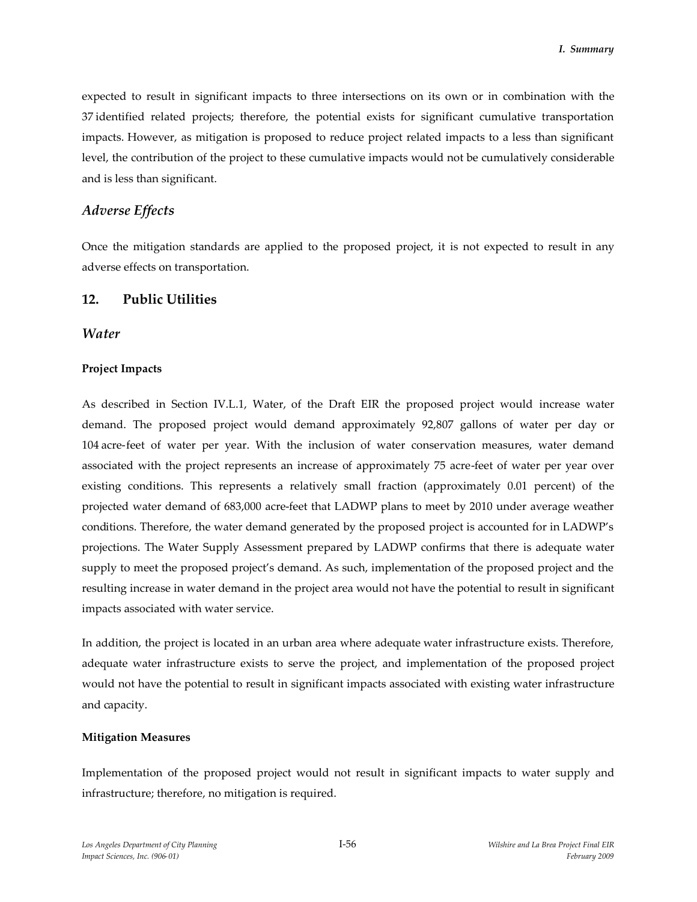expected to result in significant impacts to three intersections on its own or in combination with the 37 identified related projects; therefore, the potential exists for significant cumulative transportation impacts. However, as mitigation is proposed to reduce project related impacts to a less than significant level, the contribution of the project to these cumulative impacts would not be cumulatively considerable and is less than significant.

### *Adverse Effects*

Once the mitigation standards are applied to the proposed project, it is not expected to result in any adverse effects on transportation.

## 12. Public Utilities

### *Water*

**Project Impacts**

As described in Section IV.L.1, Water, of the Draft EIR the proposed project would increase water demand. The proposed project would demand approximately 92,807 gallons of water per day or 104 acre-feet of water per year. With the inclusion of water conservation measures, water demand associated with the project represents an increase of approximately 75 acre-feet of water per year over existing conditions. This represents a relatively small fraction (approximately 0.01 percent) of the projected water demand of 683,000 acre-feet that LADWP plans to meet by 2010 under average weather conditions. Therefore, the water demand generated by the proposed project is accounted for in LADWP's projections. The Water Supply Assessment prepared by LADWP confirms that there is adequate water supply to meet the proposed project's demand. As such, implementation of the proposed project and the resulting increase in water demand in the project area would not have the potential to result in significant impacts associated with water service.

In addition, the project is located in an urban area where adequate water infrastructure exists. Therefore, adequate water infrastructure exists to serve the project, and implementation of the proposed project would not have the potential to result in significant impacts associated with existing water infrastructure and capacity.

**Mitigation Measures**

Implementation of the proposed project would not result in significant impacts to water supply and infrastructure; therefore, no mitigation is required.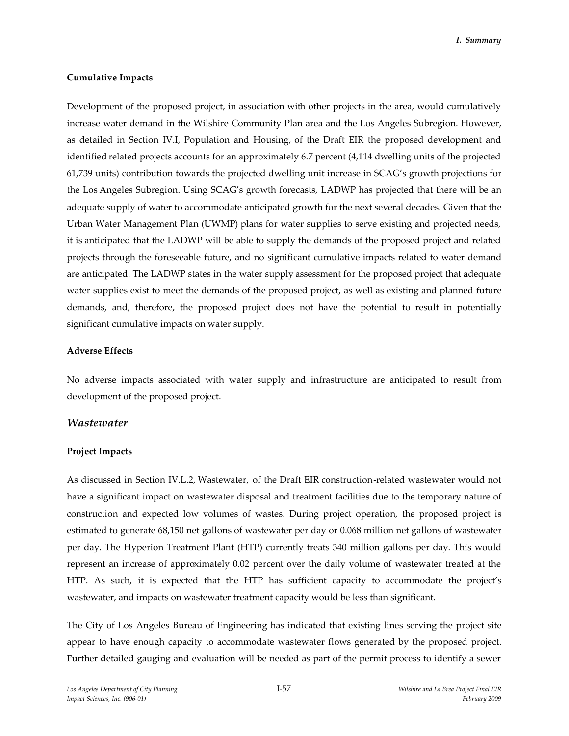**Cumulative Impacts**

Development of the proposed project, in association with other projects in the area, would cumulatively increase water demand in the Wilshire Community Plan area and the Los Angeles Subregion. However, as detailed in Section IV.I, Population and Housing, of the Draft EIR the proposed development and identified related projects accounts for an approximately 6.7 percent (4,114 dwelling units of the projected 61,739 units) contribution towards the projected dwelling unit increase in SCAG's growth projections for the Los Angeles Subregion. Using SCAG's growth forecasts, LADWP has projected that there will be an adequate supply of water to accommodate anticipated growth for the next several decades. Given that the Urban Water Management Plan (UWMP) plans for water supplies to serve existing and projected needs, it is anticipated that the LADWP will be able to supply the demands of the proposed project and related projects through the foreseeable future, and no significant cumulative impacts related to water demand are anticipated. The LADWP states in the water supply assessment for the proposed project that adequate water supplies exist to meet the demands of the proposed project, as well as existing and planned future demands, and, therefore, the proposed project does not have the potential to result in potentially significant cumulative impacts on water supply.

**Adverse Effects**

No adverse impacts associated with water supply and infrastructure are anticipated to result from development of the proposed project.

## *Wastewater*

**Project Impacts**

As discussed in Section IV.L.2, Wastewater, of the Draft EIR construction-related wastewater would not have a significant impact on wastewater disposal and treatment facilities due to the temporary nature of construction and expected low volumes of wastes. During project operation, the proposed project is estimated to generate 68,150 net gallons of wastewater per day or 0.068 million net gallons of wastewater per day. The Hyperion Treatment Plant (HTP) currently treats 340 million gallons per day. This would represent an increase of approximately 0.02 percent over the daily volume of wastewater treated at the HTP. As such, it is expected that the HTP has sufficient capacity to accommodate the project's wastewater, and impacts on wastewater treatment capacity would be less than significant.

The City of Los Angeles Bureau of Engineering has indicated that existing lines serving the project site appear to have enough capacity to accommodate wastewater flows generated by the proposed project. Further detailed gauging and evaluation will be needed as part of the permit process to identify a sewer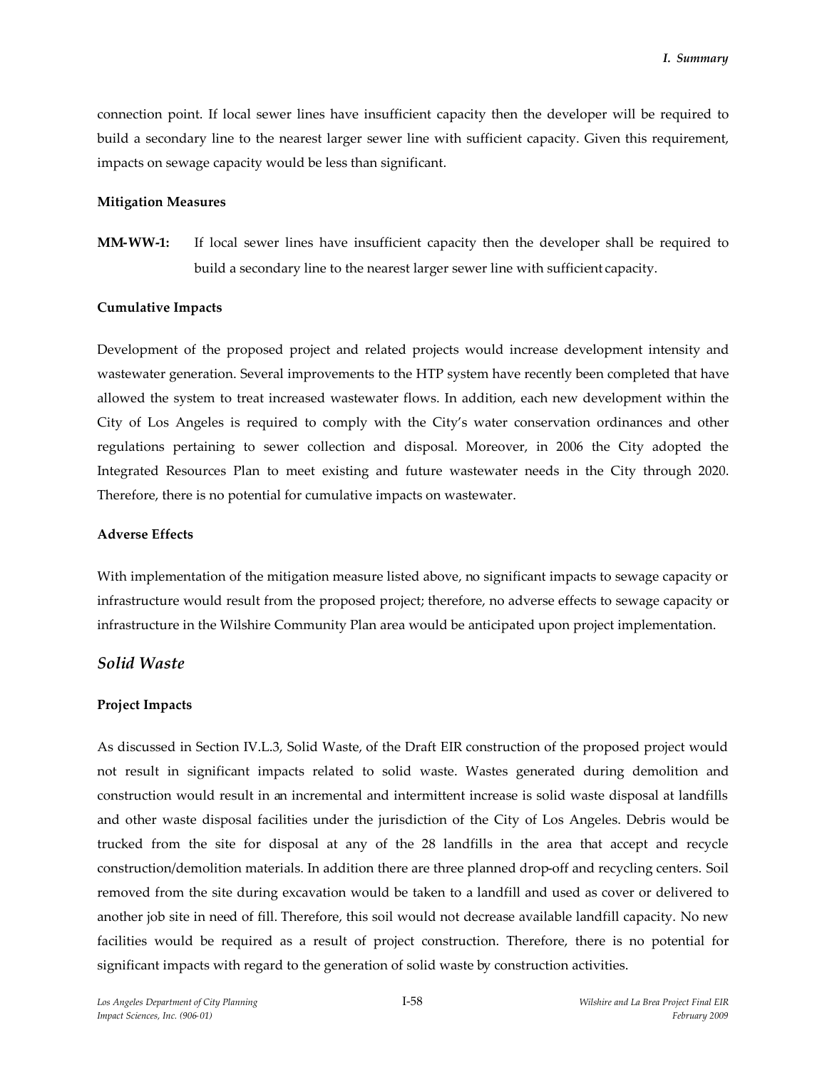connection point. If local sewer lines have insufficient capacity then the developer will be required to build a secondary line to the nearest larger sewer line with sufficient capacity. Given this requirement, impacts on sewage capacity would be less than significant.

**Mitigation Measures**

**MM-WW-1:** If local sewer lines have insufficient capacity then the developer shall be required to build a secondary line to the nearest larger sewer line with sufficient capacity.

**Cumulative Impacts**

Development of the proposed project and related projects would increase development intensity and wastewater generation. Several improvements to the HTP system have recently been completed that have allowed the system to treat increased wastewater flows. In addition, each new development within the City of Los Angeles is required to comply with the City's water conservation ordinances and other regulations pertaining to sewer collection and disposal. Moreover, in 2006 the City adopted the Integrated Resources Plan to meet existing and future wastewater needs in the City through 2020. Therefore, there is no potential for cumulative impacts on wastewater.

**Adverse Effects**

With implementation of the mitigation measure listed above, no significant impacts to sewage capacity or infrastructure would result from the proposed project; therefore, no adverse effects to sewage capacity or infrastructure in the Wilshire Community Plan area would be anticipated upon project implementation.

## *Solid Waste*

**Project Impacts**

As discussed in Section IV.L.3, Solid Waste, of the Draft EIR construction of the proposed project would not result in significant impacts related to solid waste. Wastes generated during demolition and construction would result in an incremental and intermittent increase is solid waste disposal at landfills and other waste disposal facilities under the jurisdiction of the City of Los Angeles. Debris would be trucked from the site for disposal at any of the 28 landfills in the area that accept and recycle construction/demolition materials. In addition there are three planned drop-off and recycling centers. Soil removed from the site during excavation would be taken to a landfill and used as cover or delivered to another job site in need of fill. Therefore, this soil would not decrease available landfill capacity. No new facilities would be required as a result of project construction. Therefore, there is no potential for significant impacts with regard to the generation of solid waste by construction activities.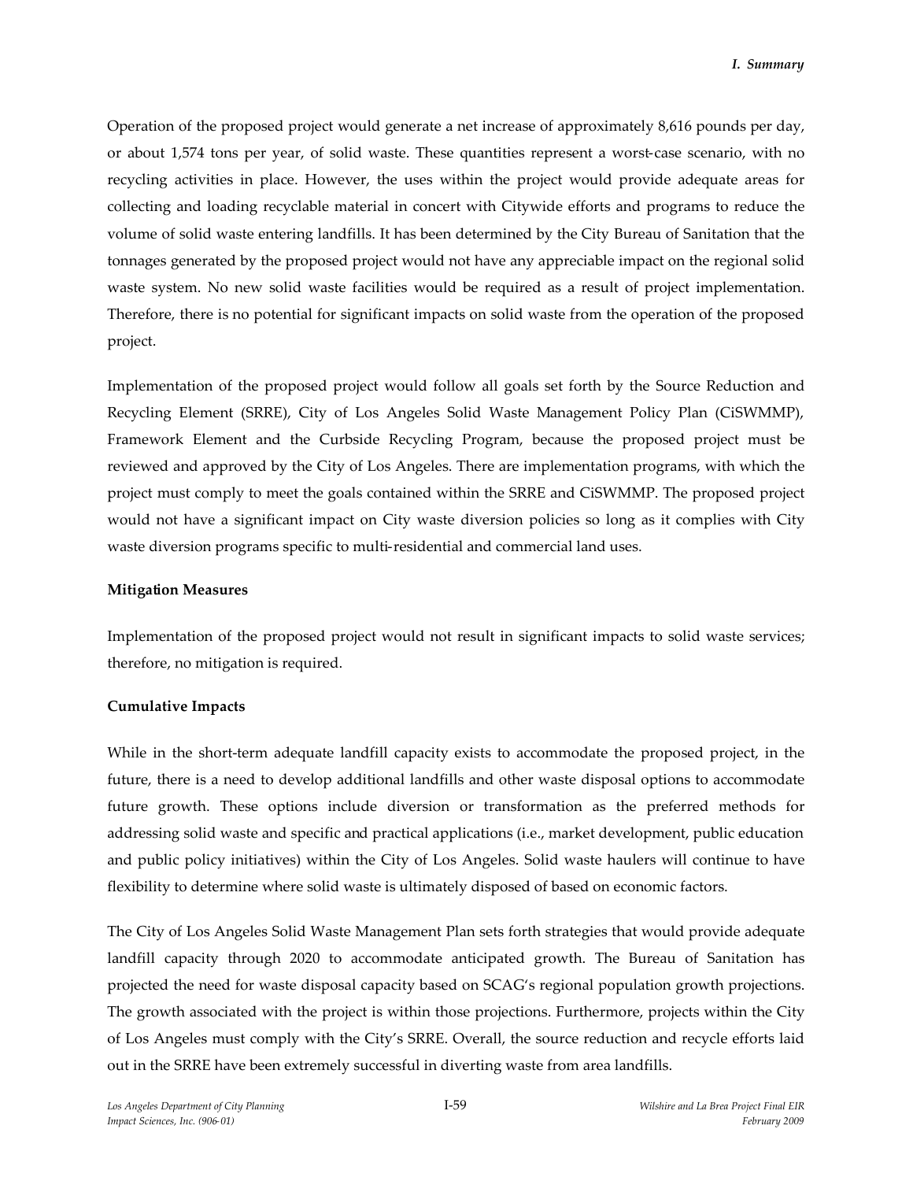Operation of the proposed project would generate a net increase of approximately 8,616 pounds per day, or about 1,574 tons per year, of solid waste. These quantities represent a worst-case scenario, with no recycling activities in place. However, the uses within the project would provide adequate areas for collecting and loading recyclable material in concert with Citywide efforts and programs to reduce the volume of solid waste entering landfills. It has been determined by the City Bureau of Sanitation that the tonnages generated by the proposed project would not have any appreciable impact on the regional solid waste system. No new solid waste facilities would be required as a result of project implementation. Therefore, there is no potential for significant impacts on solid waste from the operation of the proposed project.

Implementation of the proposed project would follow all goals set forth by the Source Reduction and Recycling Element (SRRE), City of Los Angeles Solid Waste Management Policy Plan (CiSWMMP), Framework Element and the Curbside Recycling Program, because the proposed project must be reviewed and approved by the City of Los Angeles. There are implementation programs, with which the project must comply to meet the goals contained within the SRRE and CiSWMMP. The proposed project would not have a significant impact on City waste diversion policies so long as it complies with City waste diversion programs specific to multi-residential and commercial land uses.

**Mitigation Measures**

Implementation of the proposed project would not result in significant impacts to solid waste services; therefore, no mitigation is required.

**Cumulative Impacts**

While in the short-term adequate landfill capacity exists to accommodate the proposed project, in the future, there is a need to develop additional landfills and other waste disposal options to accommodate future growth. These options include diversion or transformation as the preferred methods for addressing solid waste and specific and practical applications (i.e., market development, public education and public policy initiatives) within the City of Los Angeles. Solid waste haulers will continue to have flexibility to determine where solid waste is ultimately disposed of based on economic factors.

The City of Los Angeles Solid Waste Management Plan sets forth strategies that would provide adequate landfill capacity through 2020 to accommodate anticipated growth. The Bureau of Sanitation has projected the need for waste disposal capacity based on SCAG's regional population growth projections. The growth associated with the project is within those projections. Furthermore, projects within the City of Los Angeles must comply with the City's SRRE. Overall, the source reduction and recycle efforts laid out in the SRRE have been extremely successful in diverting waste from area landfills.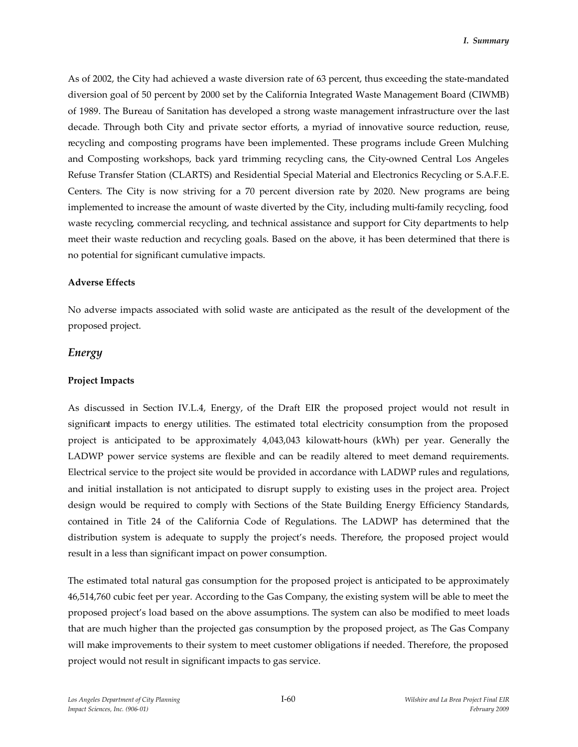As of 2002, the City had achieved a waste diversion rate of 63 percent, thus exceeding the state-mandated diversion goal of 50 percent by 2000 set by the California Integrated Waste Management Board (CIWMB) of 1989. The Bureau of Sanitation has developed a strong waste management infrastructure over the last decade. Through both City and private sector efforts, a myriad of innovative source reduction, reuse, recycling and composting programs have been implemented. These programs include Green Mulching and Composting workshops, back yard trimming recycling cans, the City-owned Central Los Angeles Refuse Transfer Station (CLARTS) and Residential Special Material and Electronics Recycling or S.A.F.E. Centers. The City is now striving for a 70 percent diversion rate by 2020. New programs are being implemented to increase the amount of waste diverted by the City, including multi-family recycling, food waste recycling, commercial recycling, and technical assistance and support for City departments to help meet their waste reduction and recycling goals. Based on the above, it has been determined that there is no potential for significant cumulative impacts.

**Adverse Effects**

No adverse impacts associated with solid waste are anticipated as the result of the development of the proposed project.

## *Energy*

**Project Impacts**

As discussed in Section IV.L.4, Energy, of the Draft EIR the proposed project would not result in significant impacts to energy utilities. The estimated total electricity consumption from the proposed project is anticipated to be approximately 4,043,043 kilowatt-hours (kWh) per year. Generally the LADWP power service systems are flexible and can be readily altered to meet demand requirements. Electrical service to the project site would be provided in accordance with LADWP rules and regulations, and initial installation is not anticipated to disrupt supply to existing uses in the project area. Project design would be required to comply with Sections of the State Building Energy Efficiency Standards, contained in Title 24 of the California Code of Regulations. The LADWP has determined that the distribution system is adequate to supply the project's needs. Therefore, the proposed project would result in a less than significant impact on power consumption.

The estimated total natural gas consumption for the proposed project is anticipated to be approximately 46,514,760 cubic feet per year. According to the Gas Company, the existing system will be able to meet the proposed project's load based on the above assumptions. The system can also be modified to meet loads that are much higher than the projected gas consumption by the proposed project, as The Gas Company will make improvements to their system to meet customer obligations if needed. Therefore, the proposed project would not result in significant impacts to gas service.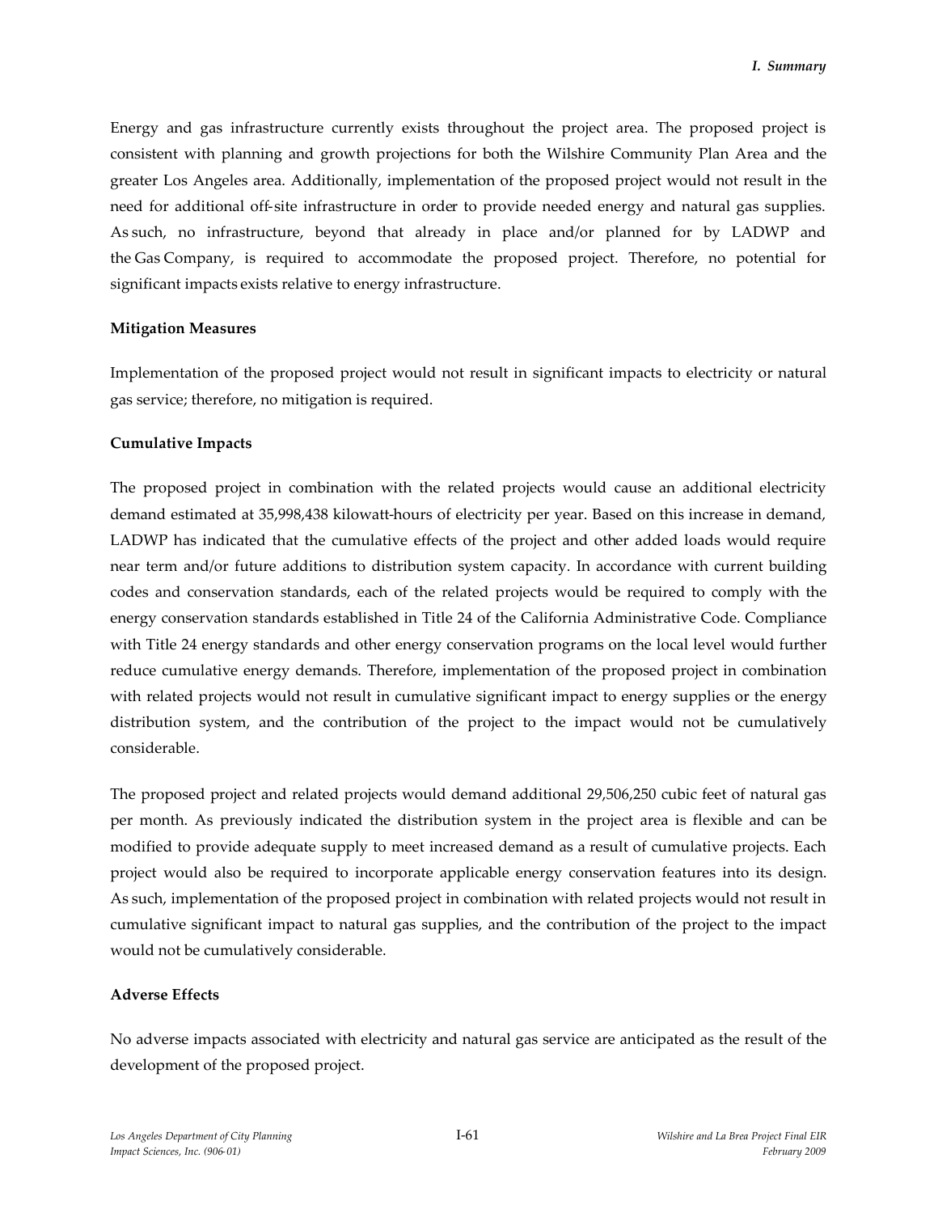Energy and gas infrastructure currently exists throughout the project area. The proposed project is consistent with planning and growth projections for both the Wilshire Community Plan Area and the greater Los Angeles area. Additionally, implementation of the proposed project would not result in the need for additional off-site infrastructure in order to provide needed energy and natural gas supplies. As such, no infrastructure, beyond that already in place and/or planned for by LADWP and the Gas Company, is required to accommodate the proposed project. Therefore, no potential for significant impacts exists relative to energy infrastructure.

**Mitigation Measures**

Implementation of the proposed project would not result in significant impacts to electricity or natural gas service; therefore, no mitigation is required.

**Cumulative Impacts**

The proposed project in combination with the related projects would cause an additional electricity demand estimated at 35,998,438 kilowatt-hours of electricity per year. Based on this increase in demand, LADWP has indicated that the cumulative effects of the project and other added loads would require near term and/or future additions to distribution system capacity. In accordance with current building codes and conservation standards, each of the related projects would be required to comply with the energy conservation standards established in Title 24 of the California Administrative Code. Compliance with Title 24 energy standards and other energy conservation programs on the local level would further reduce cumulative energy demands. Therefore, implementation of the proposed project in combination with related projects would not result in cumulative significant impact to energy supplies or the energy distribution system, and the contribution of the project to the impact would not be cumulatively considerable.

The proposed project and related projects would demand additional 29,506,250 cubic feet of natural gas per month. As previously indicated the distribution system in the project area is flexible and can be modified to provide adequate supply to meet increased demand as a result of cumulative projects. Each project would also be required to incorporate applicable energy conservation features into its design. As such, implementation of the proposed project in combination with related projects would not result in cumulative significant impact to natural gas supplies, and the contribution of the project to the impact would not be cumulatively considerable.

**Adverse Effects**

No adverse impacts associated with electricity and natural gas service are anticipated as the result of the development of the proposed project.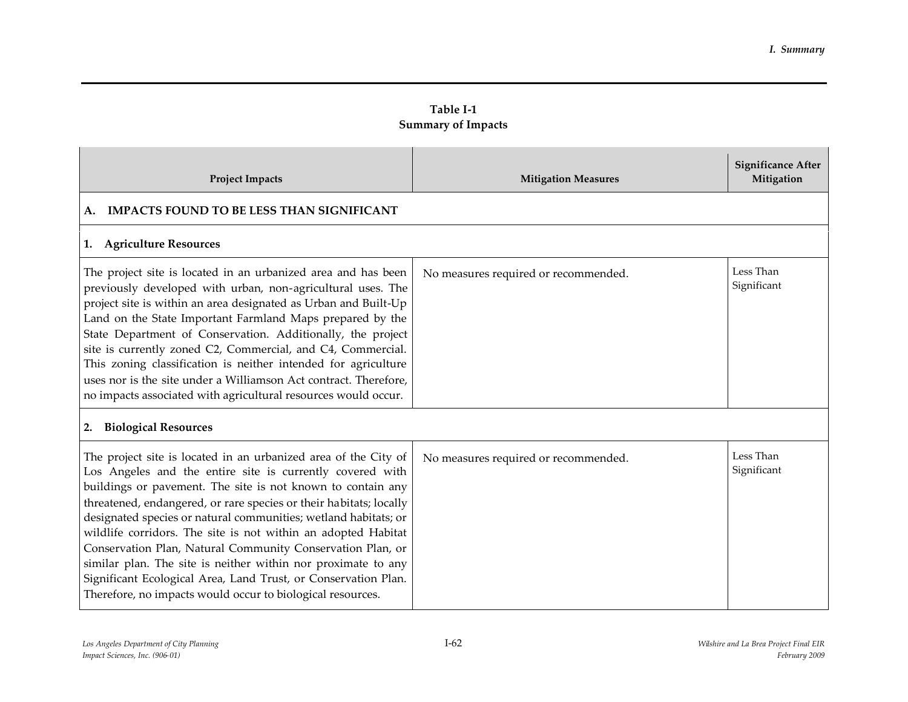**Table I-1**
**Summary of Impacts**

| Project Impacts | Mitigation Measures | Significance After Mitigation |
|---|---|---|
| **A. IMPACTS FOUND TO BE LESS THAN SIGNIFICANT** | | |
| **1. Agriculture Resources** | | |
| The project site is located in an urbanized area and has been previously developed with urban, non-agricultural uses. The project site is within an area designated as Urban and Built-Up Land on the State Important Farmland Maps prepared by the State Department of Conservation. Additionally, the project site is currently zoned C2, Commercial, and C4, Commercial. This zoning classification is neither intended for agriculture uses nor is the site under a Williamson Act contract. Therefore, no impacts associated with agricultural resources would occur. | No measures required or recommended. | Less Than Significant |
| **2. Biological Resources** | | |
| The project site is located in an urbanized area of the City of Los Angeles and the entire site is currently covered with buildings or pavement. The site is not known to contain any threatened, endangered, or rare species or their habitats; locally designated species or natural communities; wetland habitats; or wildlife corridors. The site is not within an adopted Habitat Conservation Plan, Natural Community Conservation Plan, or similar plan. The site is neither within nor proximate to any Significant Ecological Area, Land Trust, or Conservation Plan. Therefore, no impacts would occur to biological resources. | No measures required or recommended. | Less Than Significant |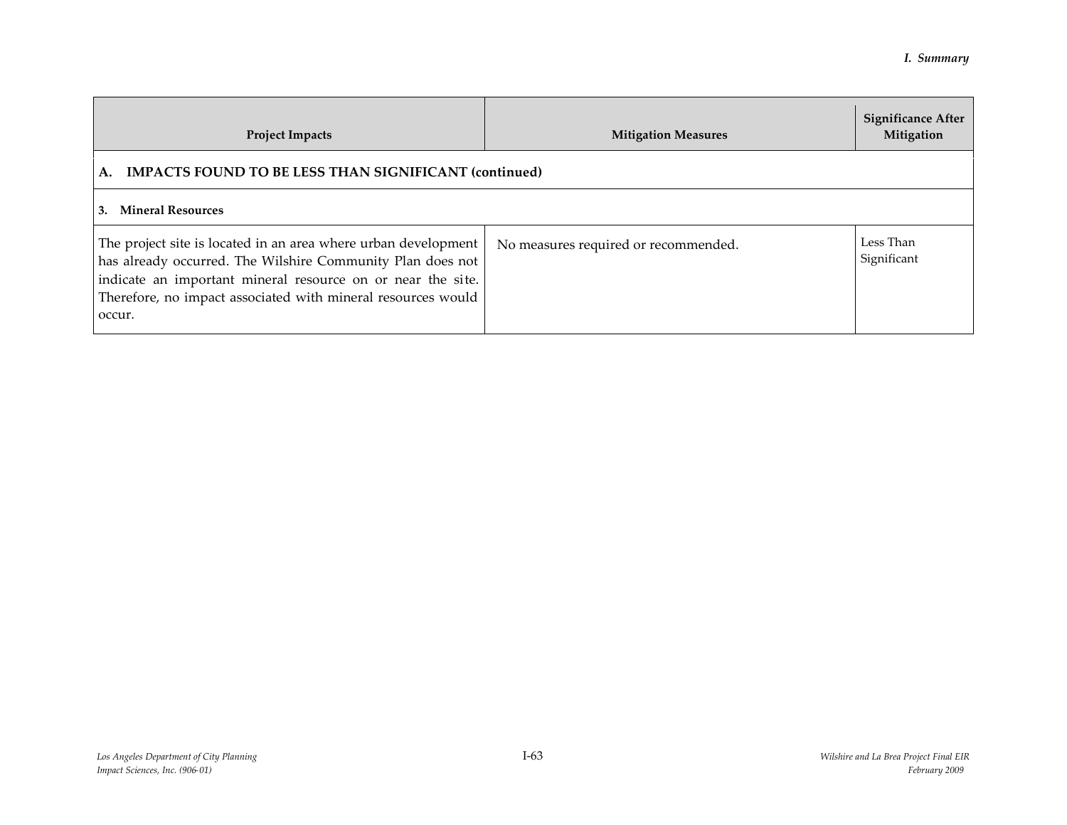| Project Impacts | Mitigation Measures | Significance After Mitigation |
|---|---|---|
| **A. IMPACTS FOUND TO BE LESS THAN SIGNIFICANT (continued)** | | |
| **3. Mineral Resources** | | |
| The project site is located in an area where urban development has already occurred. The Wilshire Community Plan does not indicate an important mineral resource on or near the site. Therefore, no impact associated with mineral resources would occur. | No measures required or recommended. | Less Than Significant |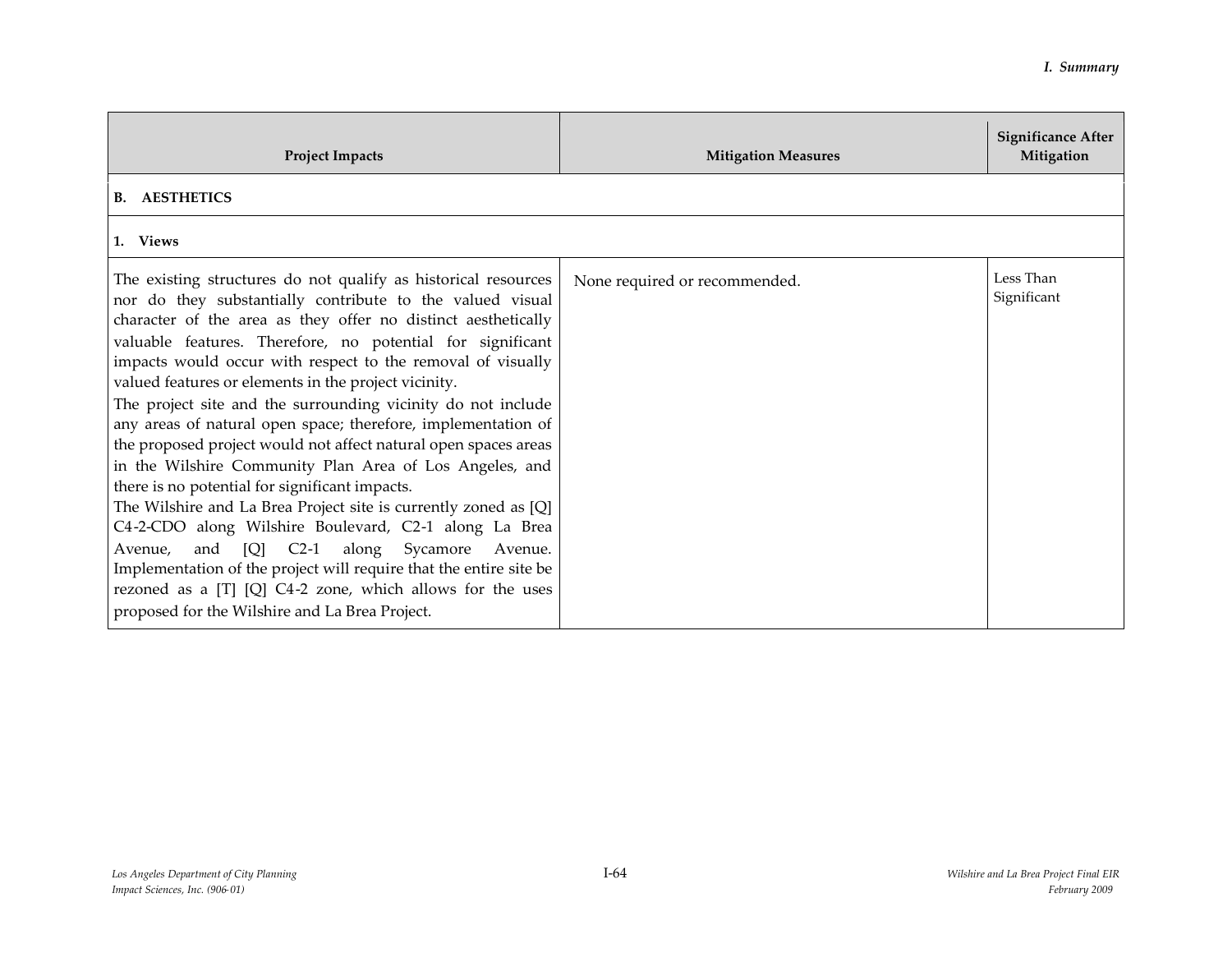| Project Impacts | Mitigation Measures | Significance After Mitigation |
|---|---|---|
| **B. AESTHETICS** | | |
| **1. Views** | | |
| The existing structures do not qualify as historical resources nor do they substantially contribute to the valued visual character of the area as they offer no distinct aesthetically valuable features. Therefore, no potential for significant impacts would occur with respect to the removal of visually valued features or elements in the project vicinity.<br>The project site and the surrounding vicinity do not include any areas of natural open space; therefore, implementation of the proposed project would not affect natural open spaces areas in the Wilshire Community Plan Area of Los Angeles, and there is no potential for significant impacts.<br>The Wilshire and La Brea Project site is currently zoned as [Q] C4-2-CDO along Wilshire Boulevard, C2-1 along La Brea Avenue, and [Q] C2-1 along Sycamore Avenue. Implementation of the project will require that the entire site be rezoned as a [T] [Q] C4-2 zone, which allows for the uses proposed for the Wilshire and La Brea Project. | None required or recommended. | Less Than Significant |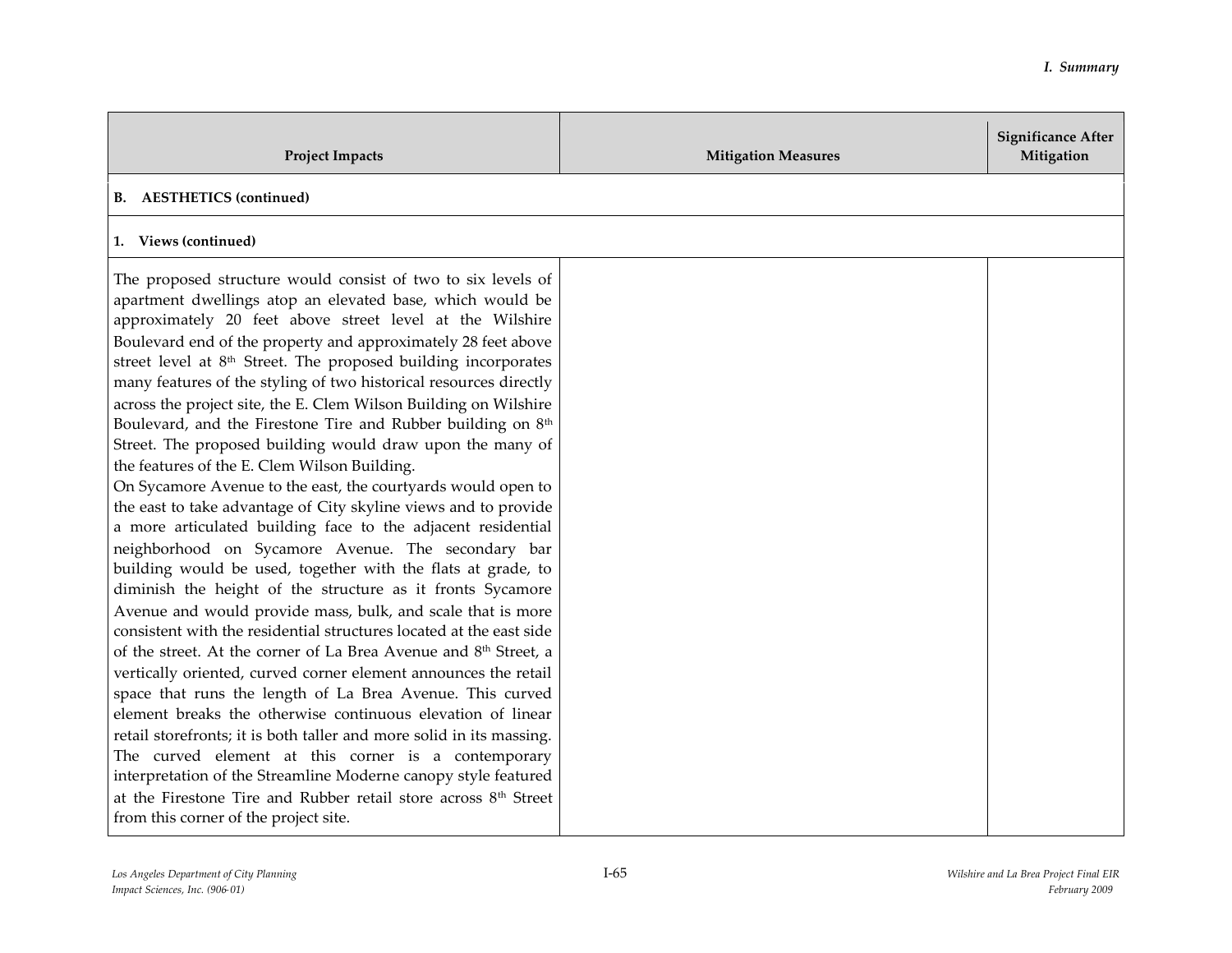| Project Impacts | Mitigation Measures | Significance After Mitigation |
|---|---|---|
| **B. AESTHETICS (continued)** | | |
| **1. Views (continued)** | | |
| The proposed structure would consist of two to six levels of apartment dwellings atop an elevated base, which would be approximately 20 feet above street level at the Wilshire Boulevard end of the property and approximately 28 feet above street level at 8th Street. The proposed building incorporates many features of the styling of two historical resources directly across the project site, the E. Clem Wilson Building on Wilshire Boulevard, and the Firestone Tire and Rubber building on 8th Street. The proposed building would draw upon the many of the features of the E. Clem Wilson Building.<br>On Sycamore Avenue to the east, the courtyards would open to the east to take advantage of City skyline views and to provide a more articulated building face to the adjacent residential neighborhood on Sycamore Avenue. The secondary bar building would be used, together with the flats at grade, to diminish the height of the structure as it fronts Sycamore Avenue and would provide mass, bulk, and scale that is more consistent with the residential structures located at the east side of the street. At the corner of La Brea Avenue and 8th Street, a vertically oriented, curved corner element announces the retail space that runs the length of La Brea Avenue. This curved element breaks the otherwise continuous elevation of linear retail storefronts; it is both taller and more solid in its massing. The curved element at this corner is a contemporary interpretation of the Streamline Moderne canopy style featured at the Firestone Tire and Rubber retail store across 8th Street from this corner of the project site. | | |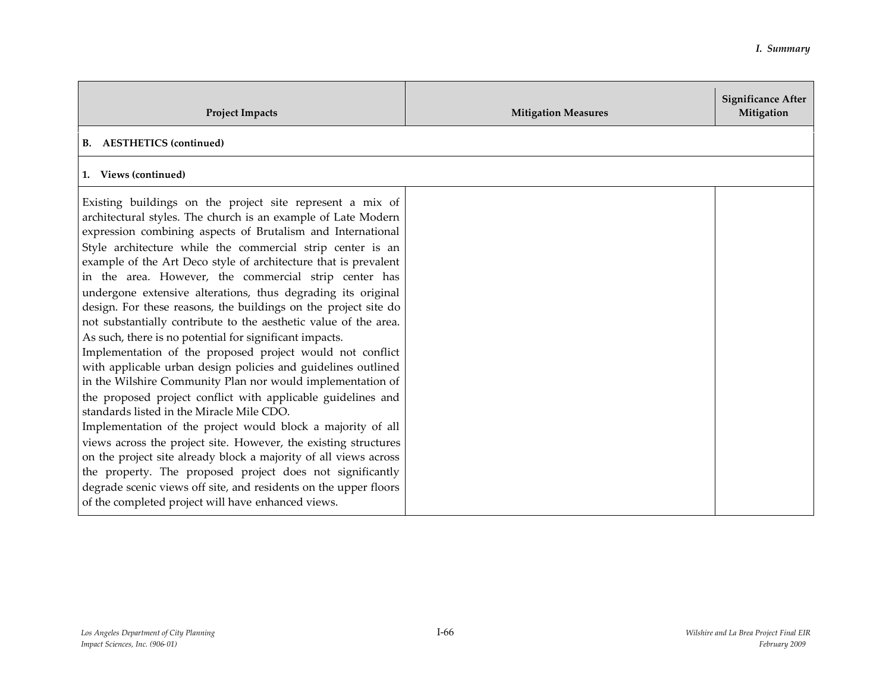| Project Impacts | Mitigation Measures | Significance After Mitigation |
|---|---|---|
| **B. AESTHETICS (continued)** | | |
| **1. Views (continued)** | | |
| Existing buildings on the project site represent a mix of architectural styles. The church is an example of Late Modern expression combining aspects of Brutalism and International Style architecture while the commercial strip center is an example of the Art Deco style of architecture that is prevalent in the area. However, the commercial strip center has undergone extensive alterations, thus degrading its original design. For these reasons, the buildings on the project site do not substantially contribute to the aesthetic value of the area. As such, there is no potential for significant impacts.<br>Implementation of the proposed project would not conflict with applicable urban design policies and guidelines outlined in the Wilshire Community Plan nor would implementation of the proposed project conflict with applicable guidelines and standards listed in the Miracle Mile CDO.<br>Implementation of the project would block a majority of all views across the project site. However, the existing structures on the project site already block a majority of all views across the property. The proposed project does not significantly degrade scenic views off site, and residents on the upper floors of the completed project will have enhanced views. | | |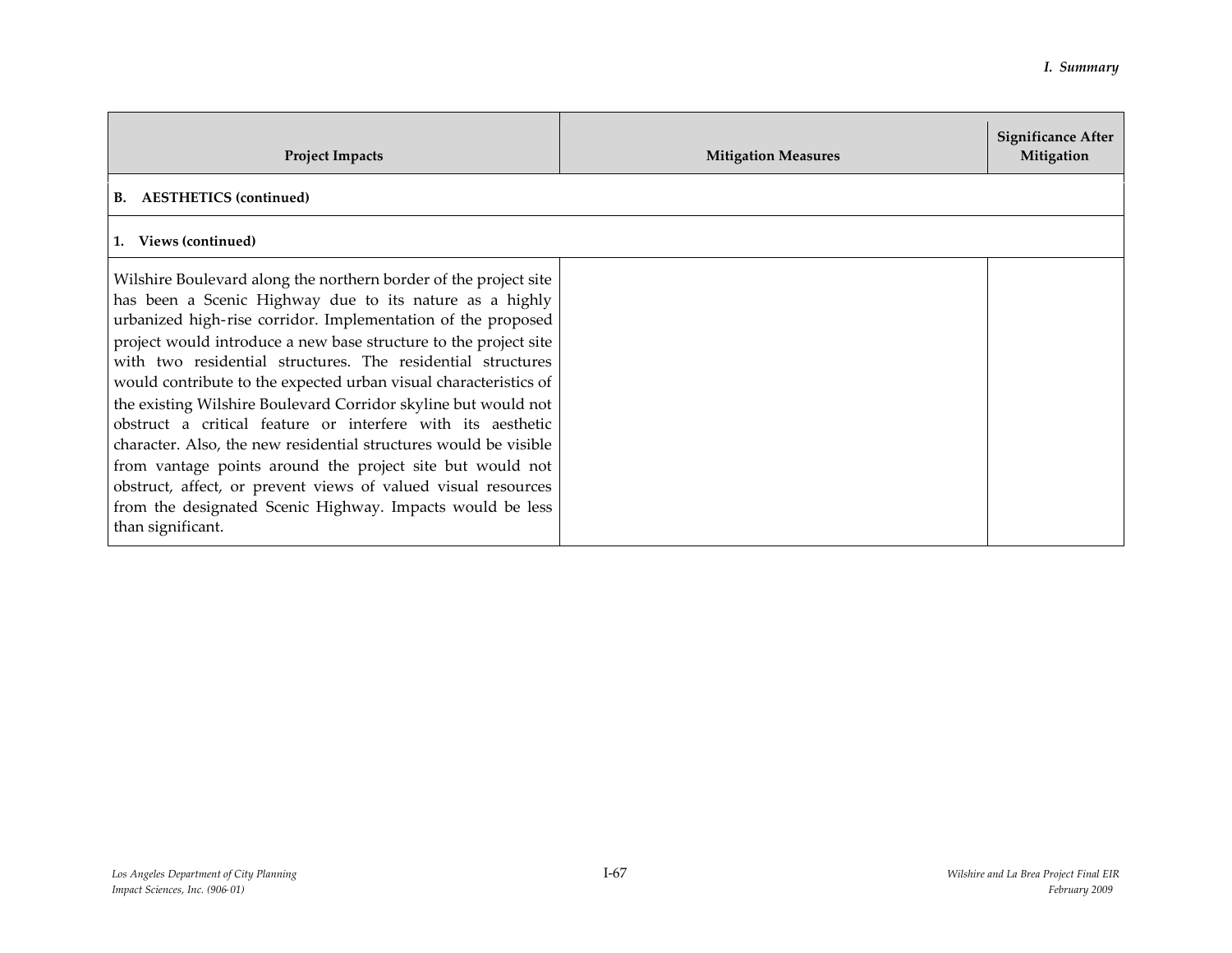| Project Impacts | Mitigation Measures | Significance After Mitigation |
|---|---|---|
| **B. AESTHETICS (continued)** | | |
| **1. Views (continued)** | | |
| Wilshire Boulevard along the northern border of the project site has been a Scenic Highway due to its nature as a highly urbanized high-rise corridor. Implementation of the proposed project would introduce a new base structure to the project site with two residential structures. The residential structures would contribute to the expected urban visual characteristics of the existing Wilshire Boulevard Corridor skyline but would not obstruct a critical feature or interfere with its aesthetic character. Also, the new residential structures would be visible from vantage points around the project site but would not obstruct, affect, or prevent views of valued visual resources from the designated Scenic Highway. Impacts would be less than significant. | | |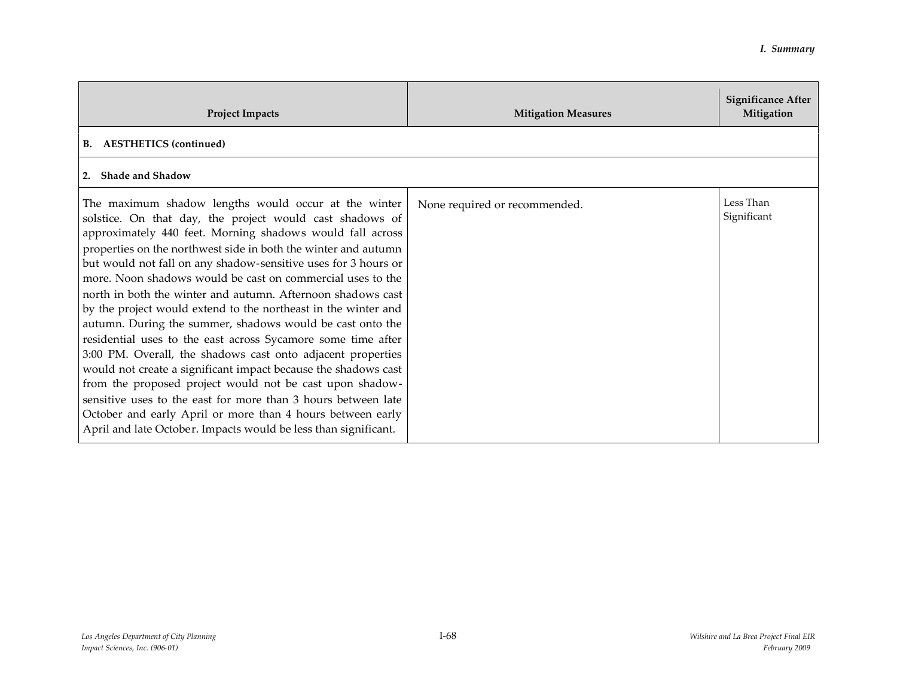| Project Impacts | Mitigation Measures | Significance After Mitigation |
|---|---|---|
| **B. AESTHETICS (continued)** | | |
| **2. Shade and Shadow** | | |
| The maximum shadow lengths would occur at the winter solstice. On that day, the project would cast shadows of approximately 440 feet. Morning shadows would fall across properties on the northwest side in both the winter and autumn but would not fall on any shadow-sensitive uses for 3 hours or more. Noon shadows would be cast on commercial uses to the north in both the winter and autumn. Afternoon shadows cast by the project would extend to the northeast in the winter and autumn. During the summer, shadows would be cast onto the residential uses to the east across Sycamore some time after 3:00 PM. Overall, the shadows cast onto adjacent properties would not create a significant impact because the shadows cast from the proposed project would not be cast upon shadow-sensitive uses to the east for more than 3 hours between late October and early April or more than 4 hours between early April and late October. Impacts would be less than significant. | None required or recommended. | Less Than Significant |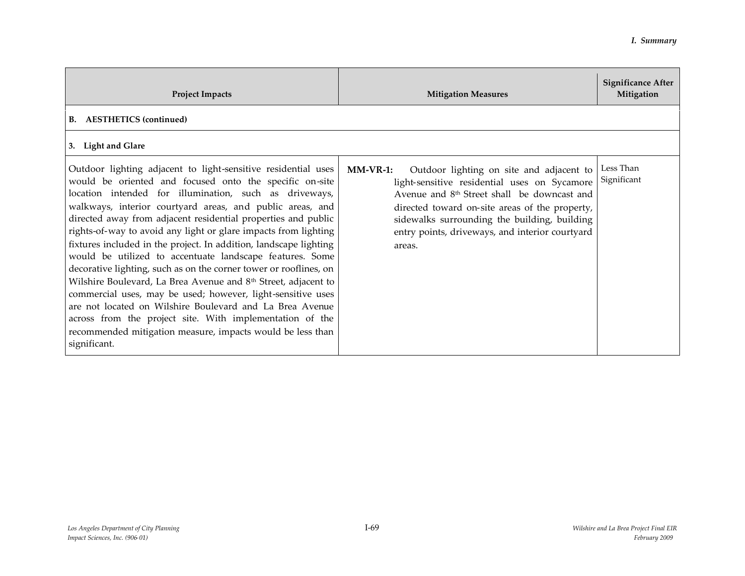| Project Impacts | Mitigation Measures | Significance After Mitigation |
|---|---|---|
| **B. AESTHETICS (continued)** | | |
| **3. Light and Glare** | | |
| Outdoor lighting adjacent to light-sensitive residential uses would be oriented and focused onto the specific on-site location intended for illumination, such as driveways, walkways, interior courtyard areas, and public areas, and directed away from adjacent residential properties and public rights-of-way to avoid any light or glare impacts from lighting fixtures included in the project. In addition, landscape lighting would be utilized to accentuate landscape features. Some decorative lighting, such as on the corner tower or rooflines, on Wilshire Boulevard, La Brea Avenue and 8th Street, adjacent to commercial uses, may be used; however, light-sensitive uses are not located on Wilshire Boulevard and La Brea Avenue across from the project site. With implementation of the recommended mitigation measure, impacts would be less than significant. | **MM-VR-1:** Outdoor lighting on site and adjacent to light-sensitive residential uses on Sycamore Avenue and 8th Street shall be downcast and directed toward on-site areas of the property, sidewalks surrounding the building, building entry points, driveways, and interior courtyard areas. | Less Than Significant |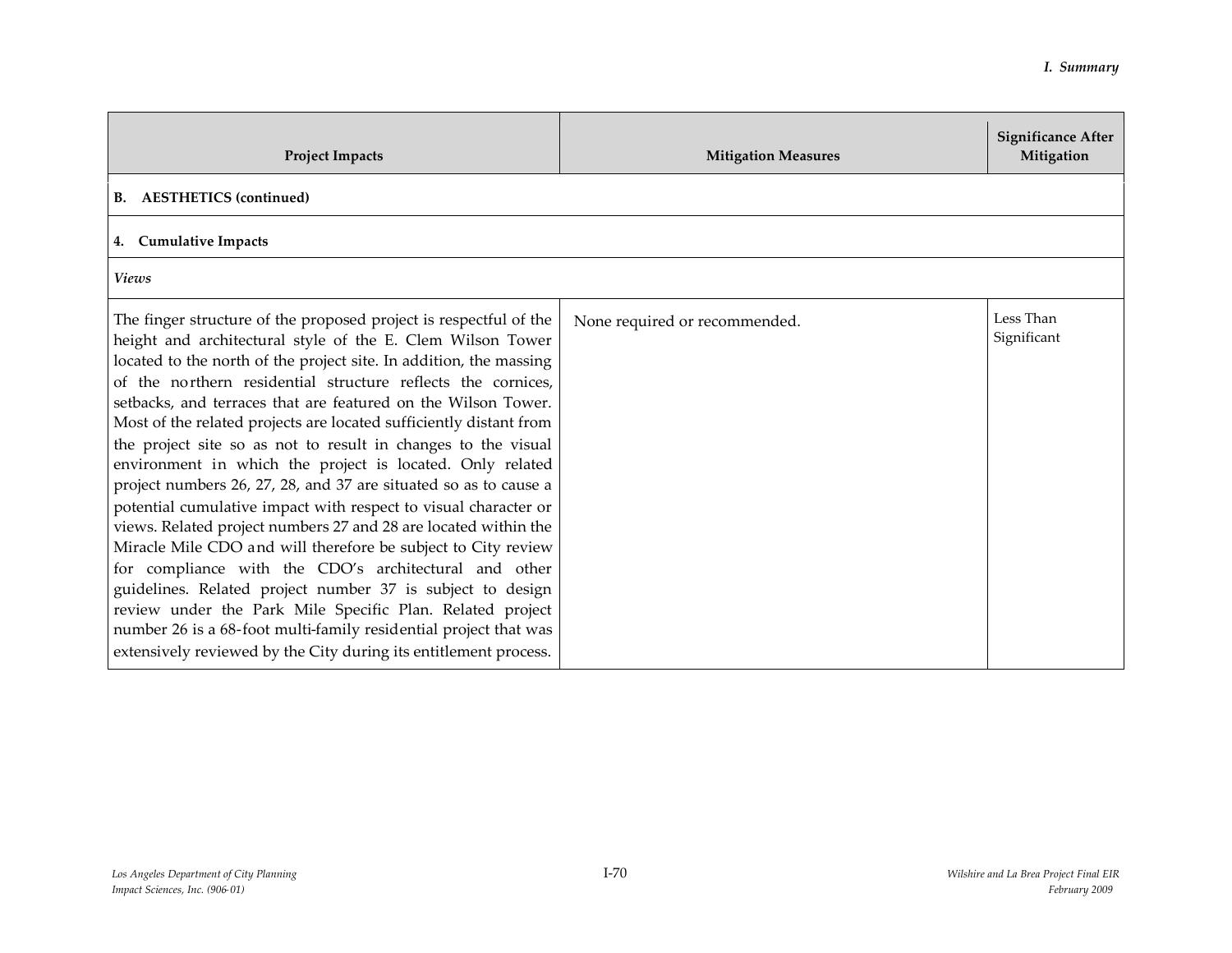| Project Impacts | Mitigation Measures | Significance After Mitigation |
|---|---|---|
| **B. AESTHETICS (continued)** | | |
| **4. Cumulative Impacts** | | |
| *Views* | | |
| The finger structure of the proposed project is respectful of the height and architectural style of the E. Clem Wilson Tower located to the north of the project site. In addition, the massing of the northern residential structure reflects the cornices, setbacks, and terraces that are featured on the Wilson Tower. Most of the related projects are located sufficiently distant from the project site so as not to result in changes to the visual environment in which the project is located. Only related project numbers 26, 27, 28, and 37 are situated so as to cause a potential cumulative impact with respect to visual character or views. Related project numbers 27 and 28 are located within the Miracle Mile CDO and will therefore be subject to City review for compliance with the CDO's architectural and other guidelines. Related project number 37 is subject to design review under the Park Mile Specific Plan. Related project number 26 is a 68-foot multi-family residential project that was extensively reviewed by the City during its entitlement process. | None required or recommended. | Less Than Significant |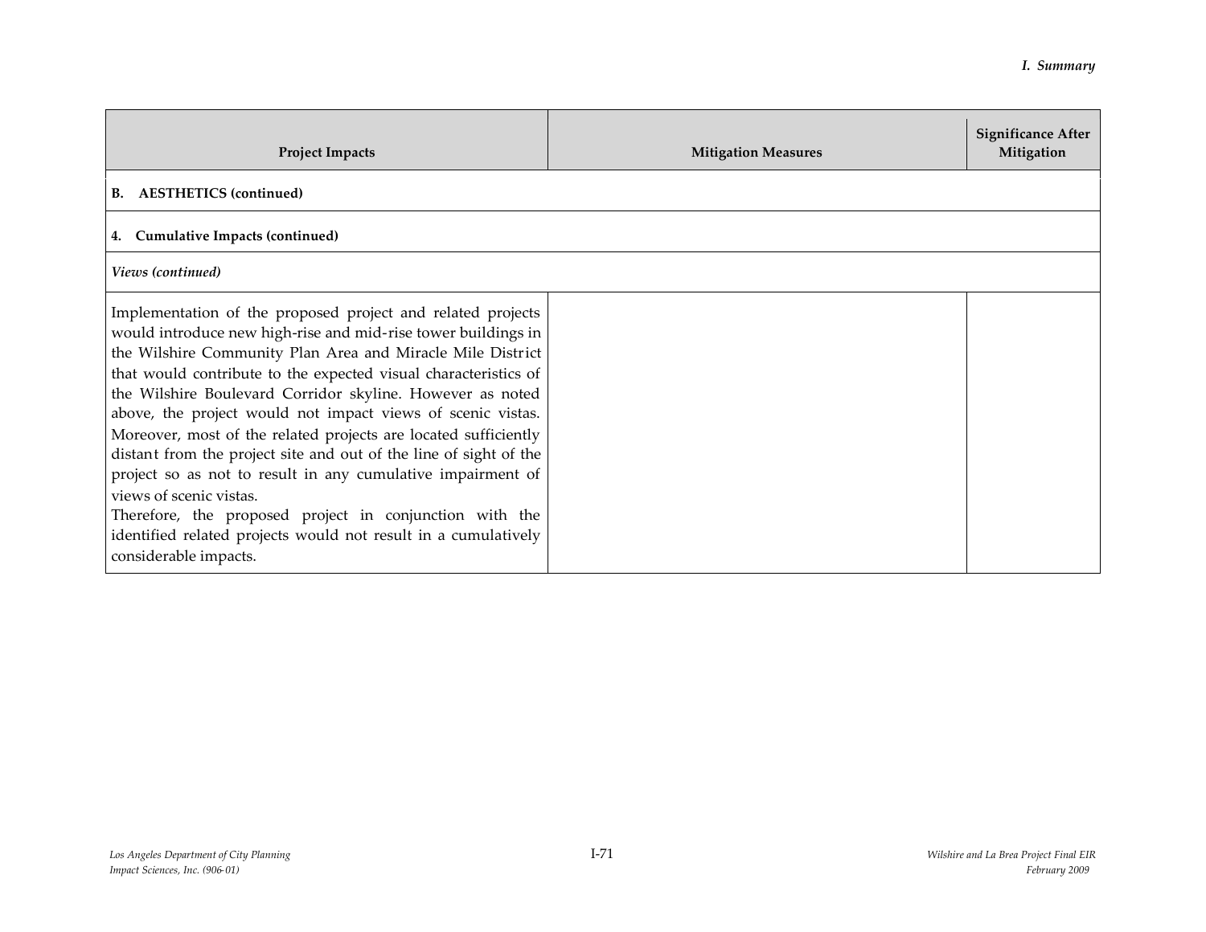| Project Impacts | Mitigation Measures | Significance After Mitigation |
|---|---|---|
| **B. AESTHETICS (continued)** | | |
| **4. Cumulative Impacts (continued)** | | |
| *Views (continued)* | | |
| Implementation of the proposed project and related projects would introduce new high-rise and mid-rise tower buildings in the Wilshire Community Plan Area and Miracle Mile District that would contribute to the expected visual characteristics of the Wilshire Boulevard Corridor skyline. However as noted above, the project would not impact views of scenic vistas. Moreover, most of the related projects are located sufficiently distant from the project site and out of the line of sight of the project so as not to result in any cumulative impairment of views of scenic vistas.<br>Therefore, the proposed project in conjunction with the identified related projects would not result in a cumulatively considerable impacts. | | |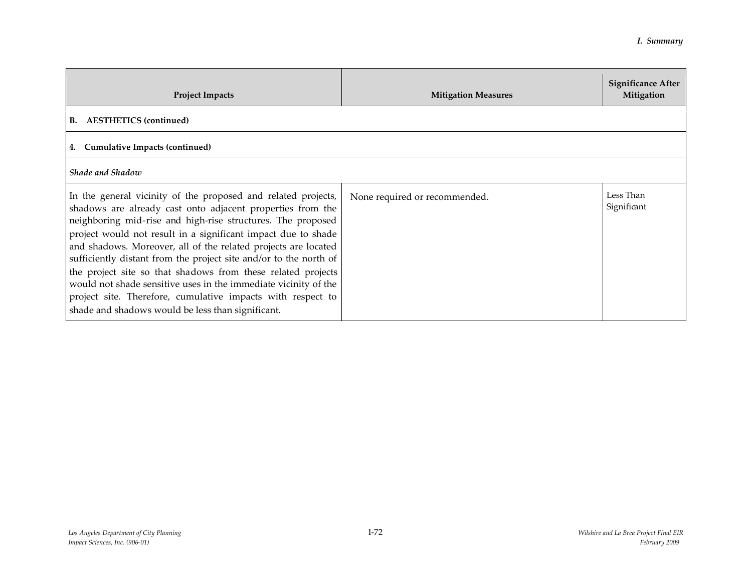| Project Impacts | Mitigation Measures | Significance After Mitigation |
|---|---|---|
| **B. AESTHETICS (continued)** | | |
| **4. Cumulative Impacts (continued)** | | |
| ***Shade and Shadow*** | | |
| In the general vicinity of the proposed and related projects, shadows are already cast onto adjacent properties from the neighboring mid-rise and high-rise structures. The proposed project would not result in a significant impact due to shade and shadows. Moreover, all of the related projects are located sufficiently distant from the project site and/or to the north of the project site so that shadows from these related projects would not shade sensitive uses in the immediate vicinity of the project site. Therefore, cumulative impacts with respect to shade and shadows would be less than significant. | None required or recommended. | Less Than Significant |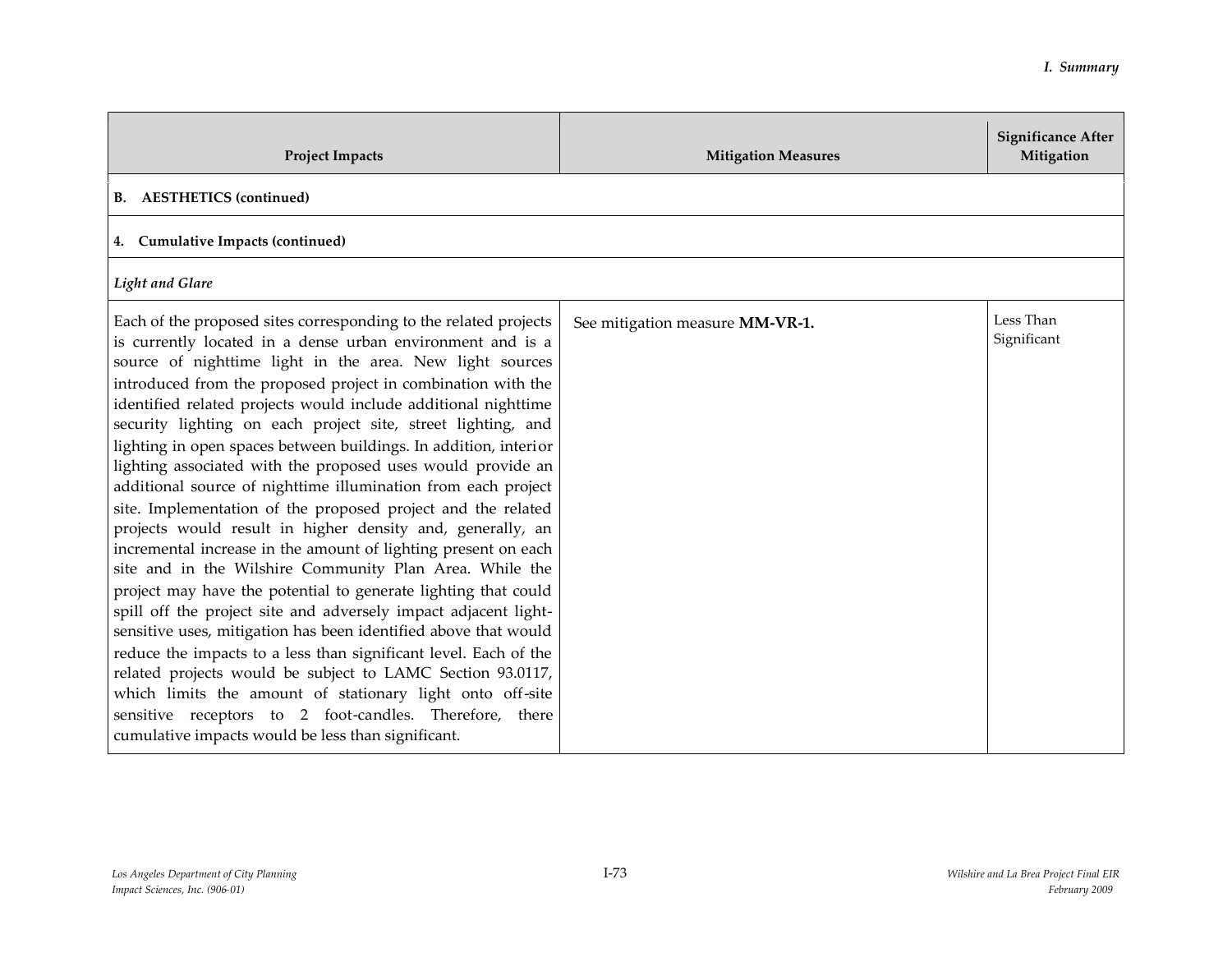| Project Impacts | Mitigation Measures | Significance After Mitigation |
|---|---|---|
| **B. AESTHETICS (continued)** | | |
| **4. Cumulative Impacts (continued)** | | |
| ***Light and Glare*** | | |
| Each of the proposed sites corresponding to the related projects is currently located in a dense urban environment and is a source of nighttime light in the area. New light sources introduced from the proposed project in combination with the identified related projects would include additional nighttime security lighting on each project site, street lighting, and lighting in open spaces between buildings. In addition, interior lighting associated with the proposed uses would provide an additional source of nighttime illumination from each project site. Implementation of the proposed project and the related projects would result in higher density and, generally, an incremental increase in the amount of lighting present on each site and in the Wilshire Community Plan Area. While the project may have the potential to generate lighting that could spill off the project site and adversely impact adjacent light-sensitive uses, mitigation has been identified above that would reduce the impacts to a less than significant level. Each of the related projects would be subject to LAMC Section 93.0117, which limits the amount of stationary light onto off-site sensitive receptors to 2 foot-candles. Therefore, there cumulative impacts would be less than significant. | See mitigation measure **MM-VR-1.** | Less Than Significant |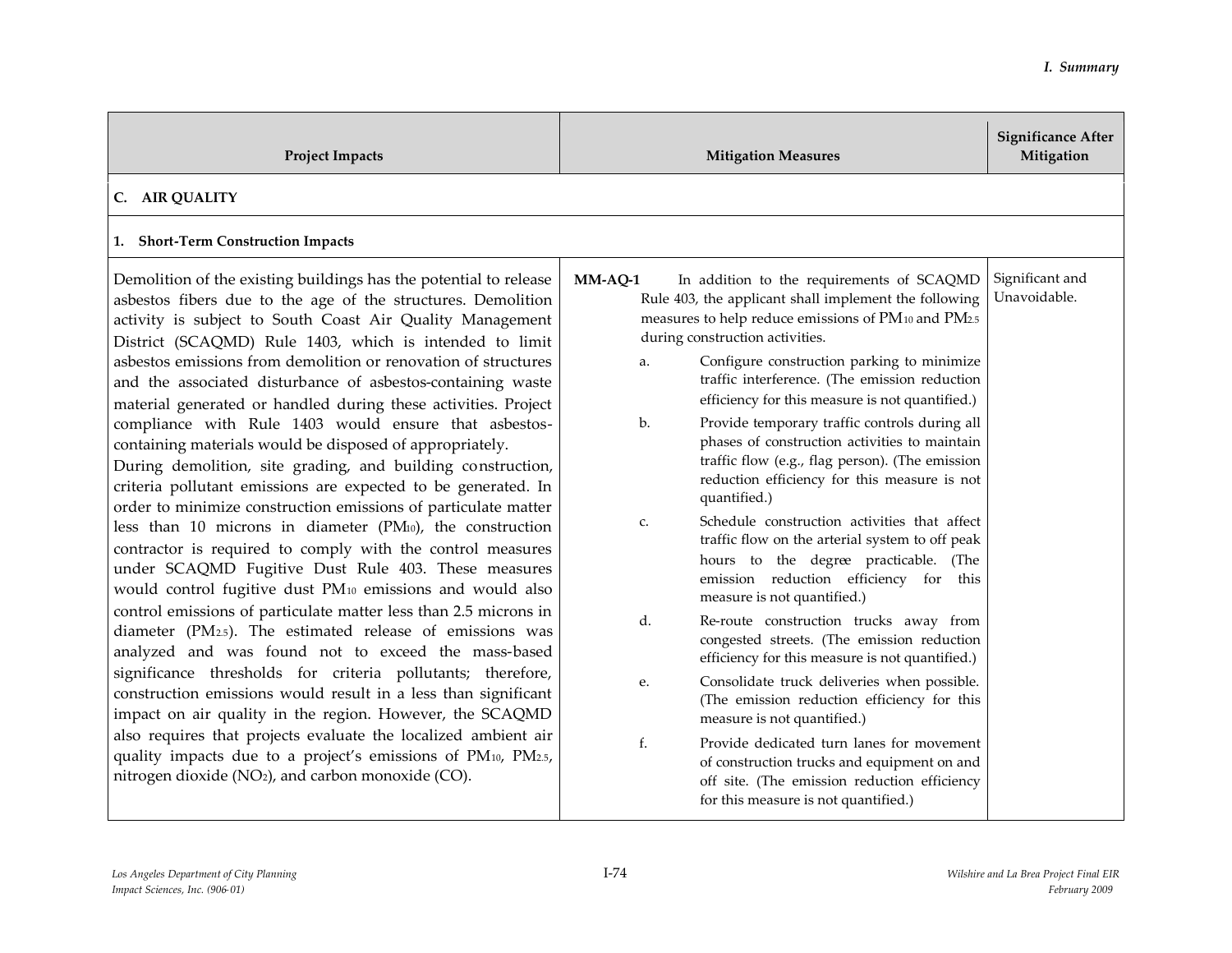| Project Impacts | Mitigation Measures | Significance After Mitigation |
|---|---|---|
| **C. AIR QUALITY** | | |
| **1. Short-Term Construction Impacts** | | |
| Demolition of the existing buildings has the potential to release asbestos fibers due to the age of the structures. Demolition activity is subject to South Coast Air Quality Management District (SCAQMD) Rule 1403, which is intended to limit asbestos emissions from demolition or renovation of structures and the associated disturbance of asbestos-containing waste material generated or handled during these activities. Project compliance with Rule 1403 would ensure that asbestos-containing materials would be disposed of appropriately.<br>During demolition, site grading, and building construction, criteria pollutant emissions are expected to be generated. In order to minimize construction emissions of particulate matter less than 10 microns in diameter ($PM_{10}$), the construction contractor is required to comply with the control measures under SCAQMD Fugitive Dust Rule 403. These measures would control fugitive dust $PM_{10}$ emissions and would also control emissions of particulate matter less than 2.5 microns in diameter ($PM_{2.5}$). The estimated release of emissions was analyzed and was found not to exceed the mass-based significance thresholds for criteria pollutants; therefore, construction emissions would result in a less than significant impact on air quality in the region. However, the SCAQMD also requires that projects evaluate the localized ambient air quality impacts due to a project's emissions of $PM_{10}$, $PM_{2.5}$, nitrogen dioxide ($NO_2$), and carbon monoxide (CO). | **MM-AQ-1** In addition to the requirements of SCAQMD Rule 403, the applicant shall implement the following measures to help reduce emissions of $PM_{10}$ and $PM_{2.5}$ during construction activities.<br>a. Configure construction parking to minimize traffic interference. (The emission reduction efficiency for this measure is not quantified.)<br>b. Provide temporary traffic controls during all phases of construction activities to maintain traffic flow (e.g., flag person). (The emission reduction efficiency for this measure is not quantified.)<br>c. Schedule construction activities that affect traffic flow on the arterial system to off peak hours to the degree practicable. (The emission reduction efficiency for this measure is not quantified.)<br>d. Re-route construction trucks away from congested streets. (The emission reduction efficiency for this measure is not quantified.)<br>e. Consolidate truck deliveries when possible. (The emission reduction efficiency for this measure is not quantified.)<br>f. Provide dedicated turn lanes for movement of construction trucks and equipment on and off site. (The emission reduction efficiency for this measure is not quantified.) | Significant and Unavoidable. |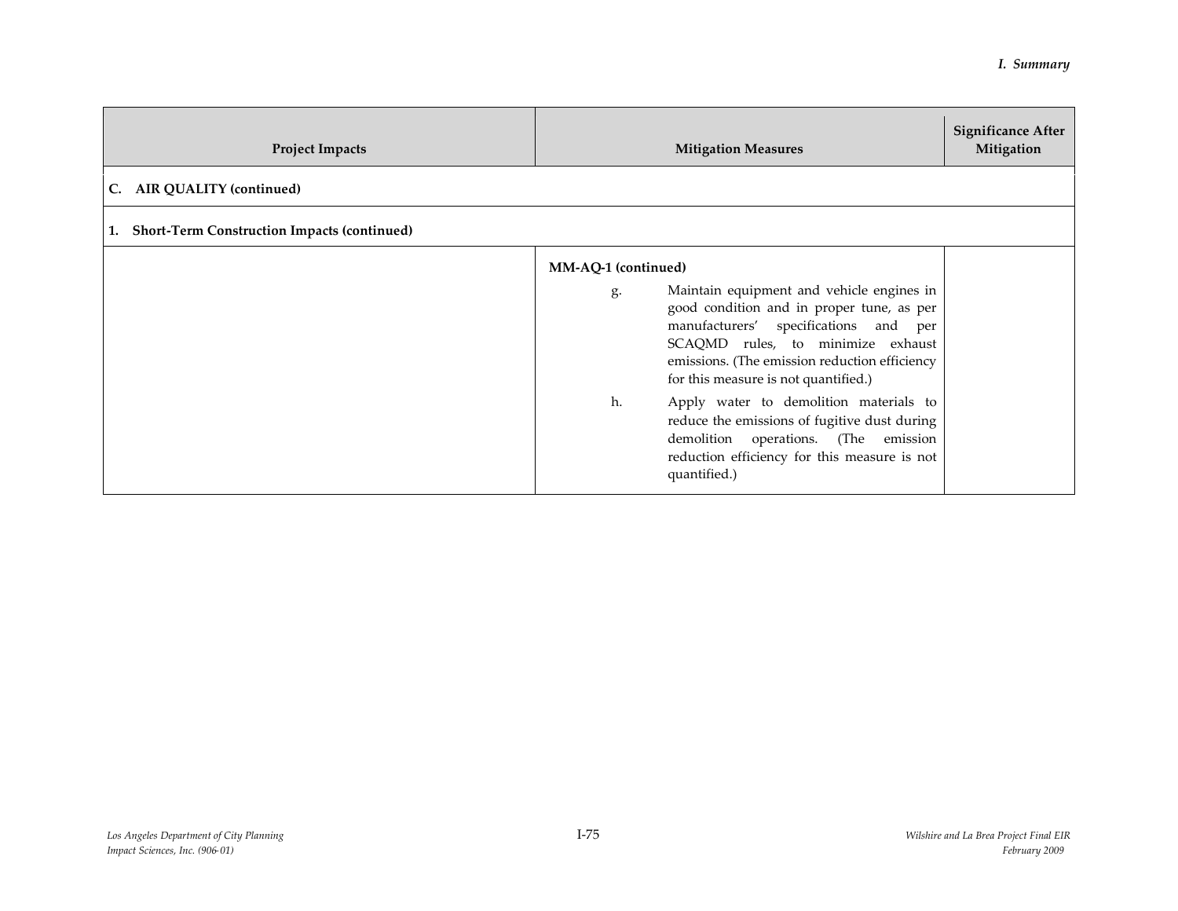| Project Impacts | Mitigation Measures | Significance After Mitigation |
| --- | --- | --- |
| **C. AIR QUALITY (continued)** | | |
| **1. Short-Term Construction Impacts (continued)** | | |
| | **MM-AQ-1 (continued)**<br><br>g. Maintain equipment and vehicle engines in good condition and in proper tune, as per manufacturers' specifications and per SCAQMD rules, to minimize exhaust emissions. (The emission reduction efficiency for this measure is not quantified.)<br><br>h. Apply water to demolition materials to reduce the emissions of fugitive dust during demolition operations. (The emission reduction efficiency for this measure is not quantified.) | |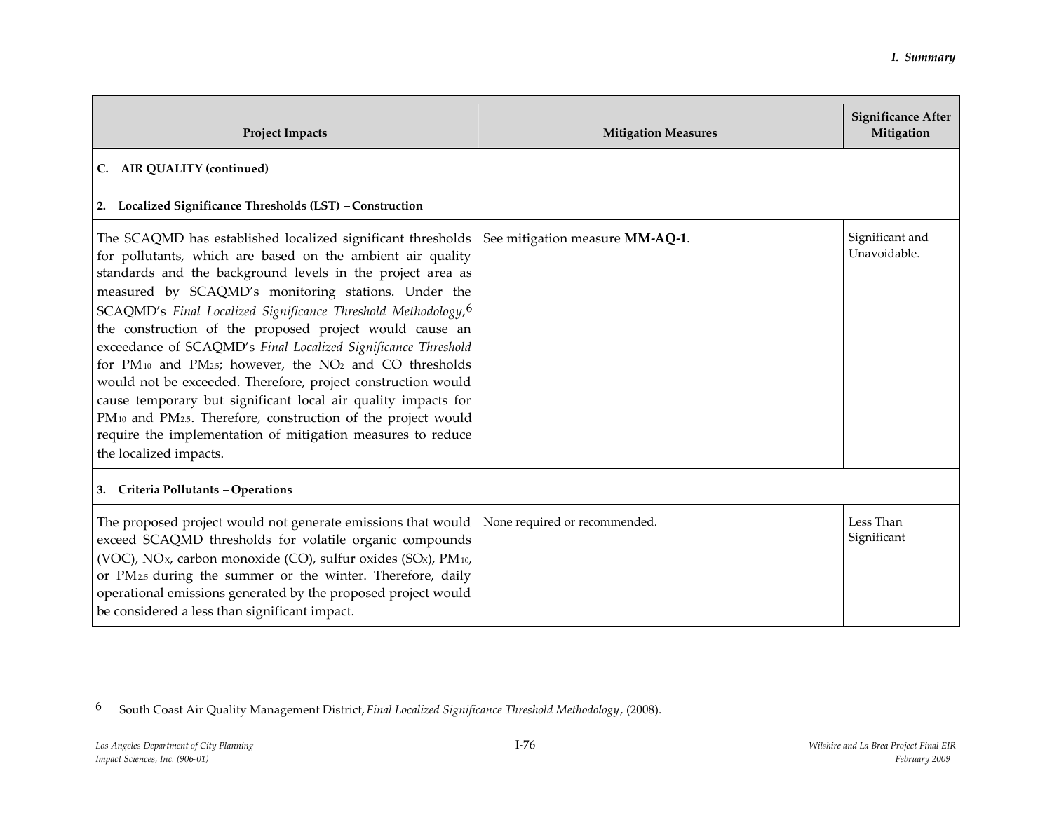| Project Impacts | Mitigation Measures | Significance After Mitigation |
|---|---|---|
| **C. AIR QUALITY (continued)** | | |
| **2. Localized Significance Thresholds (LST) – Construction** | | |
| The SCAQMD has established localized significant thresholds for pollutants, which are based on the ambient air quality standards and the background levels in the project area as measured by SCAQMD's monitoring stations. Under the SCAQMD's *Final Localized Significance Threshold Methodology*,[6] the construction of the proposed project would cause an exceedance of SCAQMD's *Final Localized Significance Threshold* for $PM_{10}$ and $PM_{2.5}$; however, the $NO_2$ and CO thresholds would not be exceeded. Therefore, project construction would cause temporary but significant local air quality impacts for $PM_{10}$ and $PM_{2.5}$. Therefore, construction of the project would require the implementation of mitigation measures to reduce the localized impacts. | See mitigation measure **MM-AQ-1**. | Significant and Unavoidable. |
| **3. Criteria Pollutants – Operations** | | |
| The proposed project would not generate emissions that would exceed SCAQMD thresholds for volatile organic compounds (VOC), $NO_X$, carbon monoxide (CO), sulfur oxides ($SO_X$), $PM_{10}$, or $PM_{2.5}$ during the summer or the winter. Therefore, daily operational emissions generated by the proposed project would be considered a less than significant impact. | None required or recommended. | Less Than Significant |

6 South Coast Air Quality Management District, *Final Localized Significance Threshold Methodology*, (2008).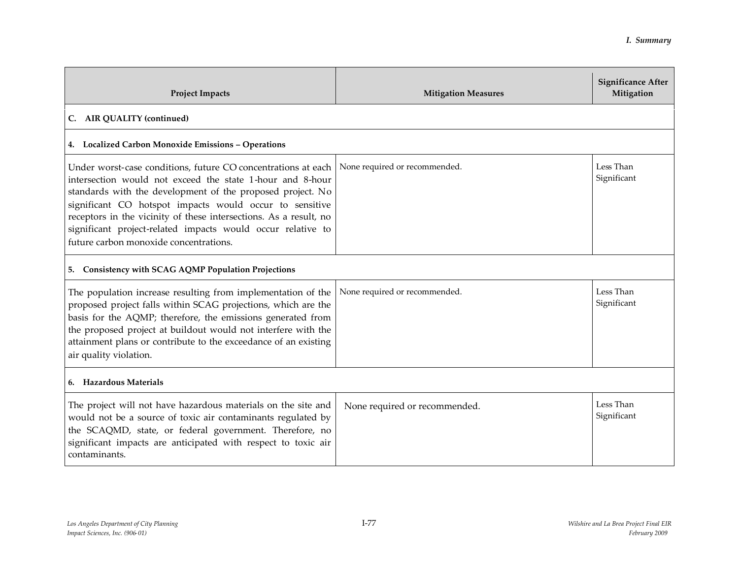| Project Impacts | Mitigation Measures | Significance After Mitigation |
|---|---|---|
| **C. AIR QUALITY (continued)** | | |
| **4. Localized Carbon Monoxide Emissions – Operations** | | |
| Under worst-case conditions, future CO concentrations at each intersection would not exceed the state 1-hour and 8-hour standards with the development of the proposed project. No significant CO hotspot impacts would occur to sensitive receptors in the vicinity of these intersections. As a result, no significant project-related impacts would occur relative to future carbon monoxide concentrations. | None required or recommended. | Less Than Significant |
| **5. Consistency with SCAG AQMP Population Projections** | | |
| The population increase resulting from implementation of the proposed project falls within SCAG projections, which are the basis for the AQMP; therefore, the emissions generated from the proposed project at buildout would not interfere with the attainment plans or contribute to the exceedance of an existing air quality violation. | None required or recommended. | Less Than Significant |
| **6. Hazardous Materials** | | |
| The project will not have hazardous materials on the site and would not be a source of toxic air contaminants regulated by the SCAQMD, state, or federal government. Therefore, no significant impacts are anticipated with respect to toxic air contaminants. | None required or recommended. | Less Than Significant |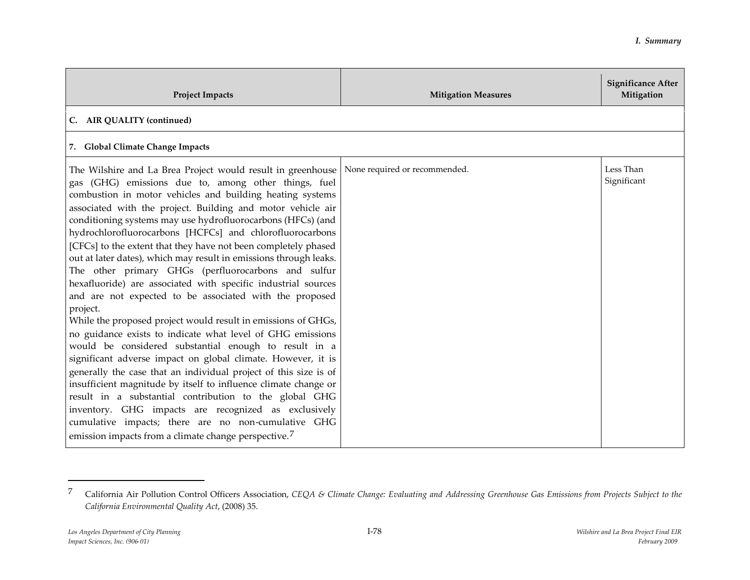| Project Impacts | Mitigation Measures | Significance After Mitigation |
| --- | --- | --- |
| **C. AIR QUALITY (continued)** | | |
| **7. Global Climate Change Impacts** | | |
| The Wilshire and La Brea Project would result in greenhouse gas (GHG) emissions due to, among other things, fuel combustion in motor vehicles and building heating systems associated with the project. Building and motor vehicle air conditioning systems may use hydrofluorocarbons (HFCs) (and hydrochlorofluorocarbons [HCFCs] and chlorofluorocarbons [CFCs] to the extent that they have not been completely phased out at later dates), which may result in emissions through leaks. The other primary GHGs (perfluorocarbons and sulfur hexafluoride) are associated with specific industrial sources and are not expected to be associated with the proposed project. <br>While the proposed project would result in emissions of GHGs, no guidance exists to indicate what level of GHG emissions would be considered substantial enough to result in a significant adverse impact on global climate. However, it is generally the case that an individual project of this size is of insufficient magnitude by itself to influence climate change or result in a substantial contribution to the global GHG inventory. GHG impacts are recognized as exclusively cumulative impacts; there are no non-cumulative GHG emission impacts from a climate change perspective.[7] | None required or recommended. | Less Than Significant |

[7] California Air Pollution Control Officers Association, *CEQA & Climate Change: Evaluating and Addressing Greenhouse Gas Emissions from Projects Subject to the California Environmental Quality Act*, (2008) 35.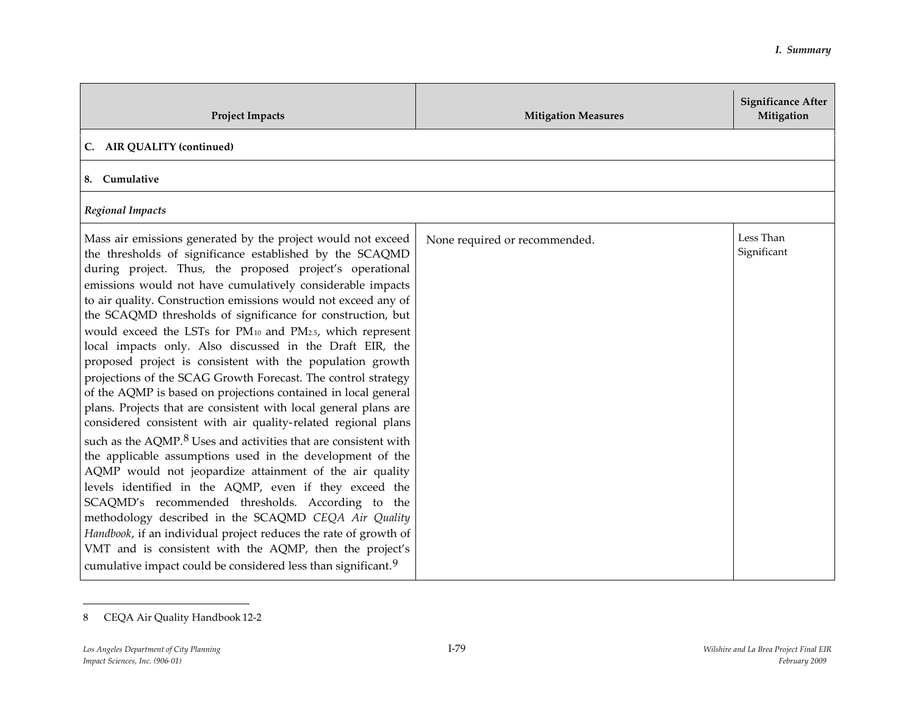| Project Impacts | Mitigation Measures | Significance After Mitigation |
|---|---|---|
| **C. AIR QUALITY (continued)** | | |
| **8. Cumulative** | | |
| ***Regional Impacts*** | | |
| Mass air emissions generated by the project would not exceed the thresholds of significance established by the SCAQMD during project. Thus, the proposed project's operational emissions would not have cumulatively considerable impacts to air quality. Construction emissions would not exceed any of the SCAQMD thresholds of significance for construction, but would exceed the LSTs for $PM_{10}$ and $PM_{2.5}$, which represent local impacts only. Also discussed in the Draft EIR, the proposed project is consistent with the population growth projections of the SCAG Growth Forecast. The control strategy of the AQMP is based on projections contained in local general plans. Projects that are consistent with local general plans are considered consistent with air quality-related regional plans such as the AQMP.[8] Uses and activities that are consistent with the applicable assumptions used in the development of the AQMP would not jeopardize attainment of the air quality levels identified in the AQMP, even if they exceed the SCAQMD's recommended thresholds. According to the methodology described in the SCAQMD *CEQA Air Quality Handbook*, if an individual project reduces the rate of growth of VMT and is consistent with the AQMP, then the project's cumulative impact could be considered less than significant.[9] | None required or recommended. | Less Than Significant |

8 CEQA Air Quality Handbook 12-2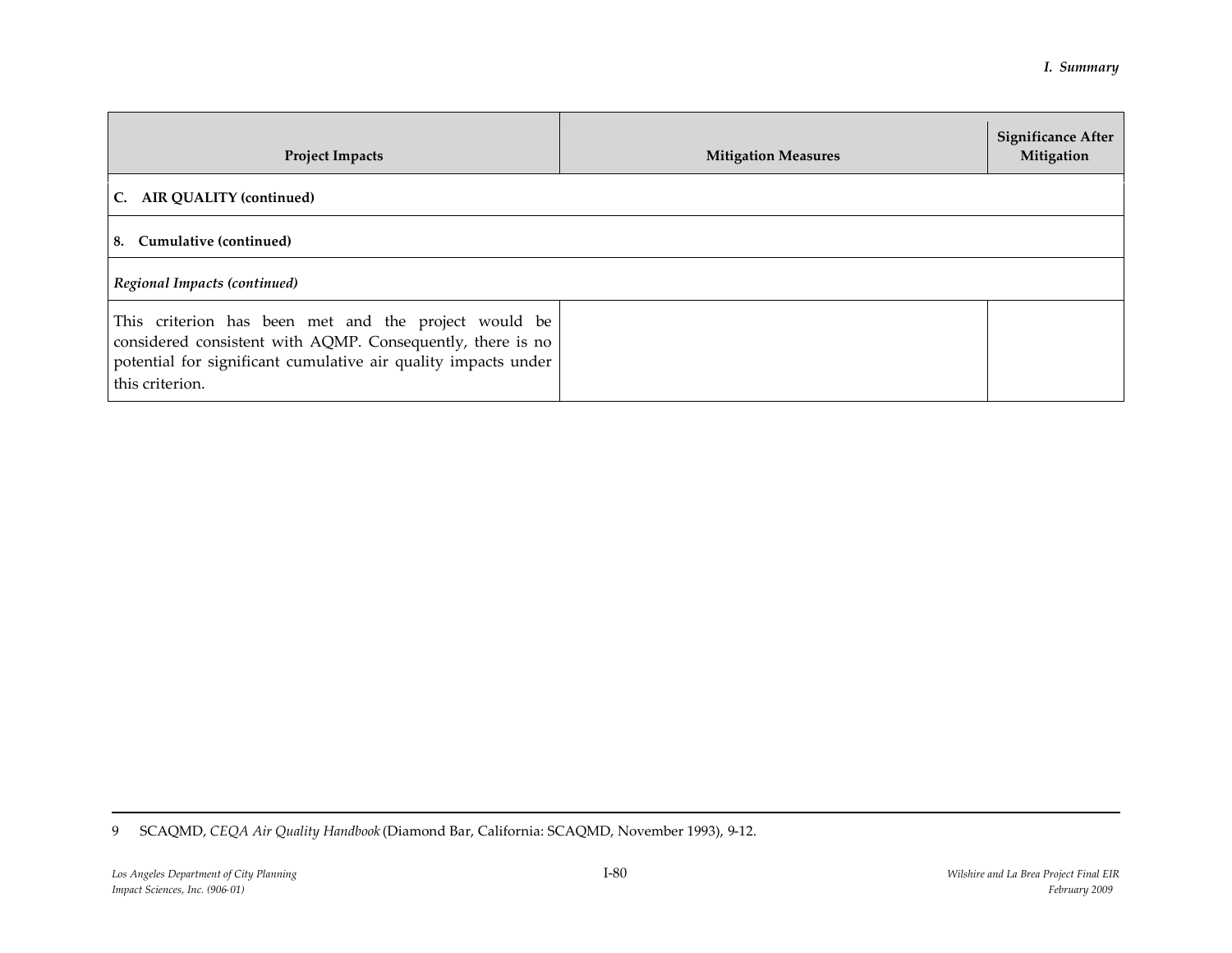| Project Impacts | Mitigation Measures | Significance After Mitigation |
|---|---|---|
| **C. AIR QUALITY (continued)** | | |
| **8. Cumulative (continued)** | | |
| ***Regional Impacts (continued)*** | | |
| This criterion has been met and the project would be considered consistent with AQMP. Consequently, there is no potential for significant cumulative air quality impacts under this criterion. | | |

9 SCAQMD, *CEQA Air Quality Handbook* (Diamond Bar, California: SCAQMD, November 1993), 9-12.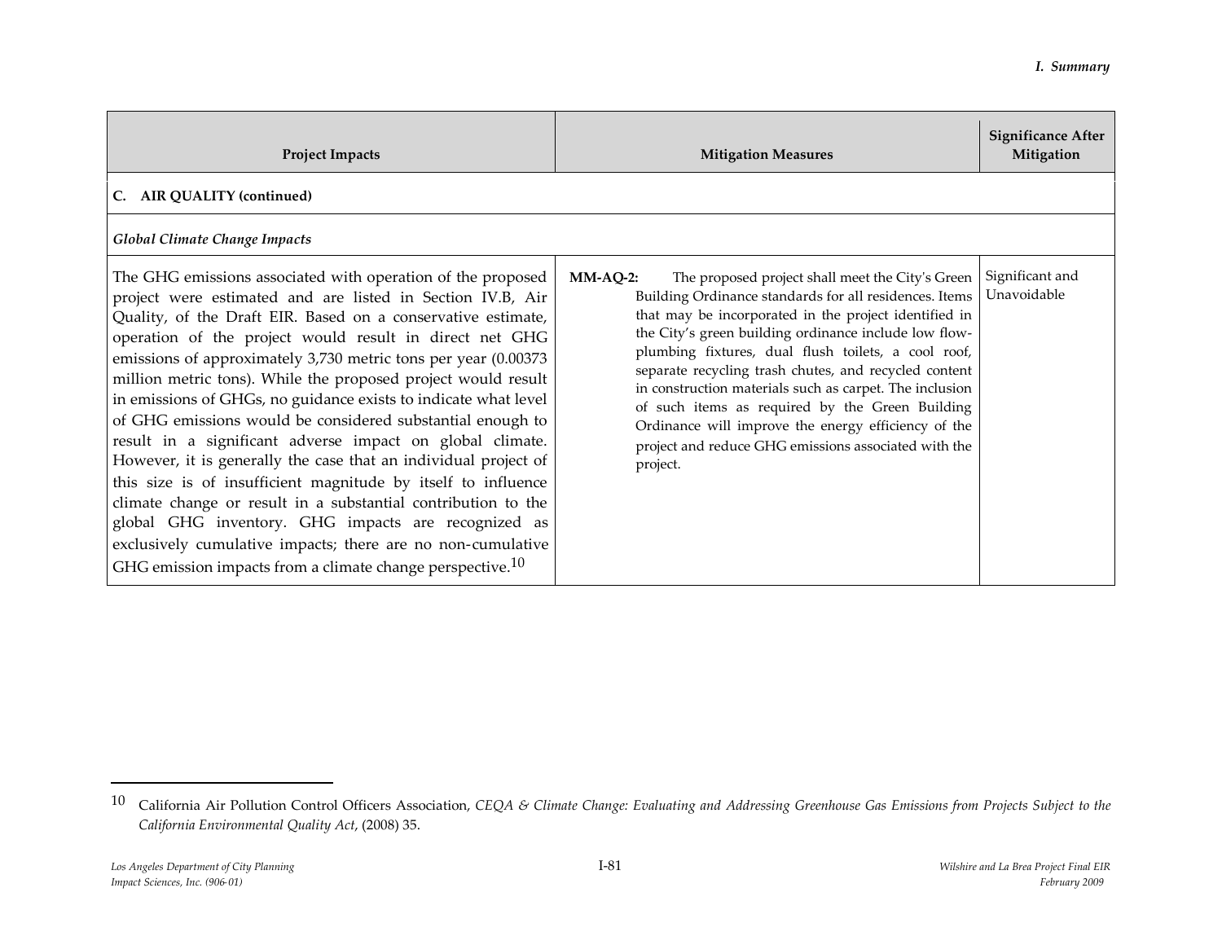| Project Impacts | Mitigation Measures | Significance After Mitigation |
|---|---|---|
| **C. AIR QUALITY (continued)** | | |
| ***Global Climate Change Impacts*** | | |
| The GHG emissions associated with operation of the proposed project were estimated and are listed in Section IV.B, Air Quality, of the Draft EIR. Based on a conservative estimate, operation of the project would result in direct net GHG emissions of approximately 3,730 metric tons per year (0.00373 million metric tons). While the proposed project would result in emissions of GHGs, no guidance exists to indicate what level of GHG emissions would be considered substantial enough to result in a significant adverse impact on global climate. However, it is generally the case that an individual project of this size is of insufficient magnitude by itself to influence climate change or result in a substantial contribution to the global GHG inventory. GHG impacts are recognized as exclusively cumulative impacts; there are no non-cumulative GHG emission impacts from a climate change perspective.[10] | **MM-AQ-2:** The proposed project shall meet the City's Green Building Ordinance standards for all residences. Items that may be incorporated in the project identified in the City's green building ordinance include low flow-plumbing fixtures, dual flush toilets, a cool roof, separate recycling trash chutes, and recycled content in construction materials such as carpet. The inclusion of such items as required by the Green Building Ordinance will improve the energy efficiency of the project and reduce GHG emissions associated with the project. | Significant and Unavoidable |

[10] California Air Pollution Control Officers Association, *CEQA & Climate Change: Evaluating and Addressing Greenhouse Gas Emissions from Projects Subject to the California Environmental Quality Act*, (2008) 35.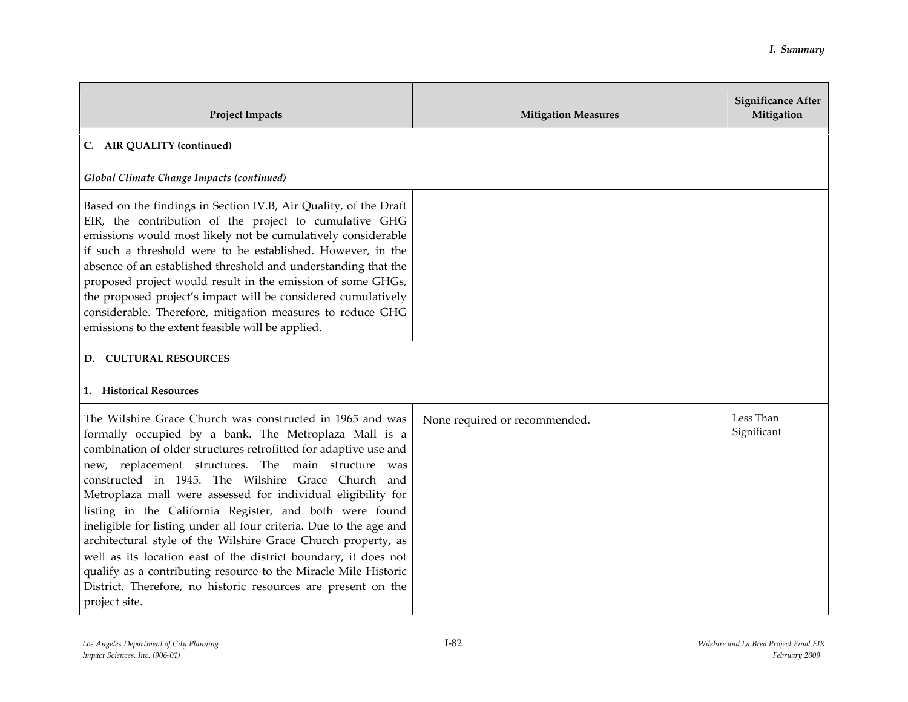| Project Impacts | Mitigation Measures | Significance After Mitigation |
|---|---|---|
| **C. AIR QUALITY (continued)** | | |
| ***Global Climate Change Impacts (continued)*** | | |
| Based on the findings in Section IV.B, Air Quality, of the Draft EIR, the contribution of the project to cumulative GHG emissions would most likely not be cumulatively considerable if such a threshold were to be established. However, in the absence of an established threshold and understanding that the proposed project would result in the emission of some GHGs, the proposed project's impact will be considered cumulatively considerable. Therefore, mitigation measures to reduce GHG emissions to the extent feasible will be applied. | | |
| **D. CULTURAL RESOURCES** | | |
| **1. Historical Resources** | | |
| The Wilshire Grace Church was constructed in 1965 and was formally occupied by a bank. The Metroplaza Mall is a combination of older structures retrofitted for adaptive use and new, replacement structures. The main structure was constructed in 1945. The Wilshire Grace Church and Metroplaza mall were assessed for individual eligibility for listing in the California Register, and both were found ineligible for listing under all four criteria. Due to the age and architectural style of the Wilshire Grace Church property, as well as its location east of the district boundary, it does not qualify as a contributing resource to the Miracle Mile Historic District. Therefore, no historic resources are present on the project site. | None required or recommended. | Less Than Significant |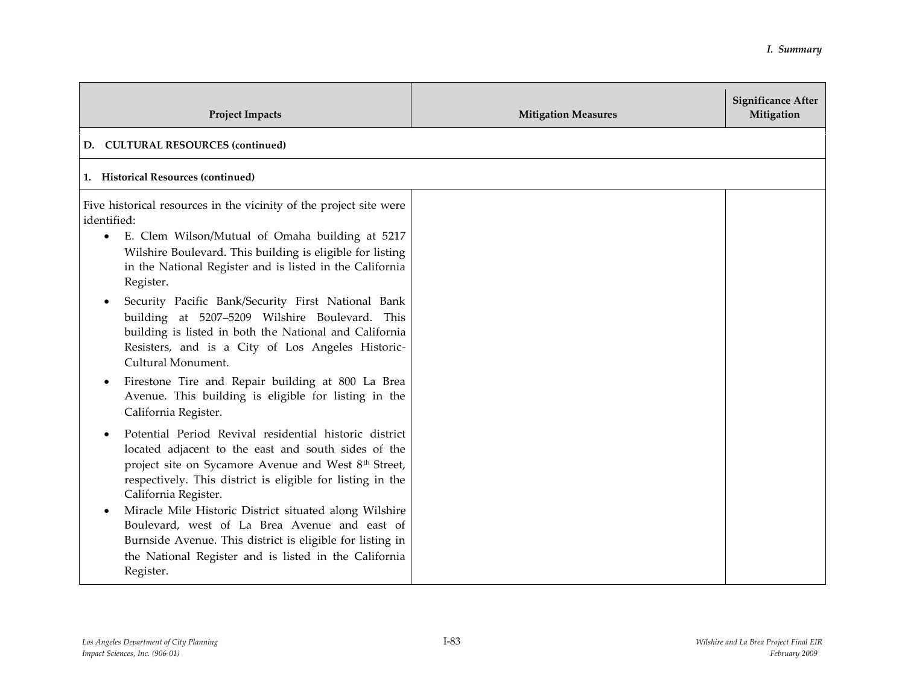| Project Impacts | Mitigation Measures | Significance After Mitigation |
|---|---|---|
| **D. CULTURAL RESOURCES (continued)** | | |
| **1. Historical Resources (continued)** | | |
| Five historical resources in the vicinity of the project site were identified:<br>• E. Clem Wilson/Mutual of Omaha building at 5217 Wilshire Boulevard. This building is eligible for listing in the National Register and is listed in the California Register.<br>• Security Pacific Bank/Security First National Bank building at 5207–5209 Wilshire Boulevard. This building is listed in both the National and California Resisters, and is a City of Los Angeles Historic-Cultural Monument.<br>• Firestone Tire and Repair building at 800 La Brea Avenue. This building is eligible for listing in the California Register.<br>• Potential Period Revival residential historic district located adjacent to the east and south sides of the project site on Sycamore Avenue and West 8th Street, respectively. This district is eligible for listing in the California Register.<br>• Miracle Mile Historic District situated along Wilshire Boulevard, west of La Brea Avenue and east of Burnside Avenue. This district is eligible for listing in the National Register and is listed in the California Register. | | |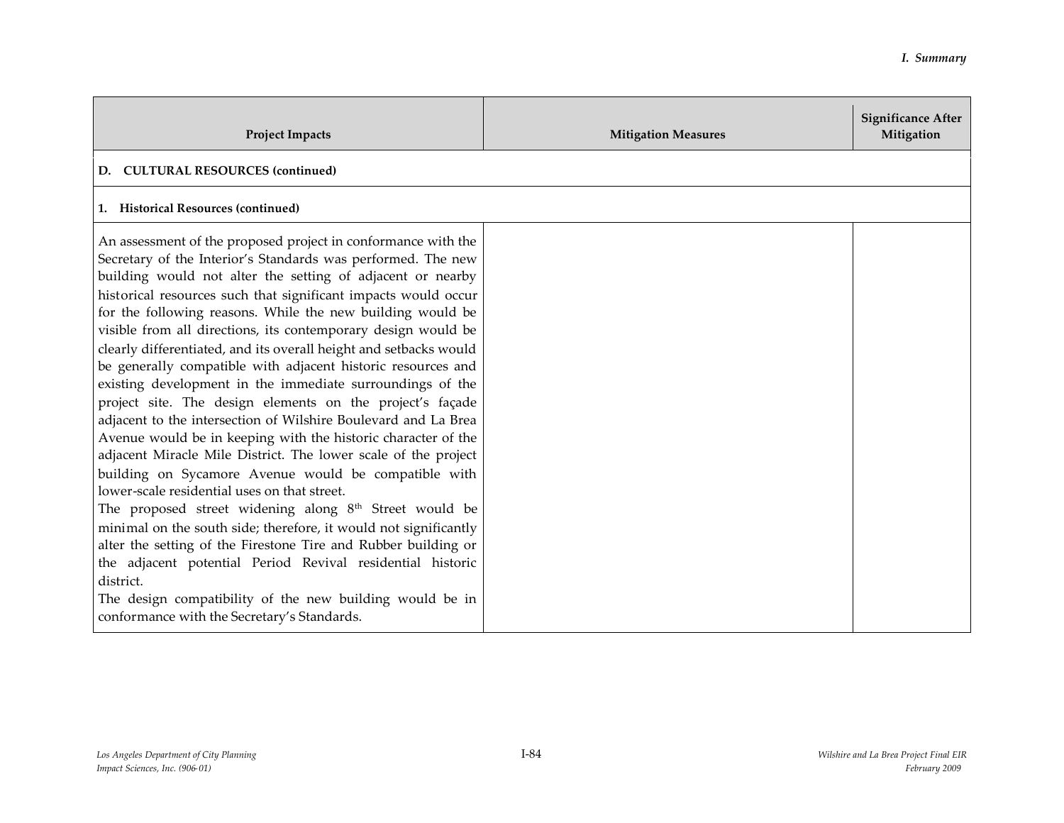| Project Impacts | Mitigation Measures | Significance After Mitigation |
|---|---|---|
| **D. CULTURAL RESOURCES (continued)** | | |
| **1. Historical Resources (continued)** | | |
| An assessment of the proposed project in conformance with the Secretary of the Interior's Standards was performed. The new building would not alter the setting of adjacent or nearby historical resources such that significant impacts would occur for the following reasons. While the new building would be visible from all directions, its contemporary design would be clearly differentiated, and its overall height and setbacks would be generally compatible with adjacent historic resources and existing development in the immediate surroundings of the project site. The design elements on the project's façade adjacent to the intersection of Wilshire Boulevard and La Brea Avenue would be in keeping with the historic character of the adjacent Miracle Mile District. The lower scale of the project building on Sycamore Avenue would be compatible with lower-scale residential uses on that street.<br>The proposed street widening along 8th Street would be minimal on the south side; therefore, it would not significantly alter the setting of the Firestone Tire and Rubber building or the adjacent potential Period Revival residential historic district.<br>The design compatibility of the new building would be in conformance with the Secretary's Standards. | | |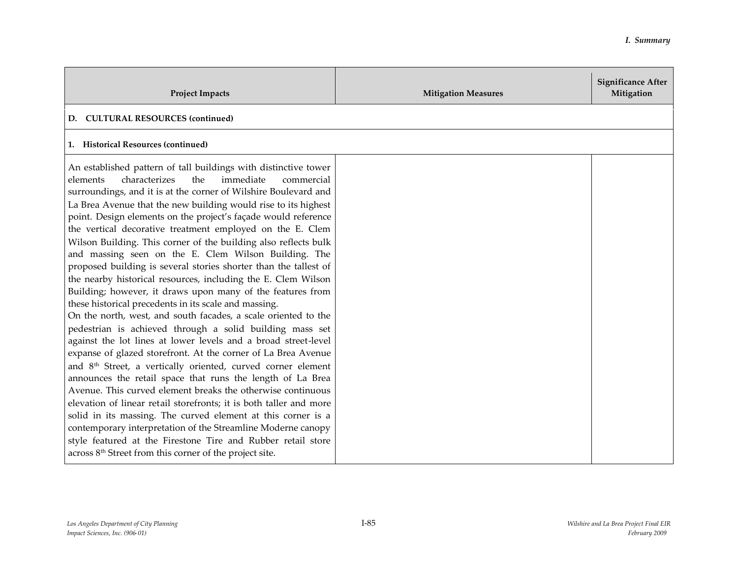| Project Impacts | Mitigation Measures | Significance After Mitigation |
|---|---|---|
| **D. CULTURAL RESOURCES (continued)** | | |
| **1. Historical Resources (continued)** | | |
| An established pattern of tall buildings with distinctive tower elements characterizes the immediate commercial surroundings, and it is at the corner of Wilshire Boulevard and La Brea Avenue that the new building would rise to its highest point. Design elements on the project's façade would reference the vertical decorative treatment employed on the E. Clem Wilson Building. This corner of the building also reflects bulk and massing seen on the E. Clem Wilson Building. The proposed building is several stories shorter than the tallest of the nearby historical resources, including the E. Clem Wilson Building; however, it draws upon many of the features from these historical precedents in its scale and massing.<br>On the north, west, and south facades, a scale oriented to the pedestrian is achieved through a solid building mass set against the lot lines at lower levels and a broad street-level expanse of glazed storefront. At the corner of La Brea Avenue and 8th Street, a vertically oriented, curved corner element announces the retail space that runs the length of La Brea Avenue. This curved element breaks the otherwise continuous elevation of linear retail storefronts; it is both taller and more solid in its massing. The curved element at this corner is a contemporary interpretation of the Streamline Moderne canopy style featured at the Firestone Tire and Rubber retail store across 8th Street from this corner of the project site. | | |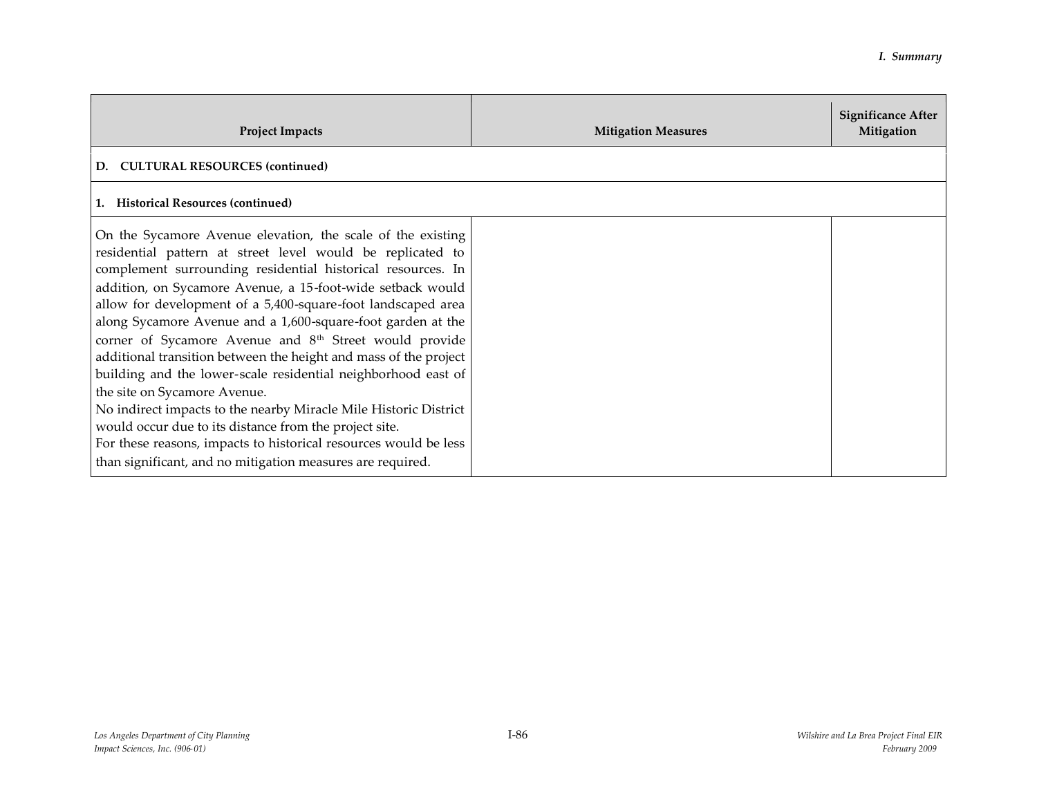| Project Impacts | Mitigation Measures | Significance After Mitigation |
|---|---|---|
| **D. CULTURAL RESOURCES (continued)** | | |
| **1. Historical Resources (continued)** | | |
| On the Sycamore Avenue elevation, the scale of the existing residential pattern at street level would be replicated to complement surrounding residential historical resources. In addition, on Sycamore Avenue, a 15-foot-wide setback would allow for development of a 5,400-square-foot landscaped area along Sycamore Avenue and a 1,600-square-foot garden at the corner of Sycamore Avenue and 8th Street would provide additional transition between the height and mass of the project building and the lower-scale residential neighborhood east of the site on Sycamore Avenue.<br>No indirect impacts to the nearby Miracle Mile Historic District would occur due to its distance from the project site.<br>For these reasons, impacts to historical resources would be less than significant, and no mitigation measures are required. | | |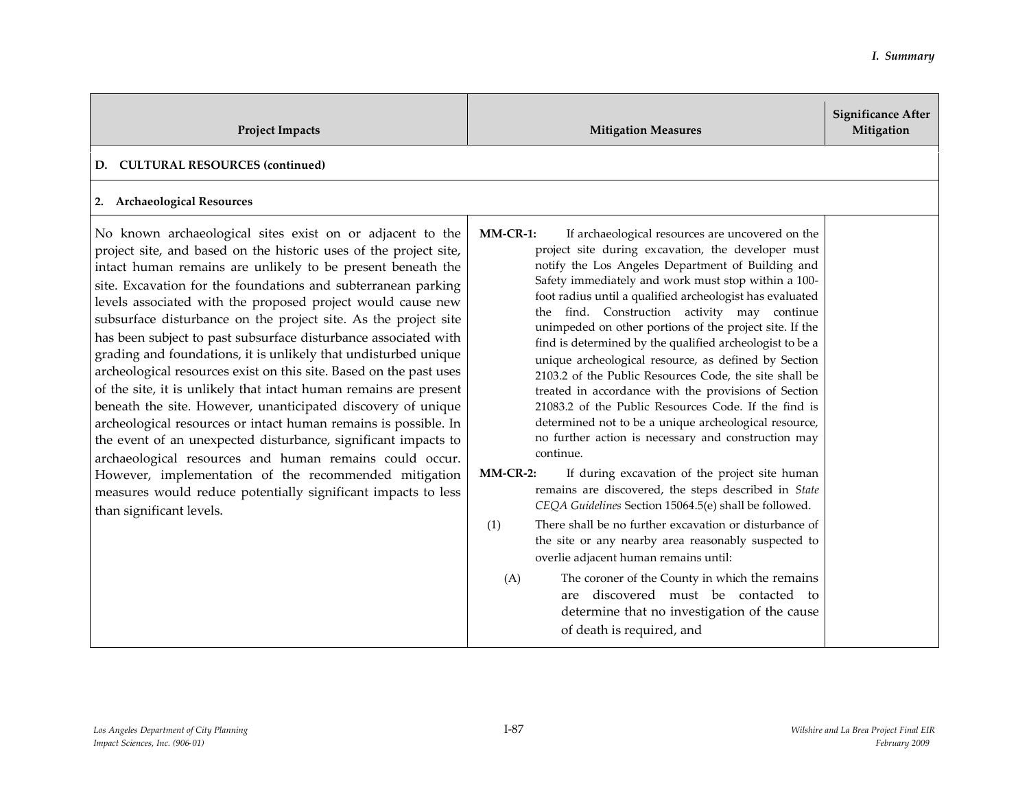| Project Impacts | Mitigation Measures | Significance After Mitigation |
|---|---|---|
| **D. CULTURAL RESOURCES (continued)** | | |
| **2. Archaeological Resources** | | |
| No known archaeological sites exist on or adjacent to the project site, and based on the historic uses of the project site, intact human remains are unlikely to be present beneath the site. Excavation for the foundations and subterranean parking levels associated with the proposed project would cause new subsurface disturbance on the project site. As the project site has been subject to past subsurface disturbance associated with grading and foundations, it is unlikely that undisturbed unique archeological resources exist on this site. Based on the past uses of the site, it is unlikely that intact human remains are present beneath the site. However, unanticipated discovery of unique archeological resources or intact human remains is possible. In the event of an unexpected disturbance, significant impacts to archaeological resources and human remains could occur. However, implementation of the recommended mitigation measures would reduce potentially significant impacts to less than significant levels. | **MM-CR-1:** If archaeological resources are uncovered on the project site during excavation, the developer must notify the Los Angeles Department of Building and Safety immediately and work must stop within a 100-foot radius until a qualified archeologist has evaluated the find. Construction activity may continue unimpeded on other portions of the project site. If the find is determined by the qualified archeologist to be a unique archeological resource, as defined by Section 2103.2 of the Public Resources Code, the site shall be treated in accordance with the provisions of Section 21083.2 of the Public Resources Code. If the find is determined not to be a unique archeological resource, no further action is necessary and construction may continue.<br><br>**MM-CR-2:** If during excavation of the project site human remains are discovered, the steps described in *State CEQA Guidelines* Section 15064.5(e) shall be followed.<br><br>(1) There shall be no further excavation or disturbance of the site or any nearby area reasonably suspected to overlie adjacent human remains until:<br><br>(A) The coroner of the County in which the remains are discovered must be contacted to determine that no investigation of the cause of death is required, and | |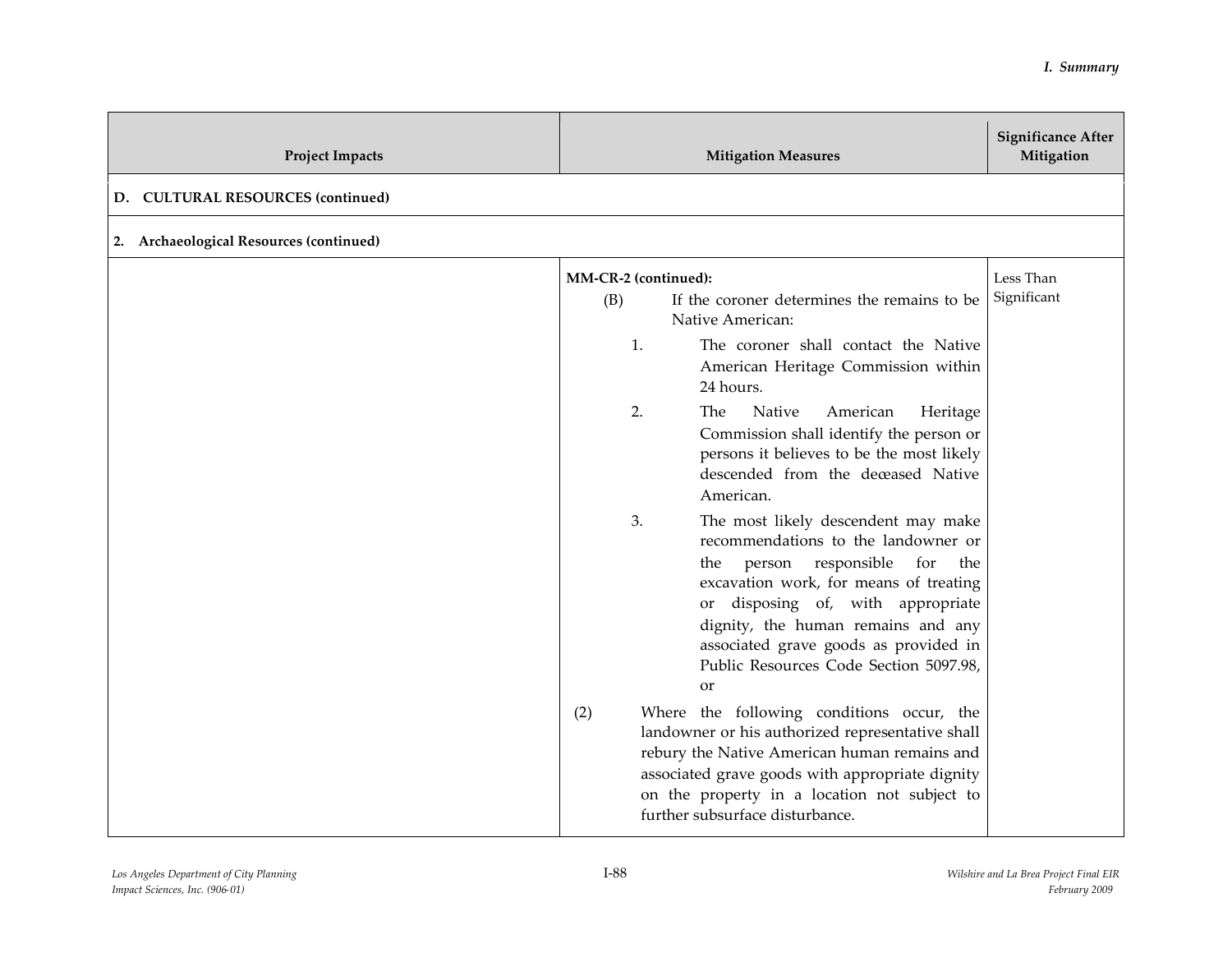| Project Impacts | Mitigation Measures | Significance After Mitigation |
|---|---|---|
| **D. CULTURAL RESOURCES (continued)** | | |
| **2. Archaeological Resources (continued)** | | |
| | **MM-CR-2 (continued):**<br>(B) If the coroner determines the remains to be Native American:<br>1. The coroner shall contact the Native American Heritage Commission within 24 hours.<br>2. The Native American Heritage Commission shall identify the person or persons it believes to be the most likely descended from the deceased Native American.<br>3. The most likely descendent may make recommendations to the landowner or the person responsible for the excavation work, for means of treating or disposing of, with appropriate dignity, the human remains and any associated grave goods as provided in Public Resources Code Section 5097.98, or<br>(2) Where the following conditions occur, the landowner or his authorized representative shall rebury the Native American human remains and associated grave goods with appropriate dignity on the property in a location not subject to further subsurface disturbance. | Less Than Significant |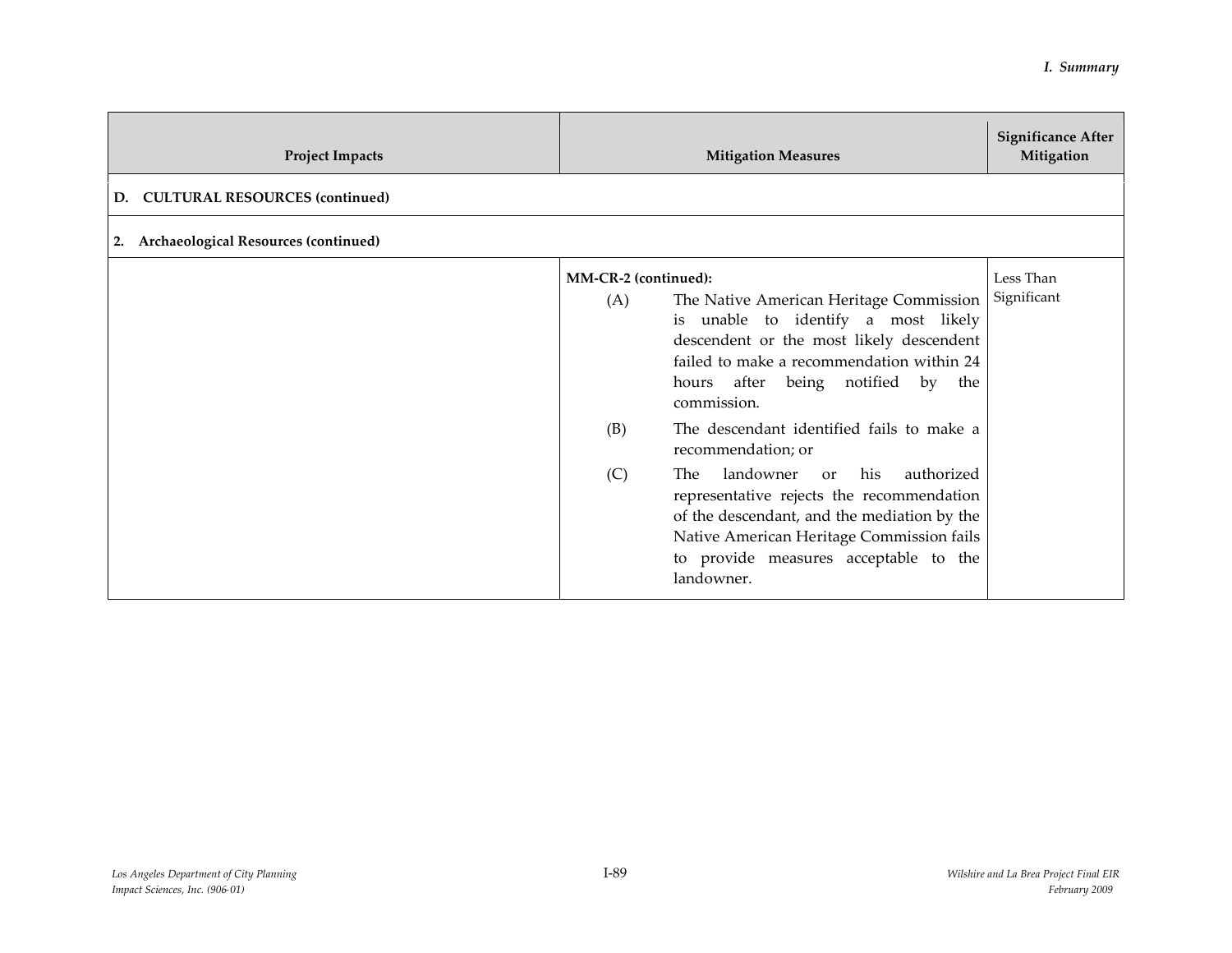| Project Impacts | Mitigation Measures | Significance After Mitigation |
|---|---|---|
| **D. CULTURAL RESOURCES (continued)** | | |
| **2. Archaeological Resources (continued)** | | |
| | **MM-CR-2 (continued):**<br>(A) The Native American Heritage Commission is unable to identify a most likely descendent or the most likely descendent failed to make a recommendation within 24 hours after being notified by the commission.<br>(B) The descendant identified fails to make a recommendation; or<br>(C) The landowner or his authorized representative rejects the recommendation of the descendant, and the mediation by the Native American Heritage Commission fails to provide measures acceptable to the landowner. | Less Than Significant |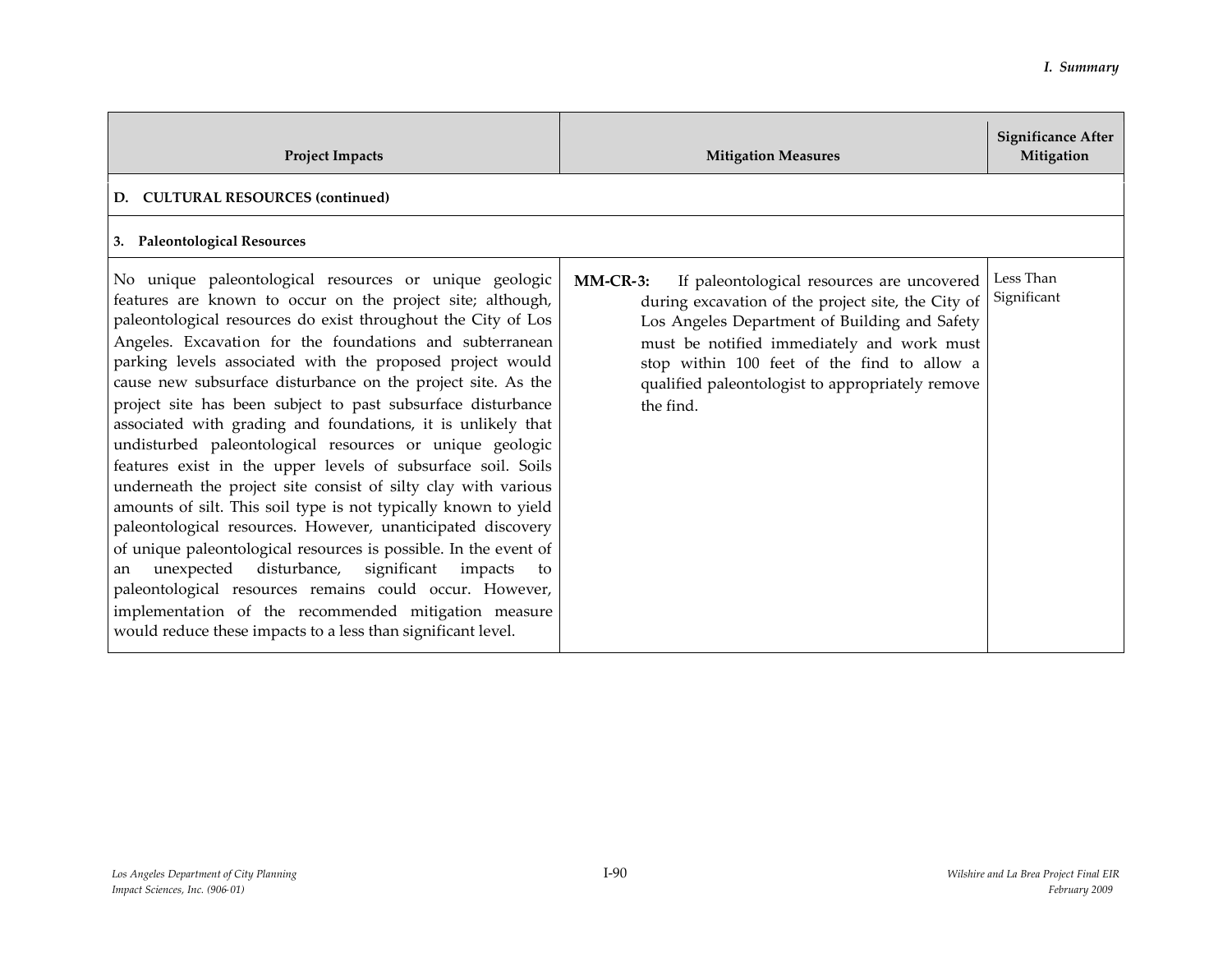| Project Impacts | Mitigation Measures | Significance After Mitigation |
|---|---|---|
| **D. CULTURAL RESOURCES (continued)** | | |
| **3. Paleontological Resources** | | |
| No unique paleontological resources or unique geologic features are known to occur on the project site; although, paleontological resources do exist throughout the City of Los Angeles. Excavation for the foundations and subterranean parking levels associated with the proposed project would cause new subsurface disturbance on the project site. As the project site has been subject to past subsurface disturbance associated with grading and foundations, it is unlikely that undisturbed paleontological resources or unique geologic features exist in the upper levels of subsurface soil. Soils underneath the project site consist of silty clay with various amounts of silt. This soil type is not typically known to yield paleontological resources. However, unanticipated discovery of unique paleontological resources is possible. In the event of an unexpected disturbance, significant impacts to paleontological resources remains could occur. However, implementation of the recommended mitigation measure would reduce these impacts to a less than significant level. | **MM-CR-3:** If paleontological resources are uncovered during excavation of the project site, the City of Los Angeles Department of Building and Safety must be notified immediately and work must stop within 100 feet of the find to allow a qualified paleontologist to appropriately remove the find. | Less Than Significant |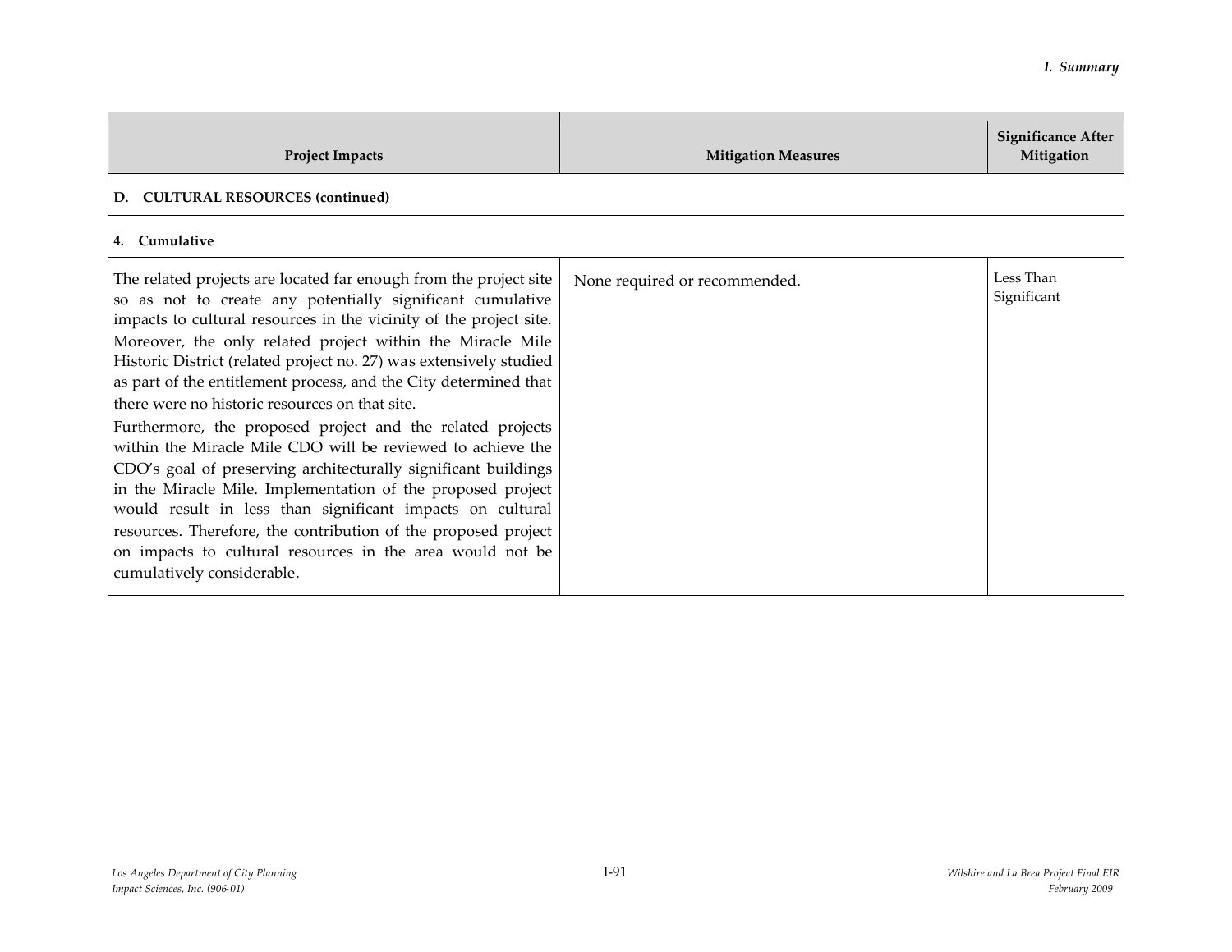| Project Impacts | Mitigation Measures | Significance After Mitigation |
|---|---|---|
| **D. CULTURAL RESOURCES (continued)** | | |
| **4. Cumulative** | | |
| The related projects are located far enough from the project site so as not to create any potentially significant cumulative impacts to cultural resources in the vicinity of the project site. Moreover, the only related project within the Miracle Mile Historic District (related project no. 27) was extensively studied as part of the entitlement process, and the City determined that there were no historic resources on that site.<br>Furthermore, the proposed project and the related projects within the Miracle Mile CDO will be reviewed to achieve the CDO's goal of preserving architecturally significant buildings in the Miracle Mile. Implementation of the proposed project would result in less than significant impacts on cultural resources. Therefore, the contribution of the proposed project on impacts to cultural resources in the area would not be cumulatively considerable. | None required or recommended. | Less Than Significant |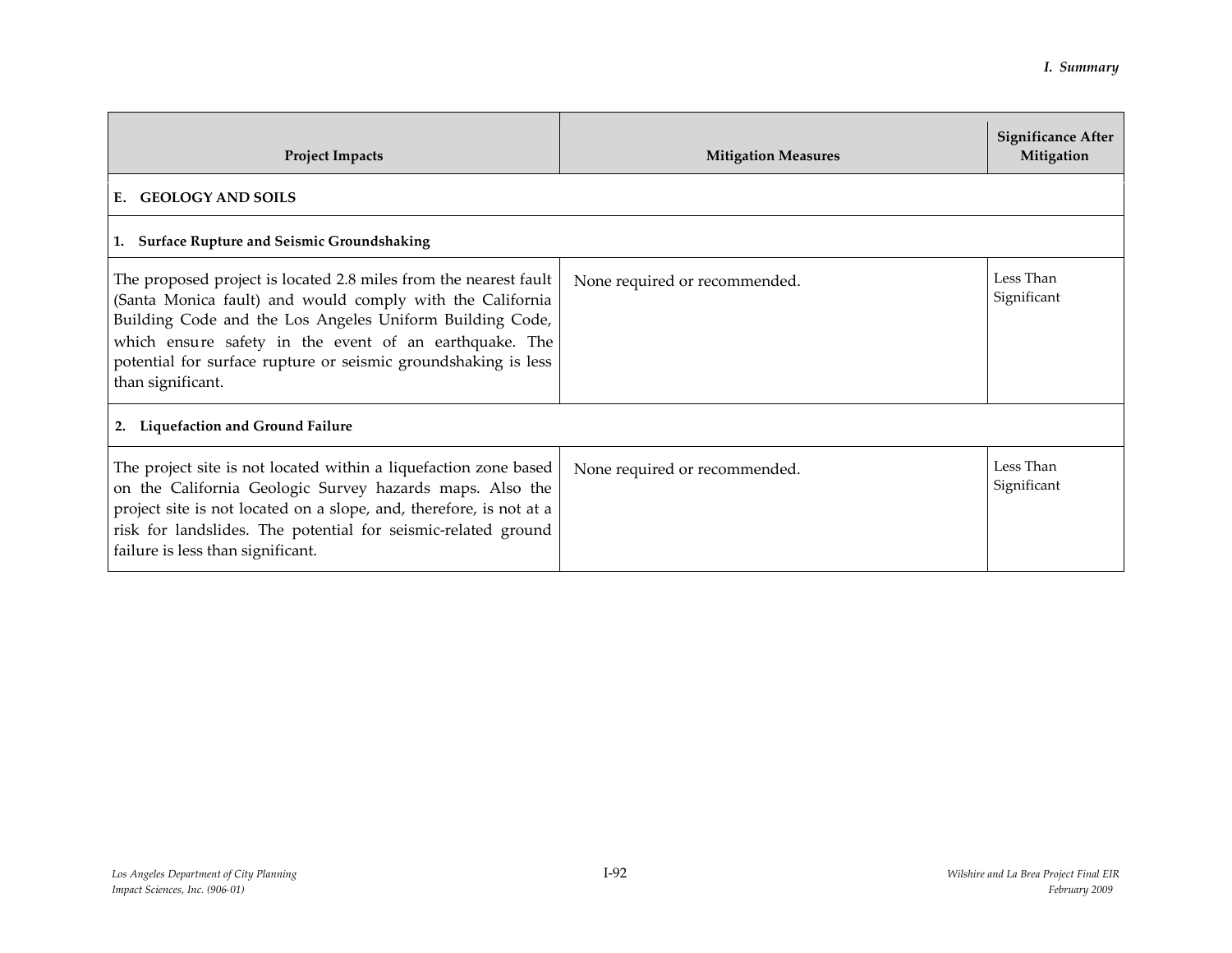| Project Impacts | Mitigation Measures | Significance After Mitigation |
|---|---|---|
| **E. GEOLOGY AND SOILS** | | |
| **1. Surface Rupture and Seismic Groundshaking** | | |
| The proposed project is located 2.8 miles from the nearest fault (Santa Monica fault) and would comply with the California Building Code and the Los Angeles Uniform Building Code, which ensure safety in the event of an earthquake. The potential for surface rupture or seismic groundshaking is less than significant. | None required or recommended. | Less Than Significant |
| **2. Liquefaction and Ground Failure** | | |
| The project site is not located within a liquefaction zone based on the California Geologic Survey hazards maps. Also the project site is not located on a slope, and, therefore, is not at a risk for landslides. The potential for seismic-related ground failure is less than significant. | None required or recommended. | Less Than Significant |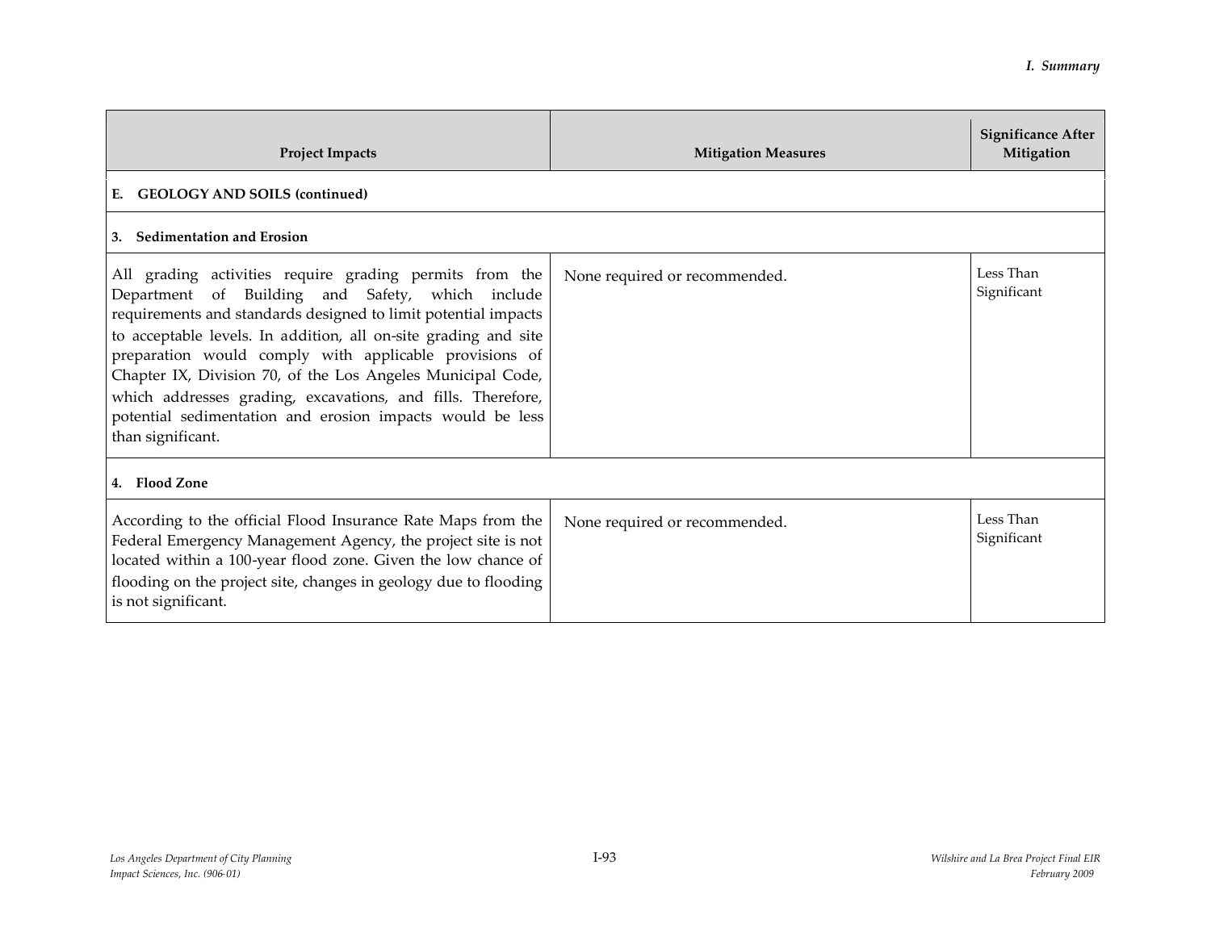| Project Impacts | Mitigation Measures | Significance After Mitigation |
|---|---|---|
| **E. GEOLOGY AND SOILS (continued)** | | |
| **3. Sedimentation and Erosion** | | |
| All grading activities require grading permits from the Department of Building and Safety, which include requirements and standards designed to limit potential impacts to acceptable levels. In addition, all on-site grading and site preparation would comply with applicable provisions of Chapter IX, Division 70, of the Los Angeles Municipal Code, which addresses grading, excavations, and fills. Therefore, potential sedimentation and erosion impacts would be less than significant. | None required or recommended. | Less Than Significant |
| **4. Flood Zone** | | |
| According to the official Flood Insurance Rate Maps from the Federal Emergency Management Agency, the project site is not located within a 100-year flood zone. Given the low chance of flooding on the project site, changes in geology due to flooding is not significant. | None required or recommended. | Less Than Significant |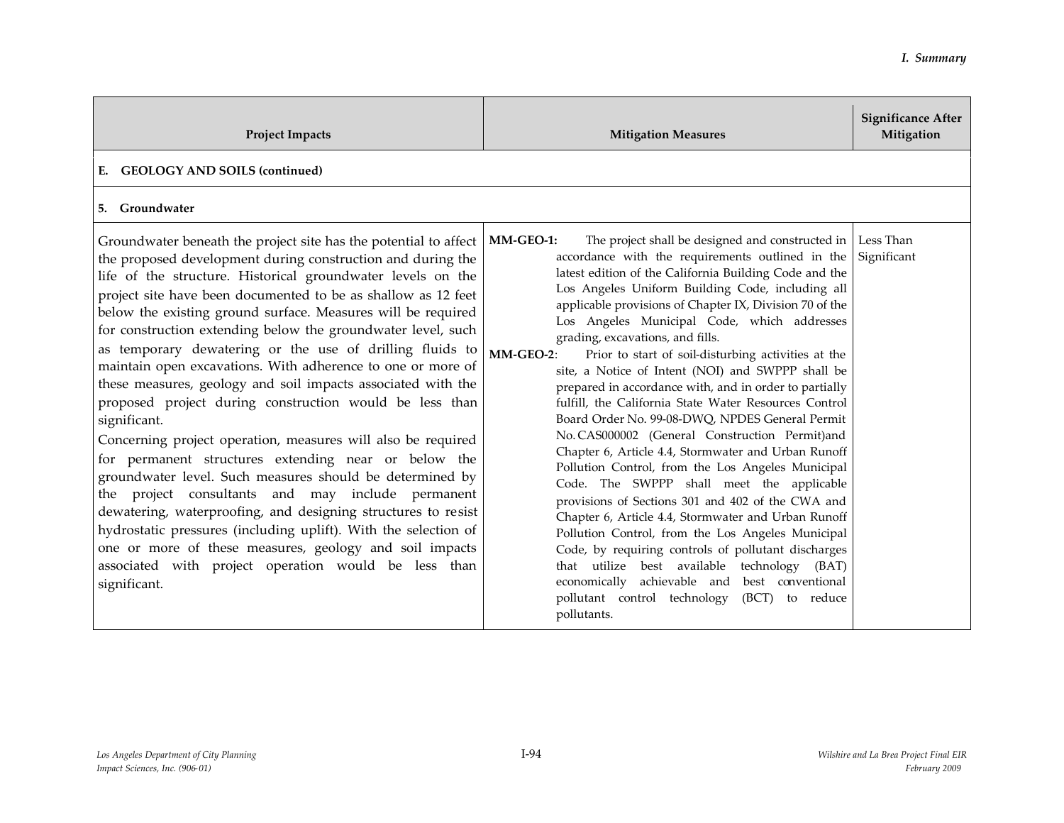| Project Impacts | Mitigation Measures | Significance After Mitigation |
|---|---|---|
| **E. GEOLOGY AND SOILS (continued)** | | |
| **5. Groundwater** | | |
| Groundwater beneath the project site has the potential to affect the proposed development during construction and during the life of the structure. Historical groundwater levels on the project site have been documented to be as shallow as 12 feet below the existing ground surface. Measures will be required for construction extending below the groundwater level, such as temporary dewatering or the use of drilling fluids to maintain open excavations. With adherence to one or more of these measures, geology and soil impacts associated with the proposed project during construction would be less than significant.<br>Concerning project operation, measures will also be required for permanent structures extending near or below the groundwater level. Such measures should be determined by the project consultants and may include permanent dewatering, waterproofing, and designing structures to resist hydrostatic pressures (including uplift). With the selection of one or more of these measures, geology and soil impacts associated with project operation would be less than significant. | **MM-GEO-1:** The project shall be designed and constructed in accordance with the requirements outlined in the latest edition of the California Building Code and the Los Angeles Uniform Building Code, including all applicable provisions of Chapter IX, Division 70 of the Los Angeles Municipal Code, which addresses grading, excavations, and fills.<br>**MM-GEO-2**: Prior to start of soil-disturbing activities at the site, a Notice of Intent (NOI) and SWPPP shall be prepared in accordance with, and in order to partially fulfill, the California State Water Resources Control Board Order No. 99-08-DWQ, NPDES General Permit No. CAS000002 (General Construction Permit)and Chapter 6, Article 4.4, Stormwater and Urban Runoff Pollution Control, from the Los Angeles Municipal Code. The SWPPP shall meet the applicable provisions of Sections 301 and 402 of the CWA and Chapter 6, Article 4.4, Stormwater and Urban Runoff Pollution Control, from the Los Angeles Municipal Code, by requiring controls of pollutant discharges that utilize best available technology (BAT) economically achievable and best conventional pollutant control technology (BCT) to reduce pollutants. | Less Than Significant |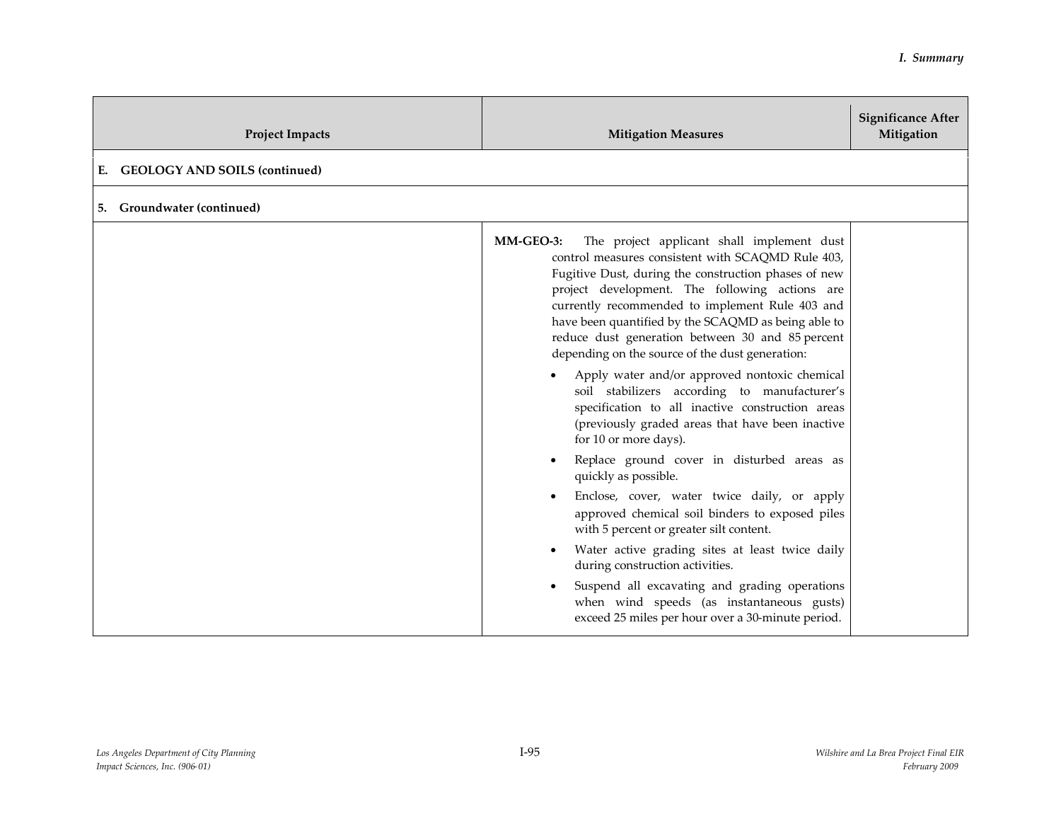| Project Impacts | Mitigation Measures | Significance After Mitigation |
|---|---|---|
| **E. GEOLOGY AND SOILS (continued)** | | |
| **5. Groundwater (continued)** | | |
| | **MM-GEO-3:** The project applicant shall implement dust control measures consistent with SCAQMD Rule 403, Fugitive Dust, during the construction phases of new project development. The following actions are currently recommended to implement Rule 403 and have been quantified by the SCAQMD as being able to reduce dust generation between 30 and 85 percent depending on the source of the dust generation:<br>• Apply water and/or approved nontoxic chemical soil stabilizers according to manufacturer's specification to all inactive construction areas (previously graded areas that have been inactive for 10 or more days).<br>• Replace ground cover in disturbed areas as quickly as possible.<br>• Enclose, cover, water twice daily, or apply approved chemical soil binders to exposed piles with 5 percent or greater silt content.<br>• Water active grading sites at least twice daily during construction activities.<br>• Suspend all excavating and grading operations when wind speeds (as instantaneous gusts) exceed 25 miles per hour over a 30-minute period. | |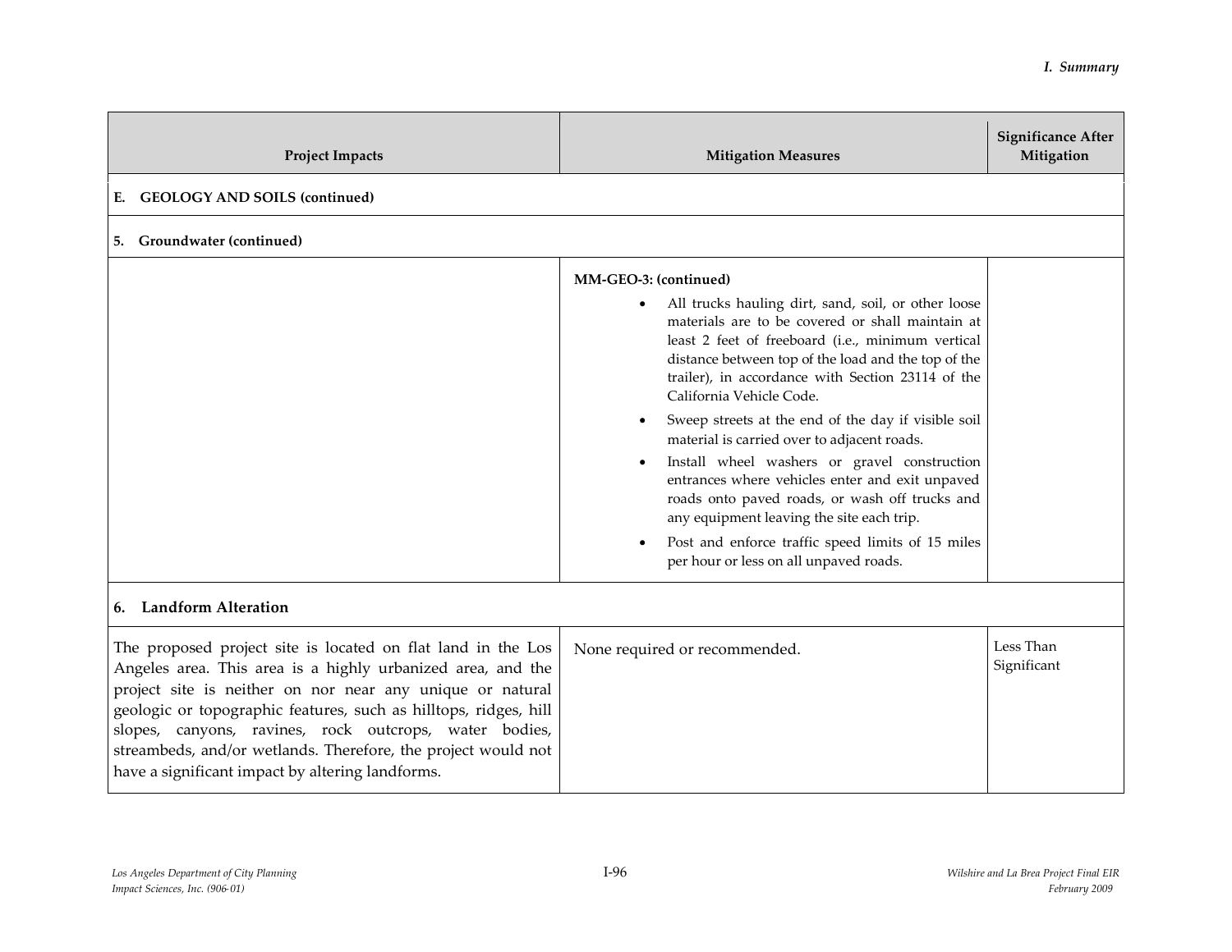| Project Impacts | Mitigation Measures | Significance After Mitigation |
|---|---|---|
| **E. GEOLOGY AND SOILS (continued)** | | |
| **5. Groundwater (continued)** | | |
| | **MM-GEO-3: (continued)**<br>• All trucks hauling dirt, sand, soil, or other loose materials are to be covered or shall maintain at least 2 feet of freeboard (i.e., minimum vertical distance between top of the load and the top of the trailer), in accordance with Section 23114 of the California Vehicle Code.<br>• Sweep streets at the end of the day if visible soil material is carried over to adjacent roads.<br>• Install wheel washers or gravel construction entrances where vehicles enter and exit unpaved roads onto paved roads, or wash off trucks and any equipment leaving the site each trip.<br>• Post and enforce traffic speed limits of 15 miles per hour or less on all unpaved roads. | |
| **6. Landform Alteration** | | |
| The proposed project site is located on flat land in the Los Angeles area. This area is a highly urbanized area, and the project site is neither on nor near any unique or natural geologic or topographic features, such as hilltops, ridges, hill slopes, canyons, ravines, rock outcrops, water bodies, streambeds, and/or wetlands. Therefore, the project would not have a significant impact by altering landforms. | None required or recommended. | Less Than Significant |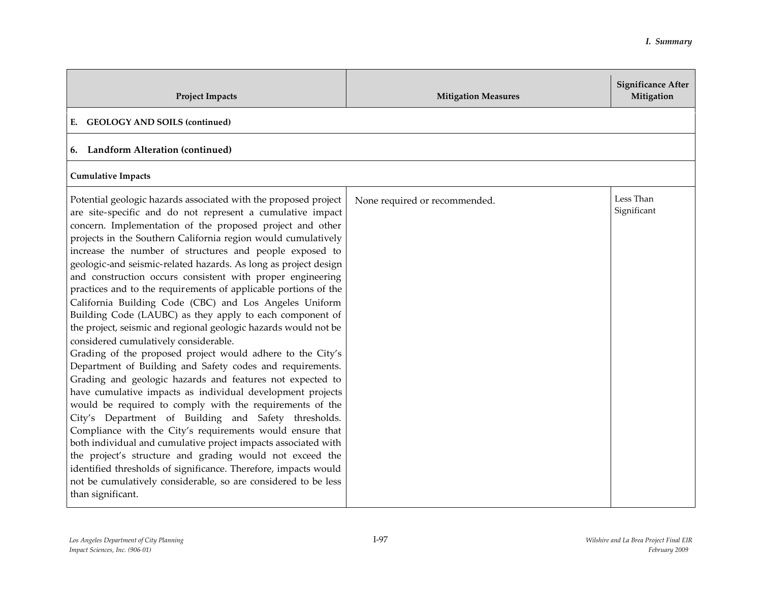| Project Impacts | Mitigation Measures | Significance After Mitigation |
|---|---|---|
| **E. GEOLOGY AND SOILS (continued)** | | |
| **6. Landform Alteration (continued)** | | |
| **Cumulative Impacts** | | |
| Potential geologic hazards associated with the proposed project are site-specific and do not represent a cumulative impact concern. Implementation of the proposed project and other projects in the Southern California region would cumulatively increase the number of structures and people exposed to geologic-and seismic-related hazards. As long as project design and construction occurs consistent with proper engineering practices and to the requirements of applicable portions of the California Building Code (CBC) and Los Angeles Uniform Building Code (LAUBC) as they apply to each component of the project, seismic and regional geologic hazards would not be considered cumulatively considerable.<br>Grading of the proposed project would adhere to the City's Department of Building and Safety codes and requirements. Grading and geologic hazards and features not expected to have cumulative impacts as individual development projects would be required to comply with the requirements of the City's Department of Building and Safety thresholds. Compliance with the City's requirements would ensure that both individual and cumulative project impacts associated with the project's structure and grading would not exceed the identified thresholds of significance. Therefore, impacts would not be cumulatively considerable, so are considered to be less than significant. | None required or recommended. | Less Than Significant |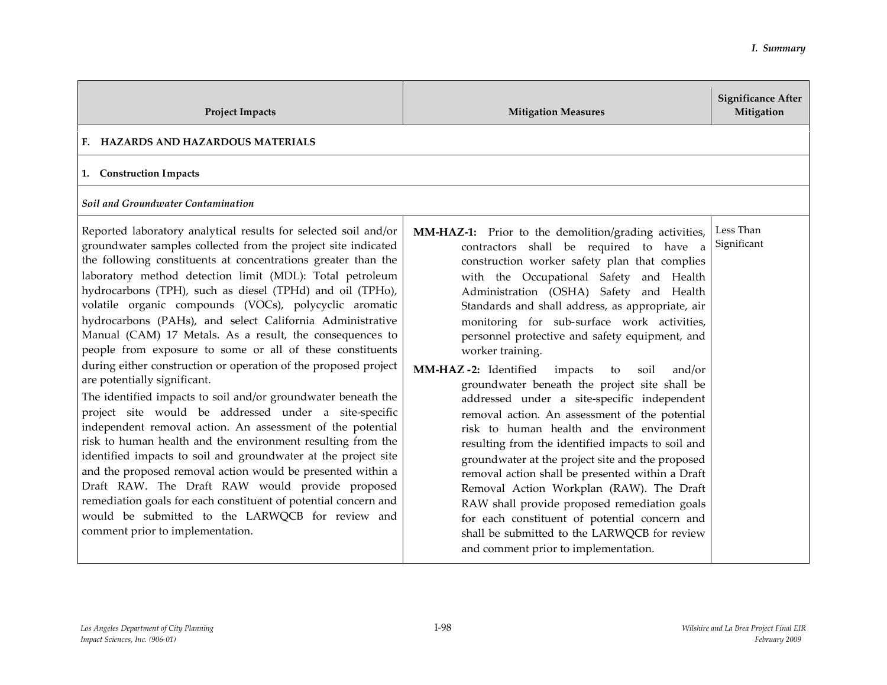| Project Impacts | Mitigation Measures | Significance After Mitigation |
|---|---|---|
| **F. HAZARDS AND HAZARDOUS MATERIALS** | | |
| **1. Construction Impacts** | | |
| ***Soil and Groundwater Contamination*** | | |
| Reported laboratory analytical results for selected soil and/or groundwater samples collected from the project site indicated the following constituents at concentrations greater than the laboratory method detection limit (MDL): Total petroleum hydrocarbons (TPH), such as diesel (TPHd) and oil (TPHo), volatile organic compounds (VOCs), polycyclic aromatic hydrocarbons (PAHs), and select California Administrative Manual (CAM) 17 Metals. As a result, the consequences to people from exposure to some or all of these constituents during either construction or operation of the proposed project are potentially significant.<br>The identified impacts to soil and/or groundwater beneath the project site would be addressed under a site-specific independent removal action. An assessment of the potential risk to human health and the environment resulting from the identified impacts to soil and groundwater at the project site and the proposed removal action would be presented within a Draft RAW. The Draft RAW would provide proposed remediation goals for each constituent of potential concern and would be submitted to the LARWQCB for review and comment prior to implementation. | **MM-HAZ-1:** Prior to the demolition/grading activities, contractors shall be required to have a construction worker safety plan that complies with the Occupational Safety and Health Administration (OSHA) Safety and Health Standards and shall address, as appropriate, air monitoring for sub-surface work activities, personnel protective and safety equipment, and worker training.<br>**MM-HAZ -2:** Identified impacts to soil and/or groundwater beneath the project site shall be addressed under a site-specific independent removal action. An assessment of the potential risk to human health and the environment resulting from the identified impacts to soil and groundwater at the project site and the proposed removal action shall be presented within a Draft Removal Action Workplan (RAW). The Draft RAW shall provide proposed remediation goals for each constituent of potential concern and shall be submitted to the LARWQCB for review and comment prior to implementation. | Less Than Significant |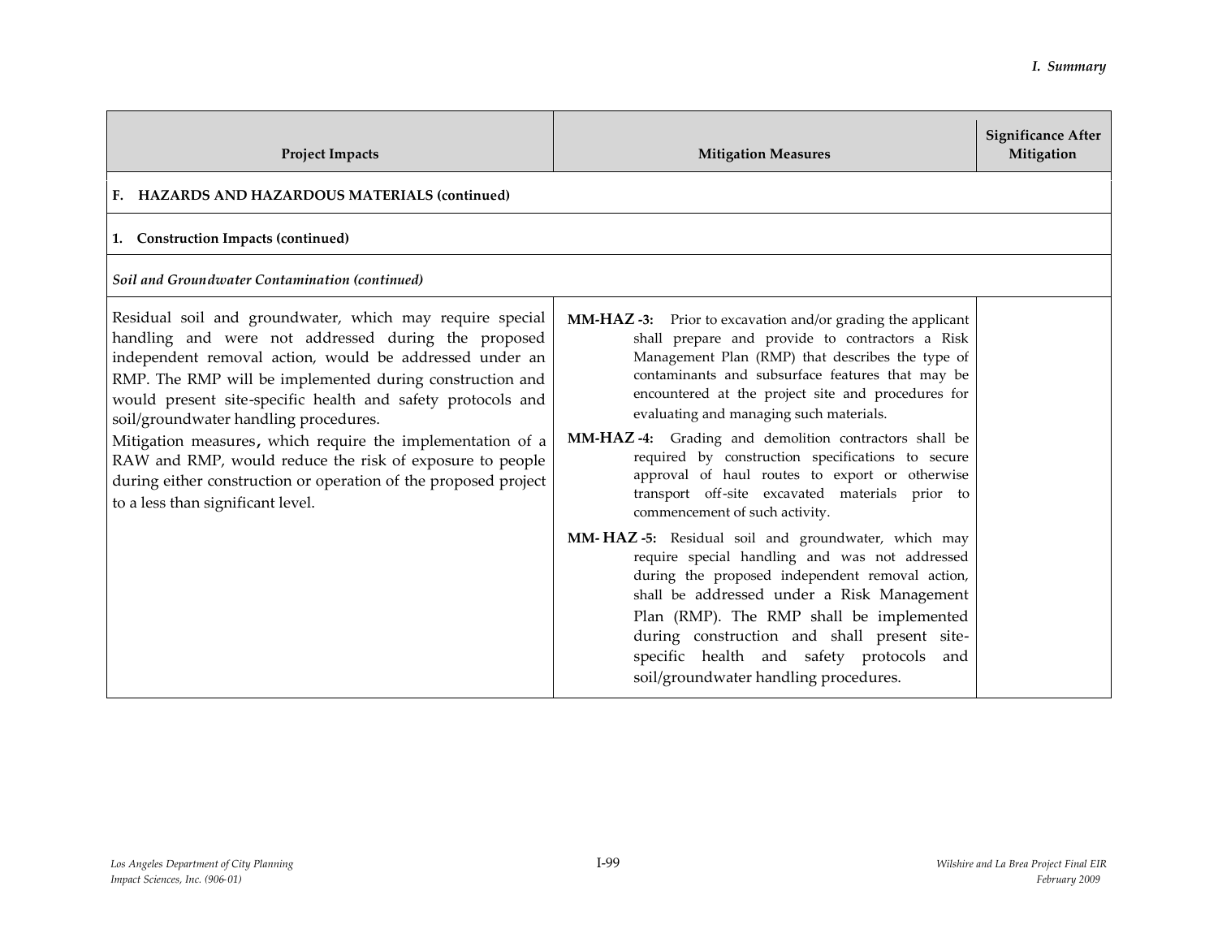| Project Impacts | Mitigation Measures | Significance After Mitigation |
|---|---|---|
| **F. HAZARDS AND HAZARDOUS MATERIALS (continued)** | | |
| **1. Construction Impacts (continued)** | | |
| ***Soil and Groundwater Contamination (continued)*** | | |
| Residual soil and groundwater, which may require special handling and were not addressed during the proposed independent removal action, would be addressed under an RMP. The RMP will be implemented during construction and would present site-specific health and safety protocols and soil/groundwater handling procedures.<br>Mitigation measures, which require the implementation of a RAW and RMP, would reduce the risk of exposure to people during either construction or operation of the proposed project to a less than significant level. | **MM-HAZ -3:** Prior to excavation and/or grading the applicant shall prepare and provide to contractors a Risk Management Plan (RMP) that describes the type of contaminants and subsurface features that may be encountered at the project site and procedures for evaluating and managing such materials.<br>**MM-HAZ -4:** Grading and demolition contractors shall be required by construction specifications to secure approval of haul routes to export or otherwise transport off-site excavated materials prior to commencement of such activity.<br>**MM- HAZ -5:** Residual soil and groundwater, which may require special handling and was not addressed during the proposed independent removal action, shall be addressed under a Risk Management Plan (RMP). The RMP shall be implemented during construction and shall present site-specific health and safety protocols and soil/groundwater handling procedures. | |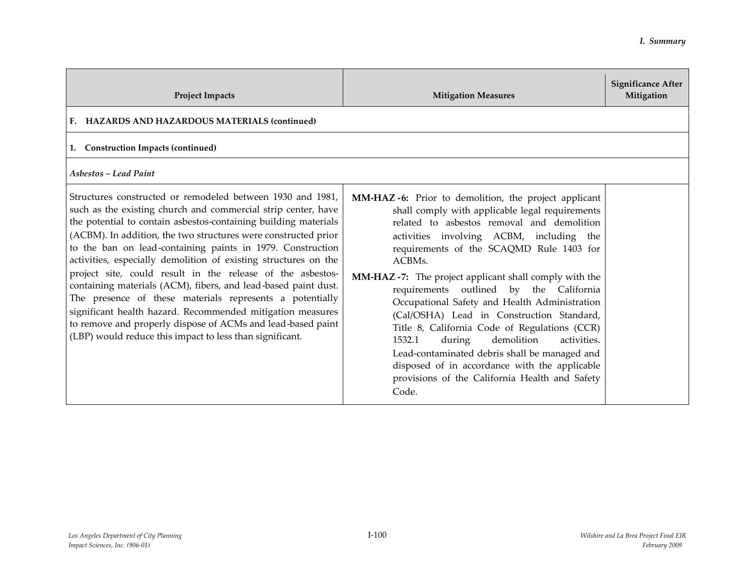| Project Impacts | Mitigation Measures | Significance After Mitigation |
|---|---|---|
| **F. HAZARDS AND HAZARDOUS MATERIALS (continued)** | | |
| **1. Construction Impacts (continued)** | | |
| ***Asbestos – Lead Paint*** | | |
| Structures constructed or remodeled between 1930 and 1981, such as the existing church and commercial strip center, have the potential to contain asbestos-containing building materials (ACBM). In addition, the two structures were constructed prior to the ban on lead-containing paints in 1979. Construction activities, especially demolition of existing structures on the project site, could result in the release of the asbestos-containing materials (ACM), fibers, and lead-based paint dust. The presence of these materials represents a potentially significant health hazard. Recommended mitigation measures to remove and properly dispose of ACMs and lead-based paint (LBP) would reduce this impact to less than significant. | **MM-HAZ-6:** Prior to demolition, the project applicant shall comply with applicable legal requirements related to asbestos removal and demolition activities involving ACBM, including the requirements of the SCAQMD Rule 1403 for ACBMs.<br><br>**MM-HAZ-7:** The project applicant shall comply with the requirements outlined by the California Occupational Safety and Health Administration (Cal/OSHA) Lead in Construction Standard, Title 8, California Code of Regulations (CCR) 1532.1 during demolition activities. Lead-contaminated debris shall be managed and disposed of in accordance with the applicable provisions of the California Health and Safety Code. | |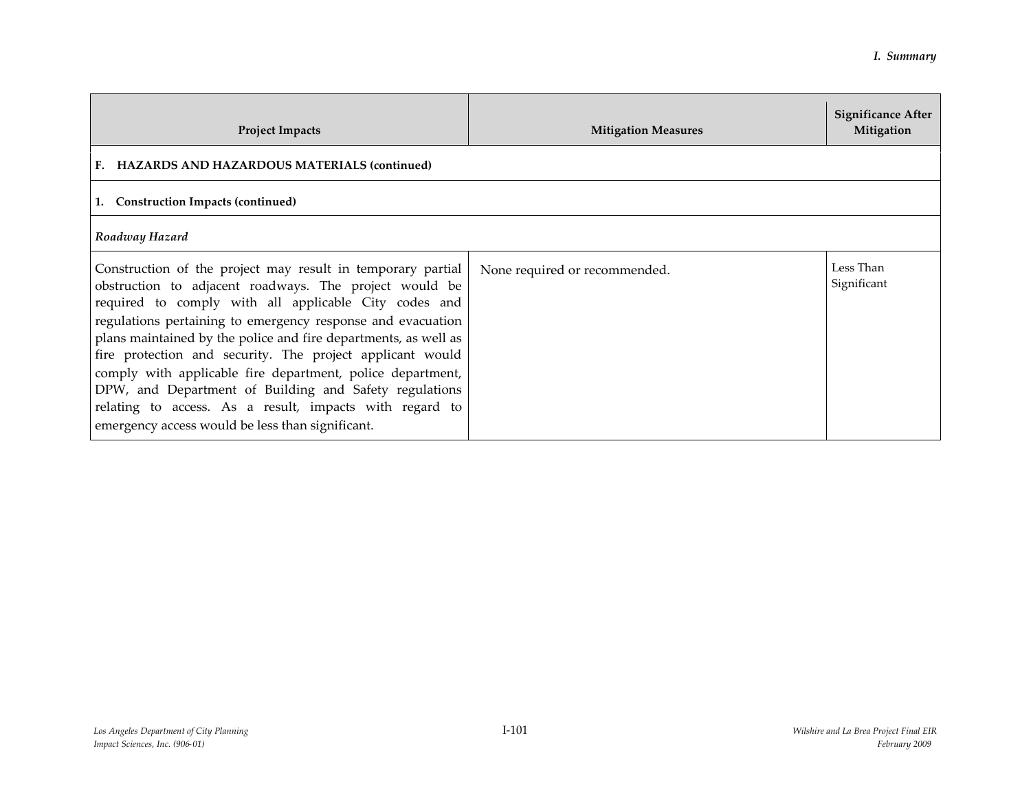| Project Impacts | Mitigation Measures | Significance After Mitigation |
|---|---|---|
| **F. HAZARDS AND HAZARDOUS MATERIALS (continued)** | | |
| **1. Construction Impacts (continued)** | | |
| ***Roadway Hazard*** | | |
| Construction of the project may result in temporary partial obstruction to adjacent roadways. The project would be required to comply with all applicable City codes and regulations pertaining to emergency response and evacuation plans maintained by the police and fire departments, as well as fire protection and security. The project applicant would comply with applicable fire department, police department, DPW, and Department of Building and Safety regulations relating to access. As a result, impacts with regard to emergency access would be less than significant. | None required or recommended. | Less Than Significant |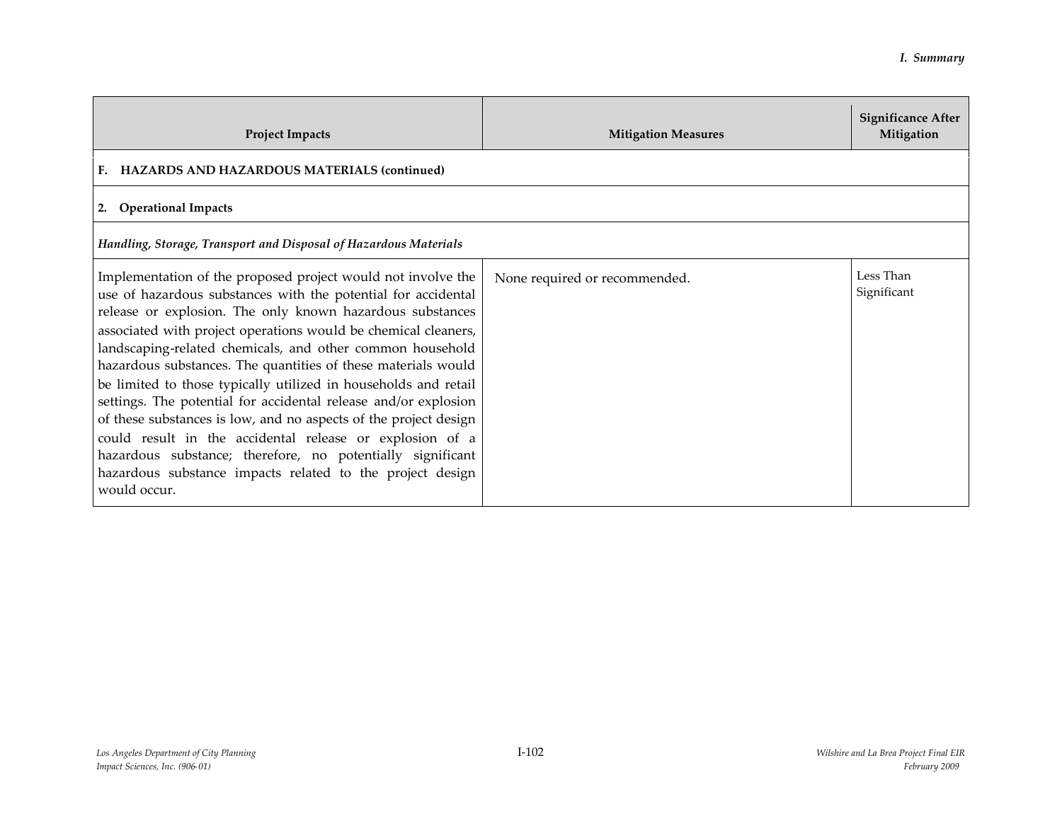| Project Impacts | Mitigation Measures | Significance After Mitigation |
|---|---|---|
| **F. HAZARDS AND HAZARDOUS MATERIALS (continued)** | | |
| **2. Operational Impacts** | | |
| ***Handling, Storage, Transport and Disposal of Hazardous Materials*** | | |
| Implementation of the proposed project would not involve the use of hazardous substances with the potential for accidental release or explosion. The only known hazardous substances associated with project operations would be chemical cleaners, landscaping-related chemicals, and other common household hazardous substances. The quantities of these materials would be limited to those typically utilized in households and retail settings. The potential for accidental release and/or explosion of these substances is low, and no aspects of the project design could result in the accidental release or explosion of a hazardous substance; therefore, no potentially significant hazardous substance impacts related to the project design would occur. | None required or recommended. | Less Than Significant |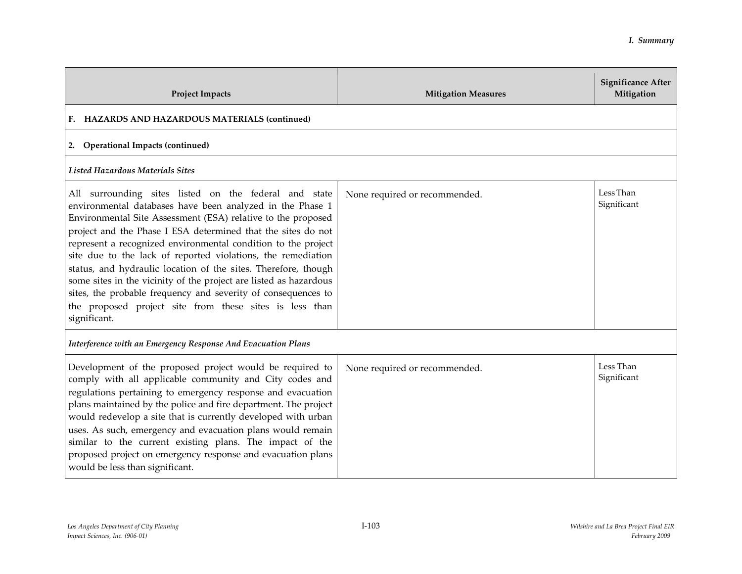| Project Impacts | Mitigation Measures | Significance After Mitigation |
|---|---|---|
| **F. HAZARDS AND HAZARDOUS MATERIALS (continued)** | | |
| **2. Operational Impacts (continued)** | | |
| ***Listed Hazardous Materials Sites*** | | |
| All surrounding sites listed on the federal and state environmental databases have been analyzed in the Phase 1 Environmental Site Assessment (ESA) relative to the proposed project and the Phase I ESA determined that the sites do not represent a recognized environmental condition to the project site due to the lack of reported violations, the remediation status, and hydraulic location of the sites. Therefore, though some sites in the vicinity of the project are listed as hazardous sites, the probable frequency and severity of consequences to the proposed project site from these sites is less than significant. | None required or recommended. | Less Than Significant |
| ***Interference with an Emergency Response And Evacuation Plans*** | | |
| Development of the proposed project would be required to comply with all applicable community and City codes and regulations pertaining to emergency response and evacuation plans maintained by the police and fire department. The project would redevelop a site that is currently developed with urban uses. As such, emergency and evacuation plans would remain similar to the current existing plans. The impact of the proposed project on emergency response and evacuation plans would be less than significant. | None required or recommended. | Less Than Significant |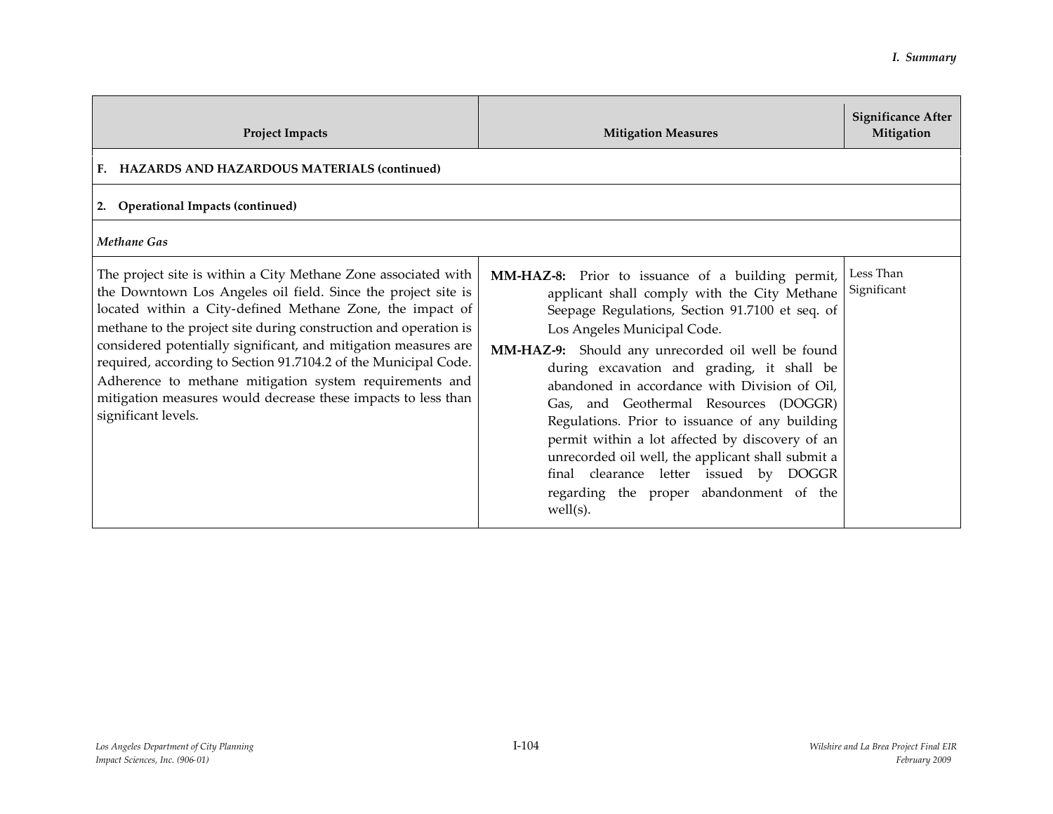| Project Impacts | Mitigation Measures | Significance After Mitigation |
|---|---|---|
| **F. HAZARDS AND HAZARDOUS MATERIALS (continued)** | | |
| **2. Operational Impacts (continued)** | | |
| ***Methane Gas*** | | |
| The project site is within a City Methane Zone associated with the Downtown Los Angeles oil field. Since the project site is located within a City-defined Methane Zone, the impact of methane to the project site during construction and operation is considered potentially significant, and mitigation measures are required, according to Section 91.7104.2 of the Municipal Code. Adherence to methane mitigation system requirements and mitigation measures would decrease these impacts to less than significant levels. | **MM-HAZ-8:** Prior to issuance of a building permit, applicant shall comply with the City Methane Seepage Regulations, Section 91.7100 et seq. of Los Angeles Municipal Code. <br> **MM-HAZ-9:** Should any unrecorded oil well be found during excavation and grading, it shall be abandoned in accordance with Division of Oil, Gas, and Geothermal Resources (DOGGR) Regulations. Prior to issuance of any building permit within a lot affected by discovery of an unrecorded oil well, the applicant shall submit a final clearance letter issued by DOGGR regarding the proper abandonment of the well(s). | Less Than Significant |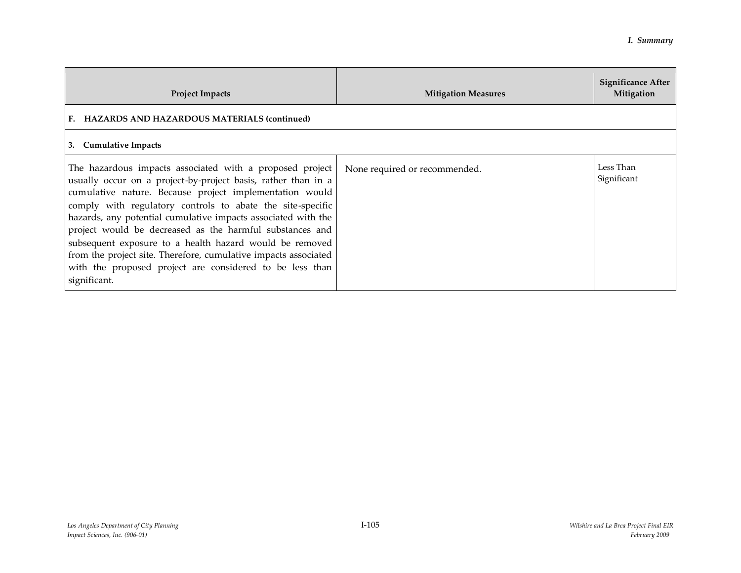| Project Impacts | Mitigation Measures | Significance After Mitigation |
|---|---|---|
| **F. HAZARDS AND HAZARDOUS MATERIALS (continued)** | | |
| **3. Cumulative Impacts** | | |
| The hazardous impacts associated with a proposed project usually occur on a project-by-project basis, rather than in a cumulative nature. Because project implementation would comply with regulatory controls to abate the site-specific hazards, any potential cumulative impacts associated with the project would be decreased as the harmful substances and subsequent exposure to a health hazard would be removed from the project site. Therefore, cumulative impacts associated with the proposed project are considered to be less than significant. | None required or recommended. | Less Than Significant |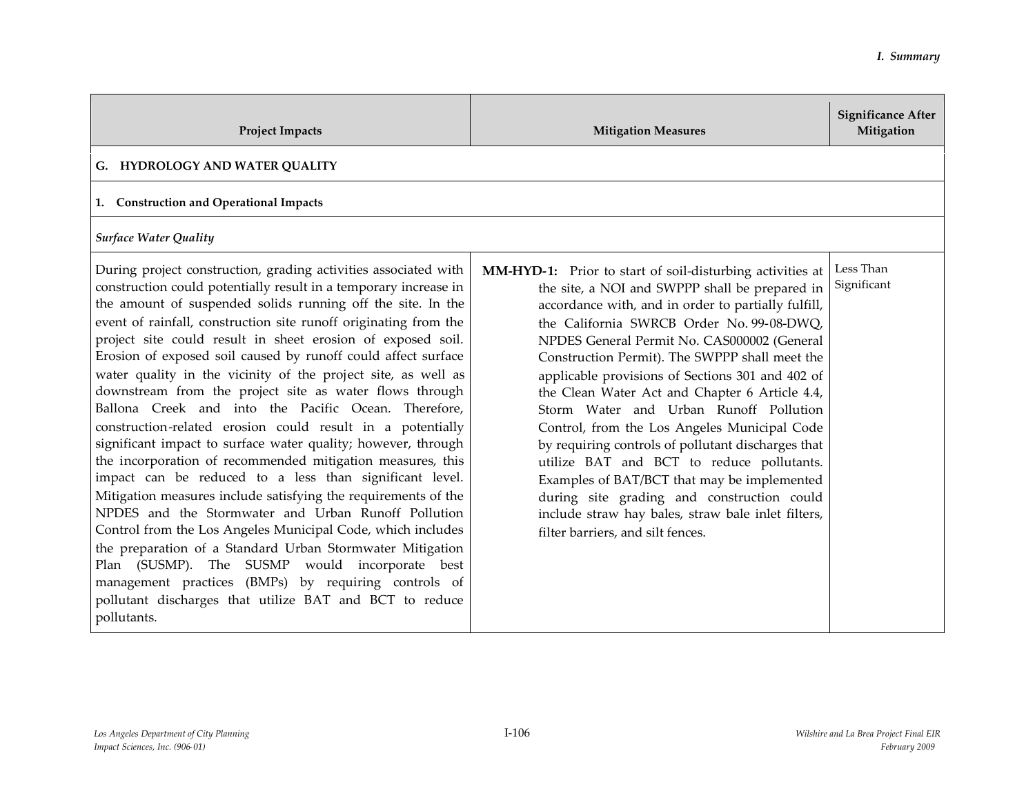| Project Impacts | Mitigation Measures | Significance After Mitigation |
|---|---|---|
| **G. HYDROLOGY AND WATER QUALITY** | | |
| **1. Construction and Operational Impacts** | | |
| ***Surface Water Quality*** | | |
| During project construction, grading activities associated with construction could potentially result in a temporary increase in the amount of suspended solids running off the site. In the event of rainfall, construction site runoff originating from the project site could result in sheet erosion of exposed soil. Erosion of exposed soil caused by runoff could affect surface water quality in the vicinity of the project site, as well as downstream from the project site as water flows through Ballona Creek and into the Pacific Ocean. Therefore, construction-related erosion could result in a potentially significant impact to surface water quality; however, through the incorporation of recommended mitigation measures, this impact can be reduced to a less than significant level. Mitigation measures include satisfying the requirements of the NPDES and the Stormwater and Urban Runoff Pollution Control from the Los Angeles Municipal Code, which includes the preparation of a Standard Urban Stormwater Mitigation Plan (SUSMP). The SUSMP would incorporate best management practices (BMPs) by requiring controls of pollutant discharges that utilize BAT and BCT to reduce pollutants. | **MM-HYD-1:** Prior to start of soil-disturbing activities at the site, a NOI and SWPPP shall be prepared in accordance with, and in order to partially fulfill, the California SWRCB Order No. 99-08-DWQ, NPDES General Permit No. CAS000002 (General Construction Permit). The SWPPP shall meet the applicable provisions of Sections 301 and 402 of the Clean Water Act and Chapter 6 Article 4.4, Storm Water and Urban Runoff Pollution Control, from the Los Angeles Municipal Code by requiring controls of pollutant discharges that utilize BAT and BCT to reduce pollutants. Examples of BAT/BCT that may be implemented during site grading and construction could include straw hay bales, straw bale inlet filters, filter barriers, and silt fences. | Less Than Significant |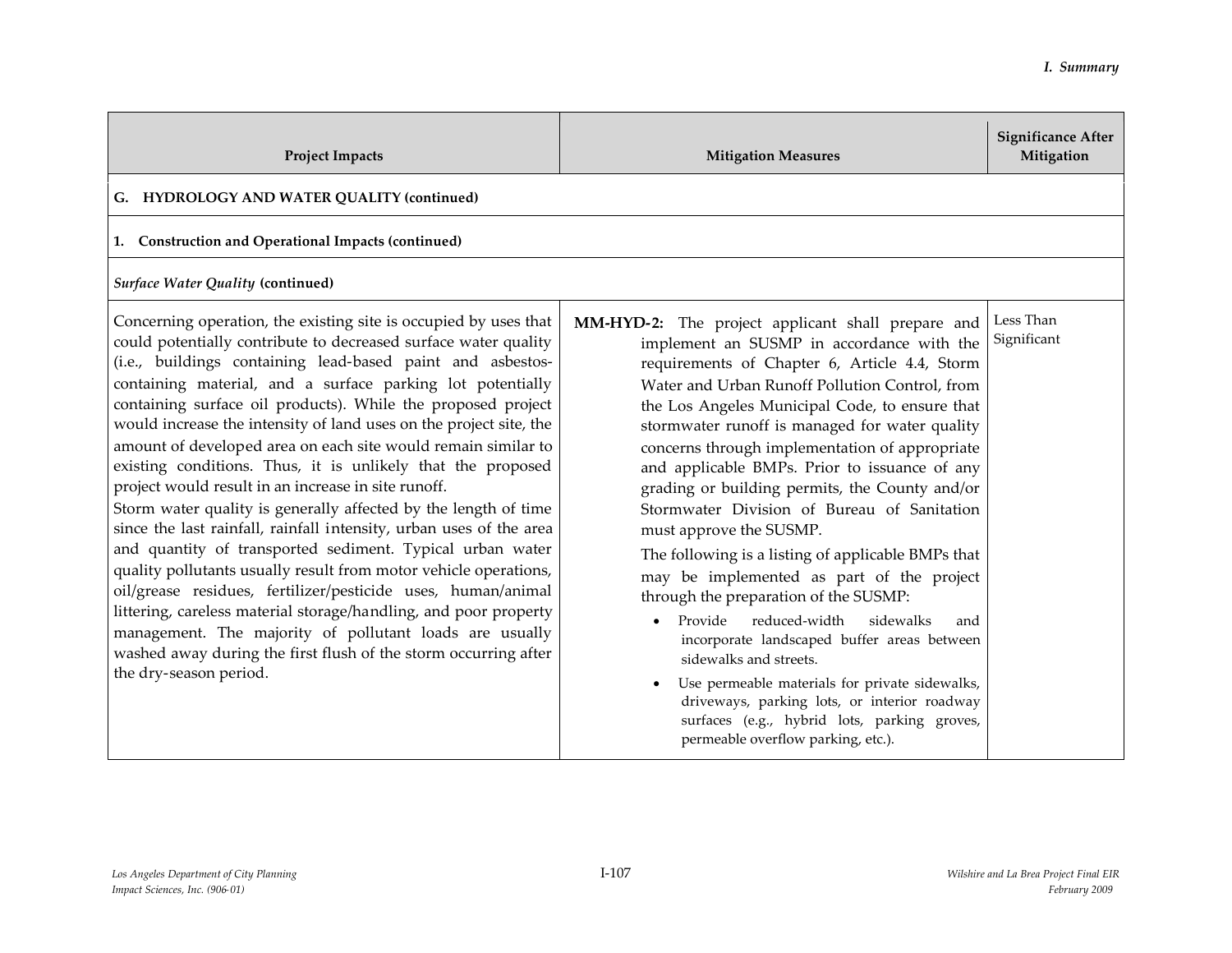| Project Impacts | Mitigation Measures | Significance After Mitigation |
|---|---|---|
| **G. HYDROLOGY AND WATER QUALITY (continued)** | | |
| **1. Construction and Operational Impacts (continued)** | | |
| *Surface Water Quality* **(continued)** | | |
| Concerning operation, the existing site is occupied by uses that could potentially contribute to decreased surface water quality (i.e., buildings containing lead-based paint and asbestos-containing material, and a surface parking lot potentially containing surface oil products). While the proposed project would increase the intensity of land uses on the project site, the amount of developed area on each site would remain similar to existing conditions. Thus, it is unlikely that the proposed project would result in an increase in site runoff.<br>Storm water quality is generally affected by the length of time since the last rainfall, rainfall intensity, urban uses of the area and quantity of transported sediment. Typical urban water quality pollutants usually result from motor vehicle operations, oil/grease residues, fertilizer/pesticide uses, human/animal littering, careless material storage/handling, and poor property management. The majority of pollutant loads are usually washed away during the first flush of the storm occurring after the dry-season period. | **MM-HYD-2:** The project applicant shall prepare and implement an SUSMP in accordance with the requirements of Chapter 6, Article 4.4, Storm Water and Urban Runoff Pollution Control, from the Los Angeles Municipal Code, to ensure that stormwater runoff is managed for water quality concerns through implementation of appropriate and applicable BMPs. Prior to issuance of any grading or building permits, the County and/or Stormwater Division of Bureau of Sanitation must approve the SUSMP.<br>The following is a listing of applicable BMPs that may be implemented as part of the project through the preparation of the SUSMP:<br>• Provide reduced-width sidewalks and incorporate landscaped buffer areas between sidewalks and streets.<br>• Use permeable materials for private sidewalks, driveways, parking lots, or interior roadway surfaces (e.g., hybrid lots, parking groves, permeable overflow parking, etc.). | Less Than Significant |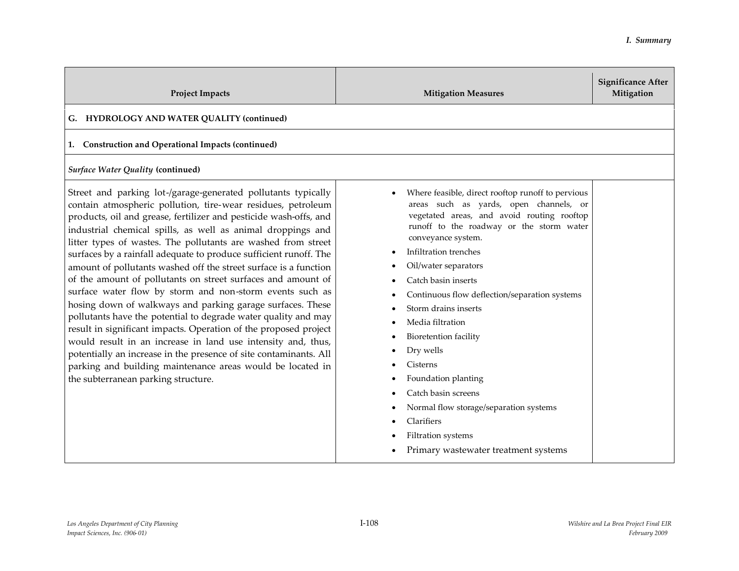| Project Impacts | Mitigation Measures | Significance After Mitigation |
|---|---|---|
| **G. HYDROLOGY AND WATER QUALITY (continued)** | | |
| **1. Construction and Operational Impacts (continued)** | | |
| ***Surface Water Quality* (continued)** | | |
| Street and parking lot-/garage-generated pollutants typically contain atmospheric pollution, tire-wear residues, petroleum products, oil and grease, fertilizer and pesticide wash-offs, and industrial chemical spills, as well as animal droppings and litter types of wastes. The pollutants are washed from street surfaces by a rainfall adequate to produce sufficient runoff. The amount of pollutants washed off the street surface is a function of the amount of pollutants on street surfaces and amount of surface water flow by storm and non-storm events such as hosing down of walkways and parking garage surfaces. These pollutants have the potential to degrade water quality and may result in significant impacts. Operation of the proposed project would result in an increase in land use intensity and, thus, potentially an increase in the presence of site contaminants. All parking and building maintenance areas would be located in the subterranean parking structure. | • Where feasible, direct rooftop runoff to pervious areas such as yards, open channels, or vegetated areas, and avoid routing rooftop runoff to the roadway or the storm water conveyance system.<br>• Infiltration trenches<br>• Oil/water separators<br>• Catch basin inserts<br>• Continuous flow deflection/separation systems<br>• Storm drains inserts<br>• Media filtration<br>• Bioretention facility<br>• Dry wells<br>• Cisterns<br>• Foundation planting<br>• Catch basin screens<br>• Normal flow storage/separation systems<br>• Clarifiers<br>• Filtration systems<br>• Primary wastewater treatment systems | |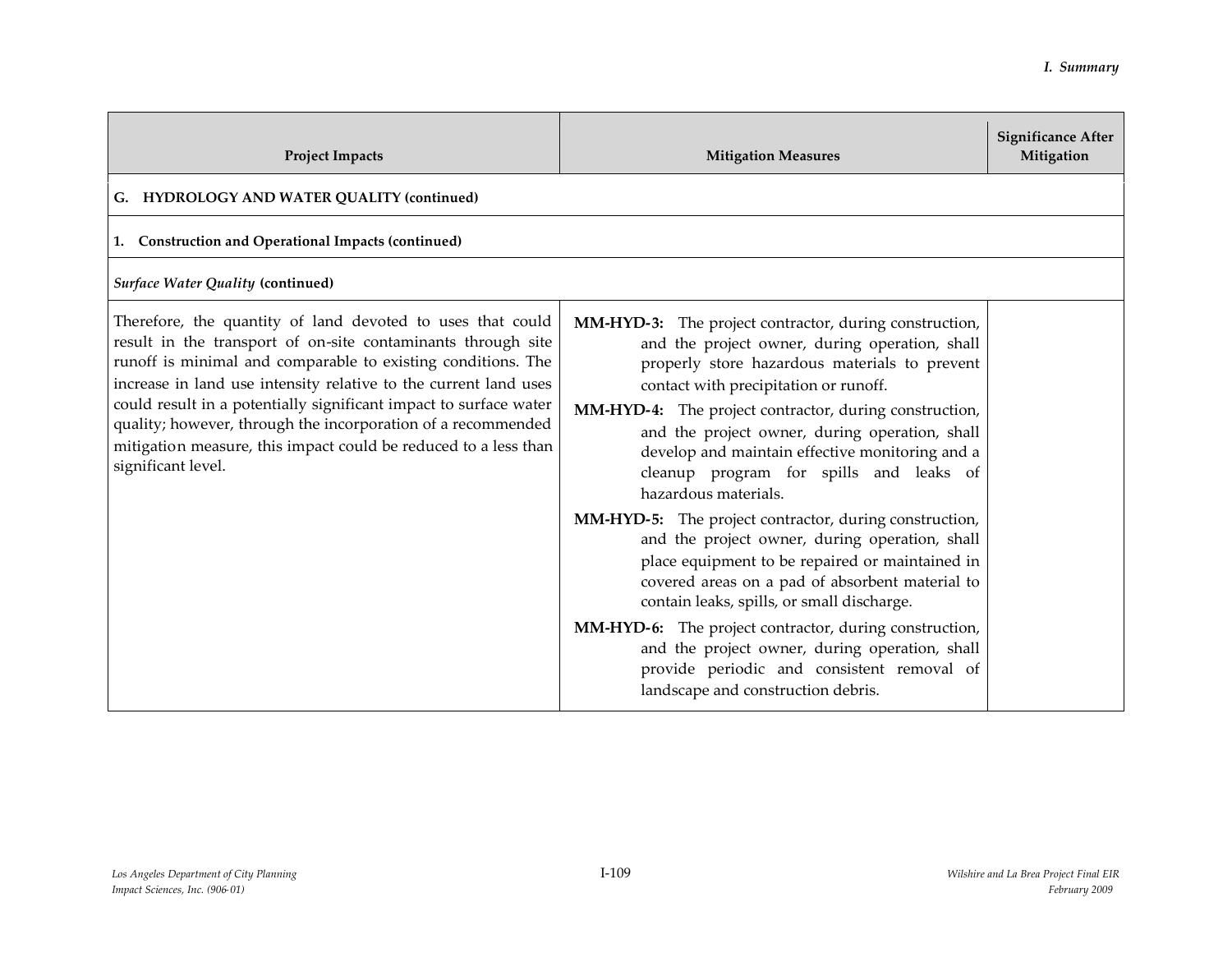| Project Impacts | Mitigation Measures | Significance After Mitigation |
|---|---|---|
| **G. HYDROLOGY AND WATER QUALITY (continued)** | | |
| **1. Construction and Operational Impacts (continued)** | | |
| ***Surface Water Quality*** **(continued)** | | |
| Therefore, the quantity of land devoted to uses that could result in the transport of on-site contaminants through site runoff is minimal and comparable to existing conditions. The increase in land use intensity relative to the current land uses could result in a potentially significant impact to surface water quality; however, through the incorporation of a recommended mitigation measure, this impact could be reduced to a less than significant level. | **MM-HYD-3:** The project contractor, during construction, and the project owner, during operation, shall properly store hazardous materials to prevent contact with precipitation or runoff.<br><br>**MM-HYD-4:** The project contractor, during construction, and the project owner, during operation, shall develop and maintain effective monitoring and a cleanup program for spills and leaks of hazardous materials.<br><br>**MM-HYD-5:** The project contractor, during construction, and the project owner, during operation, shall place equipment to be repaired or maintained in covered areas on a pad of absorbent material to contain leaks, spills, or small discharge.<br><br>**MM-HYD-6:** The project contractor, during construction, and the project owner, during operation, shall provide periodic and consistent removal of landscape and construction debris. | |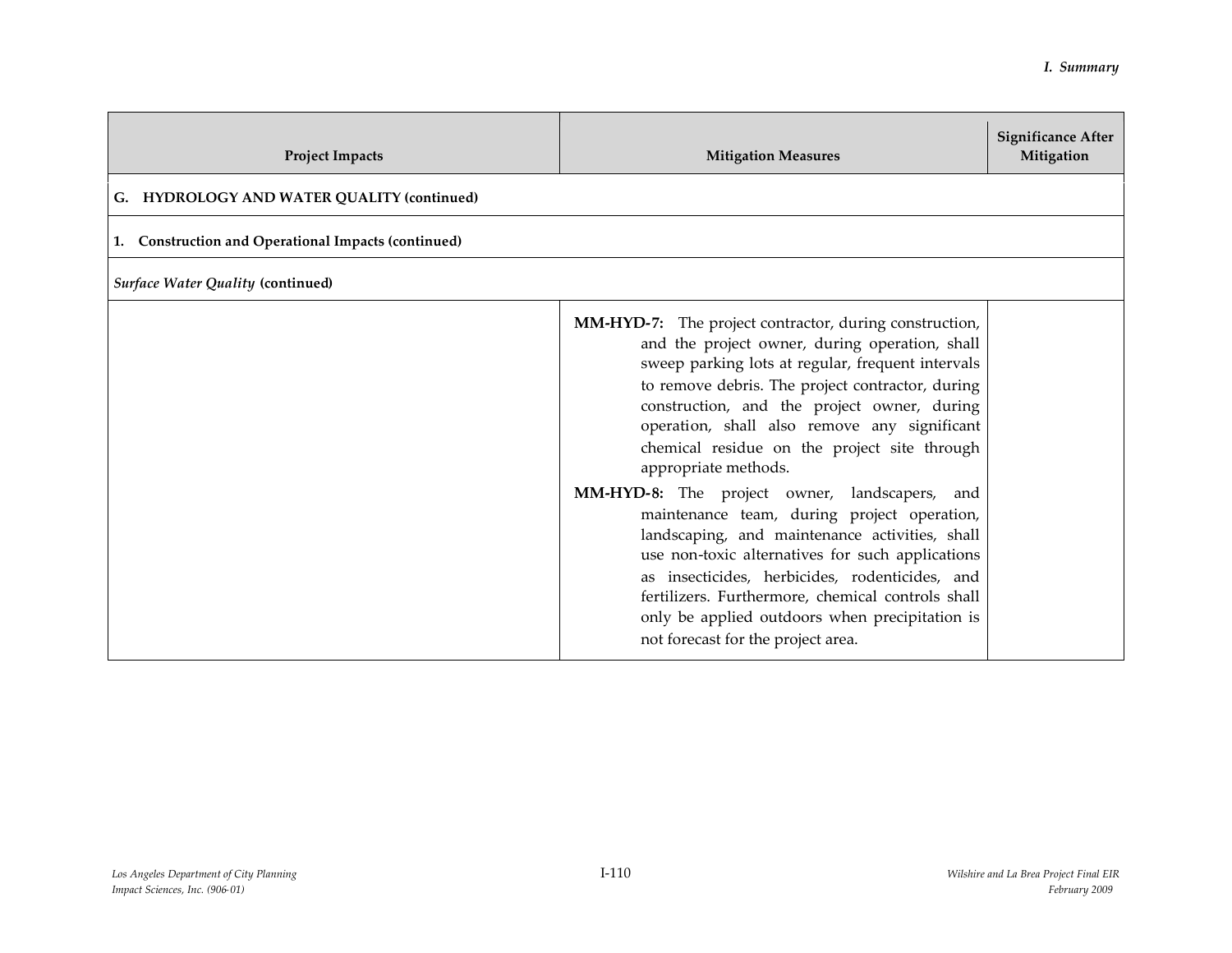| Project Impacts | Mitigation Measures | Significance After Mitigation |
|---|---|---|
| **G. HYDROLOGY AND WATER QUALITY (continued)** | | |
| **1. Construction and Operational Impacts (continued)** | | |
| ***Surface Water Quality* (continued)** | | |
| | **MM-HYD-7:** The project contractor, during construction, and the project owner, during operation, shall sweep parking lots at regular, frequent intervals to remove debris. The project contractor, during construction, and the project owner, during operation, shall also remove any significant chemical residue on the project site through appropriate methods.<br><br>**MM-HYD-8:** The project owner, landscapers, and maintenance team, during project operation, landscaping, and maintenance activities, shall use non-toxic alternatives for such applications as insecticides, herbicides, rodenticides, and fertilizers. Furthermore, chemical controls shall only be applied outdoors when precipitation is not forecast for the project area. | |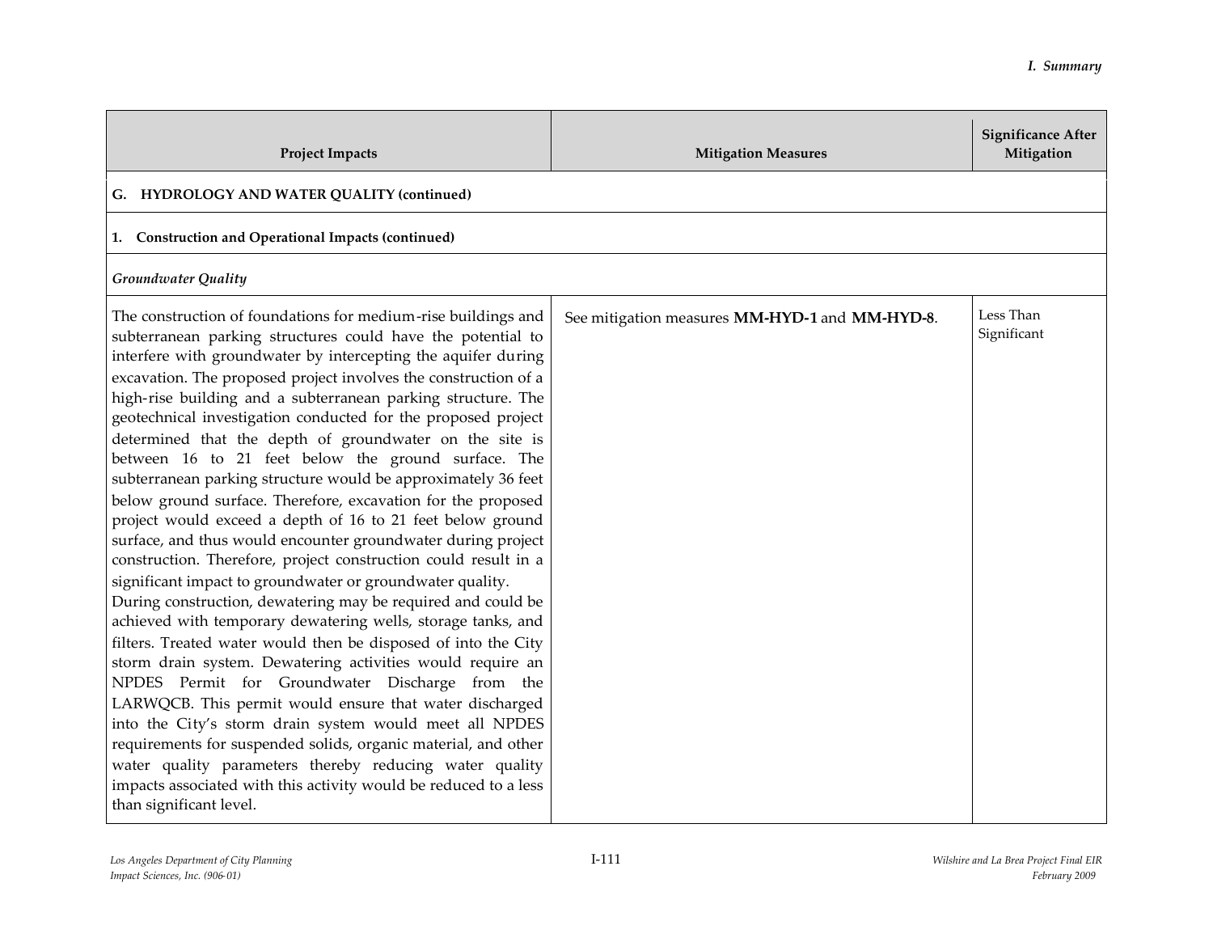| Project Impacts | Mitigation Measures | Significance After Mitigation |
|---|---|---|
| **G. HYDROLOGY AND WATER QUALITY (continued)** | | |
| **1. Construction and Operational Impacts (continued)** | | |
| ***Groundwater Quality*** | | |
| The construction of foundations for medium-rise buildings and subterranean parking structures could have the potential to interfere with groundwater by intercepting the aquifer during excavation. The proposed project involves the construction of a high-rise building and a subterranean parking structure. The geotechnical investigation conducted for the proposed project determined that the depth of groundwater on the site is between 16 to 21 feet below the ground surface. The subterranean parking structure would be approximately 36 feet below ground surface. Therefore, excavation for the proposed project would exceed a depth of 16 to 21 feet below ground surface, and thus would encounter groundwater during project construction. Therefore, project construction could result in a significant impact to groundwater or groundwater quality.<br>During construction, dewatering may be required and could be achieved with temporary dewatering wells, storage tanks, and filters. Treated water would then be disposed of into the City storm drain system. Dewatering activities would require an NPDES Permit for Groundwater Discharge from the LARWQCB. This permit would ensure that water discharged into the City's storm drain system would meet all NPDES requirements for suspended solids, organic material, and other water quality parameters thereby reducing water quality impacts associated with this activity would be reduced to a less than significant level. | See mitigation measures **MM-HYD-1** and **MM-HYD-8**. | Less Than Significant |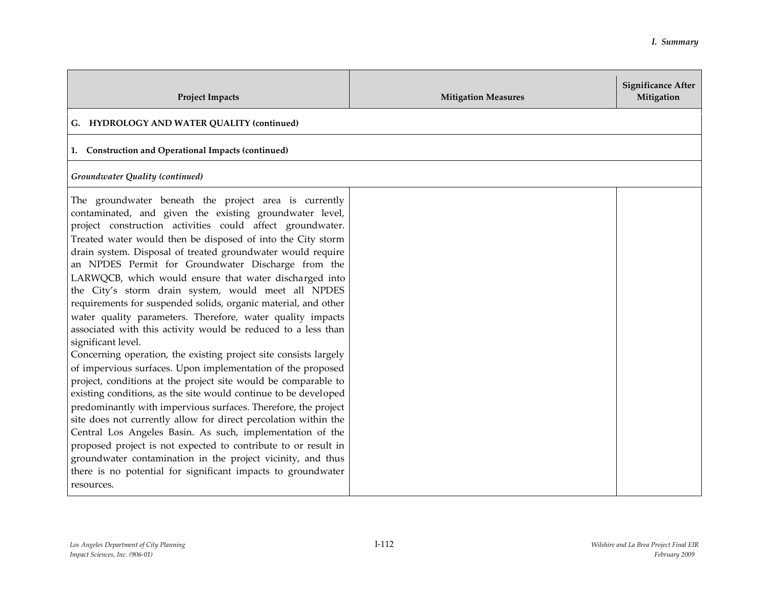| Project Impacts | Mitigation Measures | Significance After Mitigation |
|---|---|---|
| **G. HYDROLOGY AND WATER QUALITY (continued)** | | |
| **1. Construction and Operational Impacts (continued)** | | |
| ***Groundwater Quality (continued)*** | | |
| The groundwater beneath the project area is currently contaminated, and given the existing groundwater level, project construction activities could affect groundwater. Treated water would then be disposed of into the City storm drain system. Disposal of treated groundwater would require an NPDES Permit for Groundwater Discharge from the LARWQCB, which would ensure that water discharged into the City's storm drain system, would meet all NPDES requirements for suspended solids, organic material, and other water quality parameters. Therefore, water quality impacts associated with this activity would be reduced to a less than significant level.<br>Concerning operation, the existing project site consists largely of impervious surfaces. Upon implementation of the proposed project, conditions at the project site would be comparable to existing conditions, as the site would continue to be developed predominantly with impervious surfaces. Therefore, the project site does not currently allow for direct percolation within the Central Los Angeles Basin. As such, implementation of the proposed project is not expected to contribute to or result in groundwater contamination in the project vicinity, and thus there is no potential for significant impacts to groundwater resources. | | |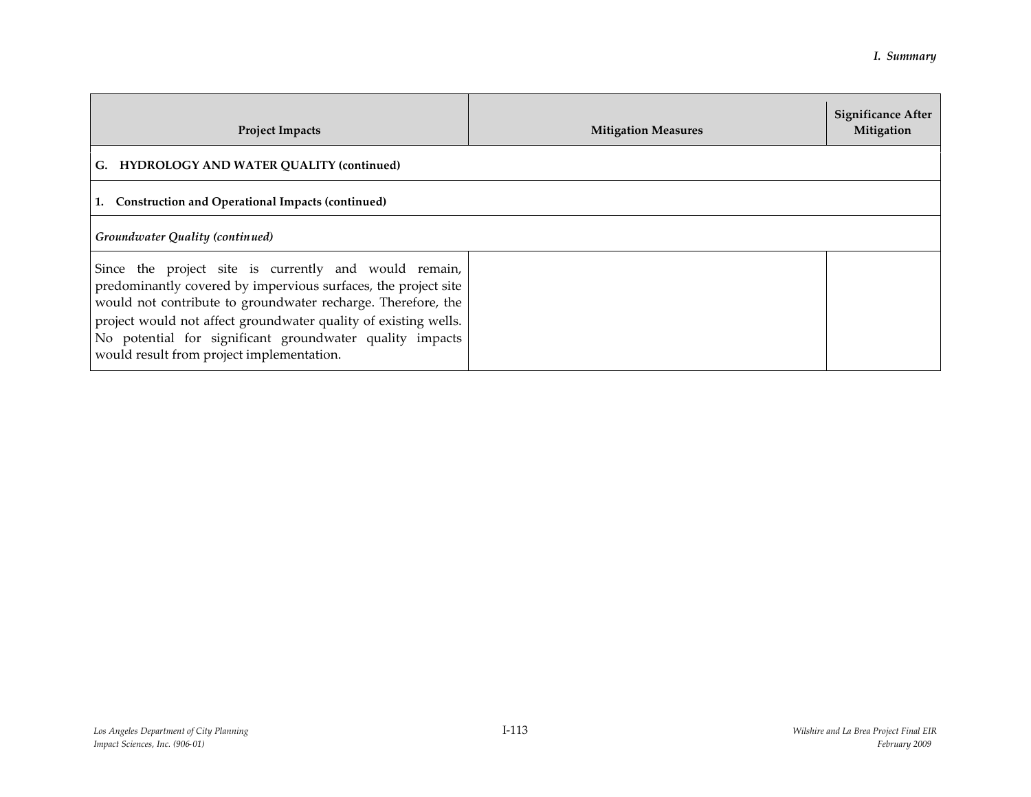| Project Impacts | Mitigation Measures | Significance After Mitigation |
|---|---|---|
| **G. HYDROLOGY AND WATER QUALITY (continued)** | | |
| **1. Construction and Operational Impacts (continued)** | | |
| ***Groundwater Quality (continued)*** | | |
| Since the project site is currently and would remain, predominantly covered by impervious surfaces, the project site would not contribute to groundwater recharge. Therefore, the project would not affect groundwater quality of existing wells. No potential for significant groundwater quality impacts would result from project implementation. | | |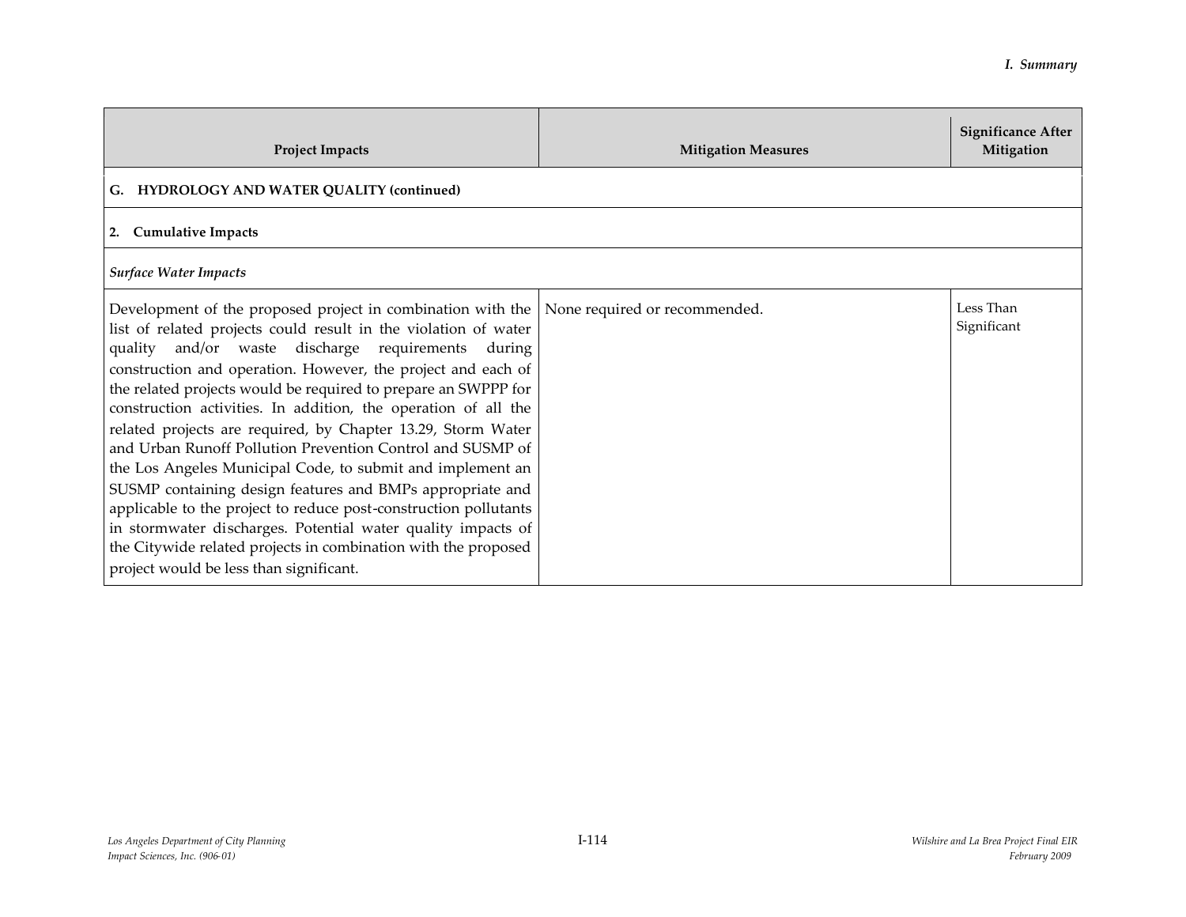| Project Impacts | Mitigation Measures | Significance After Mitigation |
|---|---|---|
| **G. HYDROLOGY AND WATER QUALITY (continued)** | | |
| **2. Cumulative Impacts** | | |
| ***Surface Water Impacts*** | | |
| Development of the proposed project in combination with the list of related projects could result in the violation of water quality and/or waste discharge requirements during construction and operation. However, the project and each of the related projects would be required to prepare an SWPPP for construction activities. In addition, the operation of all the related projects are required, by Chapter 13.29, Storm Water and Urban Runoff Pollution Prevention Control and SUSMP of the Los Angeles Municipal Code, to submit and implement an SUSMP containing design features and BMPs appropriate and applicable to the project to reduce post-construction pollutants in stormwater discharges. Potential water quality impacts of the Citywide related projects in combination with the proposed project would be less than significant. | None required or recommended. | Less Than Significant |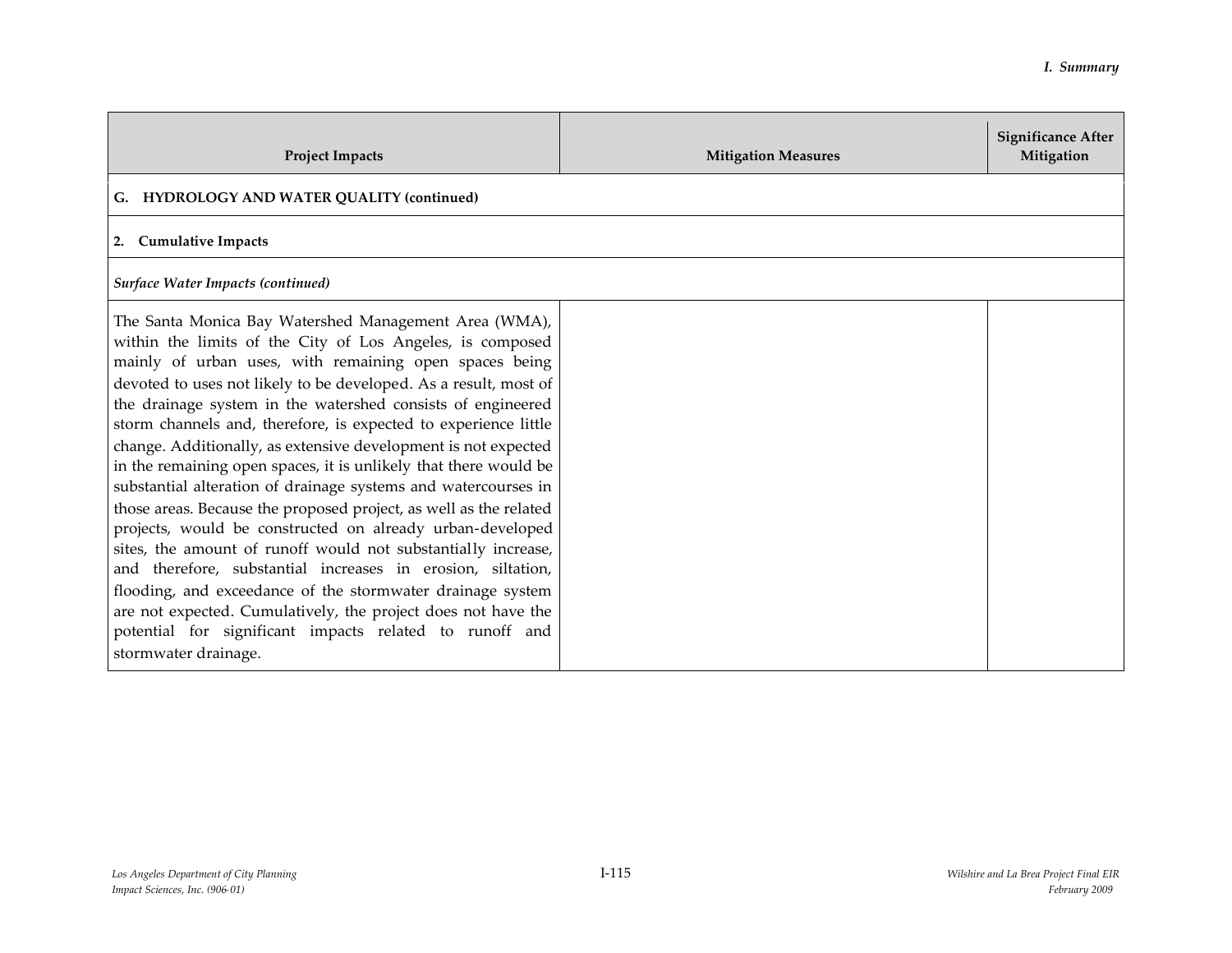| Project Impacts | Mitigation Measures | Significance After Mitigation |
|---|---|---|
| **G. HYDROLOGY AND WATER QUALITY (continued)** | | |
| **2. Cumulative Impacts** | | |
| ***Surface Water Impacts (continued)*** | | |
| The Santa Monica Bay Watershed Management Area (WMA), within the limits of the City of Los Angeles, is composed mainly of urban uses, with remaining open spaces being devoted to uses not likely to be developed. As a result, most of the drainage system in the watershed consists of engineered storm channels and, therefore, is expected to experience little change. Additionally, as extensive development is not expected in the remaining open spaces, it is unlikely that there would be substantial alteration of drainage systems and watercourses in those areas. Because the proposed project, as well as the related projects, would be constructed on already urban-developed sites, the amount of runoff would not substantially increase, and therefore, substantial increases in erosion, siltation, flooding, and exceedance of the stormwater drainage system are not expected. Cumulatively, the project does not have the potential for significant impacts related to runoff and stormwater drainage. | | |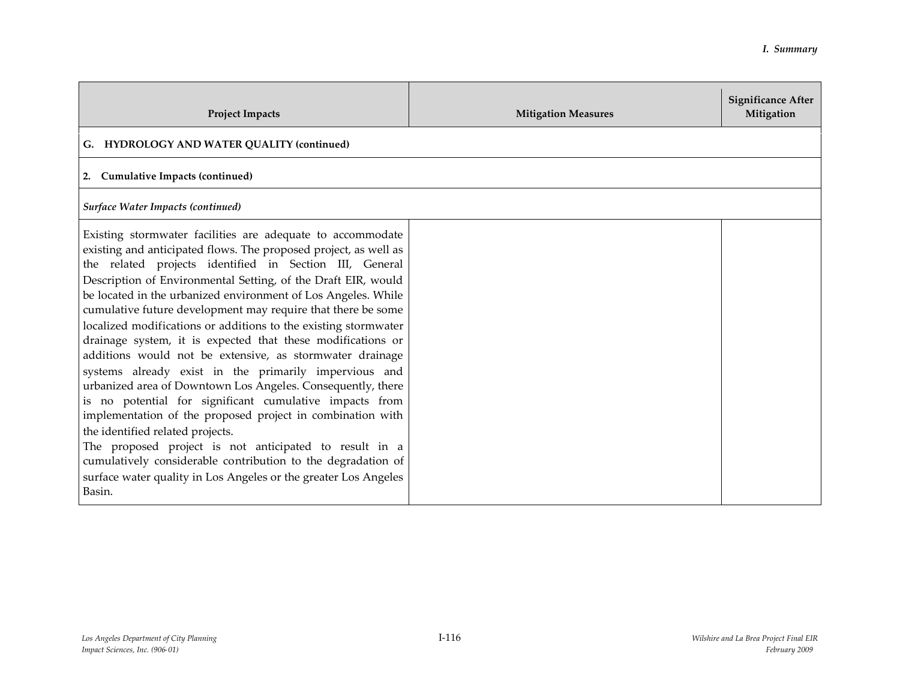| Project Impacts | Mitigation Measures | Significance After Mitigation |
|---|---|---|
| **G. HYDROLOGY AND WATER QUALITY (continued)** | | |
| **2. Cumulative Impacts (continued)** | | |
| ***Surface Water Impacts (continued)*** | | |
| Existing stormwater facilities are adequate to accommodate existing and anticipated flows. The proposed project, as well as the related projects identified in Section III, General Description of Environmental Setting, of the Draft EIR, would be located in the urbanized environment of Los Angeles. While cumulative future development may require that there be some localized modifications or additions to the existing stormwater drainage system, it is expected that these modifications or additions would not be extensive, as stormwater drainage systems already exist in the primarily impervious and urbanized area of Downtown Los Angeles. Consequently, there is no potential for significant cumulative impacts from implementation of the proposed project in combination with the identified related projects.<br>The proposed project is not anticipated to result in a cumulatively considerable contribution to the degradation of surface water quality in Los Angeles or the greater Los Angeles Basin. | | |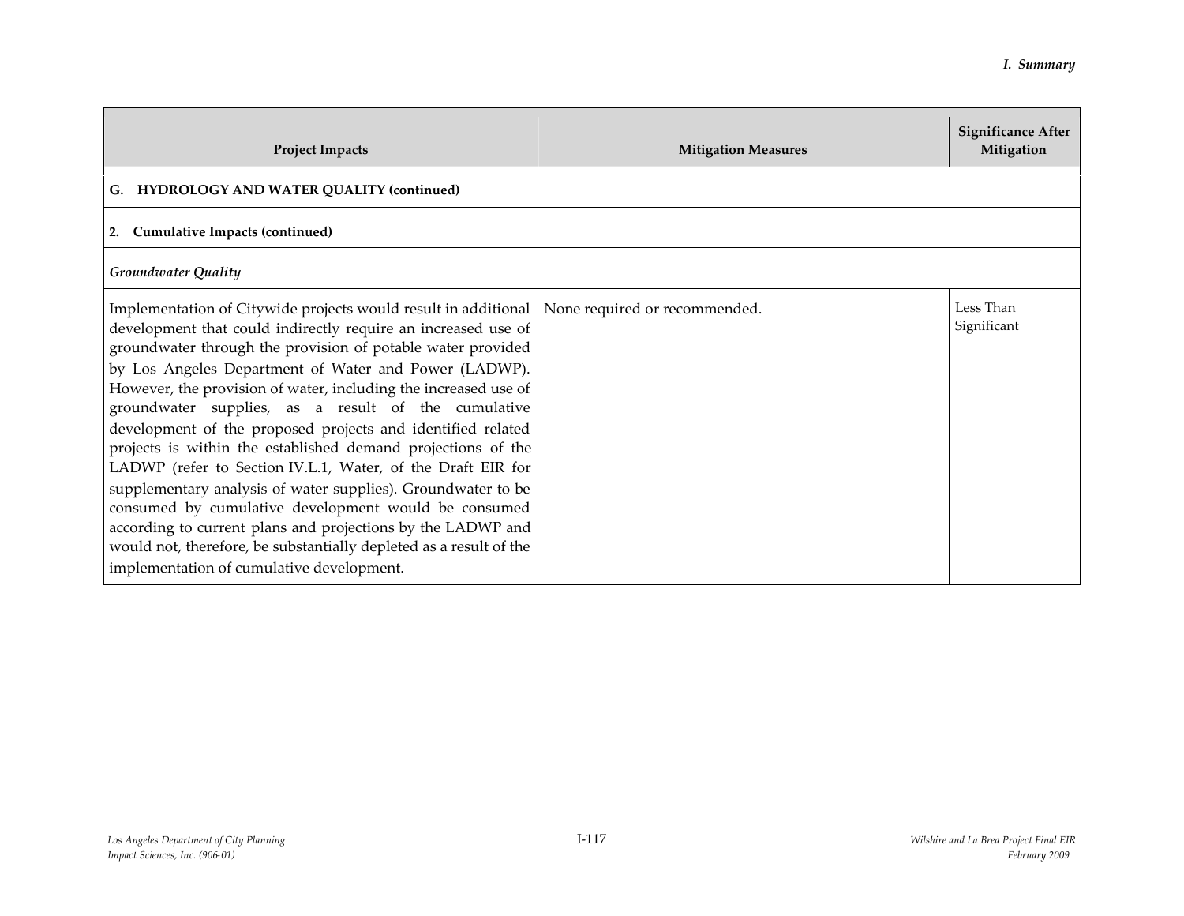| Project Impacts | Mitigation Measures | Significance After Mitigation |
|---|---|---|
| **G. HYDROLOGY AND WATER QUALITY (continued)** | | |
| **2. Cumulative Impacts (continued)** | | |
| ***Groundwater Quality*** | | |
| Implementation of Citywide projects would result in additional development that could indirectly require an increased use of groundwater through the provision of potable water provided by Los Angeles Department of Water and Power (LADWP). However, the provision of water, including the increased use of groundwater supplies, as a result of the cumulative development of the proposed projects and identified related projects is within the established demand projections of the LADWP (refer to Section IV.L.1, Water, of the Draft EIR for supplementary analysis of water supplies). Groundwater to be consumed by cumulative development would be consumed according to current plans and projections by the LADWP and would not, therefore, be substantially depleted as a result of the implementation of cumulative development. | None required or recommended. | Less Than Significant |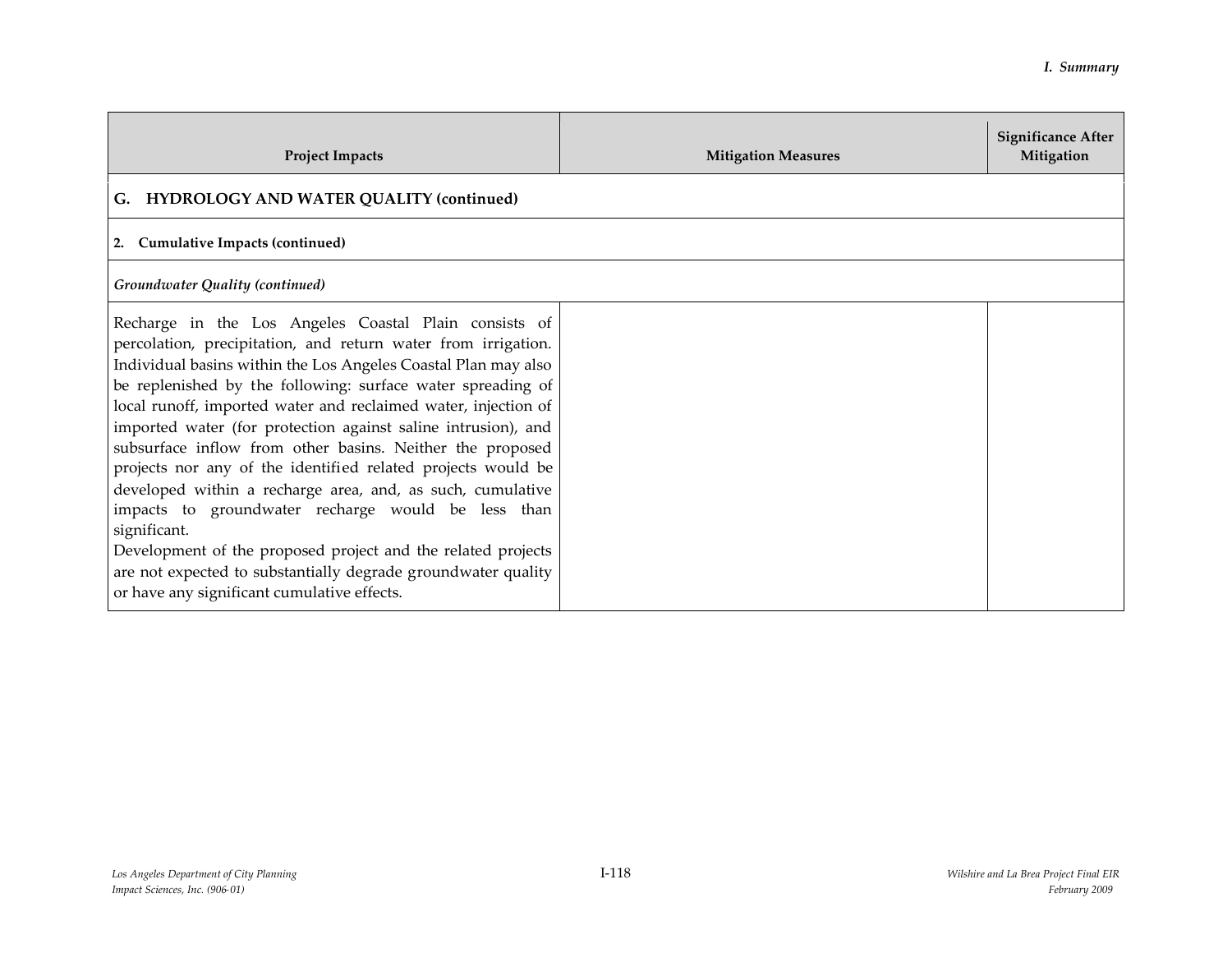| Project Impacts | Mitigation Measures | Significance After Mitigation |
|---|---|---|
| **G. HYDROLOGY AND WATER QUALITY (continued)** | | |
| **2. Cumulative Impacts (continued)** | | |
| ***Groundwater Quality (continued)*** | | |
| Recharge in the Los Angeles Coastal Plain consists of percolation, precipitation, and return water from irrigation. Individual basins within the Los Angeles Coastal Plan may also be replenished by the following: surface water spreading of local runoff, imported water and reclaimed water, injection of imported water (for protection against saline intrusion), and subsurface inflow from other basins. Neither the proposed projects nor any of the identified related projects would be developed within a recharge area, and, as such, cumulative impacts to groundwater recharge would be less than significant.<br>Development of the proposed project and the related projects are not expected to substantially degrade groundwater quality or have any significant cumulative effects. | | |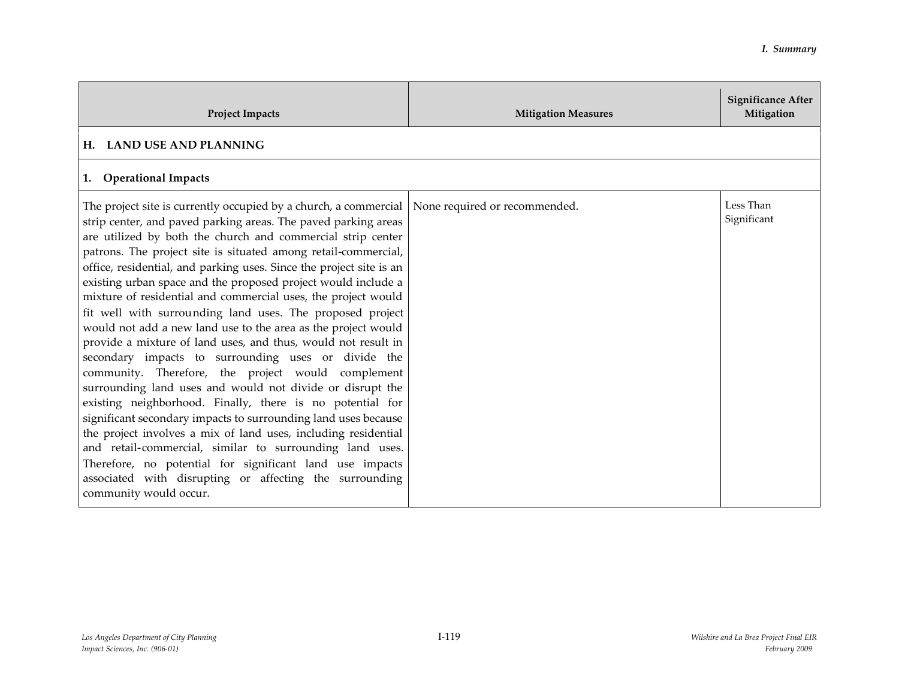| Project Impacts | Mitigation Measures | Significance After Mitigation |
|---|---|---|
| **H. LAND USE AND PLANNING** | | |
| **1. Operational Impacts** | | |
| The project site is currently occupied by a church, a commercial strip center, and paved parking areas. The paved parking areas are utilized by both the church and commercial strip center patrons. The project site is situated among retail-commercial, office, residential, and parking uses. Since the project site is an existing urban space and the proposed project would include a mixture of residential and commercial uses, the project would fit well with surrounding land uses. The proposed project would not add a new land use to the area as the project would provide a mixture of land uses, and thus, would not result in secondary impacts to surrounding uses or divide the community. Therefore, the project would complement surrounding land uses and would not divide or disrupt the existing neighborhood. Finally, there is no potential for significant secondary impacts to surrounding land uses because the project involves a mix of land uses, including residential and retail-commercial, similar to surrounding land uses. Therefore, no potential for significant land use impacts associated with disrupting or affecting the surrounding community would occur. | None required or recommended. | Less Than Significant |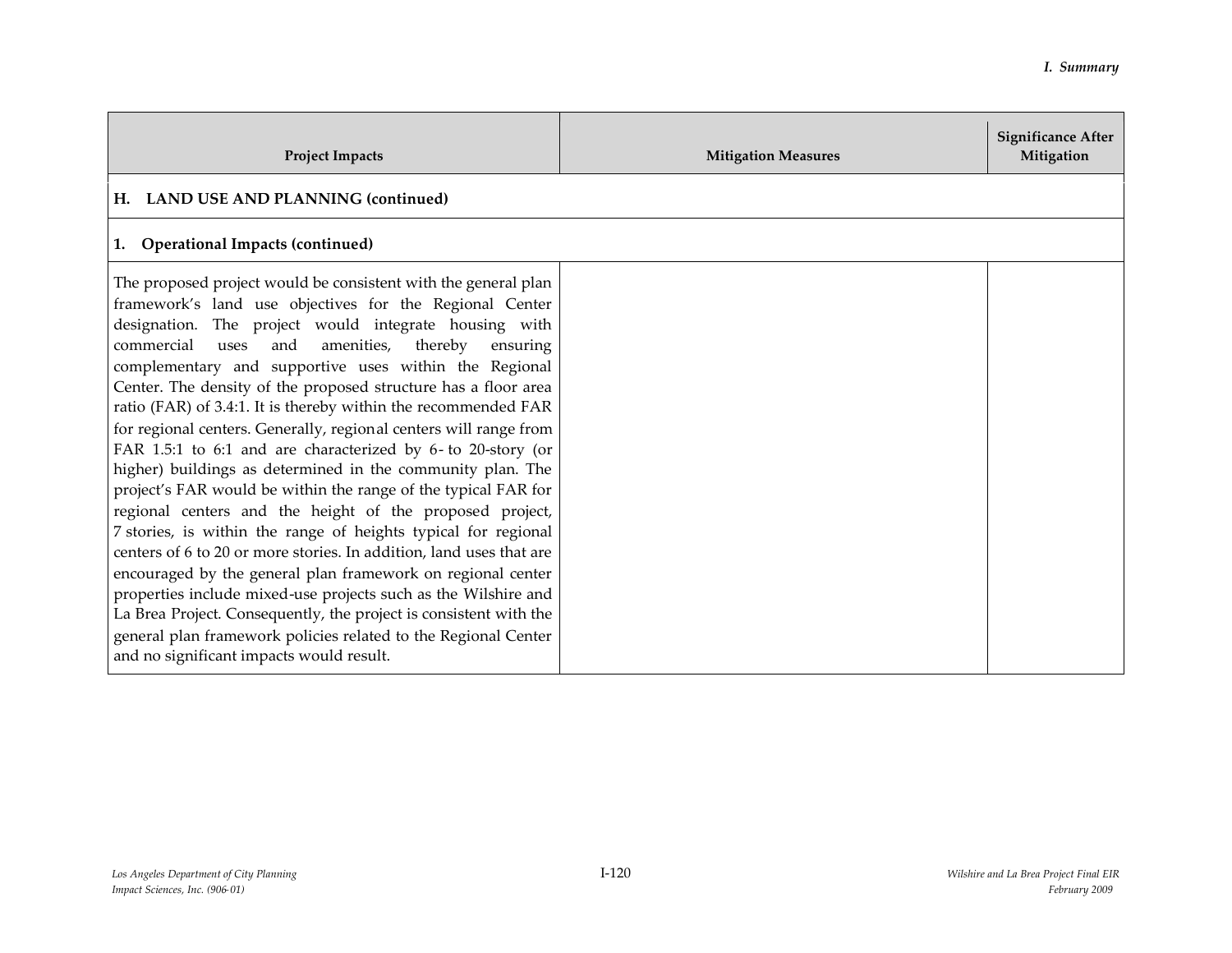| Project Impacts | Mitigation Measures | Significance After Mitigation |
|---|---|---|
| **H. LAND USE AND PLANNING (continued)** | | |
| **1. Operational Impacts (continued)** | | |
| The proposed project would be consistent with the general plan framework's land use objectives for the Regional Center designation. The project would integrate housing with commercial uses and amenities, thereby ensuring complementary and supportive uses within the Regional Center. The density of the proposed structure has a floor area ratio (FAR) of 3.4:1. It is thereby within the recommended FAR for regional centers. Generally, regional centers will range from FAR 1.5:1 to 6:1 and are characterized by 6- to 20-story (or higher) buildings as determined in the community plan. The project's FAR would be within the range of the typical FAR for regional centers and the height of the proposed project, 7 stories, is within the range of heights typical for regional centers of 6 to 20 or more stories. In addition, land uses that are encouraged by the general plan framework on regional center properties include mixed-use projects such as the Wilshire and La Brea Project. Consequently, the project is consistent with the general plan framework policies related to the Regional Center and no significant impacts would result. | | |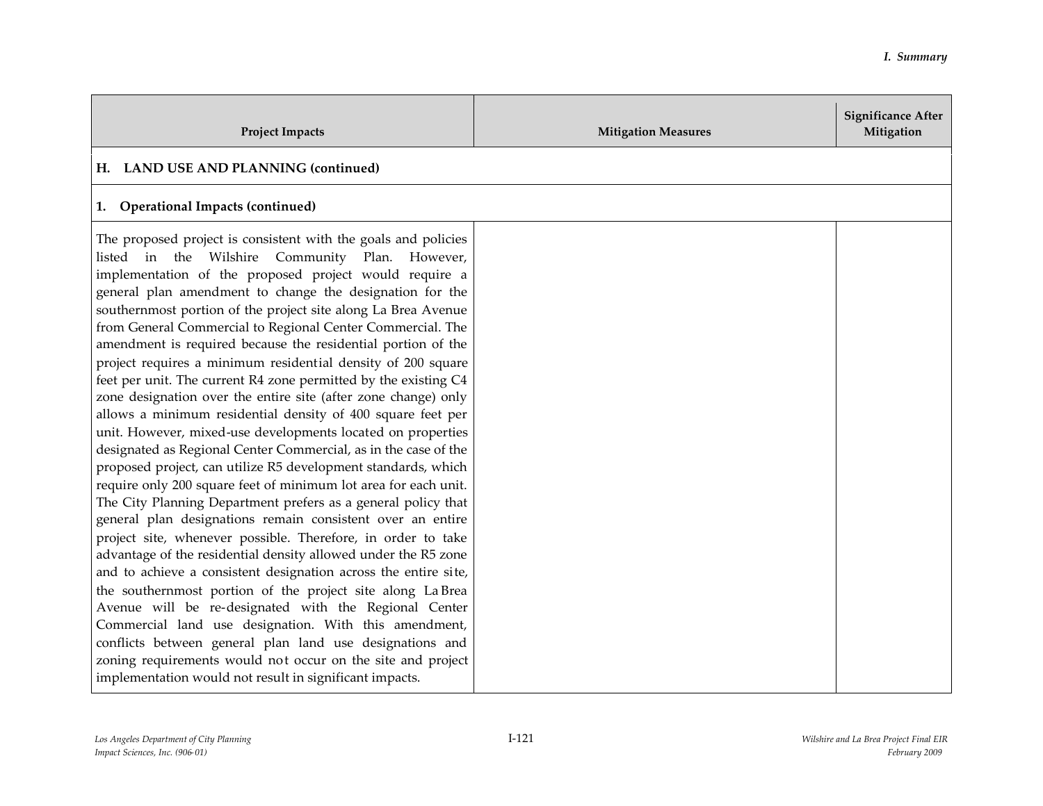| Project Impacts | Mitigation Measures | Significance After Mitigation |
|---|---|---|
| **H. LAND USE AND PLANNING (continued)** | | |
| **1. Operational Impacts (continued)** | | |
| The proposed project is consistent with the goals and policies listed in the Wilshire Community Plan. However, implementation of the proposed project would require a general plan amendment to change the designation for the southernmost portion of the project site along La Brea Avenue from General Commercial to Regional Center Commercial. The amendment is required because the residential portion of the project requires a minimum residential density of 200 square feet per unit. The current R4 zone permitted by the existing C4 zone designation over the entire site (after zone change) only allows a minimum residential density of 400 square feet per unit. However, mixed-use developments located on properties designated as Regional Center Commercial, as in the case of the proposed project, can utilize R5 development standards, which require only 200 square feet of minimum lot area for each unit. The City Planning Department prefers as a general policy that general plan designations remain consistent over an entire project site, whenever possible. Therefore, in order to take advantage of the residential density allowed under the R5 zone and to achieve a consistent designation across the entire site, the southernmost portion of the project site along La Brea Avenue will be re-designated with the Regional Center Commercial land use designation. With this amendment, conflicts between general plan land use designations and zoning requirements would not occur on the site and project implementation would not result in significant impacts. | | |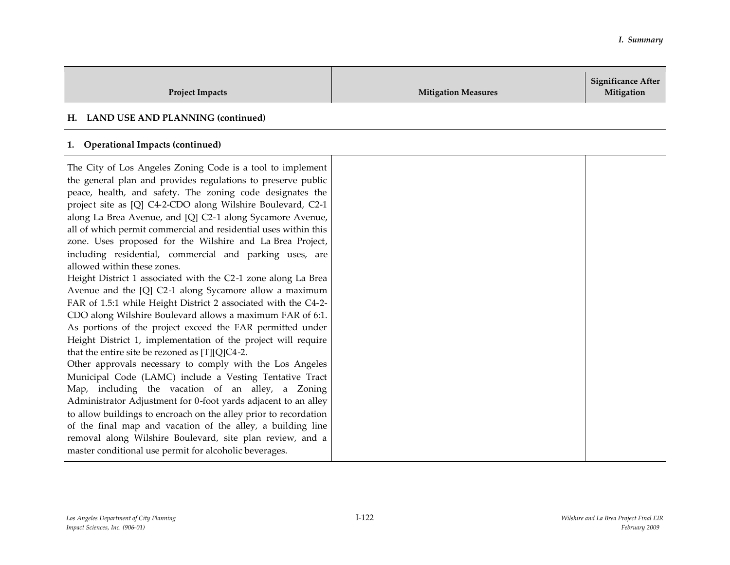| Project Impacts | Mitigation Measures | Significance After Mitigation |
|---|---|---|
| **H. LAND USE AND PLANNING (continued)** | | |
| **1. Operational Impacts (continued)** | | |
| The City of Los Angeles Zoning Code is a tool to implement the general plan and provides regulations to preserve public peace, health, and safety. The zoning code designates the project site as [Q] C4-2-CDO along Wilshire Boulevard, C2-1 along La Brea Avenue, and [Q] C2-1 along Sycamore Avenue, all of which permit commercial and residential uses within this zone. Uses proposed for the Wilshire and La Brea Project, including residential, commercial and parking uses, are allowed within these zones.<br>Height District 1 associated with the C2-1 zone along La Brea Avenue and the [Q] C2-1 along Sycamore allow a maximum FAR of 1.5:1 while Height District 2 associated with the C4-2-CDO along Wilshire Boulevard allows a maximum FAR of 6:1. As portions of the project exceed the FAR permitted under Height District 1, implementation of the project will require that the entire site be rezoned as [T][Q]C4-2.<br>Other approvals necessary to comply with the Los Angeles Municipal Code (LAMC) include a Vesting Tentative Tract Map, including the vacation of an alley, a Zoning Administrator Adjustment for 0-foot yards adjacent to an alley to allow buildings to encroach on the alley prior to recordation of the final map and vacation of the alley, a building line removal along Wilshire Boulevard, site plan review, and a master conditional use permit for alcoholic beverages. | | |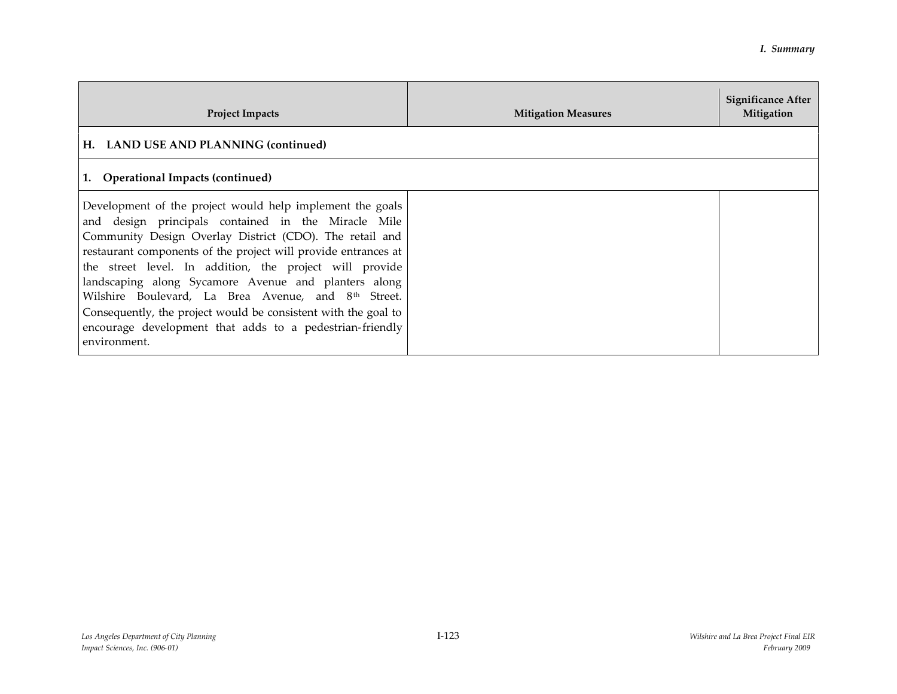| Project Impacts | Mitigation Measures | Significance After Mitigation |
|---|---|---|
| **H. LAND USE AND PLANNING (continued)** | | |
| **1. Operational Impacts (continued)** | | |
| Development of the project would help implement the goals and design principals contained in the Miracle Mile Community Design Overlay District (CDO). The retail and restaurant components of the project will provide entrances at the street level. In addition, the project will provide landscaping along Sycamore Avenue and planters along Wilshire Boulevard, La Brea Avenue, and 8th Street. Consequently, the project would be consistent with the goal to encourage development that adds to a pedestrian-friendly environment. | | |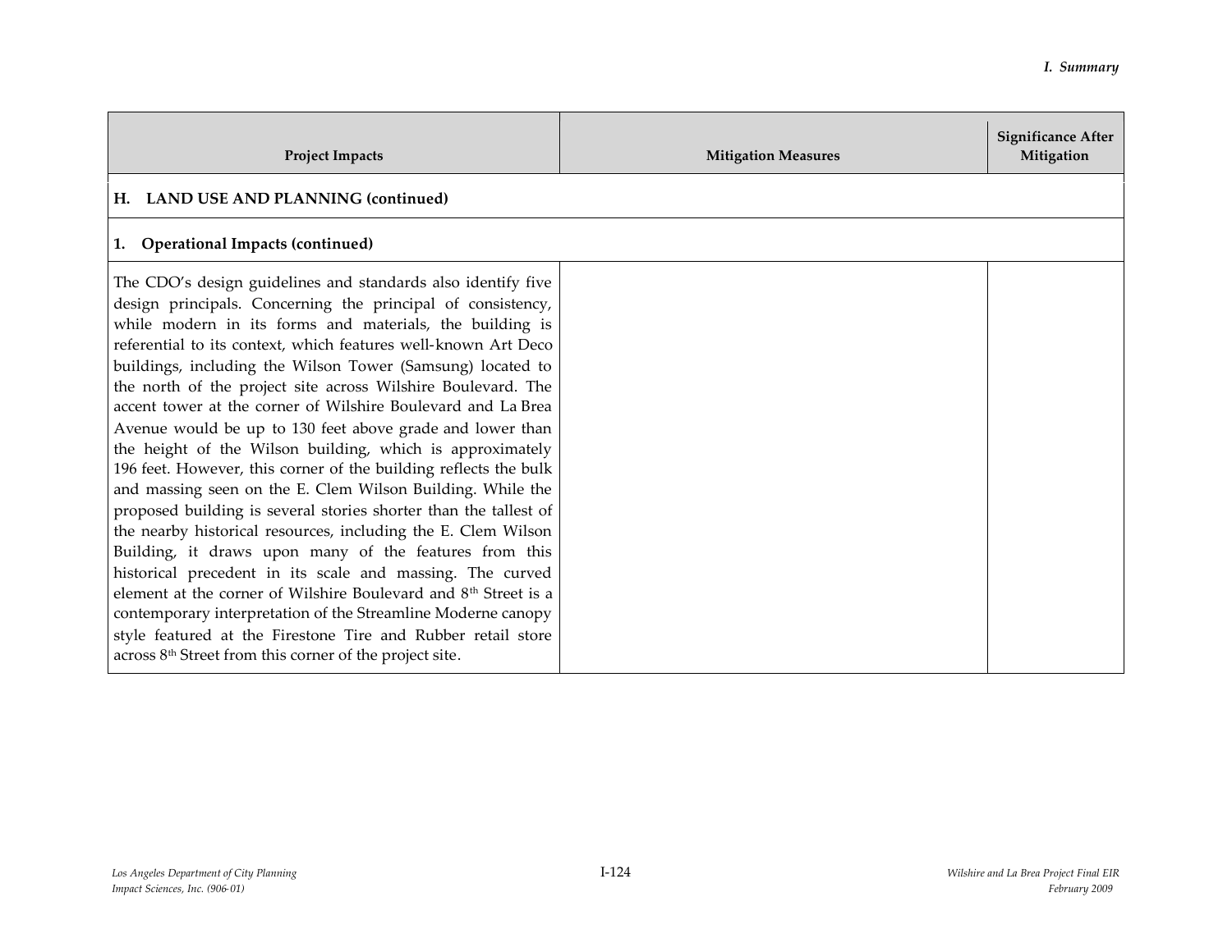| Project Impacts | Mitigation Measures | Significance After Mitigation |
|---|---|---|
| **H. LAND USE AND PLANNING (continued)** | | |
| **1. Operational Impacts (continued)** | | |
| The CDO's design guidelines and standards also identify five design principals. Concerning the principal of consistency, while modern in its forms and materials, the building is referential to its context, which features well-known Art Deco buildings, including the Wilson Tower (Samsung) located to the north of the project site across Wilshire Boulevard. The accent tower at the corner of Wilshire Boulevard and La Brea Avenue would be up to 130 feet above grade and lower than the height of the Wilson building, which is approximately 196 feet. However, this corner of the building reflects the bulk and massing seen on the E. Clem Wilson Building. While the proposed building is several stories shorter than the tallest of the nearby historical resources, including the E. Clem Wilson Building, it draws upon many of the features from this historical precedent in its scale and massing. The curved element at the corner of Wilshire Boulevard and 8th Street is a contemporary interpretation of the Streamline Moderne canopy style featured at the Firestone Tire and Rubber retail store across 8th Street from this corner of the project site. | | |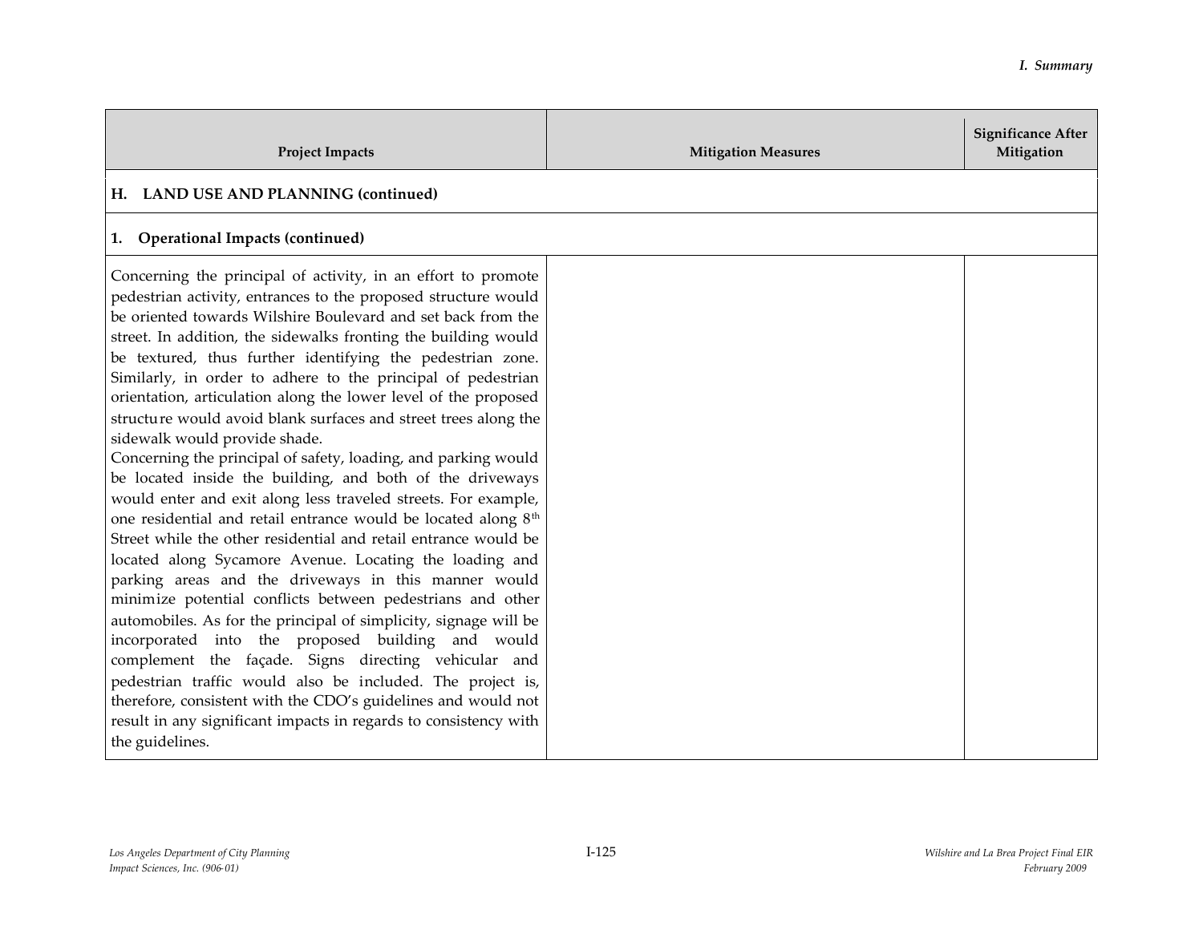| Project Impacts | Mitigation Measures | Significance After Mitigation |
|---|---|---|
| **H. LAND USE AND PLANNING (continued)** | | |
| **1. Operational Impacts (continued)** | | |
| Concerning the principal of activity, in an effort to promote pedestrian activity, entrances to the proposed structure would be oriented towards Wilshire Boulevard and set back from the street. In addition, the sidewalks fronting the building would be textured, thus further identifying the pedestrian zone. Similarly, in order to adhere to the principal of pedestrian orientation, articulation along the lower level of the proposed structure would avoid blank surfaces and street trees along the sidewalk would provide shade.<br>Concerning the principal of safety, loading, and parking would be located inside the building, and both of the driveways would enter and exit along less traveled streets. For example, one residential and retail entrance would be located along 8th Street while the other residential and retail entrance would be located along Sycamore Avenue. Locating the loading and parking areas and the driveways in this manner would minimize potential conflicts between pedestrians and other automobiles. As for the principal of simplicity, signage will be incorporated into the proposed building and would complement the façade. Signs directing vehicular and pedestrian traffic would also be included. The project is, therefore, consistent with the CDO's guidelines and would not result in any significant impacts in regards to consistency with the guidelines. | | |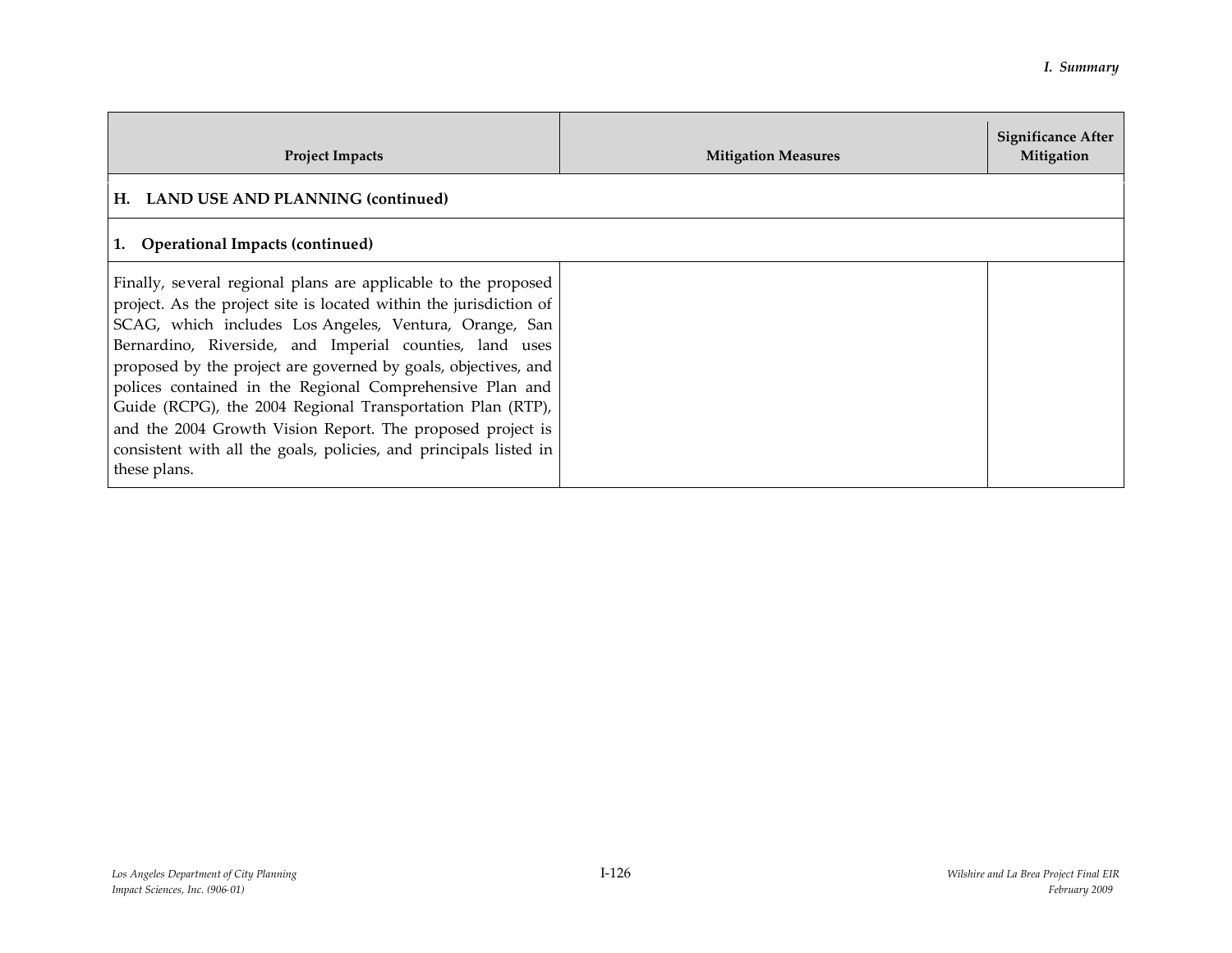| Project Impacts | Mitigation Measures | Significance After Mitigation |
|---|---|---|
| **H. LAND USE AND PLANNING (continued)** | | |
| **1. Operational Impacts (continued)** | | |
| Finally, several regional plans are applicable to the proposed project. As the project site is located within the jurisdiction of SCAG, which includes Los Angeles, Ventura, Orange, San Bernardino, Riverside, and Imperial counties, land uses proposed by the project are governed by goals, objectives, and polices contained in the Regional Comprehensive Plan and Guide (RCPG), the 2004 Regional Transportation Plan (RTP), and the 2004 Growth Vision Report. The proposed project is consistent with all the goals, policies, and principals listed in these plans. | | |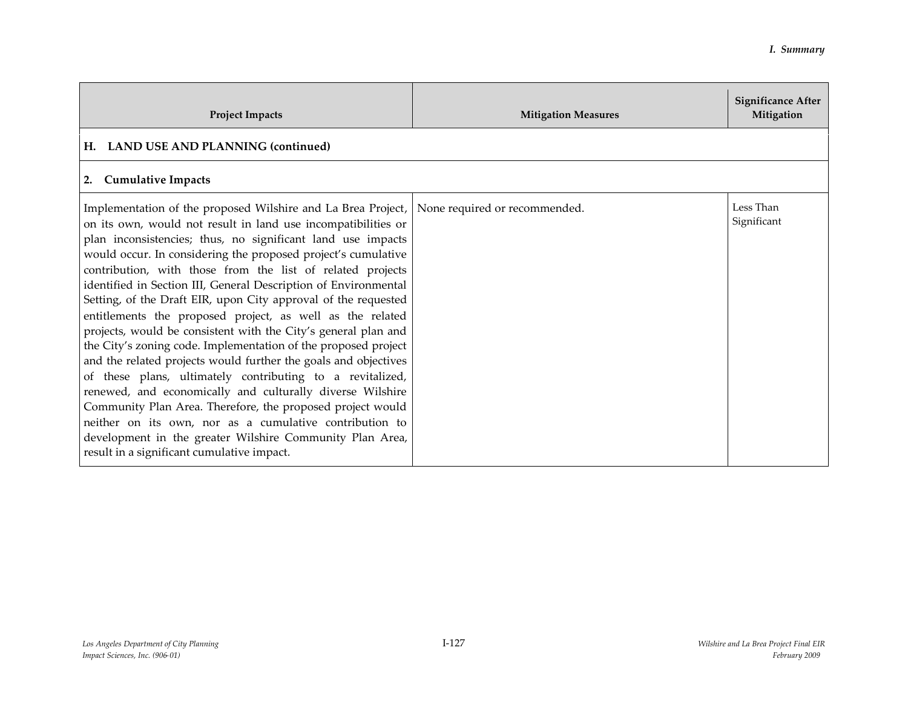| Project Impacts | Mitigation Measures | Significance After Mitigation |
|---|---|---|
| **H. LAND USE AND PLANNING (continued)** | | |
| **2. Cumulative Impacts** | | |
| Implementation of the proposed Wilshire and La Brea Project, on its own, would not result in land use incompatibilities or plan inconsistencies; thus, no significant land use impacts would occur. In considering the proposed project's cumulative contribution, with those from the list of related projects identified in Section III, General Description of Environmental Setting, of the Draft EIR, upon City approval of the requested entitlements the proposed project, as well as the related projects, would be consistent with the City's general plan and the City's zoning code. Implementation of the proposed project and the related projects would further the goals and objectives of these plans, ultimately contributing to a revitalized, renewed, and economically and culturally diverse Wilshire Community Plan Area. Therefore, the proposed project would neither on its own, nor as a cumulative contribution to development in the greater Wilshire Community Plan Area, result in a significant cumulative impact. | None required or recommended. | Less Than Significant |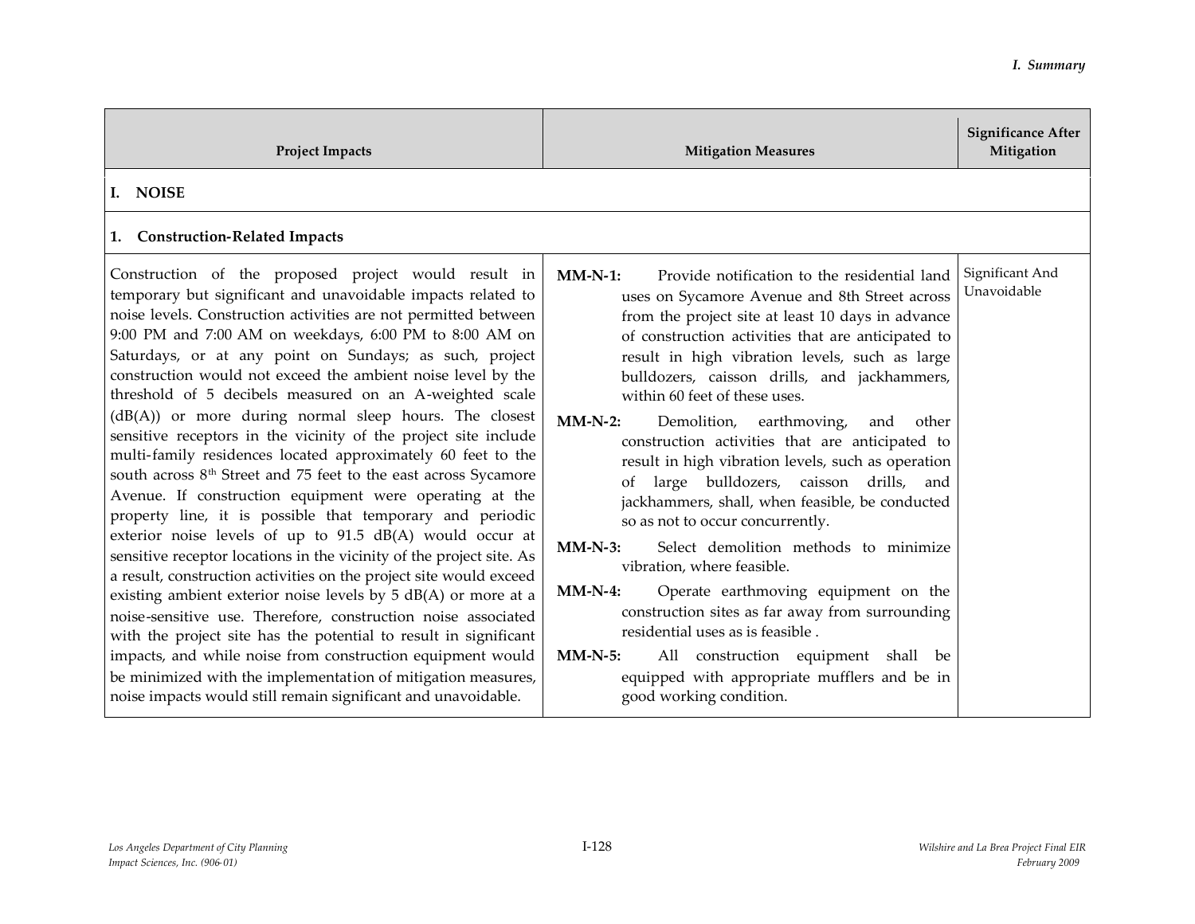| Project Impacts | Mitigation Measures | Significance After Mitigation |
|---|---|---|
| **I. NOISE** | | |
| **1. Construction-Related Impacts** | | |
| Construction of the proposed project would result in temporary but significant and unavoidable impacts related to noise levels. Construction activities are not permitted between 9:00 PM and 7:00 AM on weekdays, 6:00 PM to 8:00 AM on Saturdays, or at any point on Sundays; as such, project construction would not exceed the ambient noise level by the threshold of 5 decibels measured on an A-weighted scale (dB(A)) or more during normal sleep hours. The closest sensitive receptors in the vicinity of the project site include multi-family residences located approximately 60 feet to the south across 8th Street and 75 feet to the east across Sycamore Avenue. If construction equipment were operating at the property line, it is possible that temporary and periodic exterior noise levels of up to 91.5 dB(A) would occur at sensitive receptor locations in the vicinity of the project site. As a result, construction activities on the project site would exceed existing ambient exterior noise levels by 5 dB(A) or more at a noise-sensitive use. Therefore, construction noise associated with the project site has the potential to result in significant impacts, and while noise from construction equipment would be minimized with the implementation of mitigation measures, noise impacts would still remain significant and unavoidable. | **MM-N-1:** Provide notification to the residential land uses on Sycamore Avenue and 8th Street across from the project site at least 10 days in advance of construction activities that are anticipated to result in high vibration levels, such as large bulldozers, caisson drills, and jackhammers, within 60 feet of these uses.<br><br>**MM-N-2:** Demolition, earthmoving, and other construction activities that are anticipated to result in high vibration levels, such as operation of large bulldozers, caisson drills, and jackhammers, shall, when feasible, be conducted so as not to occur concurrently.<br><br>**MM-N-3:** Select demolition methods to minimize vibration, where feasible.<br><br>**MM-N-4:** Operate earthmoving equipment on the construction sites as far away from surrounding residential uses as is feasible .<br><br>**MM-N-5:** All construction equipment shall be equipped with appropriate mufflers and be in good working condition. | Significant And Unavoidable |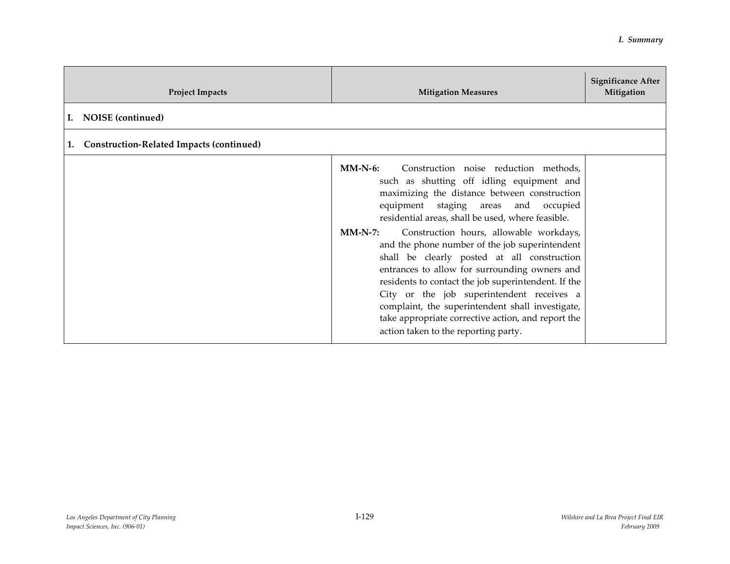| Project Impacts | Mitigation Measures | Significance After Mitigation |
|---|---|---|
| **I. NOISE (continued)** | | |
| **1. Construction-Related Impacts (continued)** | | |
| | **MM-N-6:** Construction noise reduction methods, such as shutting off idling equipment and maximizing the distance between construction equipment staging areas and occupied residential areas, shall be used, where feasible.<br><br>**MM-N-7:** Construction hours, allowable workdays, and the phone number of the job superintendent shall be clearly posted at all construction entrances to allow for surrounding owners and residents to contact the job superintendent. If the City or the job superintendent receives a complaint, the superintendent shall investigate, take appropriate corrective action, and report the action taken to the reporting party. | |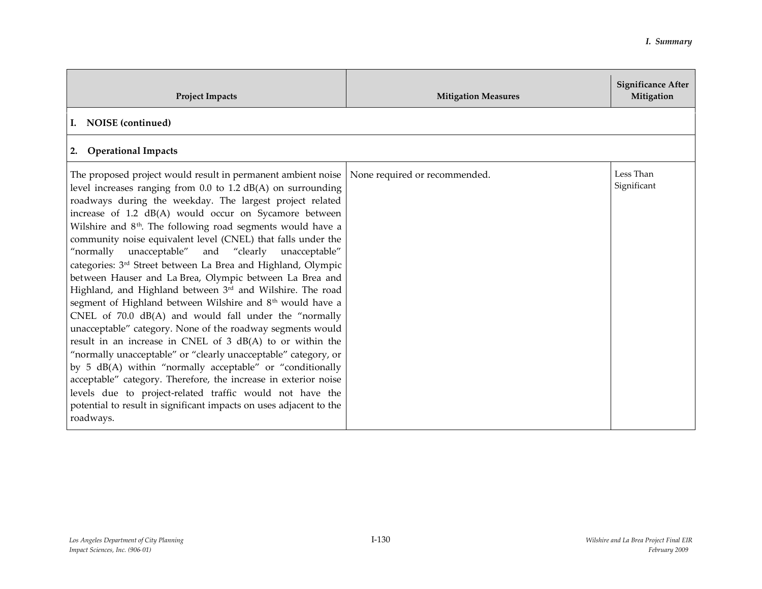| Project Impacts | Mitigation Measures | Significance After Mitigation |
|---|---|---|
| **I. NOISE (continued)** | | |
| **2. Operational Impacts** | | |
| The proposed project would result in permanent ambient noise level increases ranging from 0.0 to 1.2 dB(A) on surrounding roadways during the weekday. The largest project related increase of 1.2 dB(A) would occur on Sycamore between Wilshire and 8th. The following road segments would have a community noise equivalent level (CNEL) that falls under the "normally unacceptable" and "clearly unacceptable" categories: 3rd Street between La Brea and Highland, Olympic between Hauser and La Brea, Olympic between La Brea and Highland, and Highland between 3rd and Wilshire. The road segment of Highland between Wilshire and 8th would have a CNEL of 70.0 dB(A) and would fall under the "normally unacceptable" category. None of the roadway segments would result in an increase in CNEL of 3 dB(A) to or within the "normally unacceptable" or "clearly unacceptable" category, or by 5 dB(A) within "normally acceptable" or "conditionally acceptable" category. Therefore, the increase in exterior noise levels due to project-related traffic would not have the potential to result in significant impacts on uses adjacent to the roadways. | None required or recommended. | Less Than Significant |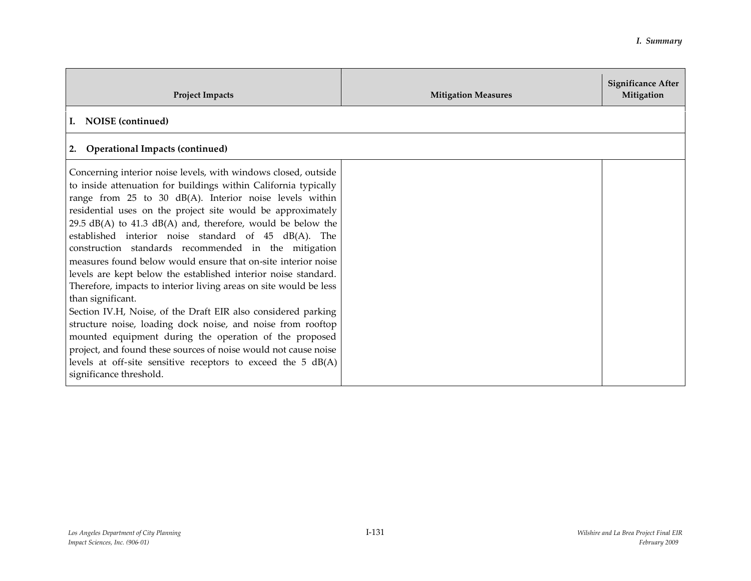| Project Impacts | Mitigation Measures | Significance After Mitigation |
|---|---|---|
| **I. NOISE (continued)** | | |
| **2. Operational Impacts (continued)** | | |
| Concerning interior noise levels, with windows closed, outside to inside attenuation for buildings within California typically range from 25 to 30 dB(A). Interior noise levels within residential uses on the project site would be approximately 29.5 dB(A) to 41.3 dB(A) and, therefore, would be below the established interior noise standard of 45 dB(A). The construction standards recommended in the mitigation measures found below would ensure that on-site interior noise levels are kept below the established interior noise standard. Therefore, impacts to interior living areas on site would be less than significant.<br>Section IV.H, Noise, of the Draft EIR also considered parking structure noise, loading dock noise, and noise from rooftop mounted equipment during the operation of the proposed project, and found these sources of noise would not cause noise levels at off-site sensitive receptors to exceed the 5 dB(A) significance threshold. | | |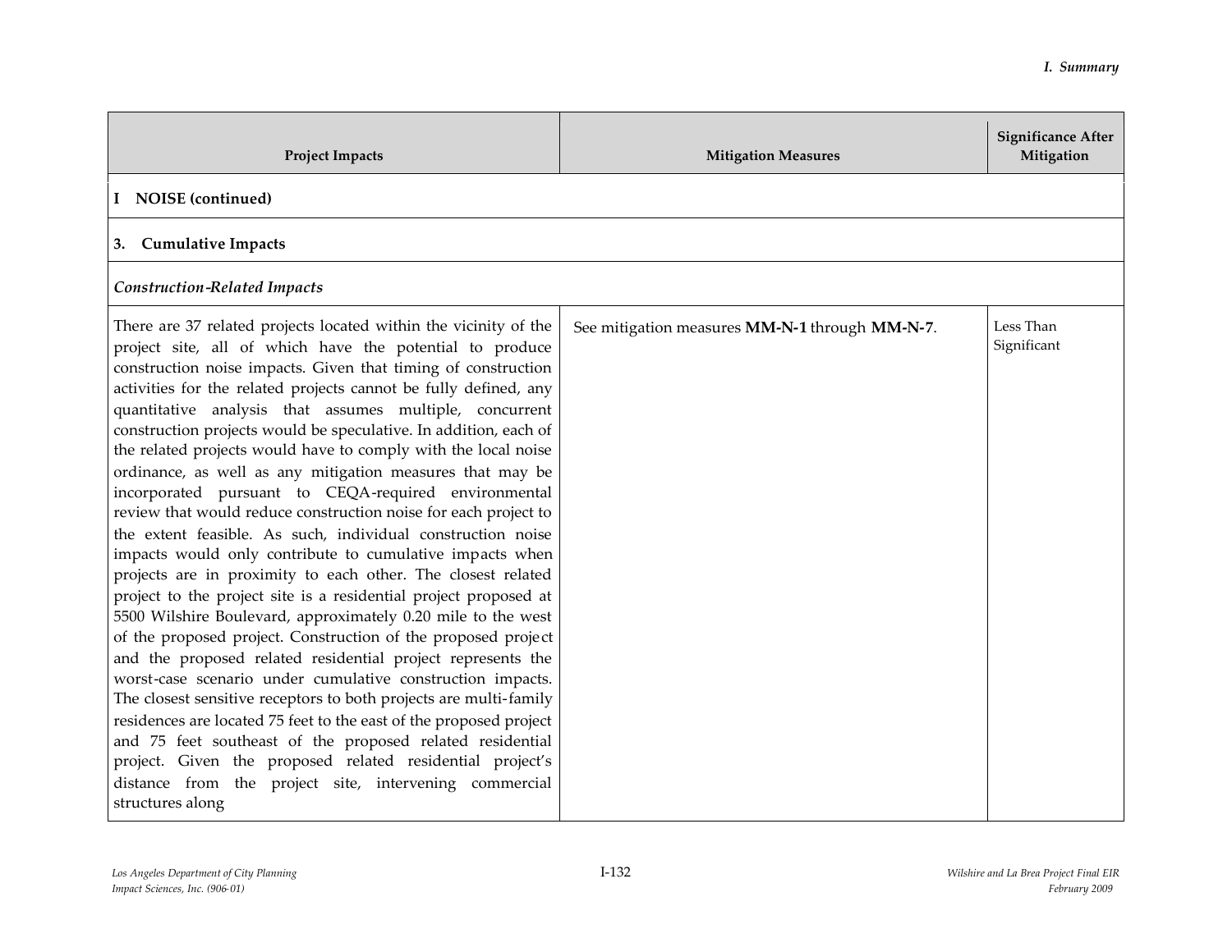| Project Impacts | Mitigation Measures | Significance After Mitigation |
|---|---|---|
| **I NOISE (continued)** | | |
| **3. Cumulative Impacts** | | |
| ***Construction-Related Impacts*** | | |
| There are 37 related projects located within the vicinity of the project site, all of which have the potential to produce construction noise impacts. Given that timing of construction activities for the related projects cannot be fully defined, any quantitative analysis that assumes multiple, concurrent construction projects would be speculative. In addition, each of the related projects would have to comply with the local noise ordinance, as well as any mitigation measures that may be incorporated pursuant to CEQA-required environmental review that would reduce construction noise for each project to the extent feasible. As such, individual construction noise impacts would only contribute to cumulative impacts when projects are in proximity to each other. The closest related project to the project site is a residential project proposed at 5500 Wilshire Boulevard, approximately 0.20 mile to the west of the proposed project. Construction of the proposed project and the proposed related residential project represents the worst-case scenario under cumulative construction impacts. The closest sensitive receptors to both projects are multi-family residences are located 75 feet to the east of the proposed project and 75 feet southeast of the proposed related residential project. Given the proposed related residential project's distance from the project site, intervening commercial structures along | See mitigation measures **MM-N-1** through **MM-N-7**. | Less Than Significant |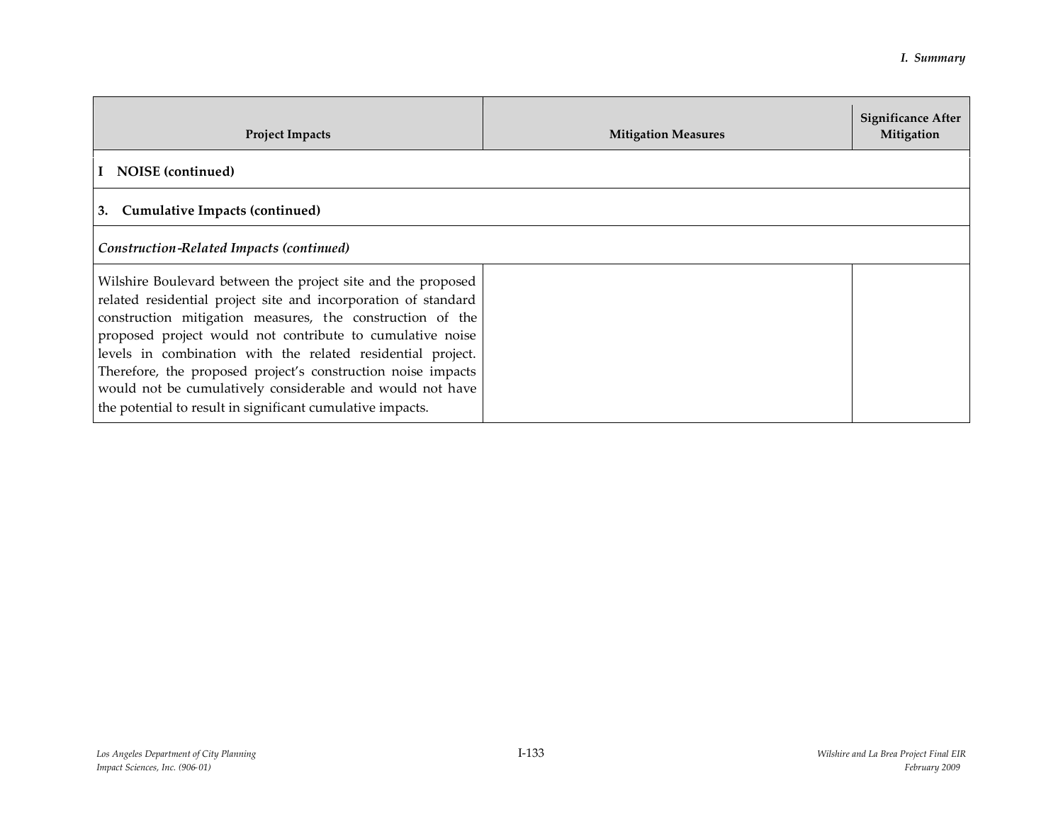| Project Impacts | Mitigation Measures | Significance After Mitigation |
|---|---|---|
| **I NOISE (continued)** | | |
| **3. Cumulative Impacts (continued)** | | |
| ***Construction-Related Impacts (continued)*** | | |
| Wilshire Boulevard between the project site and the proposed related residential project site and incorporation of standard construction mitigation measures, the construction of the proposed project would not contribute to cumulative noise levels in combination with the related residential project. Therefore, the proposed project's construction noise impacts would not be cumulatively considerable and would not have the potential to result in significant cumulative impacts. | | |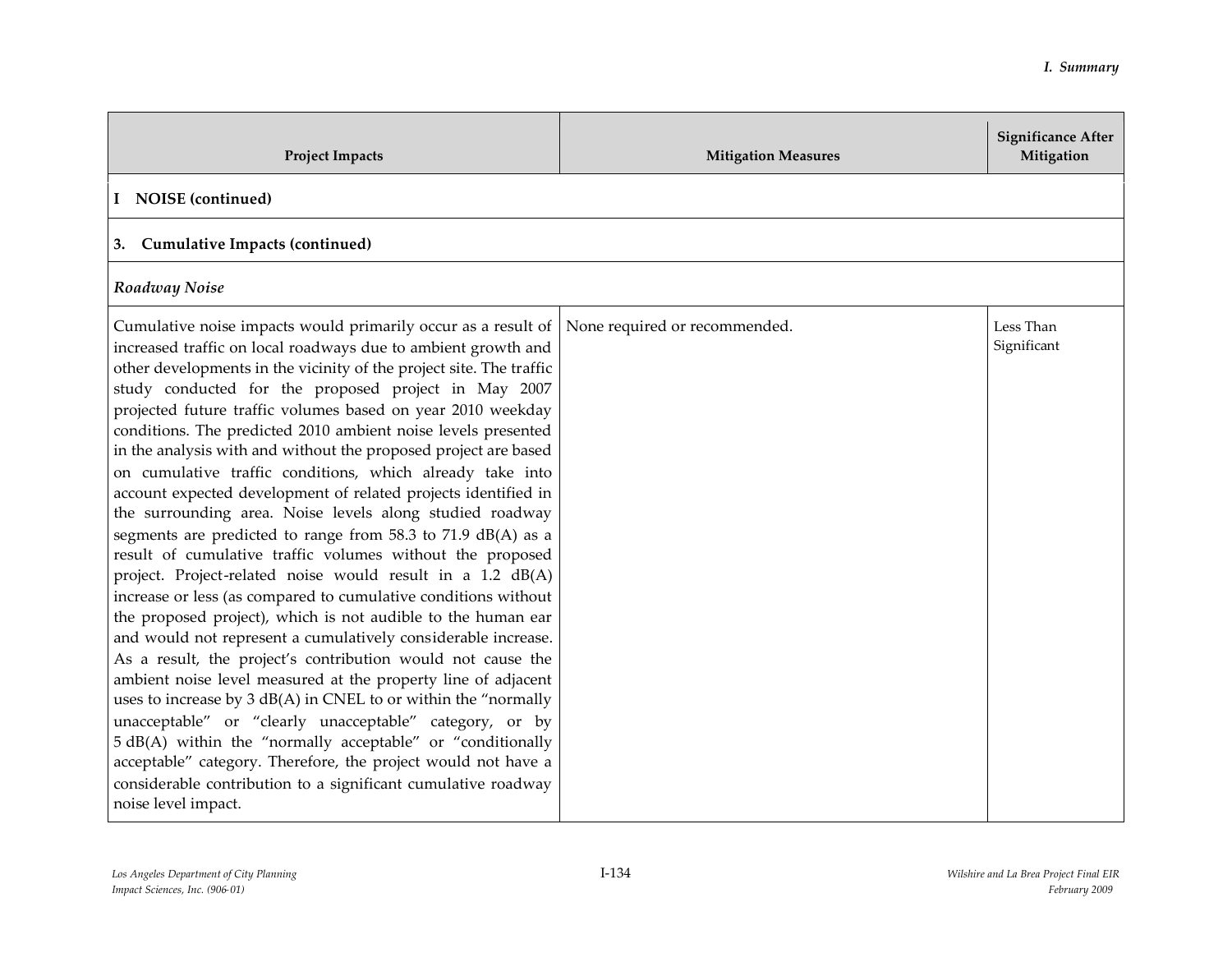| Project Impacts | Mitigation Measures | Significance After Mitigation |
|---|---|---|
| **I NOISE (continued)** | | |
| **3. Cumulative Impacts (continued)** | | |
| ***Roadway Noise*** | | |
| Cumulative noise impacts would primarily occur as a result of increased traffic on local roadways due to ambient growth and other developments in the vicinity of the project site. The traffic study conducted for the proposed project in May 2007 projected future traffic volumes based on year 2010 weekday conditions. The predicted 2010 ambient noise levels presented in the analysis with and without the proposed project are based on cumulative traffic conditions, which already take into account expected development of related projects identified in the surrounding area. Noise levels along studied roadway segments are predicted to range from 58.3 to 71.9 dB(A) as a result of cumulative traffic volumes without the proposed project. Project-related noise would result in a 1.2 dB(A) increase or less (as compared to cumulative conditions without the proposed project), which is not audible to the human ear and would not represent a cumulatively considerable increase. As a result, the project's contribution would not cause the ambient noise level measured at the property line of adjacent uses to increase by 3 dB(A) in CNEL to or within the "normally unacceptable" or "clearly unacceptable" category, or by 5 dB(A) within the "normally acceptable" or "conditionally acceptable" category. Therefore, the project would not have a considerable contribution to a significant cumulative roadway noise level impact. | None required or recommended. | Less Than Significant |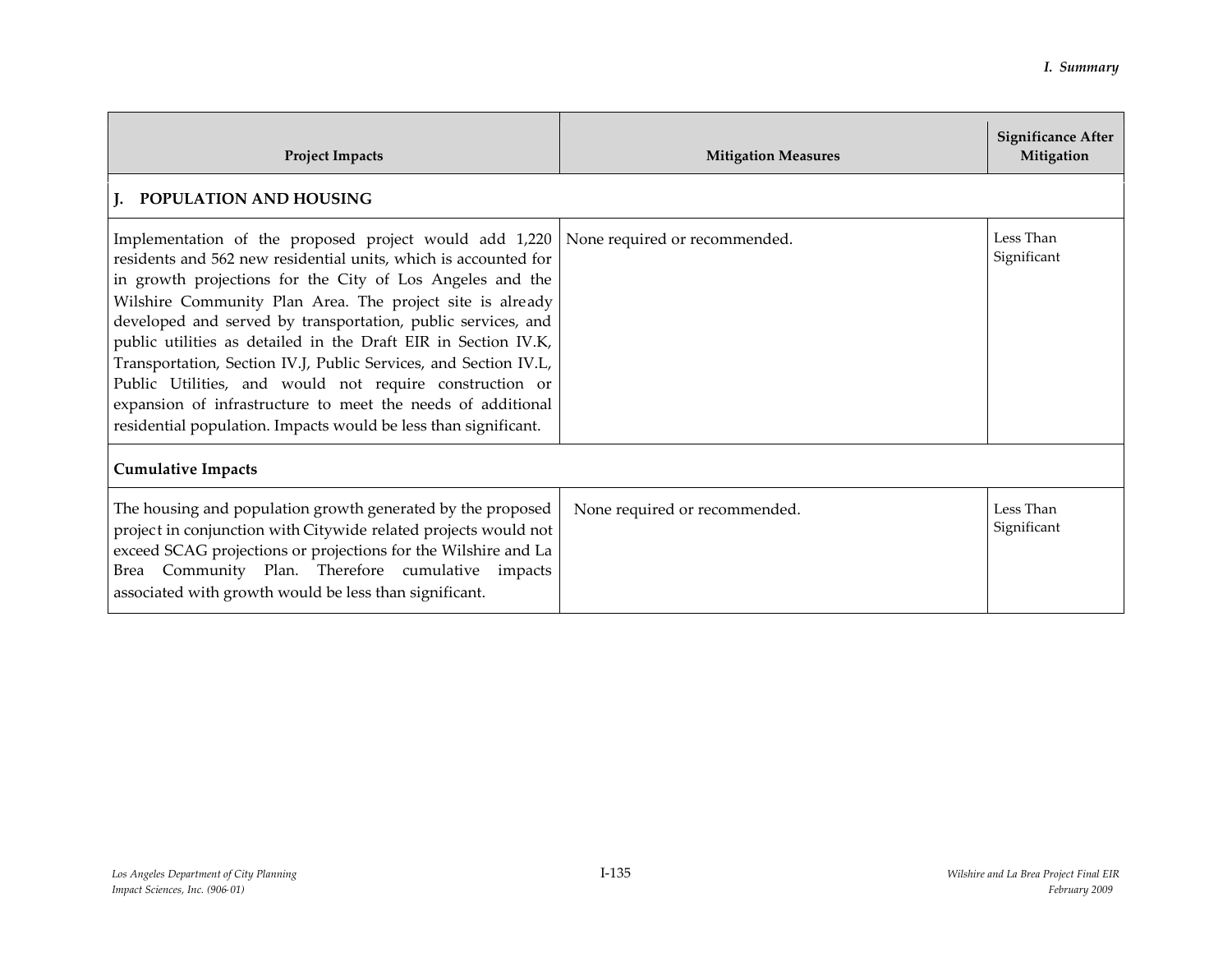| Project Impacts | Mitigation Measures | Significance After Mitigation |
|---|---|---|
| **J. POPULATION AND HOUSING** | | |
| Implementation of the proposed project would add 1,220 residents and 562 new residential units, which is accounted for in growth projections for the City of Los Angeles and the Wilshire Community Plan Area. The project site is already developed and served by transportation, public services, and public utilities as detailed in the Draft EIR in Section IV.K, Transportation, Section IV.J, Public Services, and Section IV.L, Public Utilities, and would not require construction or expansion of infrastructure to meet the needs of additional residential population. Impacts would be less than significant. | None required or recommended. | Less Than Significant |
| **Cumulative Impacts** | | |
| The housing and population growth generated by the proposed project in conjunction with Citywide related projects would not exceed SCAG projections or projections for the Wilshire and La Brea Community Plan. Therefore cumulative impacts associated with growth would be less than significant. | None required or recommended. | Less Than Significant |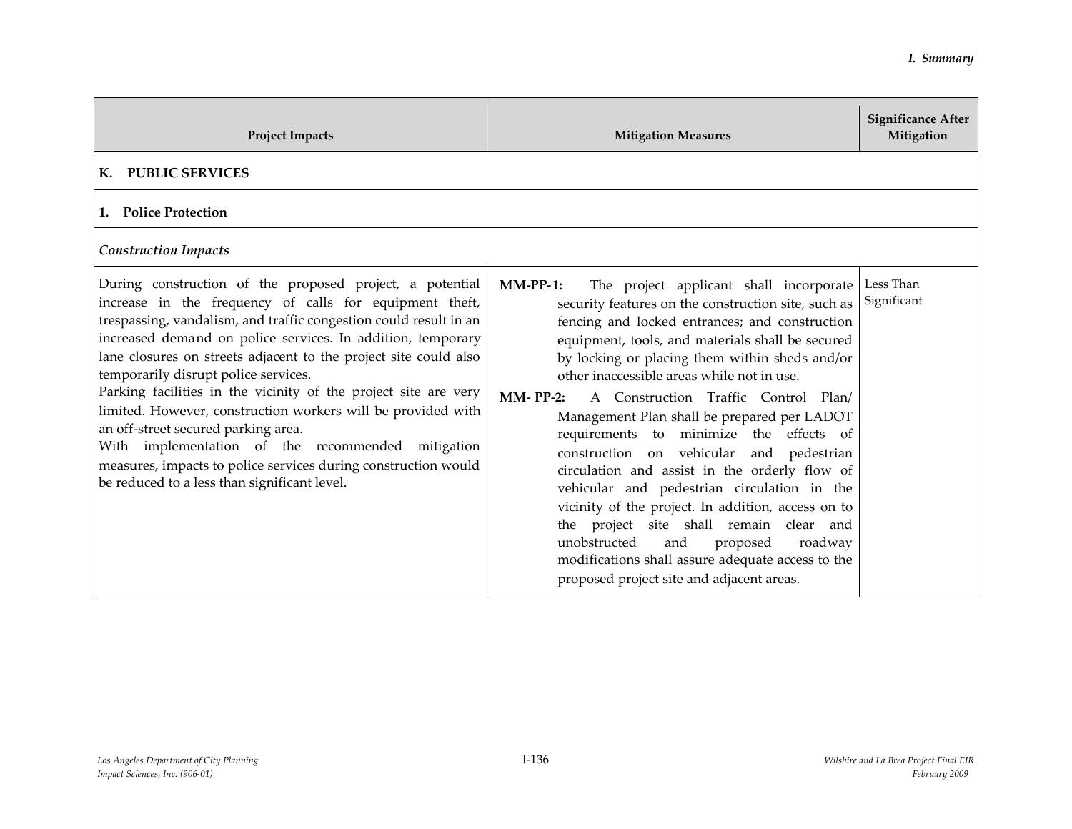| Project Impacts | Mitigation Measures | Significance After Mitigation |
|---|---|---|
| **K. PUBLIC SERVICES** | | |
| **1. Police Protection** | | |
| ***Construction Impacts*** | | |
| During construction of the proposed project, a potential increase in the frequency of calls for equipment theft, trespassing, vandalism, and traffic congestion could result in an increased demand on police services. In addition, temporary lane closures on streets adjacent to the project site could also temporarily disrupt police services.<br>Parking facilities in the vicinity of the project site are very limited. However, construction workers will be provided with an off-street secured parking area.<br>With implementation of the recommended mitigation measures, impacts to police services during construction would be reduced to a less than significant level. | **MM-PP-1:** The project applicant shall incorporate security features on the construction site, such as fencing and locked entrances; and construction equipment, tools, and materials shall be secured by locking or placing them within sheds and/or other inaccessible areas while not in use.<br>**MM- PP-2:** A Construction Traffic Control Plan/ Management Plan shall be prepared per LADOT requirements to minimize the effects of construction on vehicular and pedestrian circulation and assist in the orderly flow of vehicular and pedestrian circulation in the vicinity of the project. In addition, access on to the project site shall remain clear and unobstructed and proposed roadway modifications shall assure adequate access to the proposed project site and adjacent areas. | Less Than Significant |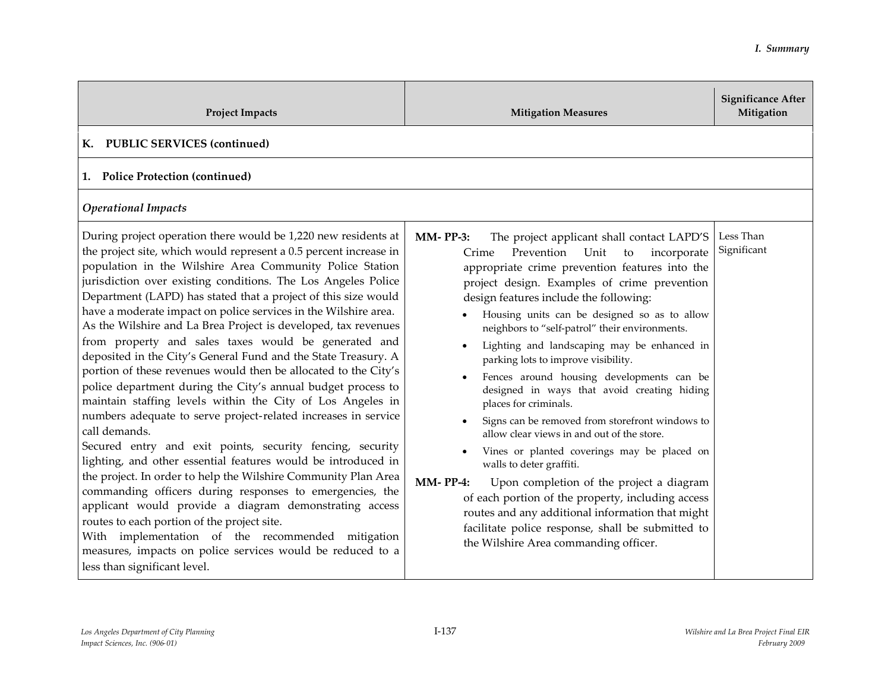| Project Impacts | Mitigation Measures | Significance After Mitigation |
|---|---|---|
| **K. PUBLIC SERVICES (continued)** | | |
| **1. Police Protection (continued)** | | |
| ***Operational Impacts*** | | |
| During project operation there would be 1,220 new residents at the project site, which would represent a 0.5 percent increase in population in the Wilshire Area Community Police Station jurisdiction over existing conditions. The Los Angeles Police Department (LAPD) has stated that a project of this size would have a moderate impact on police services in the Wilshire area.<br>As the Wilshire and La Brea Project is developed, tax revenues from property and sales taxes would be generated and deposited in the City's General Fund and the State Treasury. A portion of these revenues would then be allocated to the City's police department during the City's annual budget process to maintain staffing levels within the City of Los Angeles in numbers adequate to serve project-related increases in service call demands.<br>Secured entry and exit points, security fencing, security lighting, and other essential features would be introduced in the project. In order to help the Wilshire Community Plan Area commanding officers during responses to emergencies, the applicant would provide a diagram demonstrating access routes to each portion of the project site.<br>With implementation of the recommended mitigation measures, impacts on police services would be reduced to a less than significant level. | **MM- PP-3:** The project applicant shall contact LAPD'S Crime Prevention Unit to incorporate appropriate crime prevention features into the project design. Examples of crime prevention design features include the following:<br>• Housing units can be designed so as to allow neighbors to "self-patrol" their environments.<br>• Lighting and landscaping may be enhanced in parking lots to improve visibility.<br>• Fences around housing developments can be designed in ways that avoid creating hiding places for criminals.<br>• Signs can be removed from storefront windows to allow clear views in and out of the store.<br>• Vines or planted coverings may be placed on walls to deter graffiti.<br>**MM- PP-4:** Upon completion of the project a diagram of each portion of the property, including access routes and any additional information that might facilitate police response, shall be submitted to the Wilshire Area commanding officer. | Less Than Significant |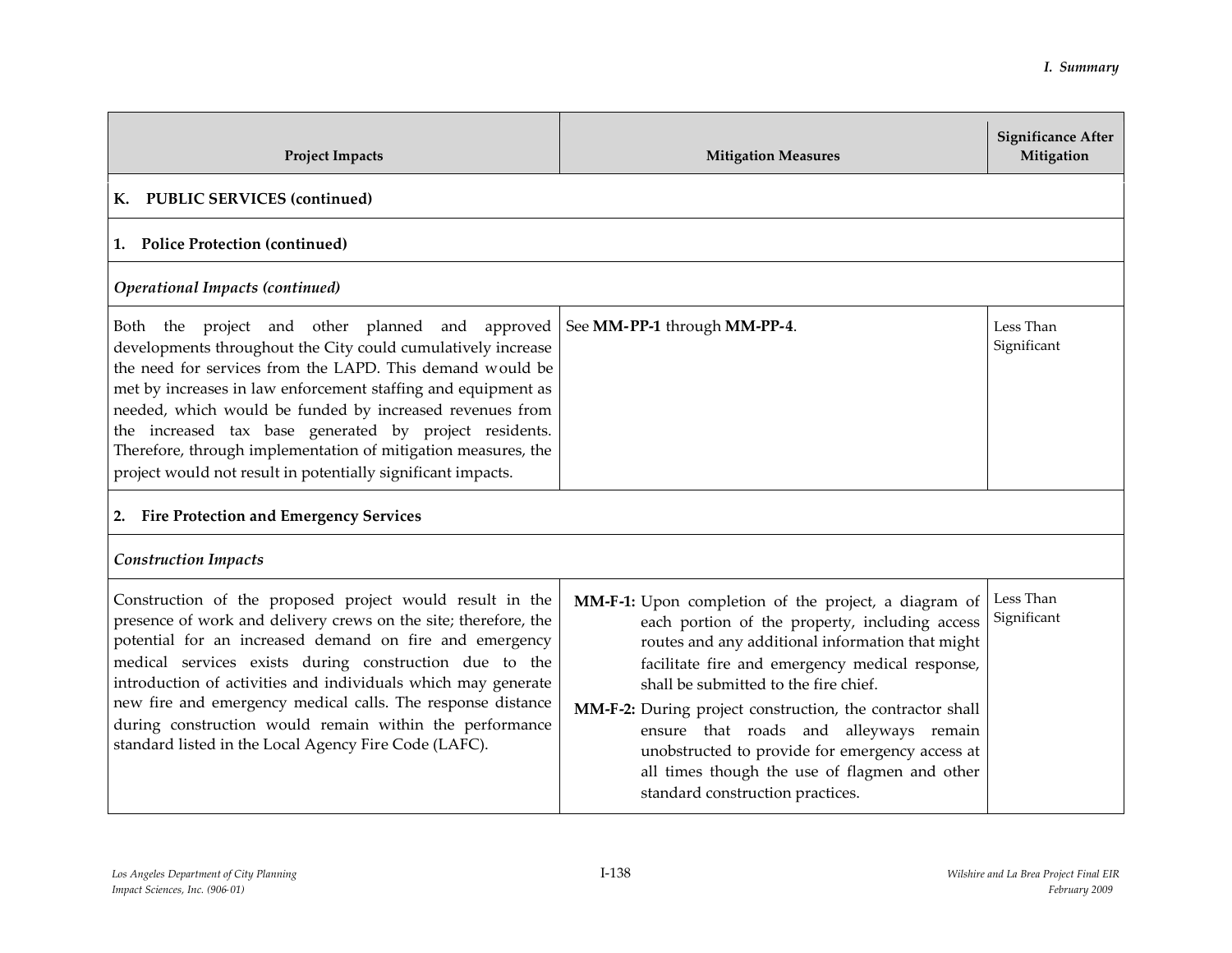| Project Impacts | Mitigation Measures | Significance After Mitigation |
|---|---|---|
| **K. PUBLIC SERVICES (continued)** | | |
| **1. Police Protection (continued)** | | |
| ***Operational Impacts (continued)*** | | |
| Both the project and other planned and approved developments throughout the City could cumulatively increase the need for services from the LAPD. This demand would be met by increases in law enforcement staffing and equipment as needed, which would be funded by increased revenues from the increased tax base generated by project residents. Therefore, through implementation of mitigation measures, the project would not result in potentially significant impacts. | See **MM-PP-1** through **MM-PP-4**. | Less Than Significant |
| **2. Fire Protection and Emergency Services** | | |
| ***Construction Impacts*** | | |
| Construction of the proposed project would result in the presence of work and delivery crews on the site; therefore, the potential for an increased demand on fire and emergency medical services exists during construction due to the introduction of activities and individuals which may generate new fire and emergency medical calls. The response distance during construction would remain within the performance standard listed in the Local Agency Fire Code (LAFC). | **MM-F-1:** Upon completion of the project, a diagram of each portion of the property, including access routes and any additional information that might facilitate fire and emergency medical response, shall be submitted to the fire chief.<br>**MM-F-2:** During project construction, the contractor shall ensure that roads and alleyways remain unobstructed to provide for emergency access at all times though the use of flagmen and other standard construction practices. | Less Than Significant |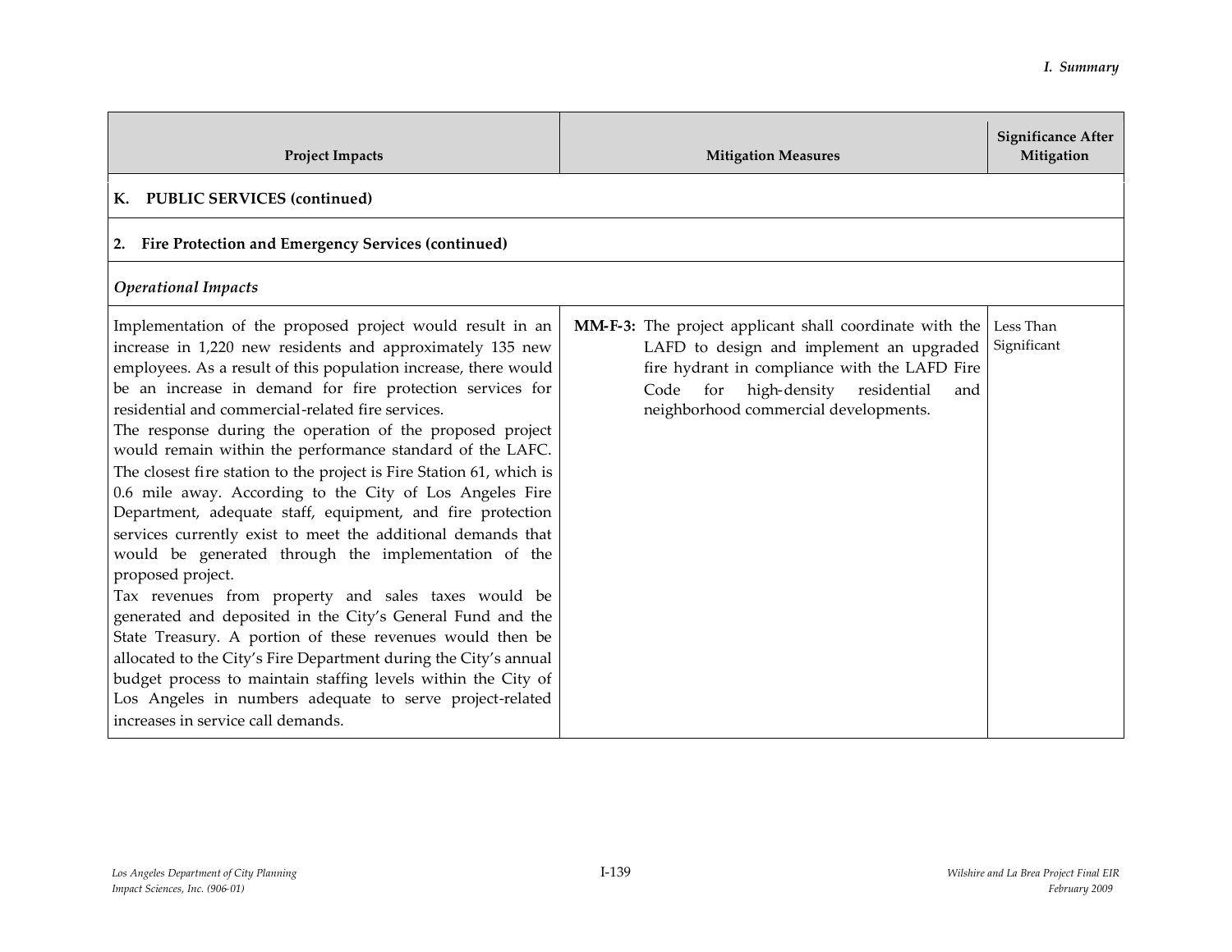| Project Impacts | Mitigation Measures | Significance After Mitigation |
|---|---|---|
| **K. PUBLIC SERVICES (continued)** | | |
| **2. Fire Protection and Emergency Services (continued)** | | |
| ***Operational Impacts*** | | |
| Implementation of the proposed project would result in an increase in 1,220 new residents and approximately 135 new employees. As a result of this population increase, there would be an increase in demand for fire protection services for residential and commercial-related fire services.<br>The response during the operation of the proposed project would remain within the performance standard of the LAFC. The closest fire station to the project is Fire Station 61, which is 0.6 mile away. According to the City of Los Angeles Fire Department, adequate staff, equipment, and fire protection services currently exist to meet the additional demands that would be generated through the implementation of the proposed project.<br>Tax revenues from property and sales taxes would be generated and deposited in the City's General Fund and the State Treasury. A portion of these revenues would then be allocated to the City's Fire Department during the City's annual budget process to maintain staffing levels within the City of Los Angeles in numbers adequate to serve project-related increases in service call demands. | **MM-F-3:** The project applicant shall coordinate with the LAFD to design and implement an upgraded fire hydrant in compliance with the LAFD Fire Code for high-density residential and neighborhood commercial developments. | Less Than Significant |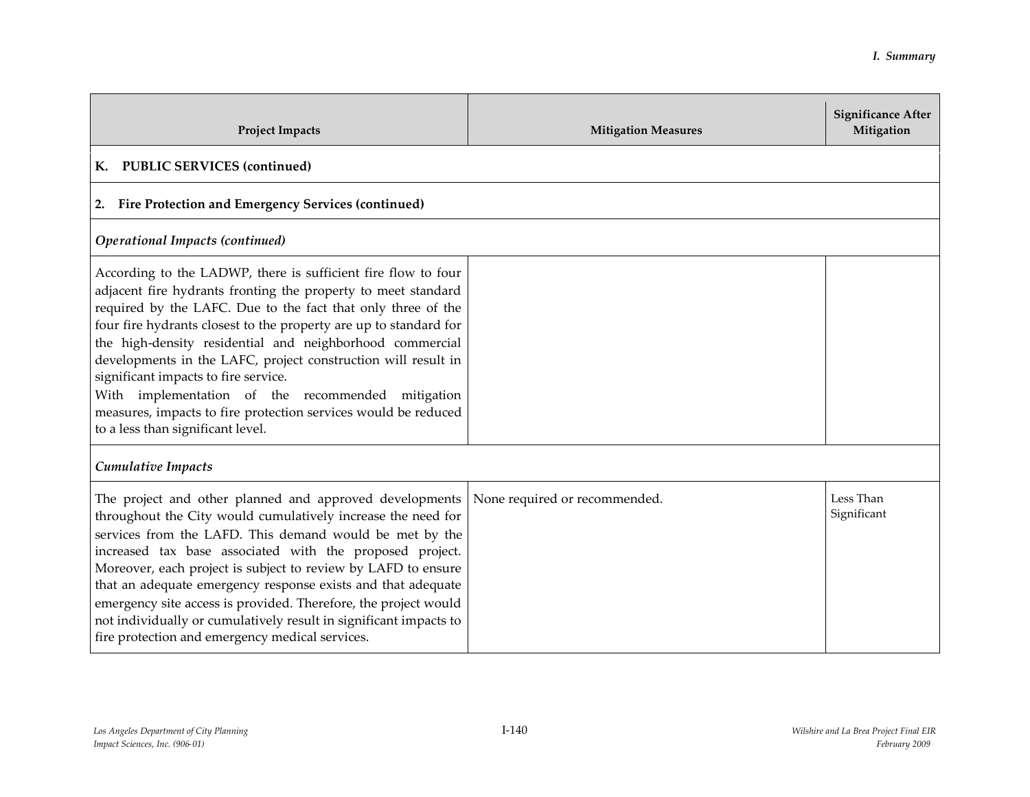| Project Impacts | Mitigation Measures | Significance After Mitigation |
|---|---|---|
| **K. PUBLIC SERVICES (continued)** | | |
| **2. Fire Protection and Emergency Services (continued)** | | |
| ***Operational Impacts (continued)*** | | |
| According to the LADWP, there is sufficient fire flow to four adjacent fire hydrants fronting the property to meet standard required by the LAFC. Due to the fact that only three of the four fire hydrants closest to the property are up to standard for the high-density residential and neighborhood commercial developments in the LAFC, project construction will result in significant impacts to fire service. With implementation of the recommended mitigation measures, impacts to fire protection services would be reduced to a less than significant level. | | |
| ***Cumulative Impacts*** | | |
| The project and other planned and approved developments throughout the City would cumulatively increase the need for services from the LAFD. This demand would be met by the increased tax base associated with the proposed project. Moreover, each project is subject to review by LAFD to ensure that an adequate emergency response exists and that adequate emergency site access is provided. Therefore, the project would not individually or cumulatively result in significant impacts to fire protection and emergency medical services. | None required or recommended. | Less Than Significant |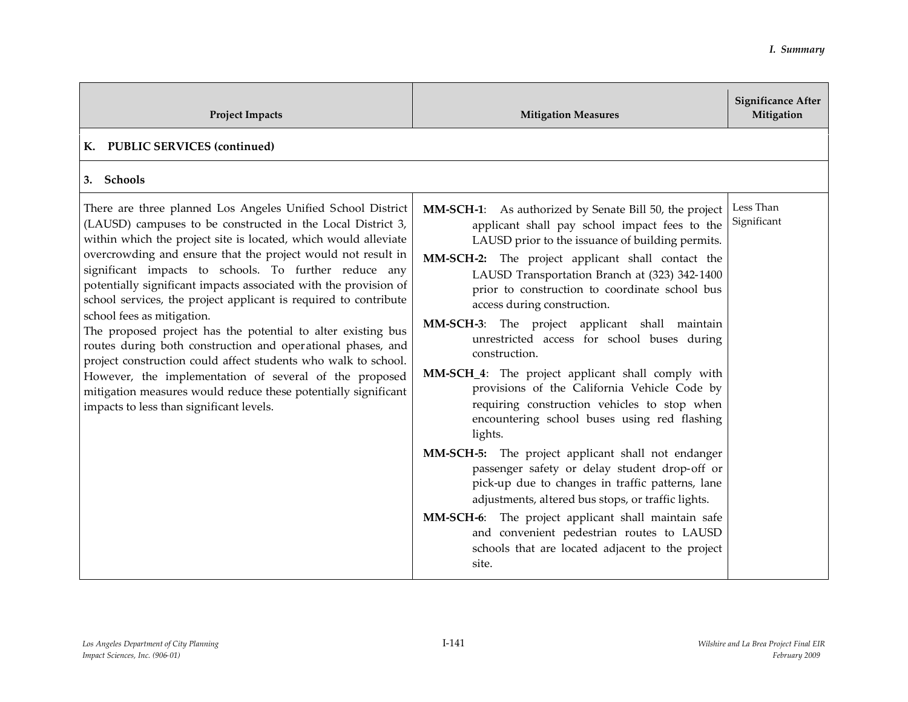| Project Impacts | Mitigation Measures | Significance After Mitigation |
|---|---|---|
| **K. PUBLIC SERVICES (continued)** | | |
| **3. Schools** | | |
| There are three planned Los Angeles Unified School District (LAUSD) campuses to be constructed in the Local District 3, within which the project site is located, which would alleviate overcrowding and ensure that the project would not result in significant impacts to schools. To further reduce any potentially significant impacts associated with the provision of school services, the project applicant is required to contribute school fees as mitigation.<br>The proposed project has the potential to alter existing bus routes during both construction and operational phases, and project construction could affect students who walk to school. However, the implementation of several of the proposed mitigation measures would reduce these potentially significant impacts to less than significant levels. | **MM-SCH-1**: As authorized by Senate Bill 50, the project applicant shall pay school impact fees to the LAUSD prior to the issuance of building permits.<br>**MM-SCH-2:** The project applicant shall contact the LAUSD Transportation Branch at (323) 342-1400 prior to construction to coordinate school bus access during construction.<br>**MM-SCH-3**: The project applicant shall maintain unrestricted access for school buses during construction.<br>**MM-SCH_4**: The project applicant shall comply with provisions of the California Vehicle Code by requiring construction vehicles to stop when encountering school buses using red flashing lights.<br>**MM-SCH-5:** The project applicant shall not endanger passenger safety or delay student drop-off or pick-up due to changes in traffic patterns, lane adjustments, altered bus stops, or traffic lights.<br>**MM-SCH-6**: The project applicant shall maintain safe and convenient pedestrian routes to LAUSD schools that are located adjacent to the project site. | Less Than Significant |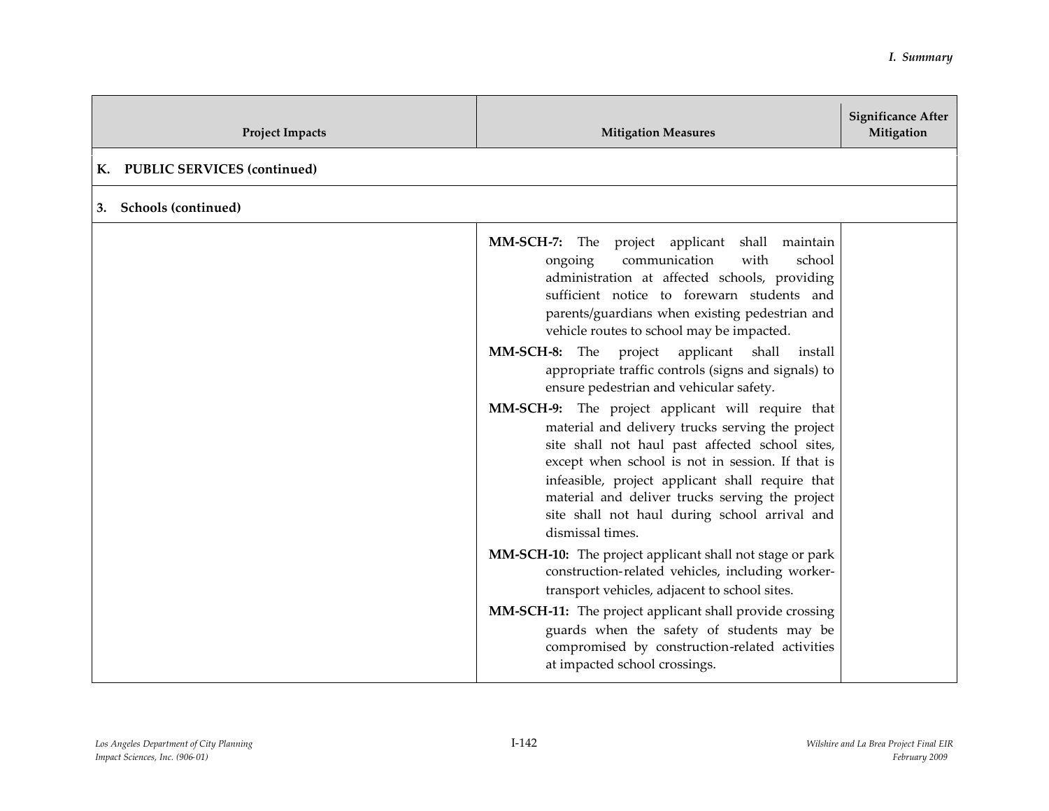| Project Impacts | Mitigation Measures | Significance After Mitigation |
|---|---|---|
| **K. PUBLIC SERVICES (continued)** | | |
| **3. Schools (continued)** | | |
| | **MM-SCH-7:** The project applicant shall maintain ongoing communication with school administration at affected schools, providing sufficient notice to forewarn students and parents/guardians when existing pedestrian and vehicle routes to school may be impacted.<br><br>**MM-SCH-8:** The project applicant shall install appropriate traffic controls (signs and signals) to ensure pedestrian and vehicular safety.<br><br>**MM-SCH-9:** The project applicant will require that material and delivery trucks serving the project site shall not haul past affected school sites, except when school is not in session. If that is infeasible, project applicant shall require that material and deliver trucks serving the project site shall not haul during school arrival and dismissal times.<br><br>**MM-SCH-10:** The project applicant shall not stage or park construction-related vehicles, including worker-transport vehicles, adjacent to school sites.<br><br>**MM-SCH-11:** The project applicant shall provide crossing guards when the safety of students may be compromised by construction-related activities at impacted school crossings. | |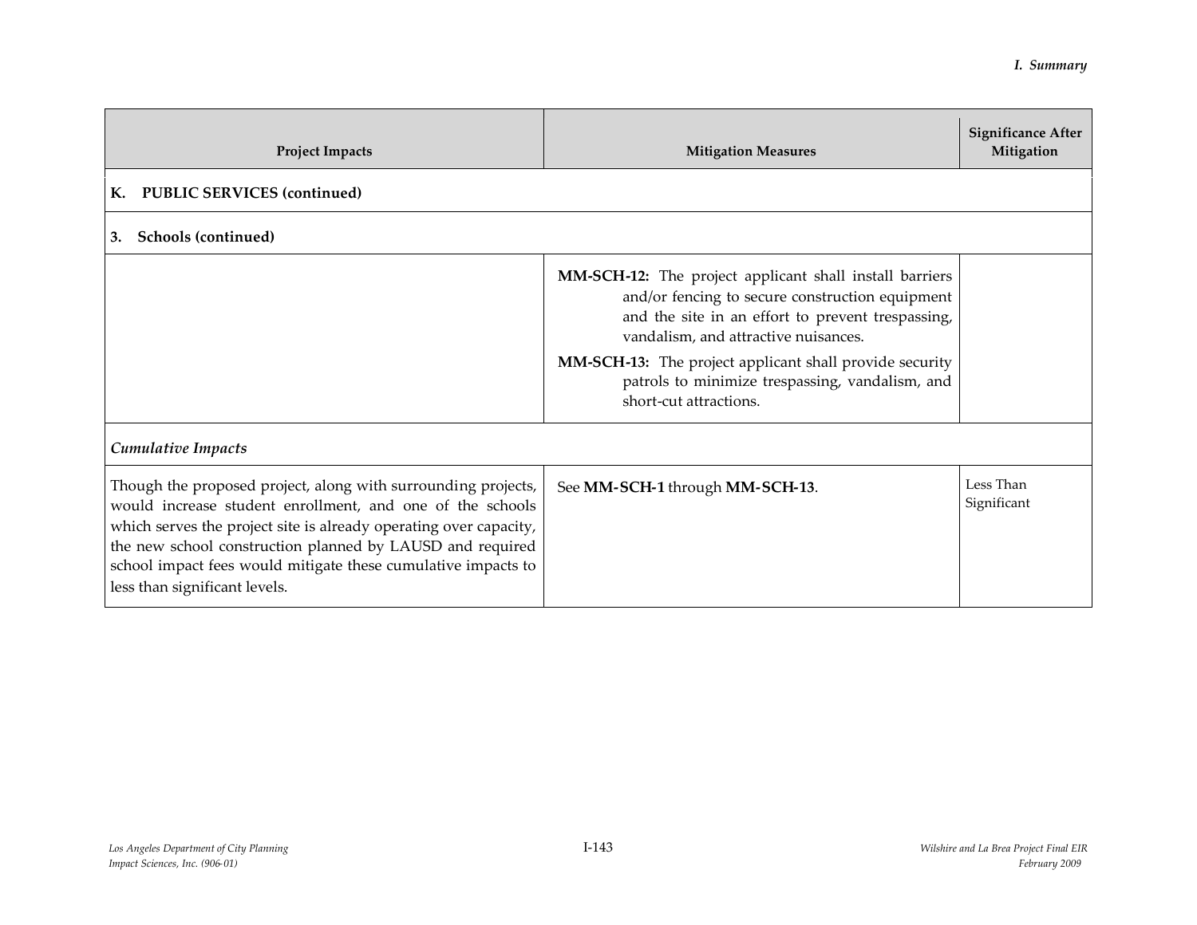| Project Impacts | Mitigation Measures | Significance After Mitigation |
|---|---|---|
| **K. PUBLIC SERVICES (continued)** | | |
| **3. Schools (continued)** | | |
| | **MM-SCH-12:** The project applicant shall install barriers and/or fencing to secure construction equipment and the site in an effort to prevent trespassing, vandalism, and attractive nuisances. **MM-SCH-13:** The project applicant shall provide security patrols to minimize trespassing, vandalism, and short-cut attractions. | |
| *Cumulative Impacts* | | |
| Though the proposed project, along with surrounding projects, would increase student enrollment, and one of the schools which serves the project site is already operating over capacity, the new school construction planned by LAUSD and required school impact fees would mitigate these cumulative impacts to less than significant levels. | See **MM-SCH-1** through **MM-SCH-13**. | Less Than Significant |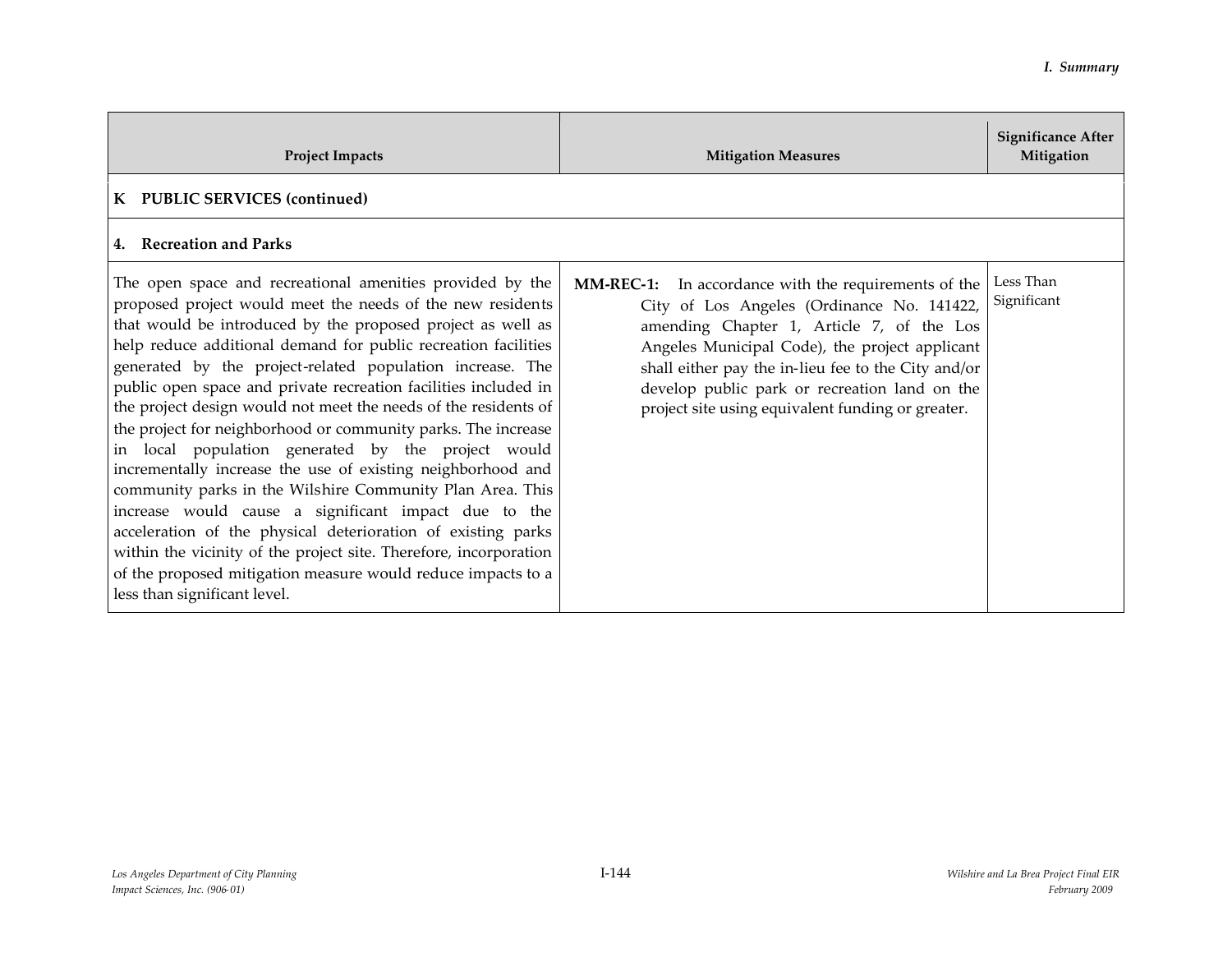| Project Impacts | Mitigation Measures | Significance After Mitigation |
|---|---|---|
| **K PUBLIC SERVICES (continued)** | | |
| **4. Recreation and Parks** | | |
| The open space and recreational amenities provided by the proposed project would meet the needs of the new residents that would be introduced by the proposed project as well as help reduce additional demand for public recreation facilities generated by the project-related population increase. The public open space and private recreation facilities included in the project design would not meet the needs of the residents of the project for neighborhood or community parks. The increase in local population generated by the project would incrementally increase the use of existing neighborhood and community parks in the Wilshire Community Plan Area. This increase would cause a significant impact due to the acceleration of the physical deterioration of existing parks within the vicinity of the project site. Therefore, incorporation of the proposed mitigation measure would reduce impacts to a less than significant level. | **MM-REC-1:** In accordance with the requirements of the City of Los Angeles (Ordinance No. 141422, amending Chapter 1, Article 7, of the Los Angeles Municipal Code), the project applicant shall either pay the in-lieu fee to the City and/or develop public park or recreation land on the project site using equivalent funding or greater. | Less Than Significant |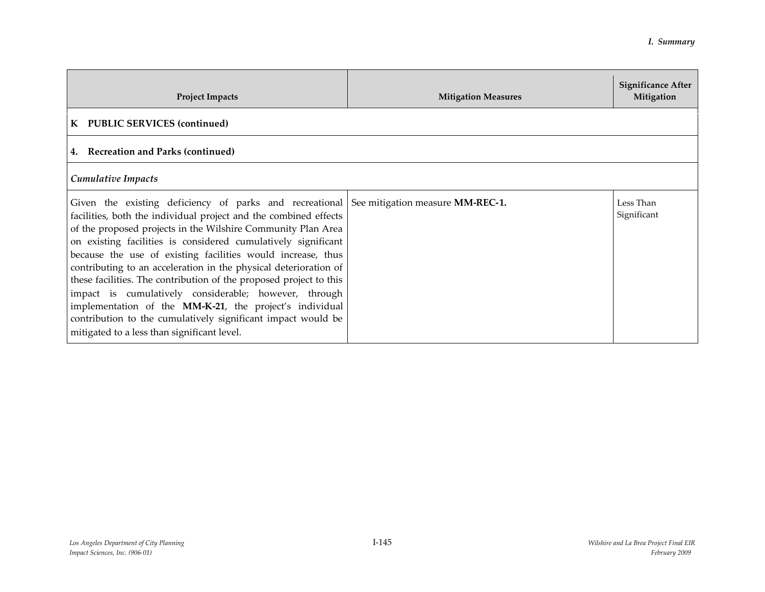| Project Impacts | Mitigation Measures | Significance After Mitigation |
|---|---|---|
| **K PUBLIC SERVICES (continued)** | | |
| **4. Recreation and Parks (continued)** | | |
| ***Cumulative Impacts*** | | |
| Given the existing deficiency of parks and recreational facilities, both the individual project and the combined effects of the proposed projects in the Wilshire Community Plan Area on existing facilities is considered cumulatively significant because the use of existing facilities would increase, thus contributing to an acceleration in the physical deterioration of these facilities. The contribution of the proposed project to this impact is cumulatively considerable; however, through implementation of the **MM-K-21**, the project's individual contribution to the cumulatively significant impact would be mitigated to a less than significant level. | See mitigation measure **MM-REC-1.** | Less Than Significant |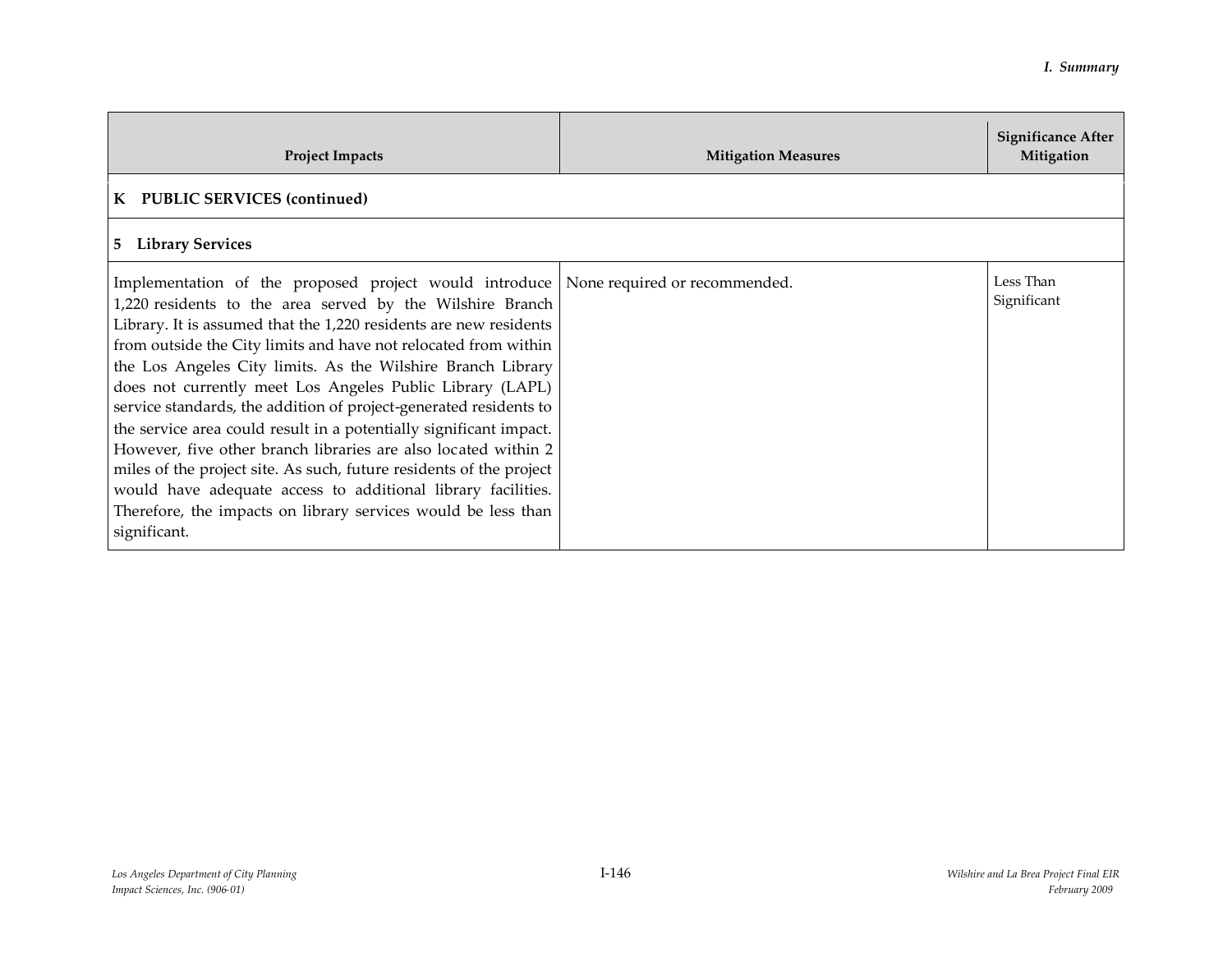| Project Impacts | Mitigation Measures | Significance After Mitigation |
|---|---|---|
| **K PUBLIC SERVICES (continued)** | | |
| **5 Library Services** | | |
| Implementation of the proposed project would introduce 1,220 residents to the area served by the Wilshire Branch Library. It is assumed that the 1,220 residents are new residents from outside the City limits and have not relocated from within the Los Angeles City limits. As the Wilshire Branch Library does not currently meet Los Angeles Public Library (LAPL) service standards, the addition of project-generated residents to the service area could result in a potentially significant impact. However, five other branch libraries are also located within 2 miles of the project site. As such, future residents of the project would have adequate access to additional library facilities. Therefore, the impacts on library services would be less than significant. | None required or recommended. | Less Than Significant |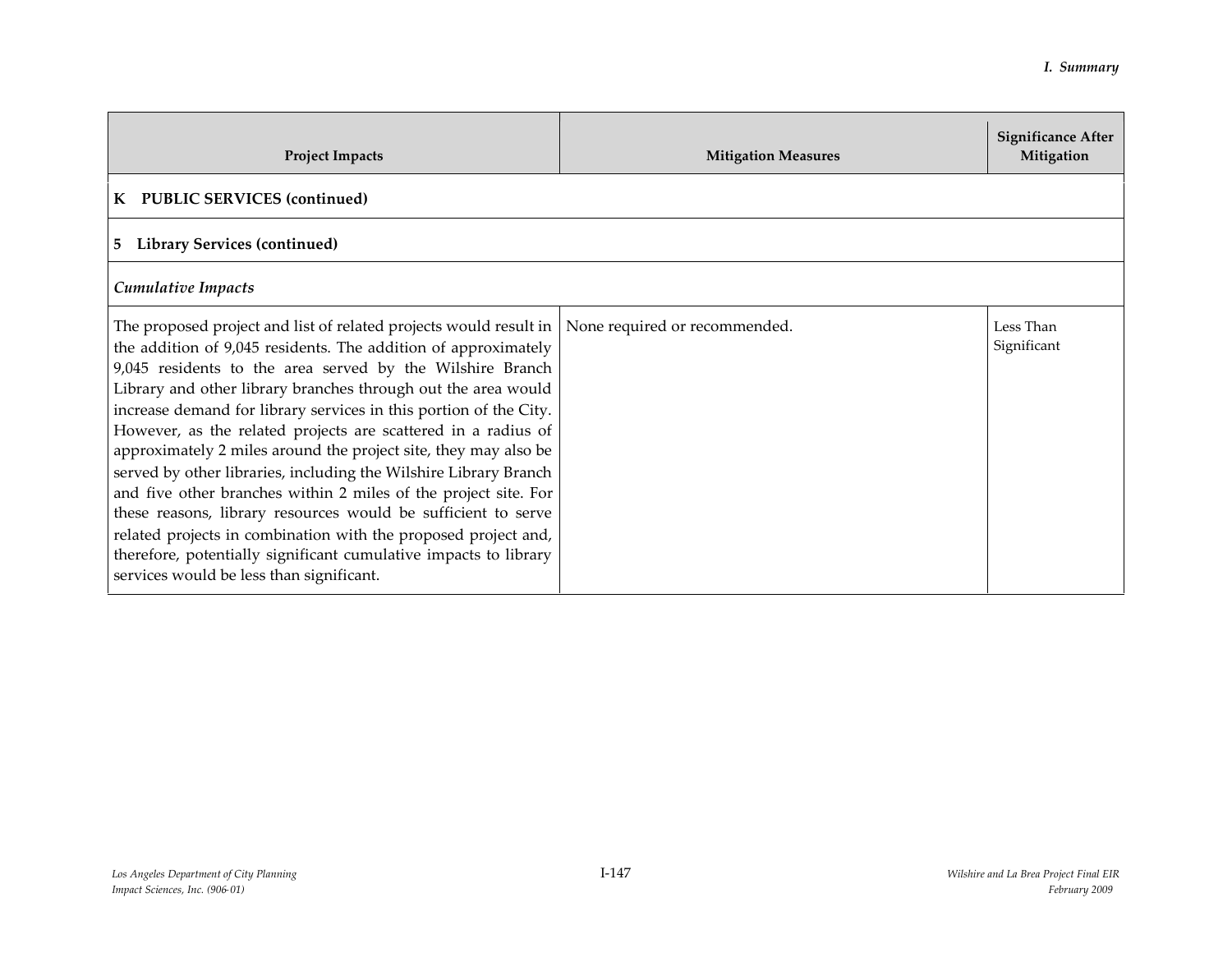| Project Impacts | Mitigation Measures | Significance After Mitigation |
|---|---|---|
| **K PUBLIC SERVICES (continued)** | | |
| **5 Library Services (continued)** | | |
| ***Cumulative Impacts*** | | |
| The proposed project and list of related projects would result in the addition of 9,045 residents. The addition of approximately 9,045 residents to the area served by the Wilshire Branch Library and other library branches through out the area would increase demand for library services in this portion of the City. However, as the related projects are scattered in a radius of approximately 2 miles around the project site, they may also be served by other libraries, including the Wilshire Library Branch and five other branches within 2 miles of the project site. For these reasons, library resources would be sufficient to serve related projects in combination with the proposed project and, therefore, potentially significant cumulative impacts to library services would be less than significant. | None required or recommended. | Less Than Significant |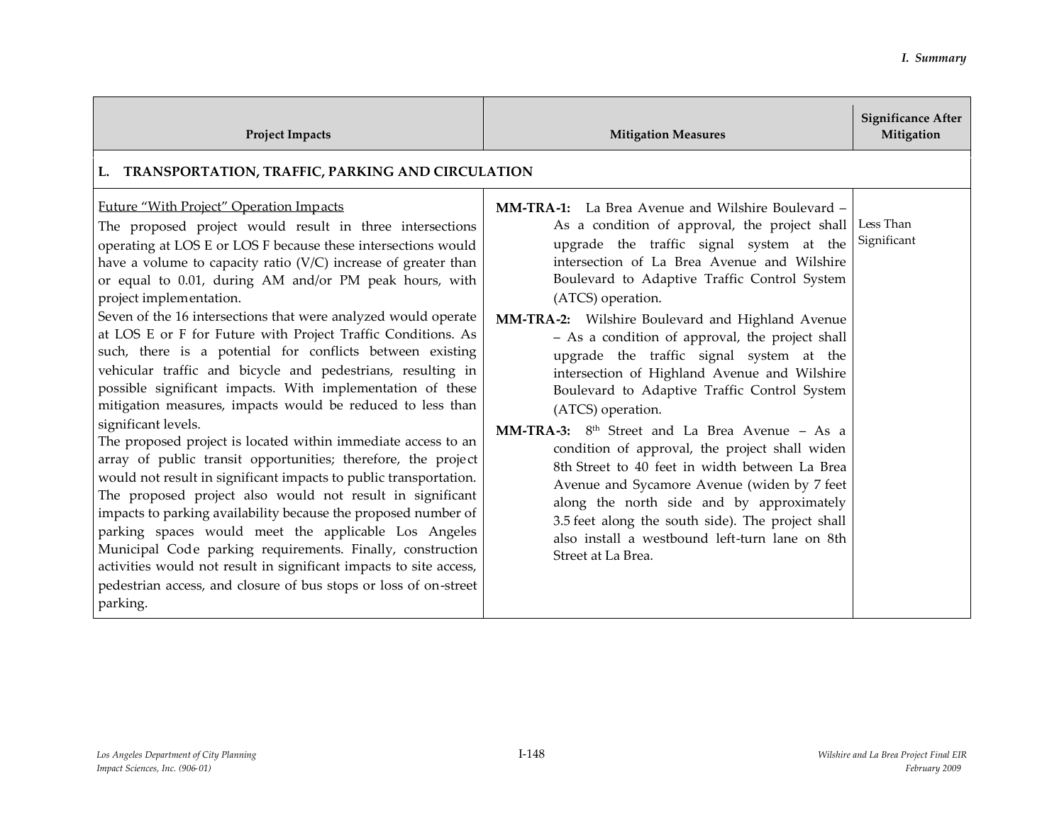| Project Impacts | Mitigation Measures | Significance After Mitigation |
|---|---|---|
| **L. TRANSPORTATION, TRAFFIC, PARKING AND CIRCULATION** | | |
| Future "With Project" Operation Impacts<br>The proposed project would result in three intersections operating at LOS E or LOS F because these intersections would have a volume to capacity ratio (V/C) increase of greater than or equal to 0.01, during AM and/or PM peak hours, with project implementation.<br>Seven of the 16 intersections that were analyzed would operate at LOS E or F for Future with Project Traffic Conditions. As such, there is a potential for conflicts between existing vehicular traffic and bicycle and pedestrians, resulting in possible significant impacts. With implementation of these mitigation measures, impacts would be reduced to less than significant levels.<br>The proposed project is located within immediate access to an array of public transit opportunities; therefore, the project would not result in significant impacts to public transportation. The proposed project also would not result in significant impacts to parking availability because the proposed number of parking spaces would meet the applicable Los Angeles Municipal Code parking requirements. Finally, construction activities would not result in significant impacts to site access, pedestrian access, and closure of bus stops or loss of on-street parking. | **MM-TRA-1:** La Brea Avenue and Wilshire Boulevard – As a condition of approval, the project shall upgrade the traffic signal system at the intersection of La Brea Avenue and Wilshire Boulevard to Adaptive Traffic Control System (ATCS) operation.<br>**MM-TRA-2:** Wilshire Boulevard and Highland Avenue – As a condition of approval, the project shall upgrade the traffic signal system at the intersection of Highland Avenue and Wilshire Boulevard to Adaptive Traffic Control System (ATCS) operation.<br>**MM-TRA-3:** 8th Street and La Brea Avenue – As a condition of approval, the project shall widen 8th Street to 40 feet in width between La Brea Avenue and Sycamore Avenue (widen by 7 feet along the north side and by approximately 3.5 feet along the south side). The project shall also install a westbound left-turn lane on 8th Street at La Brea. | Less Than Significant |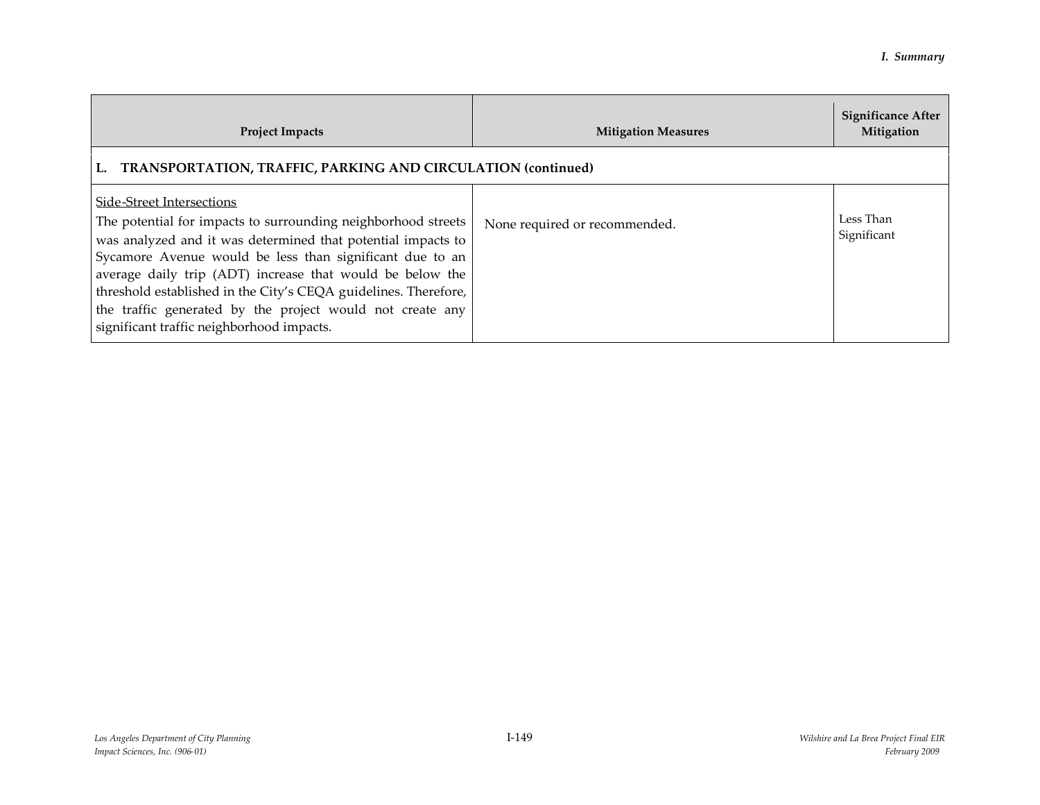| Project Impacts | Mitigation Measures | Significance After Mitigation |
|---|---|---|
| **L. TRANSPORTATION, TRAFFIC, PARKING AND CIRCULATION (continued)** | | |
| Side-Street Intersections<br>The potential for impacts to surrounding neighborhood streets was analyzed and it was determined that potential impacts to Sycamore Avenue would be less than significant due to an average daily trip (ADT) increase that would be below the threshold established in the City's CEQA guidelines. Therefore, the traffic generated by the project would not create any significant traffic neighborhood impacts. | None required or recommended. | Less Than Significant |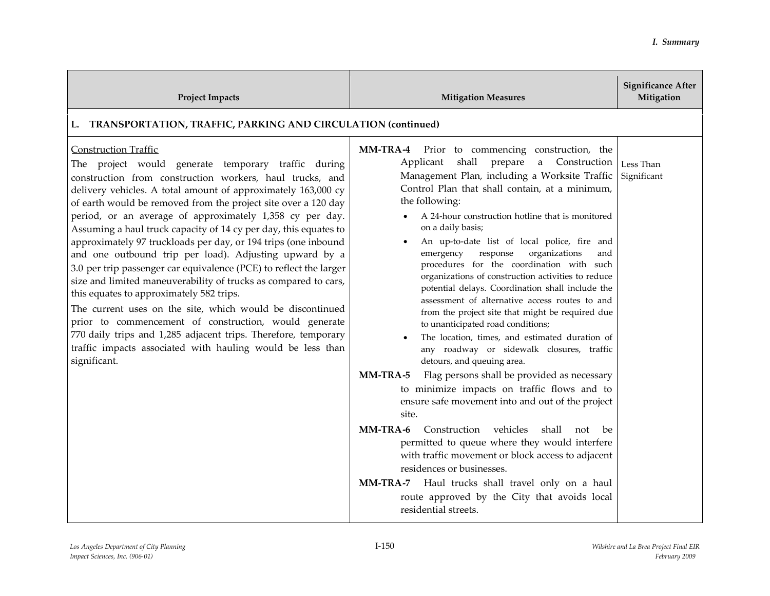| Project Impacts | Mitigation Measures | Significance After Mitigation |
|---|---|---|
| **L. TRANSPORTATION, TRAFFIC, PARKING AND CIRCULATION (continued)** | | |
| Construction Traffic<br>The project would generate temporary traffic during construction from construction workers, haul trucks, and delivery vehicles. A total amount of approximately 163,000 cy of earth would be removed from the project site over a 120 day period, or an average of approximately 1,358 cy per day. Assuming a haul truck capacity of 14 cy per day, this equates to approximately 97 truckloads per day, or 194 trips (one inbound and one outbound trip per load). Adjusting upward by a 3.0 per trip passenger car equivalence (PCE) to reflect the larger size and limited maneuverability of trucks as compared to cars, this equates to approximately 582 trips.<br>The current uses on the site, which would be discontinued prior to commencement of construction, would generate 770 daily trips and 1,285 adjacent trips. Therefore, temporary traffic impacts associated with hauling would be less than significant. | **MM-TRA-4** Prior to commencing construction, the Applicant shall prepare a Construction Management Plan, including a Worksite Traffic Control Plan that shall contain, at a minimum, the following:<br>• A 24-hour construction hotline that is monitored on a daily basis;<br>• An up-to-date list of local police, fire and emergency response organizations and procedures for the coordination with such organizations of construction activities to reduce potential delays. Coordination shall include the assessment of alternative access routes to and from the project site that might be required due to unanticipated road conditions;<br>• The location, times, and estimated duration of any roadway or sidewalk closures, traffic detours, and queuing area.<br>**MM-TRA-5** Flag persons shall be provided as necessary to minimize impacts on traffic flows and to ensure safe movement into and out of the project site.<br>**MM-TRA-6** Construction vehicles shall not be permitted to queue where they would interfere with traffic movement or block access to adjacent residences or businesses.<br>**MM-TRA-7** Haul trucks shall travel only on a haul route approved by the City that avoids local residential streets. | Less Than Significant |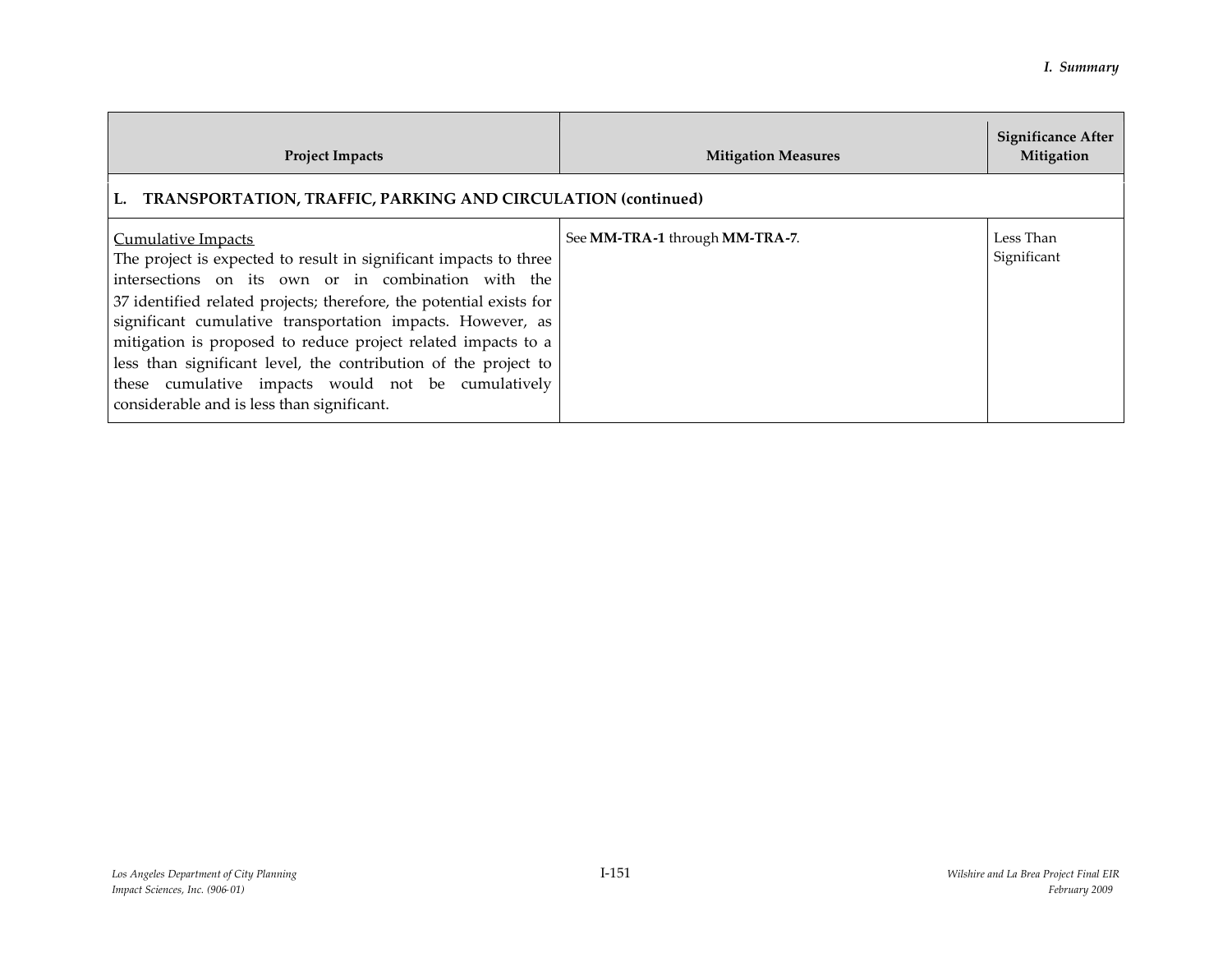| Project Impacts | Mitigation Measures | Significance After Mitigation |
|---|---|---|
| **L. TRANSPORTATION, TRAFFIC, PARKING AND CIRCULATION (continued)** | | |
| Cumulative Impacts<br>The project is expected to result in significant impacts to three intersections on its own or in combination with the 37 identified related projects; therefore, the potential exists for significant cumulative transportation impacts. However, as mitigation is proposed to reduce project related impacts to a less than significant level, the contribution of the project to these cumulative impacts would not be cumulatively considerable and is less than significant. | See **MM-TRA-1** through **MM-TRA-7**. | Less Than Significant |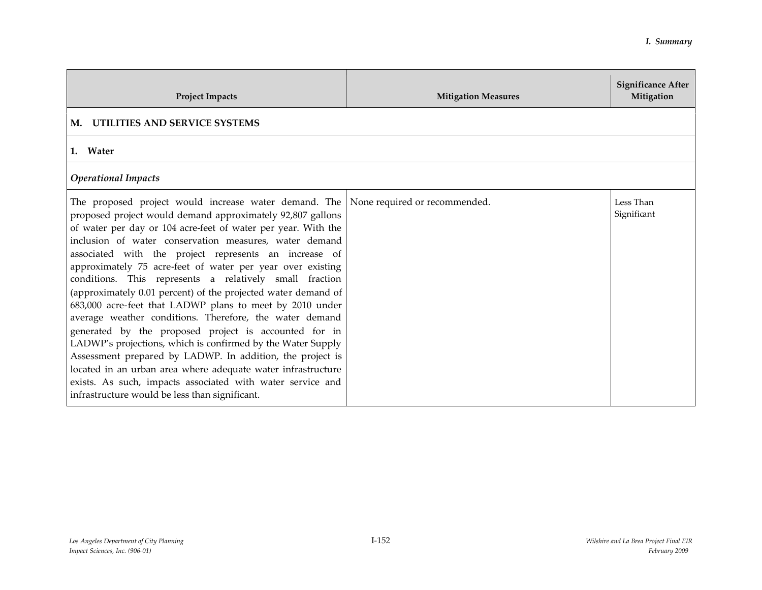| Project Impacts | Mitigation Measures | Significance After Mitigation |
|---|---|---|
| **M. UTILITIES AND SERVICE SYSTEMS** | | |
| **1. Water** | | |
| ***Operational Impacts*** | | |
| The proposed project would increase water demand. The proposed project would demand approximately 92,807 gallons of water per day or 104 acre-feet of water per year. With the inclusion of water conservation measures, water demand associated with the project represents an increase of approximately 75 acre-feet of water per year over existing conditions. This represents a relatively small fraction (approximately 0.01 percent) of the projected water demand of 683,000 acre-feet that LADWP plans to meet by 2010 under average weather conditions. Therefore, the water demand generated by the proposed project is accounted for in LADWP's projections, which is confirmed by the Water Supply Assessment prepared by LADWP. In addition, the project is located in an urban area where adequate water infrastructure exists. As such, impacts associated with water service and infrastructure would be less than significant. | None required or recommended. | Less Than Significant |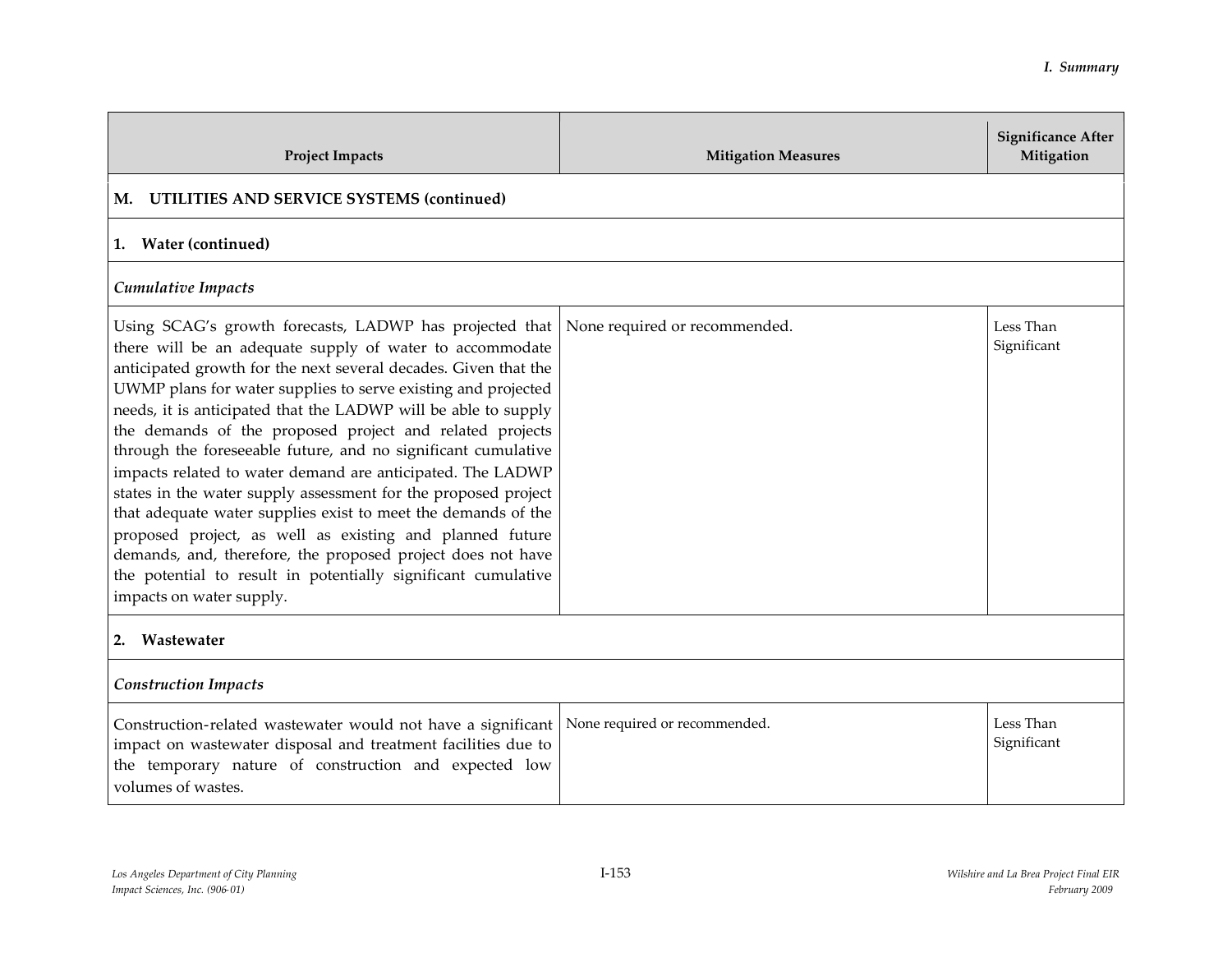| Project Impacts | Mitigation Measures | Significance After Mitigation |
|---|---|---|
| **M. UTILITIES AND SERVICE SYSTEMS (continued)** | | |
| **1. Water (continued)** | | |
| ***Cumulative Impacts*** | | |
| Using SCAG's growth forecasts, LADWP has projected that there will be an adequate supply of water to accommodate anticipated growth for the next several decades. Given that the UWMP plans for water supplies to serve existing and projected needs, it is anticipated that the LADWP will be able to supply the demands of the proposed project and related projects through the foreseeable future, and no significant cumulative impacts related to water demand are anticipated. The LADWP states in the water supply assessment for the proposed project that adequate water supplies exist to meet the demands of the proposed project, as well as existing and planned future demands, and, therefore, the proposed project does not have the potential to result in potentially significant cumulative impacts on water supply. | None required or recommended. | Less Than Significant |
| **2. Wastewater** | | |
| ***Construction Impacts*** | | |
| Construction-related wastewater would not have a significant impact on wastewater disposal and treatment facilities due to the temporary nature of construction and expected low volumes of wastes. | None required or recommended. | Less Than Significant |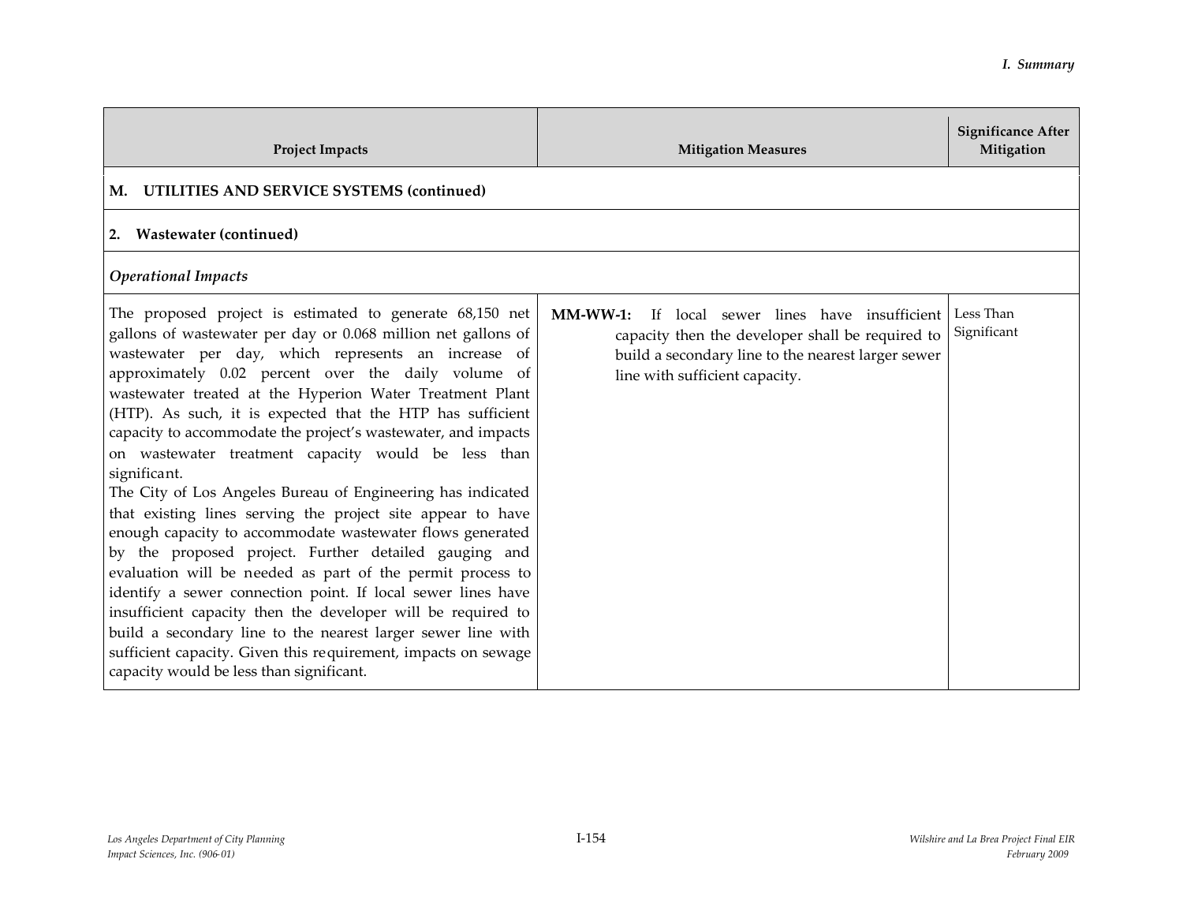| Project Impacts | Mitigation Measures | Significance After Mitigation |
|---|---|---|
| **M. UTILITIES AND SERVICE SYSTEMS (continued)** | | |
| **2. Wastewater (continued)** | | |
| ***Operational Impacts*** | | |
| The proposed project is estimated to generate 68,150 net gallons of wastewater per day or 0.068 million net gallons of wastewater per day, which represents an increase of approximately 0.02 percent over the daily volume of wastewater treated at the Hyperion Water Treatment Plant (HTP). As such, it is expected that the HTP has sufficient capacity to accommodate the project's wastewater, and impacts on wastewater treatment capacity would be less than significant.<br>The City of Los Angeles Bureau of Engineering has indicated that existing lines serving the project site appear to have enough capacity to accommodate wastewater flows generated by the proposed project. Further detailed gauging and evaluation will be needed as part of the permit process to identify a sewer connection point. If local sewer lines have insufficient capacity then the developer will be required to build a secondary line to the nearest larger sewer line with sufficient capacity. Given this requirement, impacts on sewage capacity would be less than significant. | **MM-WW-1:** If local sewer lines have insufficient capacity then the developer shall be required to build a secondary line to the nearest larger sewer line with sufficient capacity. | Less Than Significant |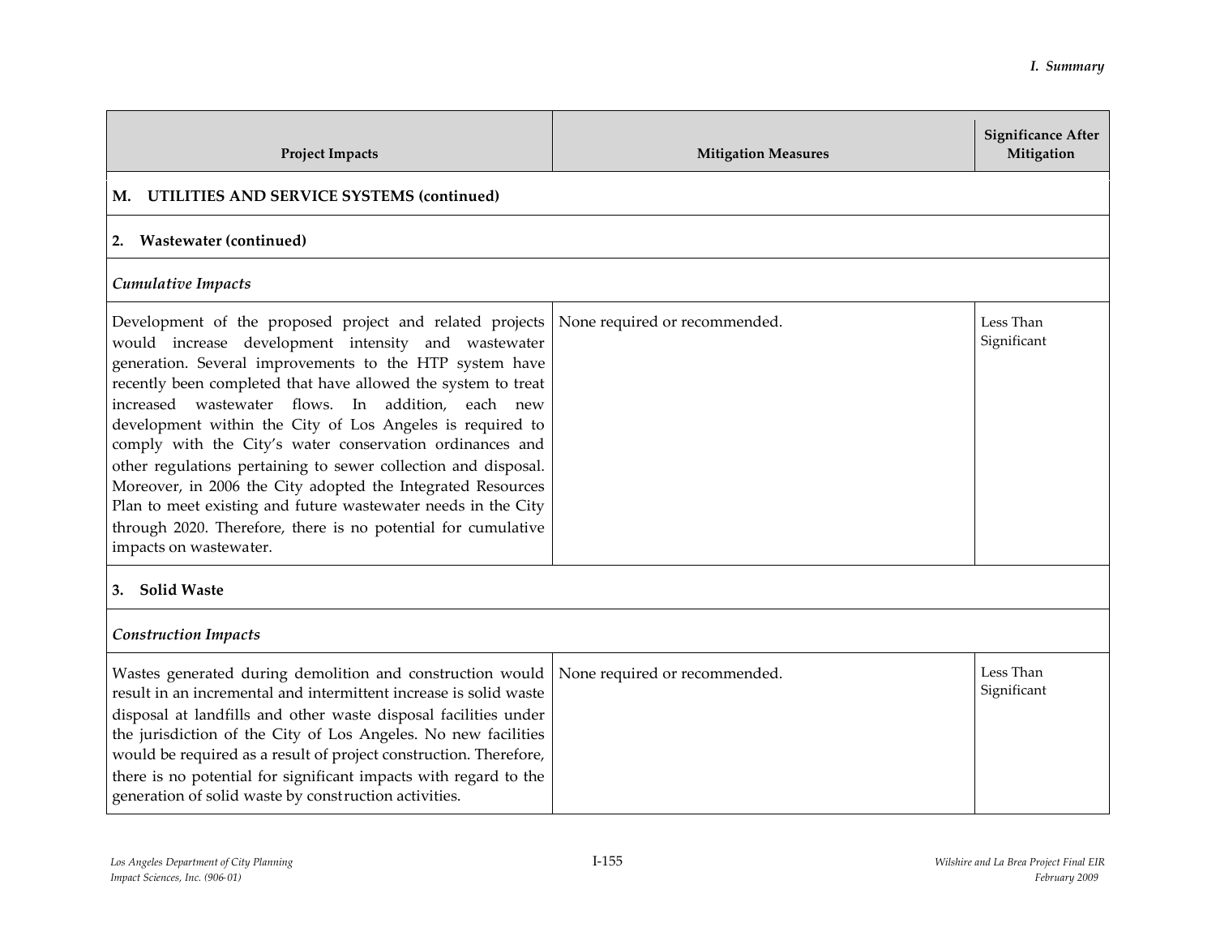| Project Impacts | Mitigation Measures | Significance After Mitigation |
|---|---|---|
| **M. UTILITIES AND SERVICE SYSTEMS (continued)** | | |
| **2. Wastewater (continued)** | | |
| ***Cumulative Impacts*** | | |
| Development of the proposed project and related projects would increase development intensity and wastewater generation. Several improvements to the HTP system have recently been completed that have allowed the system to treat increased wastewater flows. In addition, each new development within the City of Los Angeles is required to comply with the City's water conservation ordinances and other regulations pertaining to sewer collection and disposal. Moreover, in 2006 the City adopted the Integrated Resources Plan to meet existing and future wastewater needs in the City through 2020. Therefore, there is no potential for cumulative impacts on wastewater. | None required or recommended. | Less Than Significant |
| **3. Solid Waste** | | |
| ***Construction Impacts*** | | |
| Wastes generated during demolition and construction would result in an incremental and intermittent increase is solid waste disposal at landfills and other waste disposal facilities under the jurisdiction of the City of Los Angeles. No new facilities would be required as a result of project construction. Therefore, there is no potential for significant impacts with regard to the generation of solid waste by construction activities. | None required or recommended. | Less Than Significant |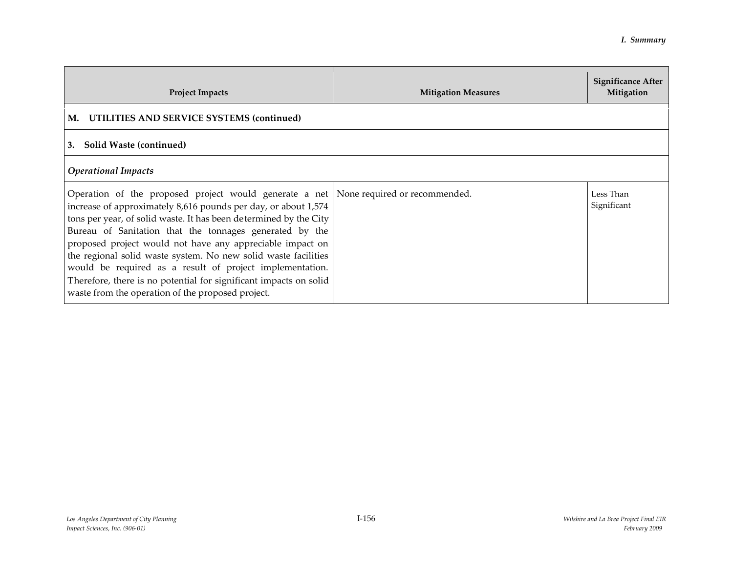| Project Impacts | Mitigation Measures | Significance After Mitigation |
|---|---|---|
| **M. UTILITIES AND SERVICE SYSTEMS (continued)** | | |
| **3. Solid Waste (continued)** | | |
| ***Operational Impacts*** | | |
| Operation of the proposed project would generate a net increase of approximately 8,616 pounds per day, or about 1,574 tons per year, of solid waste. It has been determined by the City Bureau of Sanitation that the tonnages generated by the proposed project would not have any appreciable impact on the regional solid waste system. No new solid waste facilities would be required as a result of project implementation. Therefore, there is no potential for significant impacts on solid waste from the operation of the proposed project. | None required or recommended. | Less Than Significant |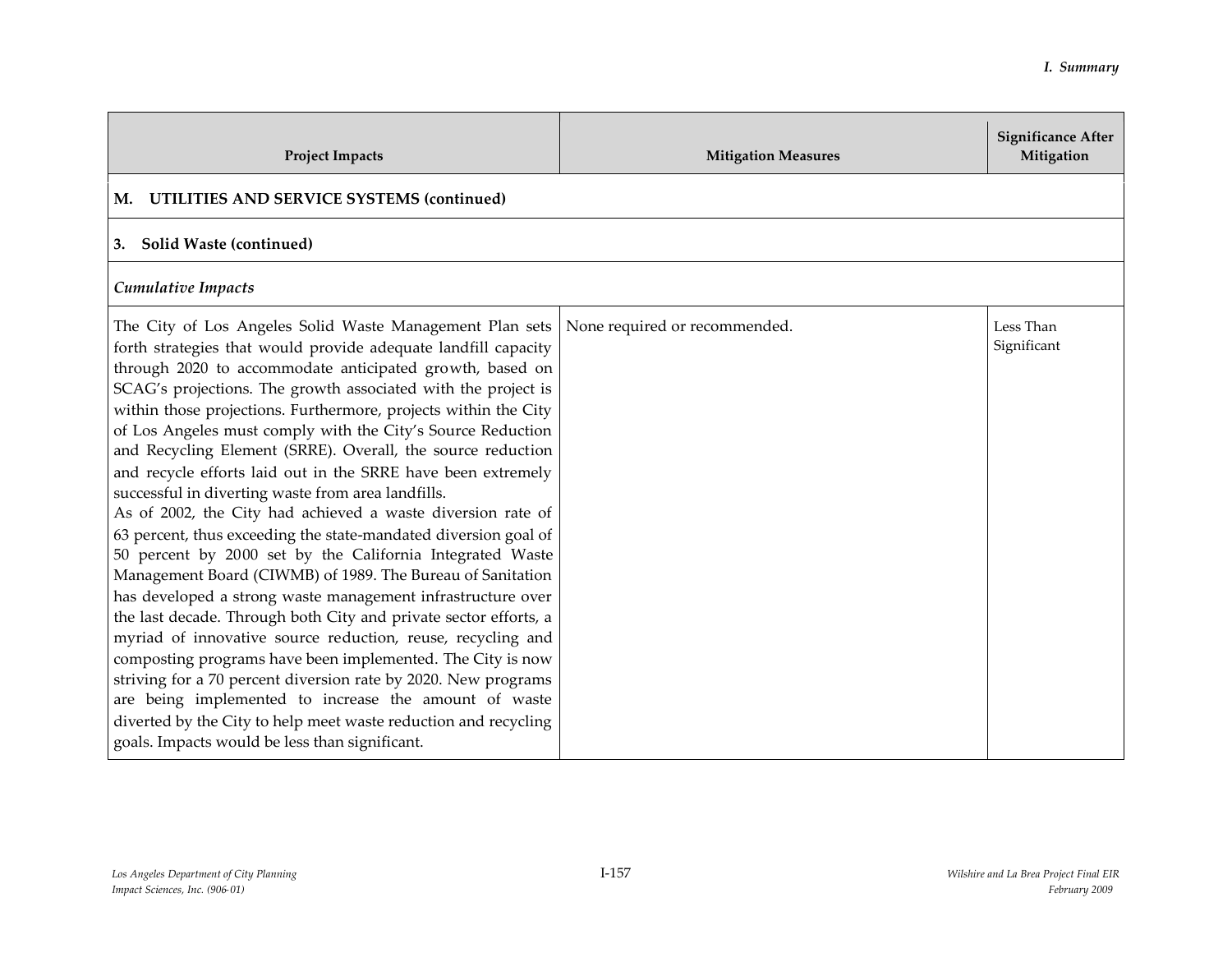| Project Impacts | Mitigation Measures | Significance After Mitigation |
|---|---|---|
| **M. UTILITIES AND SERVICE SYSTEMS (continued)** | | |
| **3. Solid Waste (continued)** | | |
| ***Cumulative Impacts*** | | |
| The City of Los Angeles Solid Waste Management Plan sets forth strategies that would provide adequate landfill capacity through 2020 to accommodate anticipated growth, based on SCAG's projections. The growth associated with the project is within those projections. Furthermore, projects within the City of Los Angeles must comply with the City's Source Reduction and Recycling Element (SRRE). Overall, the source reduction and recycle efforts laid out in the SRRE have been extremely successful in diverting waste from area landfills.<br>As of 2002, the City had achieved a waste diversion rate of 63 percent, thus exceeding the state-mandated diversion goal of 50 percent by 2000 set by the California Integrated Waste Management Board (CIWMB) of 1989. The Bureau of Sanitation has developed a strong waste management infrastructure over the last decade. Through both City and private sector efforts, a myriad of innovative source reduction, reuse, recycling and composting programs have been implemented. The City is now striving for a 70 percent diversion rate by 2020. New programs are being implemented to increase the amount of waste diverted by the City to help meet waste reduction and recycling goals. Impacts would be less than significant. | None required or recommended. | Less Than Significant |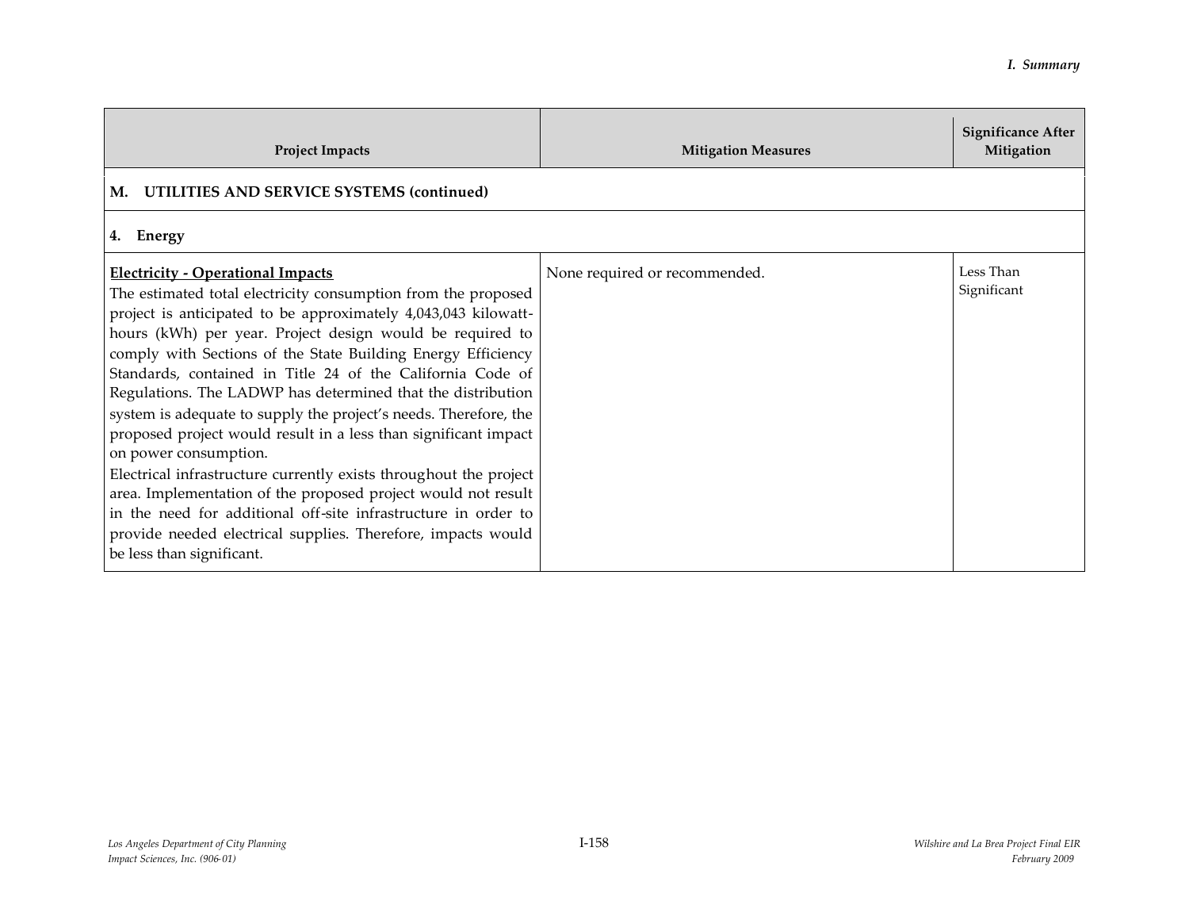| Project Impacts | Mitigation Measures | Significance After Mitigation |
|---|---|---|
| **M. UTILITIES AND SERVICE SYSTEMS (continued)** | | |
| **4. Energy** | | |
| **Electricity - Operational Impacts**<br>The estimated total electricity consumption from the proposed project is anticipated to be approximately 4,043,043 kilowatt-hours (kWh) per year. Project design would be required to comply with Sections of the State Building Energy Efficiency Standards, contained in Title 24 of the California Code of Regulations. The LADWP has determined that the distribution system is adequate to supply the project's needs. Therefore, the proposed project would result in a less than significant impact on power consumption.<br>Electrical infrastructure currently exists throughout the project area. Implementation of the proposed project would not result in the need for additional off-site infrastructure in order to provide needed electrical supplies. Therefore, impacts would be less than significant. | None required or recommended. | Less Than Significant |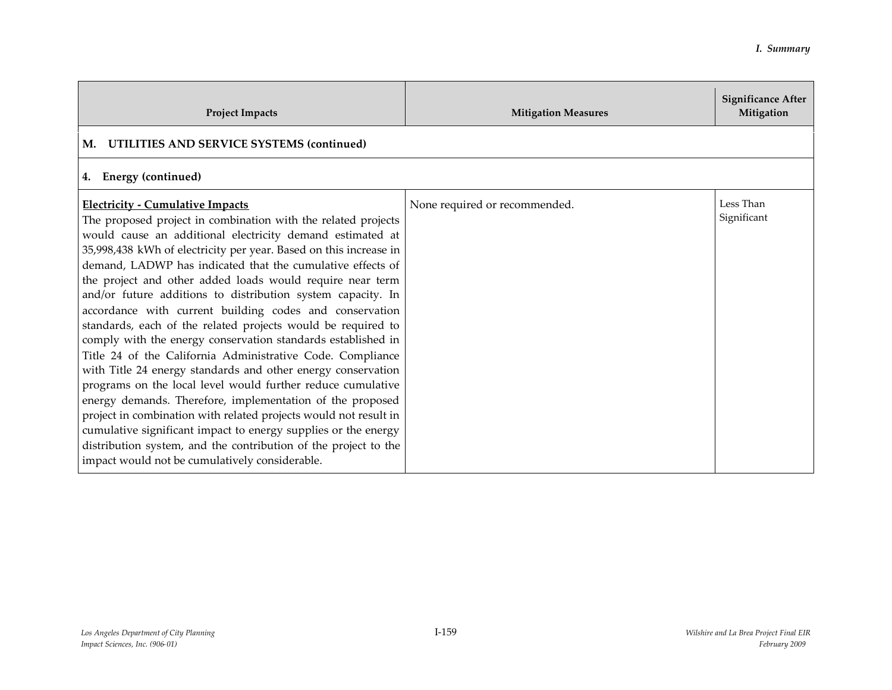| Project Impacts | Mitigation Measures | Significance After Mitigation |
|---|---|---|
| **M. UTILITIES AND SERVICE SYSTEMS (continued)** | | |
| **4. Energy (continued)** | | |
| **Electricity - Cumulative Impacts** The proposed project in combination with the related projects would cause an additional electricity demand estimated at 35,998,438 kWh of electricity per year. Based on this increase in demand, LADWP has indicated that the cumulative effects of the project and other added loads would require near term and/or future additions to distribution system capacity. In accordance with current building codes and conservation standards, each of the related projects would be required to comply with the energy conservation standards established in Title 24 of the California Administrative Code. Compliance with Title 24 energy standards and other energy conservation programs on the local level would further reduce cumulative energy demands. Therefore, implementation of the proposed project in combination with related projects would not result in cumulative significant impact to energy supplies or the energy distribution system, and the contribution of the project to the impact would not be cumulatively considerable. | None required or recommended. | Less Than Significant |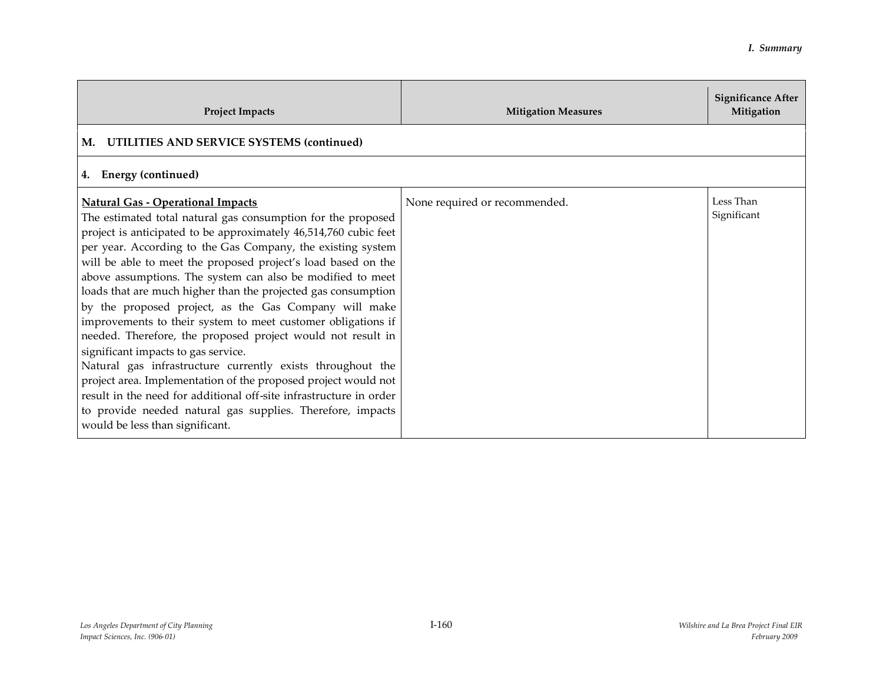| Project Impacts | Mitigation Measures | Significance After Mitigation |
|---|---|---|
| **M. UTILITIES AND SERVICE SYSTEMS (continued)** | | |
| **4. Energy (continued)** | | |
| **<u>Natural Gas - Operational Impacts</u>**<br>The estimated total natural gas consumption for the proposed project is anticipated to be approximately 46,514,760 cubic feet per year. According to the Gas Company, the existing system will be able to meet the proposed project's load based on the above assumptions. The system can also be modified to meet loads that are much higher than the projected gas consumption by the proposed project, as the Gas Company will make improvements to their system to meet customer obligations if needed. Therefore, the proposed project would not result in significant impacts to gas service.<br>Natural gas infrastructure currently exists throughout the project area. Implementation of the proposed project would not result in the need for additional off-site infrastructure in order to provide needed natural gas supplies. Therefore, impacts would be less than significant. | None required or recommended. | Less Than Significant |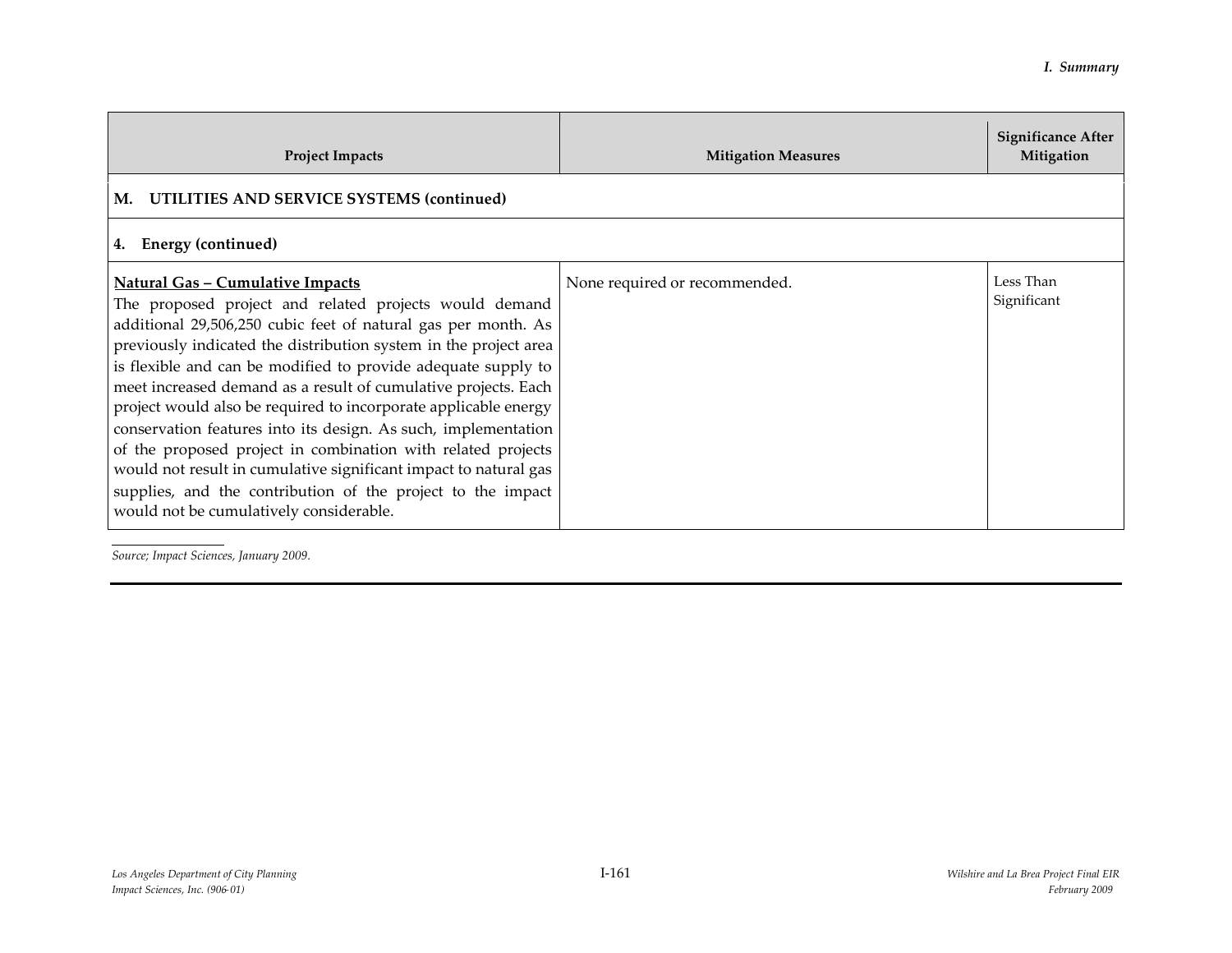| Project Impacts | Mitigation Measures | Significance After Mitigation |
|---|---|---|
| **M. UTILITIES AND SERVICE SYSTEMS (continued)** | | |
| **4. Energy (continued)** | | |
| **Natural Gas – Cumulative Impacts**<br>The proposed project and related projects would demand additional 29,506,250 cubic feet of natural gas per month. As previously indicated the distribution system in the project area is flexible and can be modified to provide adequate supply to meet increased demand as a result of cumulative projects. Each project would also be required to incorporate applicable energy conservation features into its design. As such, implementation of the proposed project in combination with related projects would not result in cumulative significant impact to natural gas supplies, and the contribution of the project to the impact would not be cumulatively considerable. | None required or recommended. | Less Than Significant |

*Source; Impact Sciences, January 2009.*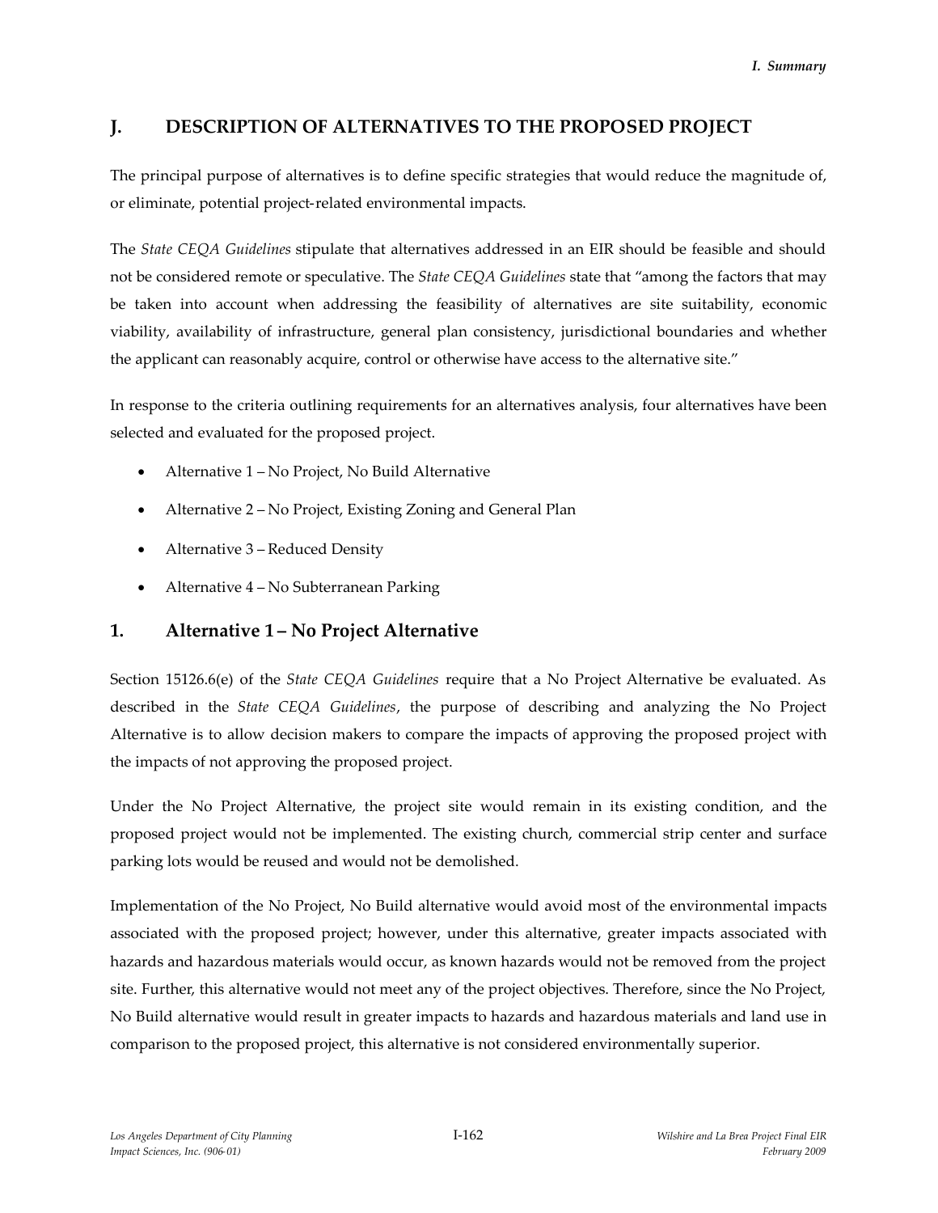## J. DESCRIPTION OF ALTERNATIVES TO THE PROPOSED PROJECT

The principal purpose of alternatives is to define specific strategies that would reduce the magnitude of, or eliminate, potential project-related environmental impacts.

The *State CEQA Guidelines* stipulate that alternatives addressed in an EIR should be feasible and should not be considered remote or speculative. The *State CEQA Guidelines* state that "among the factors that may be taken into account when addressing the feasibility of alternatives are site suitability, economic viability, availability of infrastructure, general plan consistency, jurisdictional boundaries and whether the applicant can reasonably acquire, control or otherwise have access to the alternative site."

In response to the criteria outlining requirements for an alternatives analysis, four alternatives have been selected and evaluated for the proposed project.

- Alternative 1 – No Project, No Build Alternative
- Alternative 2 – No Project, Existing Zoning and General Plan
- Alternative 3 – Reduced Density
- Alternative 4 – No Subterranean Parking

### 1. Alternative 1 – No Project Alternative

Section 15126.6(e) of the *State CEQA Guidelines* require that a No Project Alternative be evaluated. As described in the *State CEQA Guidelines*, the purpose of describing and analyzing the No Project Alternative is to allow decision makers to compare the impacts of approving the proposed project with the impacts of not approving the proposed project.

Under the No Project Alternative, the project site would remain in its existing condition, and the proposed project would not be implemented. The existing church, commercial strip center and surface parking lots would be reused and would not be demolished.

Implementation of the No Project, No Build alternative would avoid most of the environmental impacts associated with the proposed project; however, under this alternative, greater impacts associated with hazards and hazardous materials would occur, as known hazards would not be removed from the project site. Further, this alternative would not meet any of the project objectives. Therefore, since the No Project, No Build alternative would result in greater impacts to hazards and hazardous materials and land use in comparison to the proposed project, this alternative is not considered environmentally superior.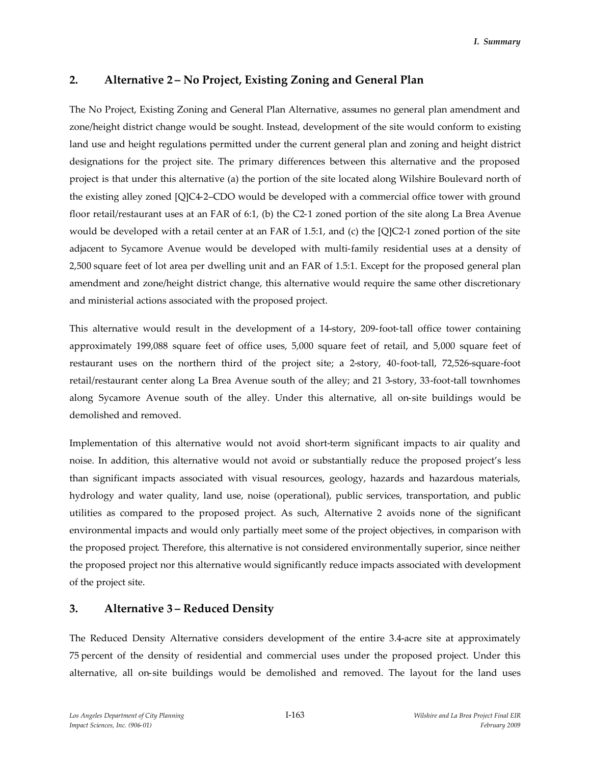## 2. Alternative 2 – No Project, Existing Zoning and General Plan

The No Project, Existing Zoning and General Plan Alternative, assumes no general plan amendment and zone/height district change would be sought. Instead, development of the site would conform to existing land use and height regulations permitted under the current general plan and zoning and height district designations for the project site. The primary differences between this alternative and the proposed project is that under this alternative (a) the portion of the site located along Wilshire Boulevard north of the existing alley zoned [Q]C4-2–CDO would be developed with a commercial office tower with ground floor retail/restaurant uses at an FAR of 6:1, (b) the C2-1 zoned portion of the site along La Brea Avenue would be developed with a retail center at an FAR of 1.5:1, and (c) the [Q]C2-1 zoned portion of the site adjacent to Sycamore Avenue would be developed with multi-family residential uses at a density of 2,500 square feet of lot area per dwelling unit and an FAR of 1.5:1. Except for the proposed general plan amendment and zone/height district change, this alternative would require the same other discretionary and ministerial actions associated with the proposed project.

This alternative would result in the development of a 14-story, 209-foot-tall office tower containing approximately 199,088 square feet of office uses, 5,000 square feet of retail, and 5,000 square feet of restaurant uses on the northern third of the project site; a 2-story, 40-foot-tall, 72,526-square-foot retail/restaurant center along La Brea Avenue south of the alley; and 21 3-story, 33-foot-tall townhomes along Sycamore Avenue south of the alley. Under this alternative, all on-site buildings would be demolished and removed.

Implementation of this alternative would not avoid short-term significant impacts to air quality and noise. In addition, this alternative would not avoid or substantially reduce the proposed project's less than significant impacts associated with visual resources, geology, hazards and hazardous materials, hydrology and water quality, land use, noise (operational), public services, transportation, and public utilities as compared to the proposed project. As such, Alternative 2 avoids none of the significant environmental impacts and would only partially meet some of the project objectives, in comparison with the proposed project. Therefore, this alternative is not considered environmentally superior, since neither the proposed project nor this alternative would significantly reduce impacts associated with development of the project site.

## 3. Alternative 3 – Reduced Density

The Reduced Density Alternative considers development of the entire 3.4-acre site at approximately 75 percent of the density of residential and commercial uses under the proposed project. Under this alternative, all on-site buildings would be demolished and removed. The layout for the land uses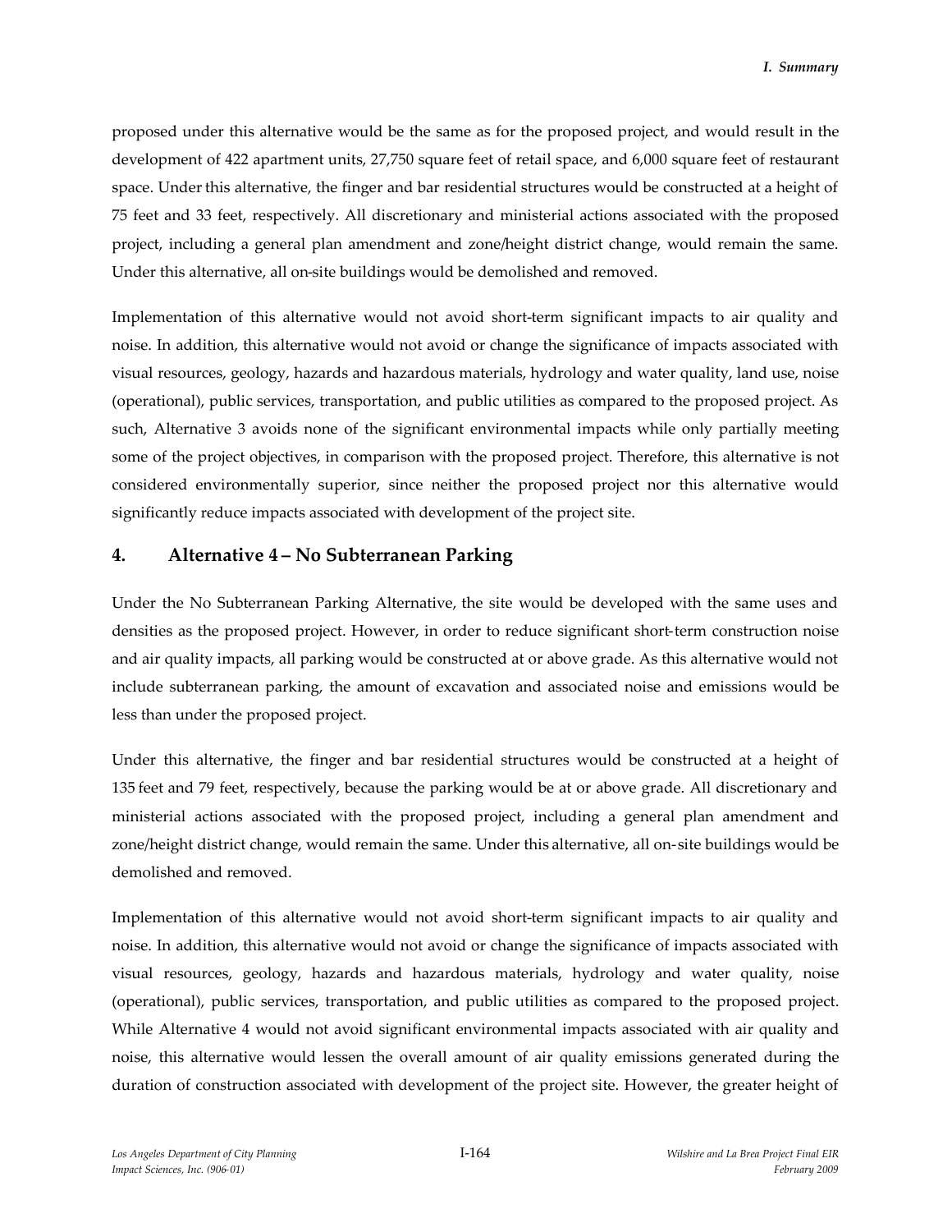proposed under this alternative would be the same as for the proposed project, and would result in the development of 422 apartment units, 27,750 square feet of retail space, and 6,000 square feet of restaurant space. Under this alternative, the finger and bar residential structures would be constructed at a height of 75 feet and 33 feet, respectively. All discretionary and ministerial actions associated with the proposed project, including a general plan amendment and zone/height district change, would remain the same. Under this alternative, all on-site buildings would be demolished and removed.

Implementation of this alternative would not avoid short-term significant impacts to air quality and noise. In addition, this alternative would not avoid or change the significance of impacts associated with visual resources, geology, hazards and hazardous materials, hydrology and water quality, land use, noise (operational), public services, transportation, and public utilities as compared to the proposed project. As such, Alternative 3 avoids none of the significant environmental impacts while only partially meeting some of the project objectives, in comparison with the proposed project. Therefore, this alternative is not considered environmentally superior, since neither the proposed project nor this alternative would significantly reduce impacts associated with development of the project site.

## 4. Alternative 4 – No Subterranean Parking

Under the No Subterranean Parking Alternative, the site would be developed with the same uses and densities as the proposed project. However, in order to reduce significant short-term construction noise and air quality impacts, all parking would be constructed at or above grade. As this alternative would not include subterranean parking, the amount of excavation and associated noise and emissions would be less than under the proposed project.

Under this alternative, the finger and bar residential structures would be constructed at a height of 135 feet and 79 feet, respectively, because the parking would be at or above grade. All discretionary and ministerial actions associated with the proposed project, including a general plan amendment and zone/height district change, would remain the same. Under this alternative, all on-site buildings would be demolished and removed.

Implementation of this alternative would not avoid short-term significant impacts to air quality and noise. In addition, this alternative would not avoid or change the significance of impacts associated with visual resources, geology, hazards and hazardous materials, hydrology and water quality, noise (operational), public services, transportation, and public utilities as compared to the proposed project. While Alternative 4 would not avoid significant environmental impacts associated with air quality and noise, this alternative would lessen the overall amount of air quality emissions generated during the duration of construction associated with development of the project site. However, the greater height of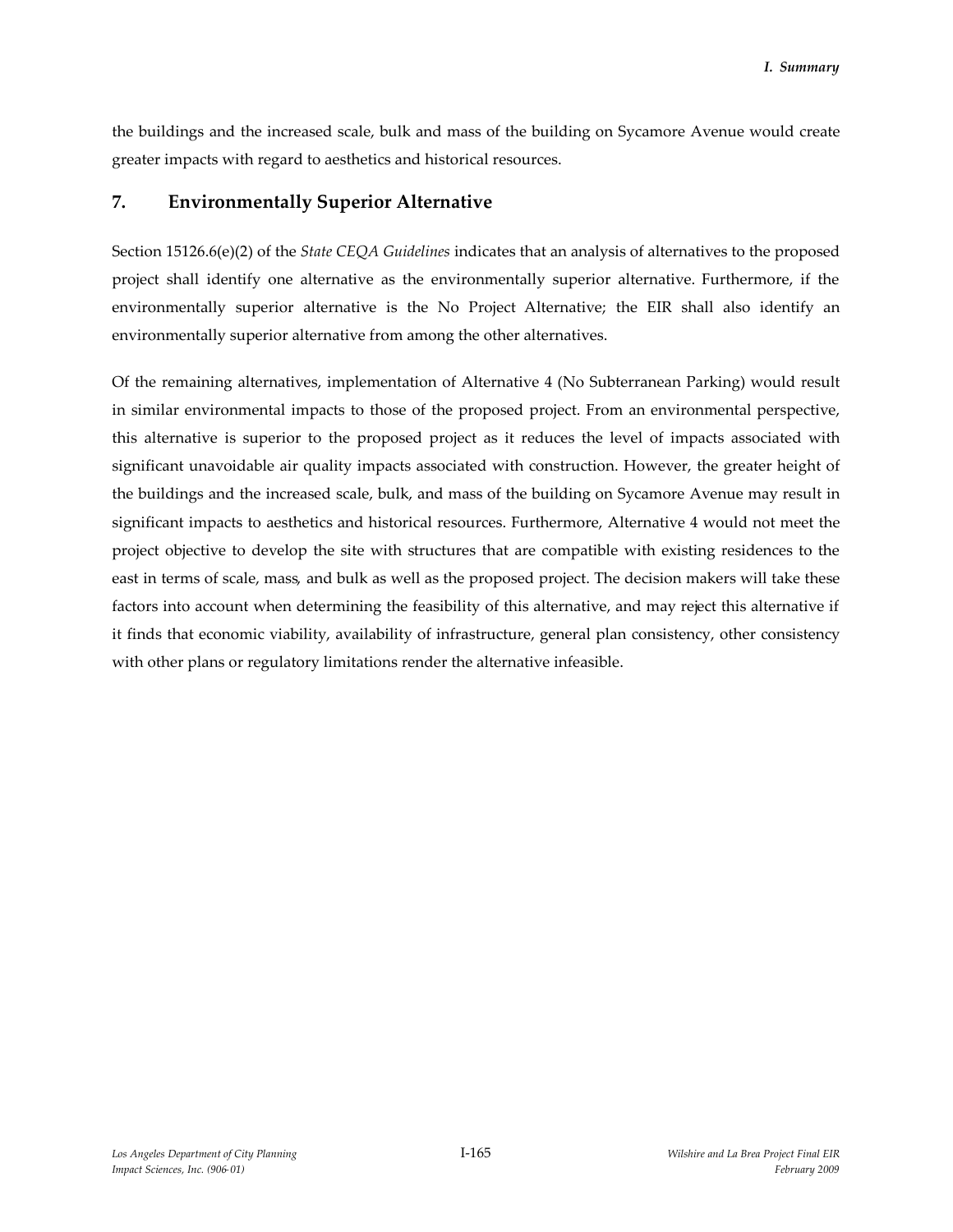the buildings and the increased scale, bulk and mass of the building on Sycamore Avenue would create greater impacts with regard to aesthetics and historical resources.

## 7. Environmentally Superior Alternative

Section 15126.6(e)(2) of the *State CEQA Guidelines* indicates that an analysis of alternatives to the proposed project shall identify one alternative as the environmentally superior alternative. Furthermore, if the environmentally superior alternative is the No Project Alternative; the EIR shall also identify an environmentally superior alternative from among the other alternatives.

Of the remaining alternatives, implementation of Alternative 4 (No Subterranean Parking) would result in similar environmental impacts to those of the proposed project. From an environmental perspective, this alternative is superior to the proposed project as it reduces the level of impacts associated with significant unavoidable air quality impacts associated with construction. However, the greater height of the buildings and the increased scale, bulk, and mass of the building on Sycamore Avenue may result in significant impacts to aesthetics and historical resources. Furthermore, Alternative 4 would not meet the project objective to develop the site with structures that are compatible with existing residences to the east in terms of scale, mass, and bulk as well as the proposed project. The decision makers will take these factors into account when determining the feasibility of this alternative, and may reject this alternative if it finds that economic viability, availability of infrastructure, general plan consistency, other consistency with other plans or regulatory limitations render the alternative infeasible.